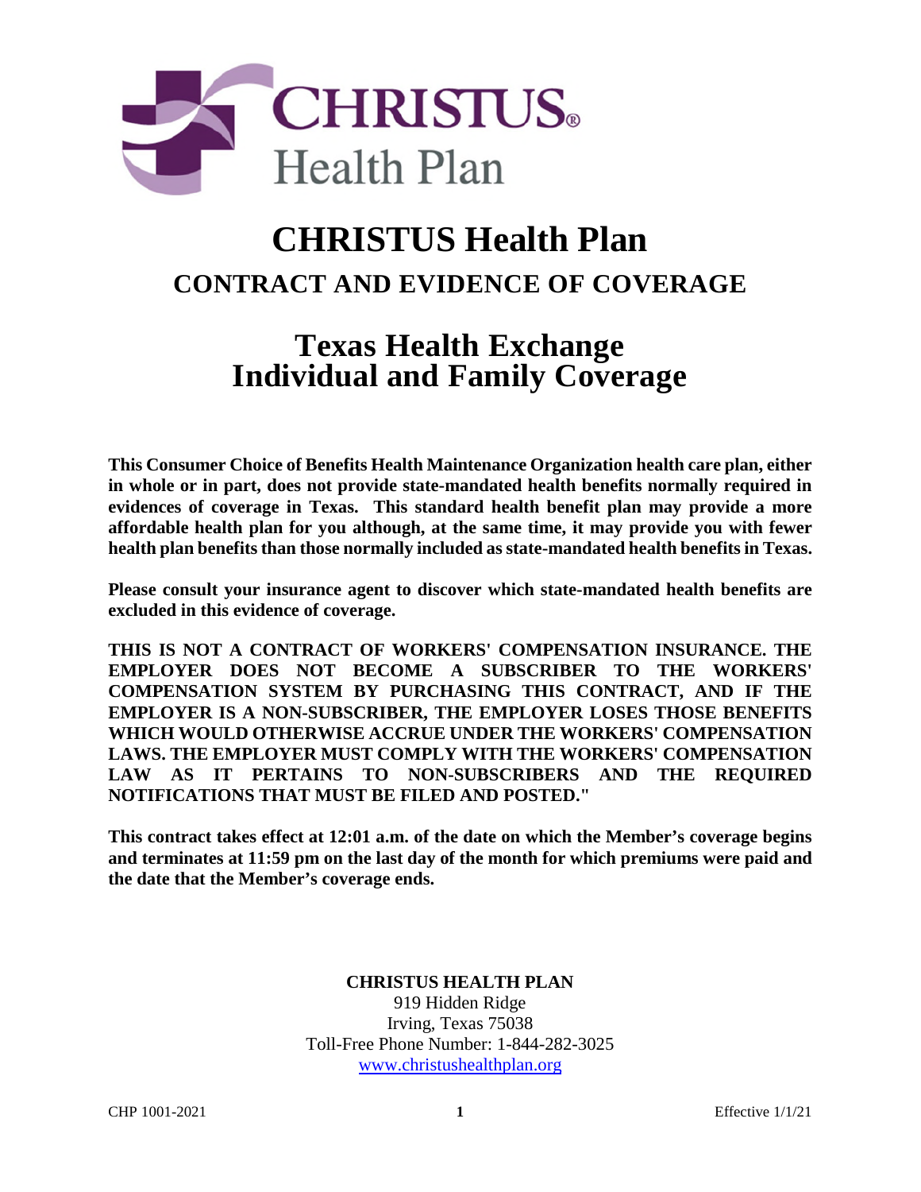# CHRISTUS Health Plan

## CONTRACT AND EVIDENCE OF COVERAGE

## Texas Health Exchange Individual and Family Coverage

**This Consumer Choice of Benefits Health Maintenance Organization health care plan, either in whole or in part, does not provide state-mandated health benefits normally required in evidences of coverage in Texas. This standard health benefit plan may provide a more affordable health plan for you although, at the same time, it may provide you with fewer health plan benefits than those normally included as state-mandated health benefits in Texas.**

**Please consult your insurance agent to discover which state-mandated health benefits are excluded in this evidence of coverage.**

**THIS IS NOT A CONTRACT OF WORKERS' COMPENSATION INSURANCE. THE EMPLOYER DOES NOT BECOME A SUBSCRIBER TO THE WORKERS' COMPENSATION SYSTEM BY PURCHASING THIS CONTRACT, AND IF THE EMPLOYER IS A NON-SUBSCRIBER, THE EMPLOYER LOSES THOSE BENEFITS WHICH WOULD OTHERWISE ACCRUE UNDER THE WORKERS' COMPENSATION LAWS. THE EMPLOYER MUST COMPLY WITH THE WORKERS' COMPENSATION LAW AS IT PERTAINS TO NON-SUBSCRIBERS AND THE REQUIRED NOTIFICATIONS THAT MUST BE FILED AND POSTED."**

**This contract takes effect at 12:01 a.m. of the date on which the Member's coverage begins and terminates at 11:59 pm on the last day of the month for which premiums were paid and the date that the Member's coverage ends.**

**CHRISTUS HEALTH PLAN**
919 Hidden Ridge
Irving, Texas 75038
Toll-Free Phone Number: 1-844-282-3025
www.christushealthplan.org

CHP 1001-2021 Effective 1/1/21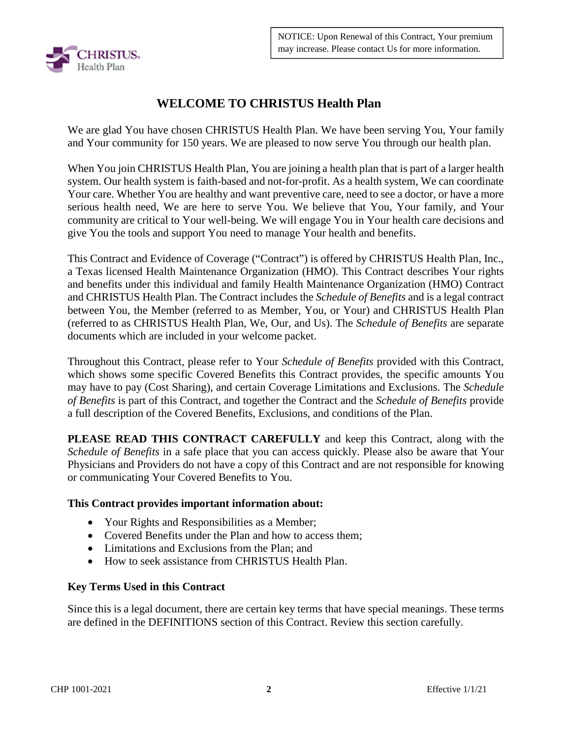NOTICE: Upon Renewal of this Contract, Your premium may increase. Please contact Us for more information.

# WELCOME TO CHRISTUS Health Plan

We are glad You have chosen CHRISTUS Health Plan. We have been serving You, Your family and Your community for 150 years. We are pleased to now serve You through our health plan.

When You join CHRISTUS Health Plan, You are joining a health plan that is part of a larger health system. Our health system is faith-based and not-for-profit. As a health system, We can coordinate Your care. Whether You are healthy and want preventive care, need to see a doctor, or have a more serious health need, We are here to serve You. We believe that You, Your family, and Your community are critical to Your well-being. We will engage You in Your health care decisions and give You the tools and support You need to manage Your health and benefits.

This Contract and Evidence of Coverage ("Contract") is offered by CHRISTUS Health Plan, Inc., a Texas licensed Health Maintenance Organization (HMO). This Contract describes Your rights and benefits under this individual and family Health Maintenance Organization (HMO) Contract and CHRISTUS Health Plan. The Contract includes the *Schedule of Benefits* and is a legal contract between You, the Member (referred to as Member, You, or Your) and CHRISTUS Health Plan (referred to as CHRISTUS Health Plan, We, Our, and Us). The *Schedule of Benefits* are separate documents which are included in your welcome packet.

Throughout this Contract, please refer to Your *Schedule of Benefits* provided with this Contract, which shows some specific Covered Benefits this Contract provides, the specific amounts You may have to pay (Cost Sharing), and certain Coverage Limitations and Exclusions. The *Schedule of Benefits* is part of this Contract, and together the Contract and the *Schedule of Benefits* provide a full description of the Covered Benefits, Exclusions, and conditions of the Plan.

**PLEASE READ THIS CONTRACT CAREFULLY** and keep this Contract, along with the *Schedule of Benefits* in a safe place that you can access quickly. Please also be aware that Your Physicians and Providers do not have a copy of this Contract and are not responsible for knowing or communicating Your Covered Benefits to You.

**This Contract provides important information about:**

- Your Rights and Responsibilities as a Member;
- Covered Benefits under the Plan and how to access them;
- Limitations and Exclusions from the Plan; and
- How to seek assistance from CHRISTUS Health Plan.

**Key Terms Used in this Contract**

Since this is a legal document, there are certain key terms that have special meanings. These terms are defined in the DEFINITIONS section of this Contract. Review this section carefully.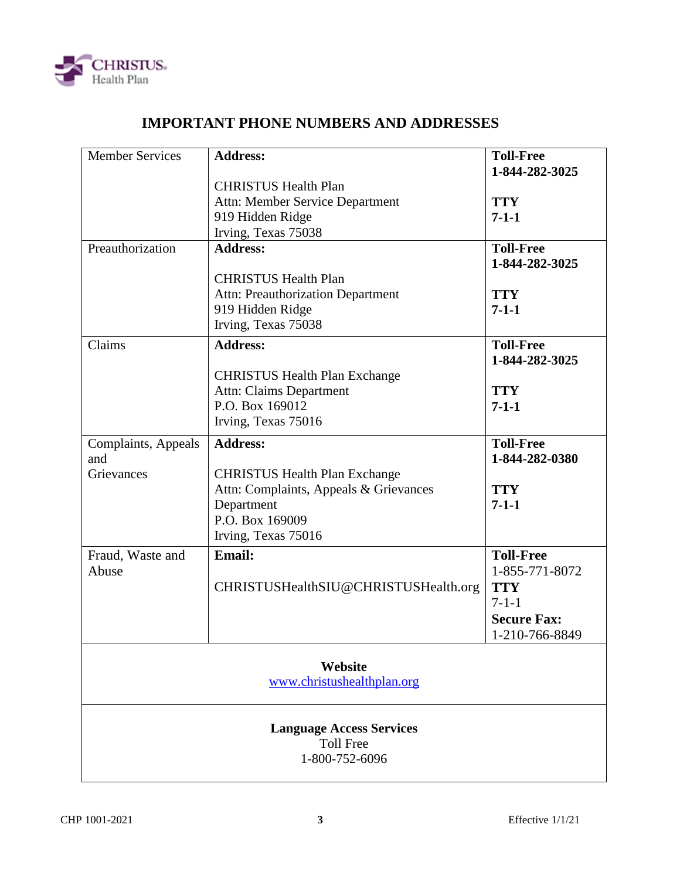# IMPORTANT PHONE NUMBERS AND ADDRESSES

| Member Services | **Address:**<br><br>CHRISTUS Health Plan<br>Attn: Member Service Department<br>919 Hidden Ridge<br>Irving, Texas 75038 | **Toll-Free**<br>**1-844-282-3025**<br><br>**TTY**<br>**7-1-1** |
|---|---|---|
| Preauthorization | **Address:**<br><br>CHRISTUS Health Plan<br>Attn: Preauthorization Department<br>919 Hidden Ridge<br>Irving, Texas 75038 | **Toll-Free**<br>**1-844-282-3025**<br><br>**TTY**<br>**7-1-1** |
| Claims | **Address:**<br><br>CHRISTUS Health Plan Exchange<br>Attn: Claims Department<br>P.O. Box 169012<br>Irving, Texas 75016 | **Toll-Free**<br>**1-844-282-3025**<br><br>**TTY**<br>**7-1-1** |
| Complaints, Appeals and Grievances | **Address:**<br><br>CHRISTUS Health Plan Exchange<br>Attn: Complaints, Appeals & Grievances Department<br>P.O. Box 169009<br>Irving, Texas 75016 | **Toll-Free**<br>**1-844-282-0380**<br><br>**TTY**<br>**7-1-1** |
| Fraud, Waste and Abuse | **Email:**<br><br>CHRISTUSHealthSIU@CHRISTUSHealth.org | **Toll-Free**<br>1-855-771-8072<br>**TTY**<br>7-1-1<br>**Secure Fax:**<br>1-210-766-8849 |

**Website**
www.christushealthplan.org

**Language Access Services**
Toll Free
1-800-752-6096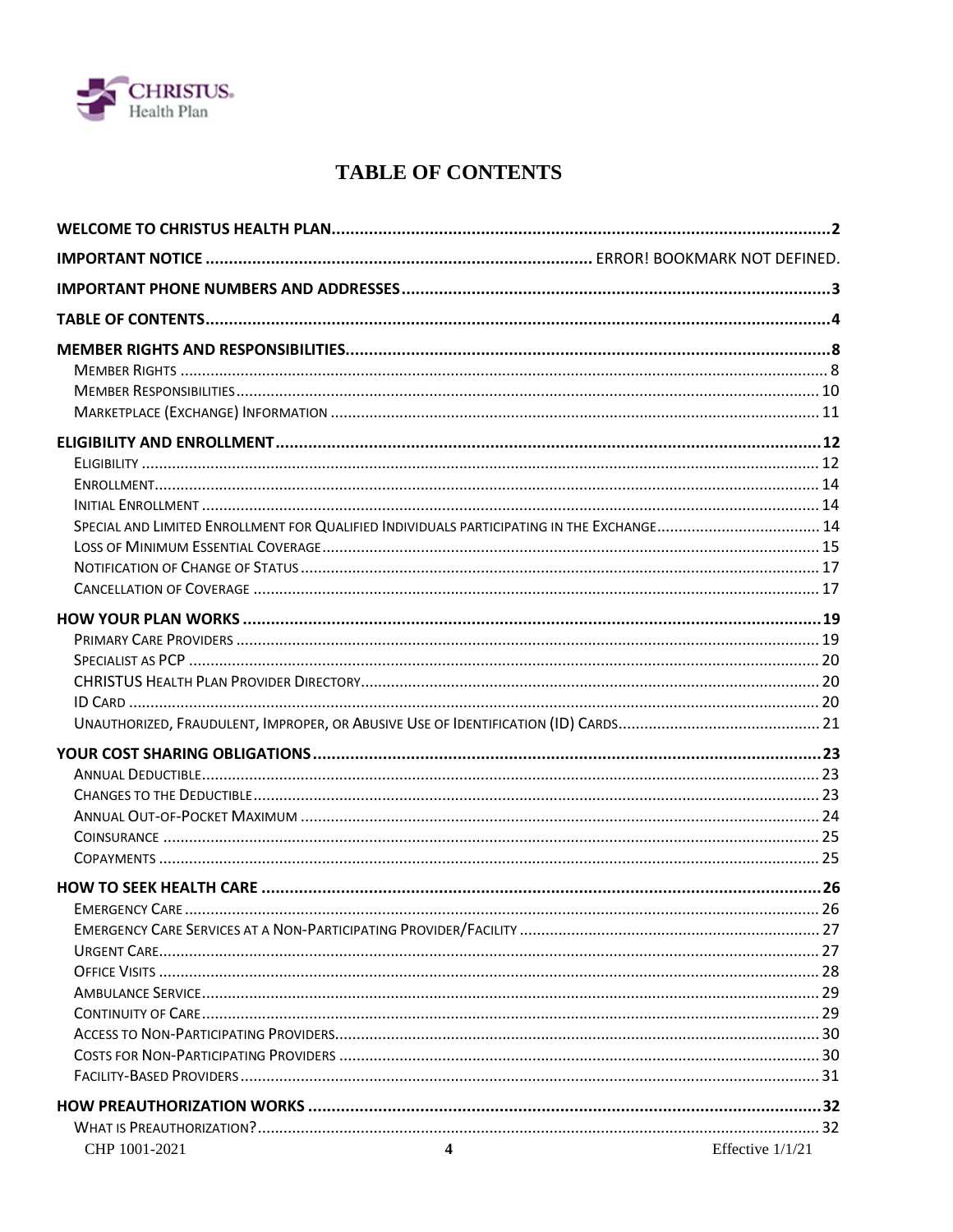# TABLE OF CONTENTS

**WELCOME TO CHRISTUS HEALTH PLAN** .......... **2**

**IMPORTANT NOTICE** .......... ERROR! BOOKMARK NOT DEFINED.

**IMPORTANT PHONE NUMBERS AND ADDRESSES** .......... **3**

**TABLE OF CONTENTS** .......... **4**

**MEMBER RIGHTS AND RESPONSIBILITIES** .......... **8**

- Member Rights .......... 8
- Member Responsibilities .......... 10
- Marketplace (Exchange) Information .......... 11

**ELIGIBILITY AND ENROLLMENT** .......... **12**

- Eligibility .......... 12
- Enrollment .......... 14
- Initial Enrollment .......... 14
- Special and Limited Enrollment for Qualified Individuals Participating in the Exchange .......... 14
- Loss of Minimum Essential Coverage .......... 15
- Notification of Change of Status .......... 17
- Cancellation of Coverage .......... 17

**HOW YOUR PLAN WORKS** .......... **19**

- Primary Care Providers .......... 19
- Specialist as PCP .......... 20
- CHRISTUS Health Plan Provider Directory .......... 20
- ID Card .......... 20
- Unauthorized, Fraudulent, Improper, or Abusive Use of Identification (ID) Cards .......... 21

**YOUR COST SHARING OBLIGATIONS** .......... **23**

- Annual Deductible .......... 23
- Changes to the Deductible .......... 23
- Annual Out-of-Pocket Maximum .......... 24
- Coinsurance .......... 25
- Copayments .......... 25

**HOW TO SEEK HEALTH CARE** .......... **26**

- Emergency Care .......... 26
- Emergency Care Services at a Non-Participating Provider/Facility .......... 27
- Urgent Care .......... 27
- Office Visits .......... 28
- Ambulance Service .......... 29
- Continuity of Care .......... 29
- Access to Non-Participating Providers .......... 30
- Costs for Non-Participating Providers .......... 30
- Facility-Based Providers .......... 31

**HOW PREAUTHORIZATION WORKS** .......... **32**

- What is Preauthorization? .......... 32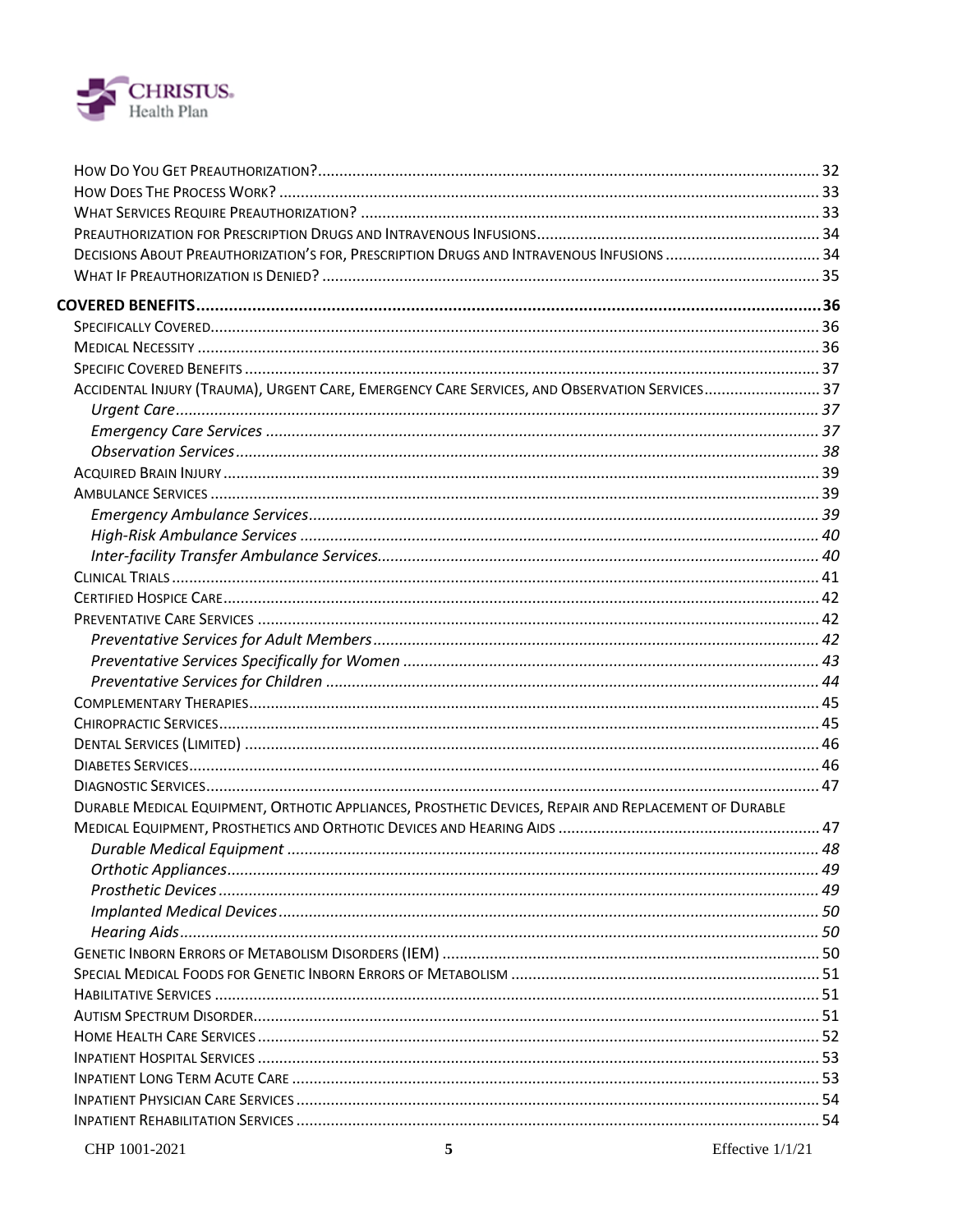How Do You Get Preauthorization? .... 32
How Does The Process Work? .... 33
What Services Require Preauthorization? .... 33
Preauthorization for Prescription Drugs and Intravenous Infusions .... 34
Decisions About Preauthorization's for, Prescription Drugs and Intravenous Infusions .... 34
What If Preauthorization is Denied? .... 35

**COVERED BENEFITS .... 36**

Specifically Covered .... 36
Medical Necessity .... 36
Specific Covered Benefits .... 37
Accidental Injury (Trauma), Urgent Care, Emergency Care Services, and Observation Services .... 37
*Urgent Care .... 37*
*Emergency Care Services .... 37*
*Observation Services .... 38*
Acquired Brain Injury .... 39
Ambulance Services .... 39
*Emergency Ambulance Services .... 39*
*High-Risk Ambulance Services .... 40*
*Inter-facility Transfer Ambulance Services .... 40*
Clinical Trials .... 41
Certified Hospice Care .... 42
Preventative Care Services .... 42
*Preventative Services for Adult Members .... 42*
*Preventative Services Specifically for Women .... 43*
*Preventative Services for Children .... 44*
Complementary Therapies .... 45
Chiropractic Services .... 45
Dental Services (Limited) .... 46
Diabetes Services .... 46
Diagnostic Services .... 47
Durable Medical Equipment, Orthotic Appliances, Prosthetic Devices, Repair and Replacement of Durable Medical Equipment, Prosthetics and Orthotic Devices and Hearing Aids .... 47
*Durable Medical Equipment .... 48*
*Orthotic Appliances .... 49*
*Prosthetic Devices .... 49*
*Implanted Medical Devices .... 50*
*Hearing Aids .... 50*
Genetic Inborn Errors of Metabolism Disorders (IEM) .... 50
Special Medical Foods for Genetic Inborn Errors of Metabolism .... 51
Habilitative Services .... 51
Autism Spectrum Disorder .... 51
Home Health Care Services .... 52
Inpatient Hospital Services .... 53
Inpatient Long Term Acute Care .... 53
Inpatient Physician Care Services .... 54
Inpatient Rehabilitation Services .... 54

CHP 1001-2021 Effective 1/1/21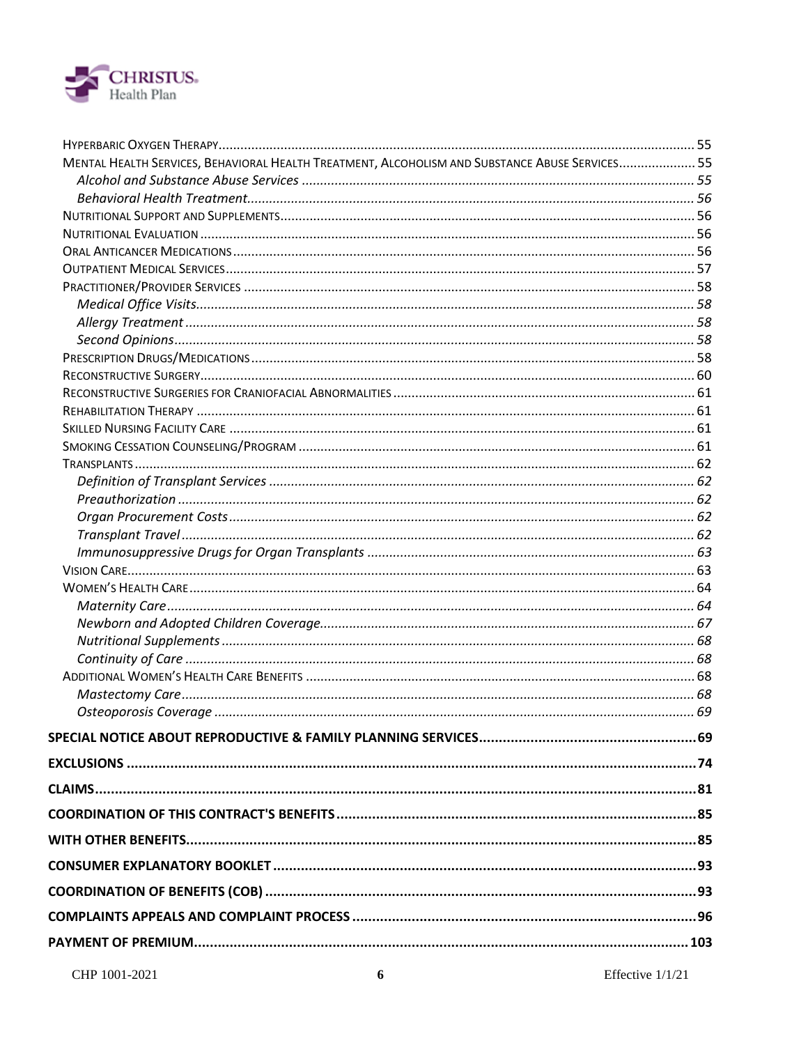HYPERBARIC OXYGEN THERAPY ..... 55
MENTAL HEALTH SERVICES, BEHAVIORAL HEALTH TREATMENT, ALCOHOLISM AND SUBSTANCE ABUSE SERVICES ..... 55
*Alcohol and Substance Abuse Services* ..... 55
*Behavioral Health Treatment* ..... 56
NUTRITIONAL SUPPORT AND SUPPLEMENTS ..... 56
NUTRITIONAL EVALUATION ..... 56
ORAL ANTICANCER MEDICATIONS ..... 56
OUTPATIENT MEDICAL SERVICES ..... 57
PRACTITIONER/PROVIDER SERVICES ..... 58
*Medical Office Visits* ..... 58
*Allergy Treatment* ..... 58
*Second Opinions* ..... 58
PRESCRIPTION DRUGS/MEDICATIONS ..... 58
RECONSTRUCTIVE SURGERY ..... 60
RECONSTRUCTIVE SURGERIES FOR CRANIOFACIAL ABNORMALITIES ..... 61
REHABILITATION THERAPY ..... 61
SKILLED NURSING FACILITY CARE ..... 61
SMOKING CESSATION COUNSELING/PROGRAM ..... 61
TRANSPLANTS ..... 62
*Definition of Transplant Services* ..... 62
*Preauthorization* ..... 62
*Organ Procurement Costs* ..... 62
*Transplant Travel* ..... 62
*Immunosuppressive Drugs for Organ Transplants* ..... 63
VISION CARE ..... 63
WOMEN'S HEALTH CARE ..... 64
*Maternity Care* ..... 64
*Newborn and Adopted Children Coverage* ..... 67
*Nutritional Supplements* ..... 68
*Continuity of Care* ..... 68
ADDITIONAL WOMEN'S HEALTH CARE BENEFITS ..... 68
*Mastectomy Care* ..... 68
*Osteoporosis Coverage* ..... 69

**SPECIAL NOTICE ABOUT REPRODUCTIVE & FAMILY PLANNING SERVICES ..... 69**

**EXCLUSIONS ..... 74**

**CLAIMS ..... 81**

**COORDINATION OF THIS CONTRACT'S BENEFITS ..... 85**

**WITH OTHER BENEFITS ..... 85**

**CONSUMER EXPLANATORY BOOKLET ..... 93**

**COORDINATION OF BENEFITS (COB) ..... 93**

**COMPLAINTS APPEALS AND COMPLAINT PROCESS ..... 96**

**PAYMENT OF PREMIUM ..... 103**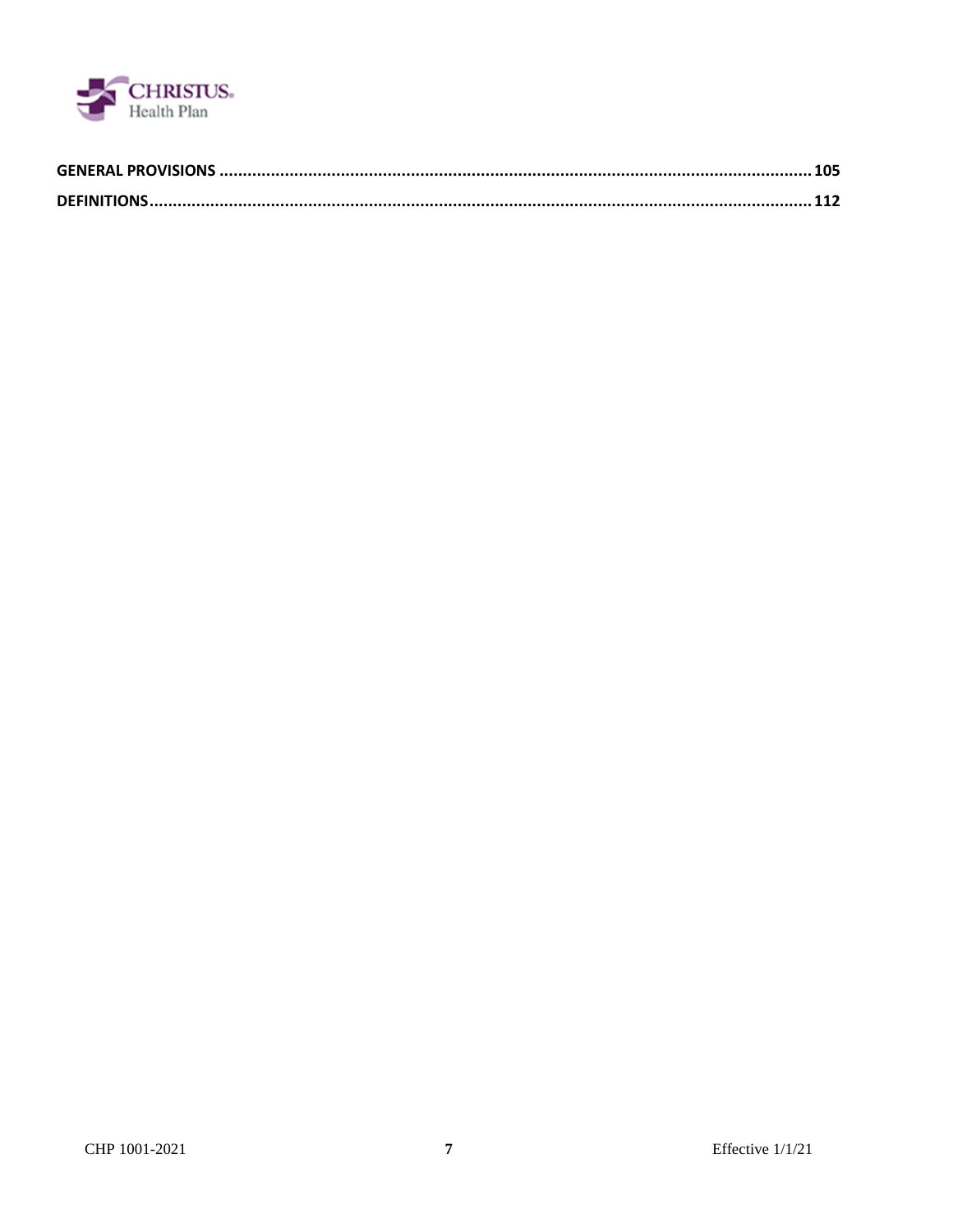**GENERAL PROVISIONS** ........................................................................................................................ **105**

**DEFINITIONS**........................................................................................................................................ **112**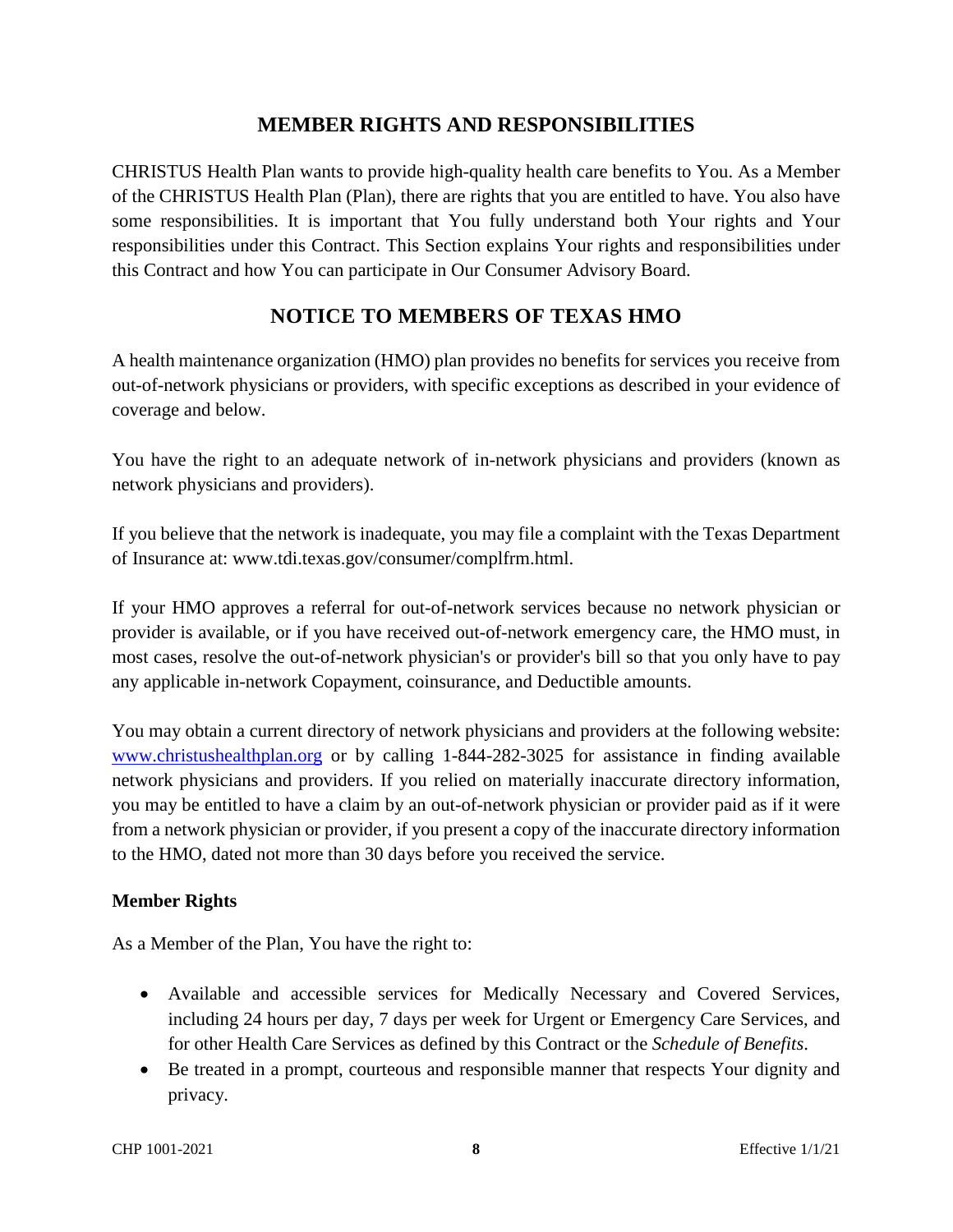## MEMBER RIGHTS AND RESPONSIBILITIES

CHRISTUS Health Plan wants to provide high-quality health care benefits to You. As a Member of the CHRISTUS Health Plan (Plan), there are rights that you are entitled to have. You also have some responsibilities. It is important that You fully understand both Your rights and Your responsibilities under this Contract. This Section explains Your rights and responsibilities under this Contract and how You can participate in Our Consumer Advisory Board.

## NOTICE TO MEMBERS OF TEXAS HMO

A health maintenance organization (HMO) plan provides no benefits for services you receive from out-of-network physicians or providers, with specific exceptions as described in your evidence of coverage and below.

You have the right to an adequate network of in-network physicians and providers (known as network physicians and providers).

If you believe that the network is inadequate, you may file a complaint with the Texas Department of Insurance at: www.tdi.texas.gov/consumer/complfrm.html.

If your HMO approves a referral for out-of-network services because no network physician or provider is available, or if you have received out-of-network emergency care, the HMO must, in most cases, resolve the out-of-network physician's or provider's bill so that you only have to pay any applicable in-network Copayment, coinsurance, and Deductible amounts.

You may obtain a current directory of network physicians and providers at the following website: [www.christushealthplan.org](http://www.christushealthplan.org) or by calling 1-844-282-3025 for assistance in finding available network physicians and providers. If you relied on materially inaccurate directory information, you may be entitled to have a claim by an out-of-network physician or provider paid as if it were from a network physician or provider, if you present a copy of the inaccurate directory information to the HMO, dated not more than 30 days before you received the service.

**Member Rights**

As a Member of the Plan, You have the right to:

- Available and accessible services for Medically Necessary and Covered Services, including 24 hours per day, 7 days per week for Urgent or Emergency Care Services, and for other Health Care Services as defined by this Contract or the *Schedule of Benefits*.
- Be treated in a prompt, courteous and responsible manner that respects Your dignity and privacy.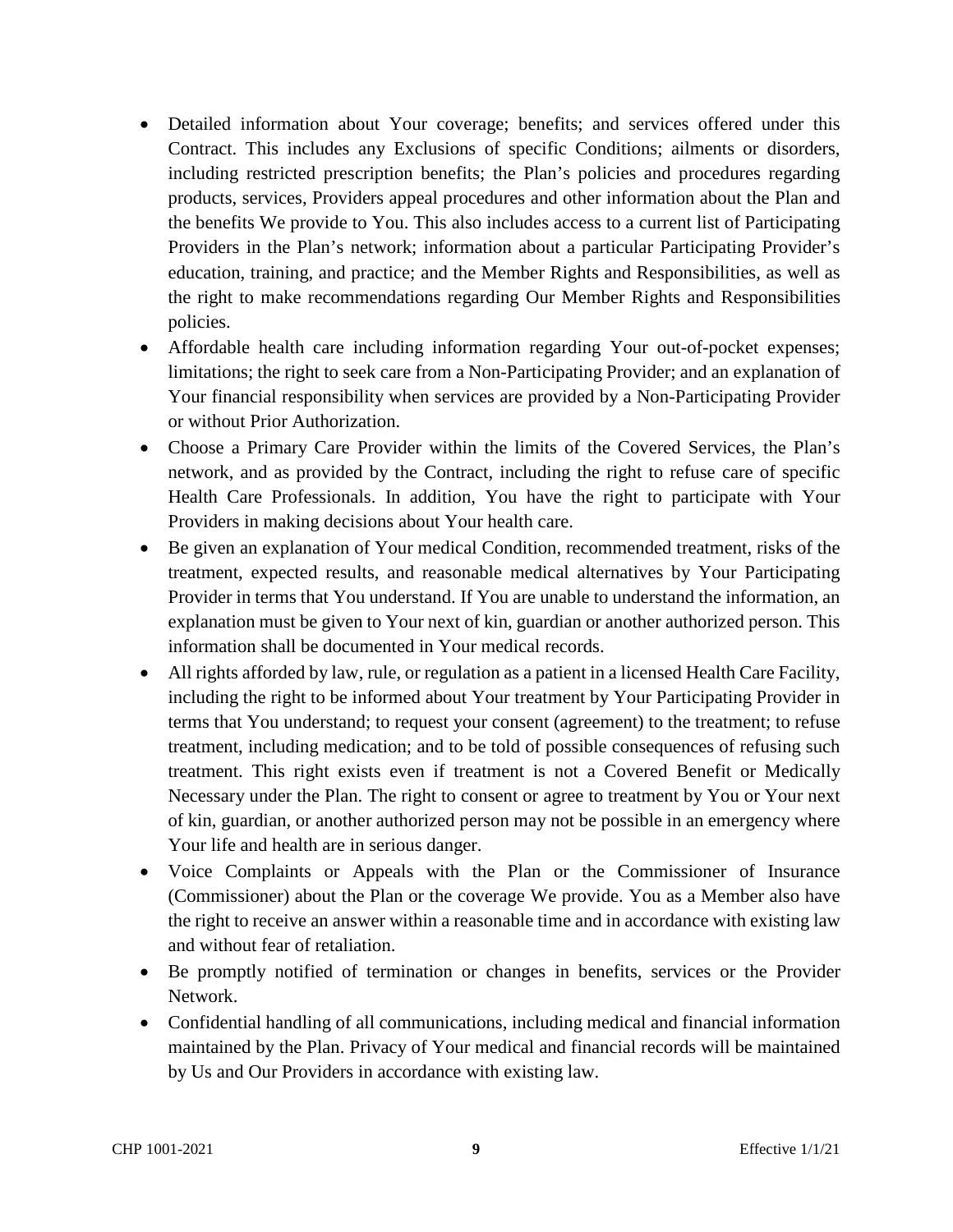- Detailed information about Your coverage; benefits; and services offered under this Contract. This includes any Exclusions of specific Conditions; ailments or disorders, including restricted prescription benefits; the Plan's policies and procedures regarding products, services, Providers appeal procedures and other information about the Plan and the benefits We provide to You. This also includes access to a current list of Participating Providers in the Plan's network; information about a particular Participating Provider's education, training, and practice; and the Member Rights and Responsibilities, as well as the right to make recommendations regarding Our Member Rights and Responsibilities policies.
- Affordable health care including information regarding Your out-of-pocket expenses; limitations; the right to seek care from a Non-Participating Provider; and an explanation of Your financial responsibility when services are provided by a Non-Participating Provider or without Prior Authorization.
- Choose a Primary Care Provider within the limits of the Covered Services, the Plan's network, and as provided by the Contract, including the right to refuse care of specific Health Care Professionals. In addition, You have the right to participate with Your Providers in making decisions about Your health care.
- Be given an explanation of Your medical Condition, recommended treatment, risks of the treatment, expected results, and reasonable medical alternatives by Your Participating Provider in terms that You understand. If You are unable to understand the information, an explanation must be given to Your next of kin, guardian or another authorized person. This information shall be documented in Your medical records.
- All rights afforded by law, rule, or regulation as a patient in a licensed Health Care Facility, including the right to be informed about Your treatment by Your Participating Provider in terms that You understand; to request your consent (agreement) to the treatment; to refuse treatment, including medication; and to be told of possible consequences of refusing such treatment. This right exists even if treatment is not a Covered Benefit or Medically Necessary under the Plan. The right to consent or agree to treatment by You or Your next of kin, guardian, or another authorized person may not be possible in an emergency where Your life and health are in serious danger.
- Voice Complaints or Appeals with the Plan or the Commissioner of Insurance (Commissioner) about the Plan or the coverage We provide. You as a Member also have the right to receive an answer within a reasonable time and in accordance with existing law and without fear of retaliation.
- Be promptly notified of termination or changes in benefits, services or the Provider Network.
- Confidential handling of all communications, including medical and financial information maintained by the Plan. Privacy of Your medical and financial records will be maintained by Us and Our Providers in accordance with existing law.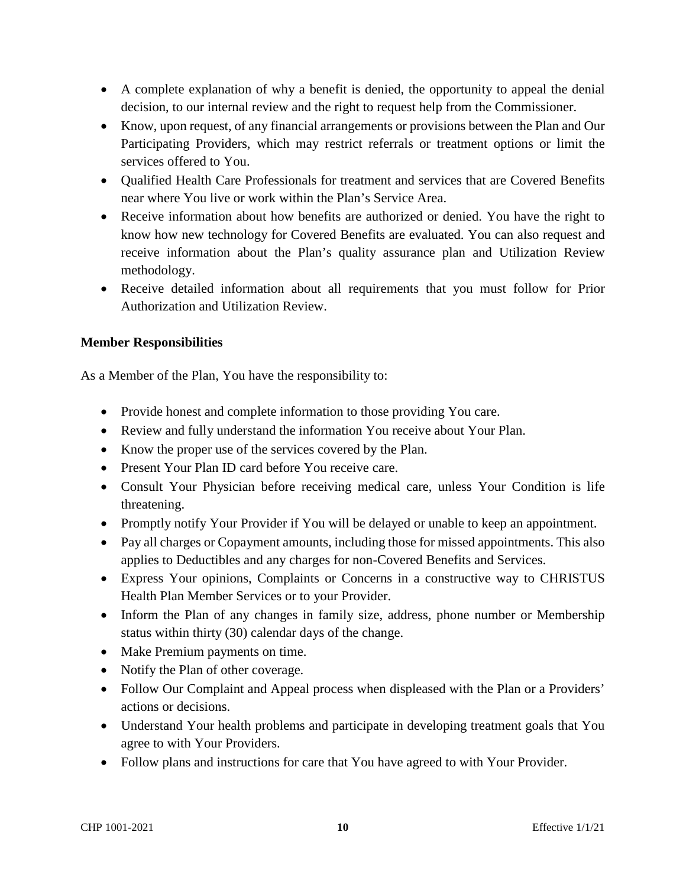- A complete explanation of why a benefit is denied, the opportunity to appeal the denial decision, to our internal review and the right to request help from the Commissioner.
- Know, upon request, of any financial arrangements or provisions between the Plan and Our Participating Providers, which may restrict referrals or treatment options or limit the services offered to You.
- Qualified Health Care Professionals for treatment and services that are Covered Benefits near where You live or work within the Plan's Service Area.
- Receive information about how benefits are authorized or denied. You have the right to know how new technology for Covered Benefits are evaluated. You can also request and receive information about the Plan's quality assurance plan and Utilization Review methodology.
- Receive detailed information about all requirements that you must follow for Prior Authorization and Utilization Review.

**Member Responsibilities**

As a Member of the Plan, You have the responsibility to:

- Provide honest and complete information to those providing You care.
- Review and fully understand the information You receive about Your Plan.
- Know the proper use of the services covered by the Plan.
- Present Your Plan ID card before You receive care.
- Consult Your Physician before receiving medical care, unless Your Condition is life threatening.
- Promptly notify Your Provider if You will be delayed or unable to keep an appointment.
- Pay all charges or Copayment amounts, including those for missed appointments. This also applies to Deductibles and any charges for non-Covered Benefits and Services.
- Express Your opinions, Complaints or Concerns in a constructive way to CHRISTUS Health Plan Member Services or to your Provider.
- Inform the Plan of any changes in family size, address, phone number or Membership status within thirty (30) calendar days of the change.
- Make Premium payments on time.
- Notify the Plan of other coverage.
- Follow Our Complaint and Appeal process when displeased with the Plan or a Providers' actions or decisions.
- Understand Your health problems and participate in developing treatment goals that You agree to with Your Providers.
- Follow plans and instructions for care that You have agreed to with Your Provider.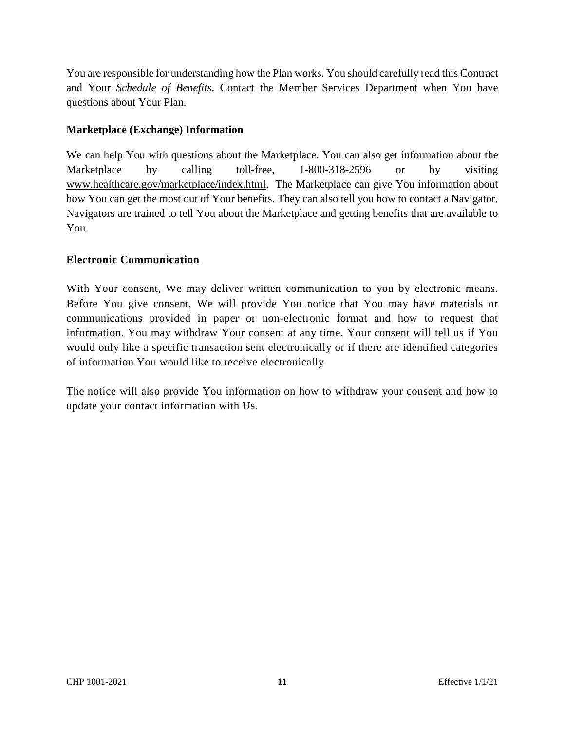You are responsible for understanding how the Plan works. You should carefully read this Contract and Your *Schedule of Benefits*. Contact the Member Services Department when You have questions about Your Plan.

## Marketplace (Exchange) Information

We can help You with questions about the Marketplace. You can also get information about the Marketplace by calling toll-free, 1-800-318-2596 or by visiting www.healthcare.gov/marketplace/index.html. The Marketplace can give You information about how You can get the most out of Your benefits. They can also tell you how to contact a Navigator. Navigators are trained to tell You about the Marketplace and getting benefits that are available to You.

## Electronic Communication

With Your consent, We may deliver written communication to you by electronic means. Before You give consent, We will provide You notice that You may have materials or communications provided in paper or non-electronic format and how to request that information. You may withdraw Your consent at any time. Your consent will tell us if You would only like a specific transaction sent electronically or if there are identified categories of information You would like to receive electronically.

The notice will also provide You information on how to withdraw your consent and how to update your contact information with Us.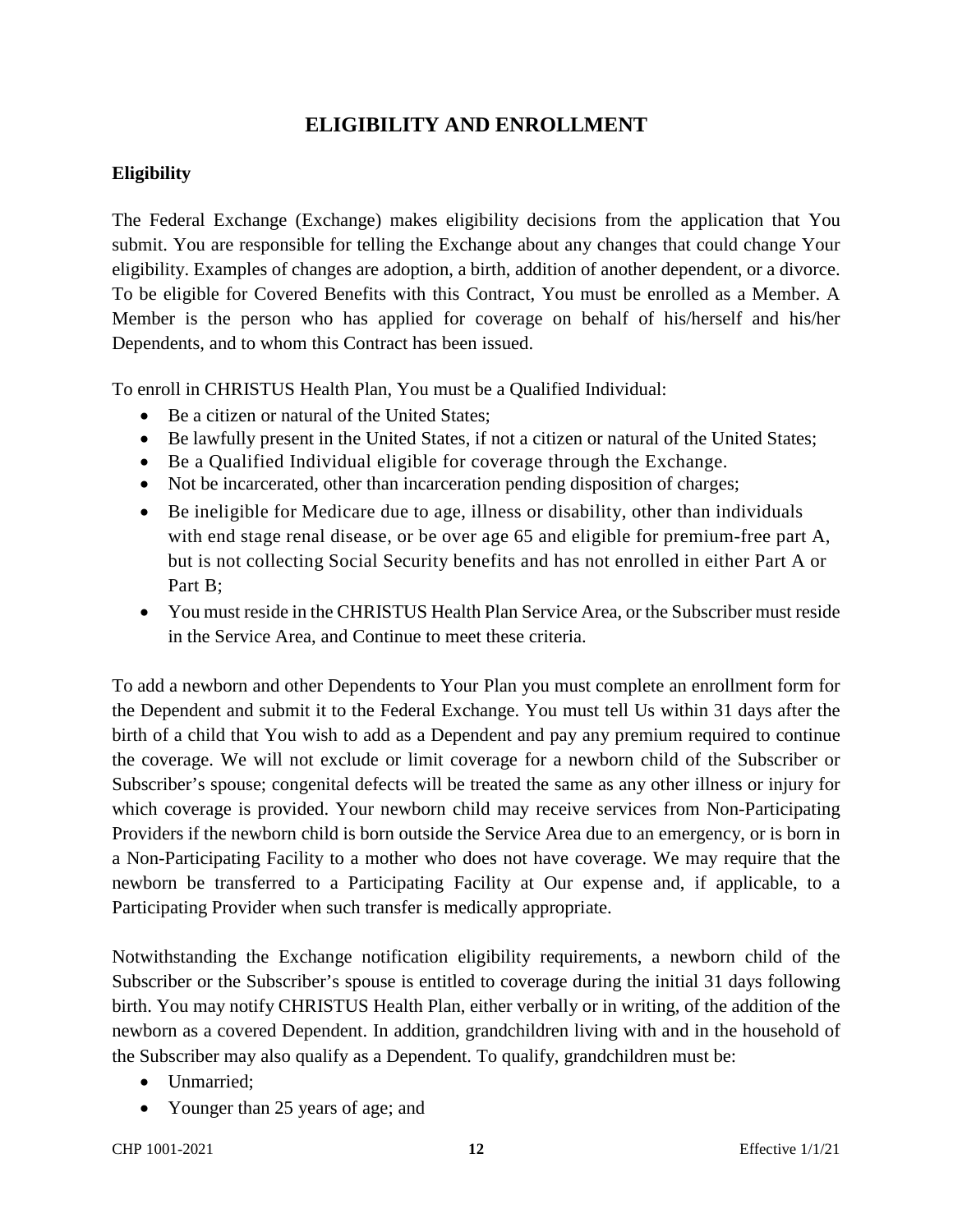# ELIGIBILITY AND ENROLLMENT

## Eligibility

The Federal Exchange (Exchange) makes eligibility decisions from the application that You submit. You are responsible for telling the Exchange about any changes that could change Your eligibility. Examples of changes are adoption, a birth, addition of another dependent, or a divorce. To be eligible for Covered Benefits with this Contract, You must be enrolled as a Member. A Member is the person who has applied for coverage on behalf of his/herself and his/her Dependents, and to whom this Contract has been issued.

To enroll in CHRISTUS Health Plan, You must be a Qualified Individual:

- Be a citizen or natural of the United States;
- Be lawfully present in the United States, if not a citizen or natural of the United States;
- Be a Qualified Individual eligible for coverage through the Exchange.
- Not be incarcerated, other than incarceration pending disposition of charges;
- Be ineligible for Medicare due to age, illness or disability, other than individuals with end stage renal disease, or be over age 65 and eligible for premium-free part A, but is not collecting Social Security benefits and has not enrolled in either Part A or Part B;
- You must reside in the CHRISTUS Health Plan Service Area, or the Subscriber must reside in the Service Area, and Continue to meet these criteria.

To add a newborn and other Dependents to Your Plan you must complete an enrollment form for the Dependent and submit it to the Federal Exchange. You must tell Us within 31 days after the birth of a child that You wish to add as a Dependent and pay any premium required to continue the coverage. We will not exclude or limit coverage for a newborn child of the Subscriber or Subscriber's spouse; congenital defects will be treated the same as any other illness or injury for which coverage is provided. Your newborn child may receive services from Non-Participating Providers if the newborn child is born outside the Service Area due to an emergency, or is born in a Non-Participating Facility to a mother who does not have coverage. We may require that the newborn be transferred to a Participating Facility at Our expense and, if applicable, to a Participating Provider when such transfer is medically appropriate.

Notwithstanding the Exchange notification eligibility requirements, a newborn child of the Subscriber or the Subscriber's spouse is entitled to coverage during the initial 31 days following birth. You may notify CHRISTUS Health Plan, either verbally or in writing, of the addition of the newborn as a covered Dependent. In addition, grandchildren living with and in the household of the Subscriber may also qualify as a Dependent. To qualify, grandchildren must be:

- Unmarried;
- Younger than 25 years of age; and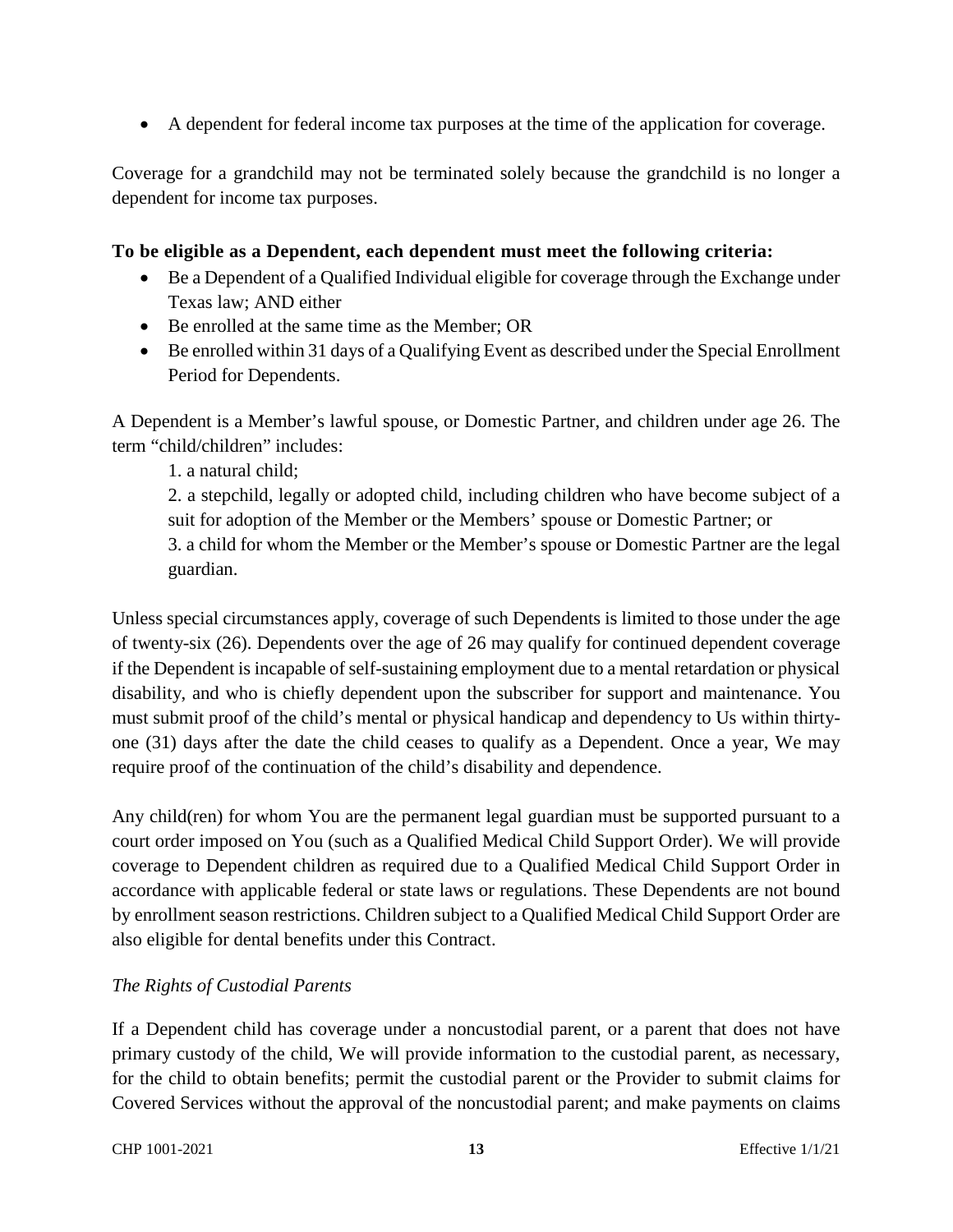- A dependent for federal income tax purposes at the time of the application for coverage.

Coverage for a grandchild may not be terminated solely because the grandchild is no longer a dependent for income tax purposes.

**To be eligible as a Dependent, each dependent must meet the following criteria:**

- Be a Dependent of a Qualified Individual eligible for coverage through the Exchange under Texas law; AND either
- Be enrolled at the same time as the Member; OR
- Be enrolled within 31 days of a Qualifying Event as described under the Special Enrollment Period for Dependents.

A Dependent is a Member's lawful spouse, or Domestic Partner, and children under age 26. The term "child/children" includes:

1. a natural child;
2. a stepchild, legally or adopted child, including children who have become subject of a suit for adoption of the Member or the Members' spouse or Domestic Partner; or
3. a child for whom the Member or the Member's spouse or Domestic Partner are the legal guardian.

Unless special circumstances apply, coverage of such Dependents is limited to those under the age of twenty-six (26). Dependents over the age of 26 may qualify for continued dependent coverage if the Dependent is incapable of self-sustaining employment due to a mental retardation or physical disability, and who is chiefly dependent upon the subscriber for support and maintenance. You must submit proof of the child's mental or physical handicap and dependency to Us within thirty-one (31) days after the date the child ceases to qualify as a Dependent. Once a year, We may require proof of the continuation of the child's disability and dependence.

Any child(ren) for whom You are the permanent legal guardian must be supported pursuant to a court order imposed on You (such as a Qualified Medical Child Support Order). We will provide coverage to Dependent children as required due to a Qualified Medical Child Support Order in accordance with applicable federal or state laws or regulations. These Dependents are not bound by enrollment season restrictions. Children subject to a Qualified Medical Child Support Order are also eligible for dental benefits under this Contract.

*The Rights of Custodial Parents*

If a Dependent child has coverage under a noncustodial parent, or a parent that does not have primary custody of the child, We will provide information to the custodial parent, as necessary, for the child to obtain benefits; permit the custodial parent or the Provider to submit claims for Covered Services without the approval of the noncustodial parent; and make payments on claims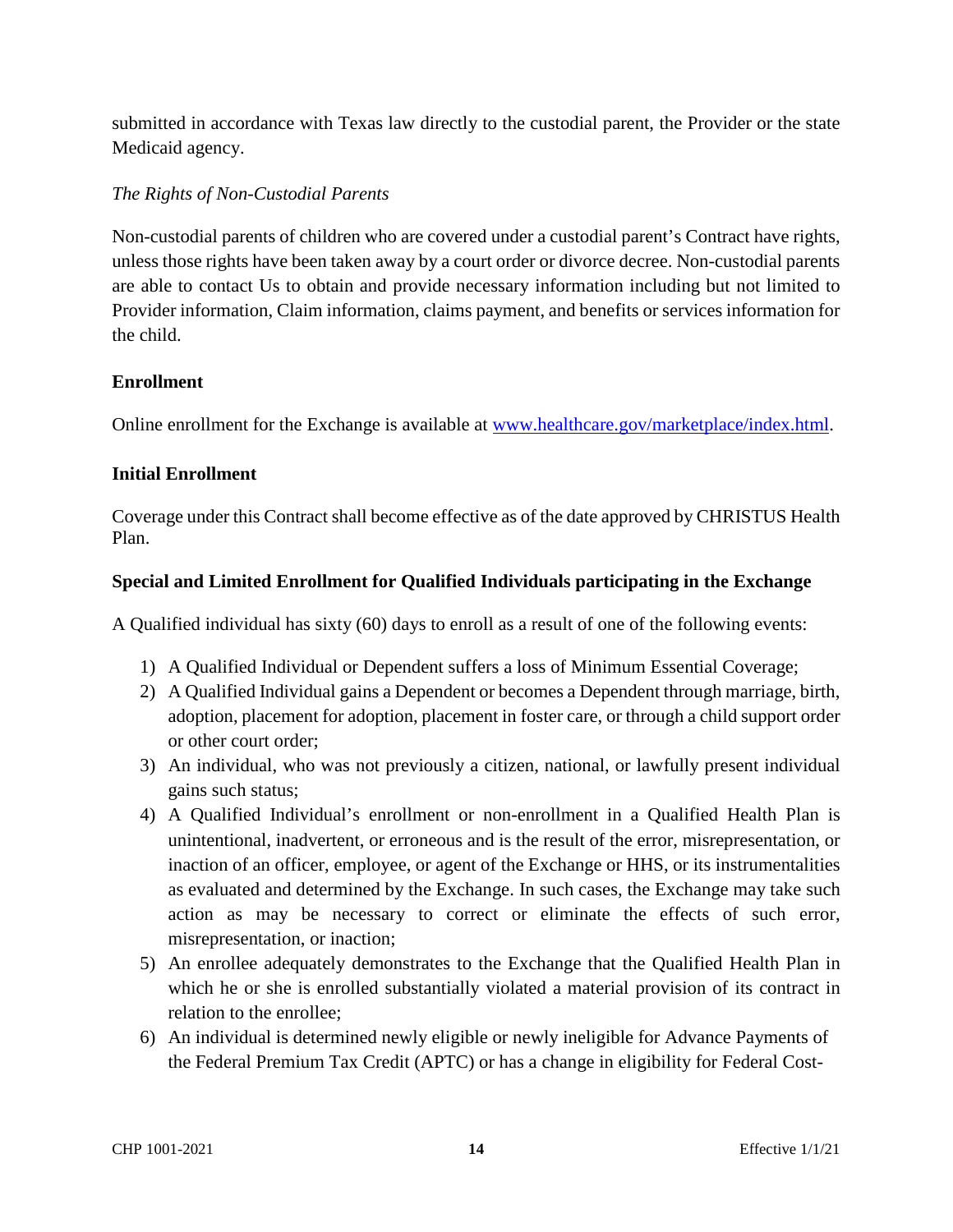submitted in accordance with Texas law directly to the custodial parent, the Provider or the state Medicaid agency.

*The Rights of Non-Custodial Parents*

Non-custodial parents of children who are covered under a custodial parent's Contract have rights, unless those rights have been taken away by a court order or divorce decree. Non-custodial parents are able to contact Us to obtain and provide necessary information including but not limited to Provider information, Claim information, claims payment, and benefits or services information for the child.

**Enrollment**

Online enrollment for the Exchange is available at [www.healthcare.gov/marketplace/index.html](www.healthcare.gov/marketplace/index.html).

**Initial Enrollment**

Coverage under this Contract shall become effective as of the date approved by CHRISTUS Health Plan.

**Special and Limited Enrollment for Qualified Individuals participating in the Exchange**

A Qualified individual has sixty (60) days to enroll as a result of one of the following events:

1) A Qualified Individual or Dependent suffers a loss of Minimum Essential Coverage;
2) A Qualified Individual gains a Dependent or becomes a Dependent through marriage, birth, adoption, placement for adoption, placement in foster care, or through a child support order or other court order;
3) An individual, who was not previously a citizen, national, or lawfully present individual gains such status;
4) A Qualified Individual's enrollment or non-enrollment in a Qualified Health Plan is unintentional, inadvertent, or erroneous and is the result of the error, misrepresentation, or inaction of an officer, employee, or agent of the Exchange or HHS, or its instrumentalities as evaluated and determined by the Exchange. In such cases, the Exchange may take such action as may be necessary to correct or eliminate the effects of such error, misrepresentation, or inaction;
5) An enrollee adequately demonstrates to the Exchange that the Qualified Health Plan in which he or she is enrolled substantially violated a material provision of its contract in relation to the enrollee;
6) An individual is determined newly eligible or newly ineligible for Advance Payments of the Federal Premium Tax Credit (APTC) or has a change in eligibility for Federal Cost-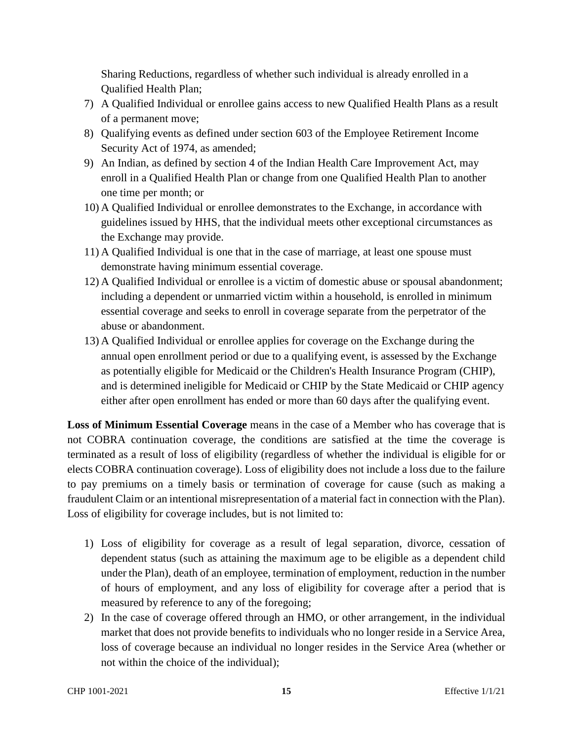Sharing Reductions, regardless of whether such individual is already enrolled in a Qualified Health Plan;

7) A Qualified Individual or enrollee gains access to new Qualified Health Plans as a result of a permanent move;
8) Qualifying events as defined under section 603 of the Employee Retirement Income Security Act of 1974, as amended;
9) An Indian, as defined by section 4 of the Indian Health Care Improvement Act, may enroll in a Qualified Health Plan or change from one Qualified Health Plan to another one time per month; or
10) A Qualified Individual or enrollee demonstrates to the Exchange, in accordance with guidelines issued by HHS, that the individual meets other exceptional circumstances as the Exchange may provide.
11) A Qualified Individual is one that in the case of marriage, at least one spouse must demonstrate having minimum essential coverage.
12) A Qualified Individual or enrollee is a victim of domestic abuse or spousal abandonment; including a dependent or unmarried victim within a household, is enrolled in minimum essential coverage and seeks to enroll in coverage separate from the perpetrator of the abuse or abandonment.
13) A Qualified Individual or enrollee applies for coverage on the Exchange during the annual open enrollment period or due to a qualifying event, is assessed by the Exchange as potentially eligible for Medicaid or the Children's Health Insurance Program (CHIP), and is determined ineligible for Medicaid or CHIP by the State Medicaid or CHIP agency either after open enrollment has ended or more than 60 days after the qualifying event.

**Loss of Minimum Essential Coverage** means in the case of a Member who has coverage that is not COBRA continuation coverage, the conditions are satisfied at the time the coverage is terminated as a result of loss of eligibility (regardless of whether the individual is eligible for or elects COBRA continuation coverage). Loss of eligibility does not include a loss due to the failure to pay premiums on a timely basis or termination of coverage for cause (such as making a fraudulent Claim or an intentional misrepresentation of a material fact in connection with the Plan). Loss of eligibility for coverage includes, but is not limited to:

1) Loss of eligibility for coverage as a result of legal separation, divorce, cessation of dependent status (such as attaining the maximum age to be eligible as a dependent child under the Plan), death of an employee, termination of employment, reduction in the number of hours of employment, and any loss of eligibility for coverage after a period that is measured by reference to any of the foregoing;
2) In the case of coverage offered through an HMO, or other arrangement, in the individual market that does not provide benefits to individuals who no longer reside in a Service Area, loss of coverage because an individual no longer resides in the Service Area (whether or not within the choice of the individual);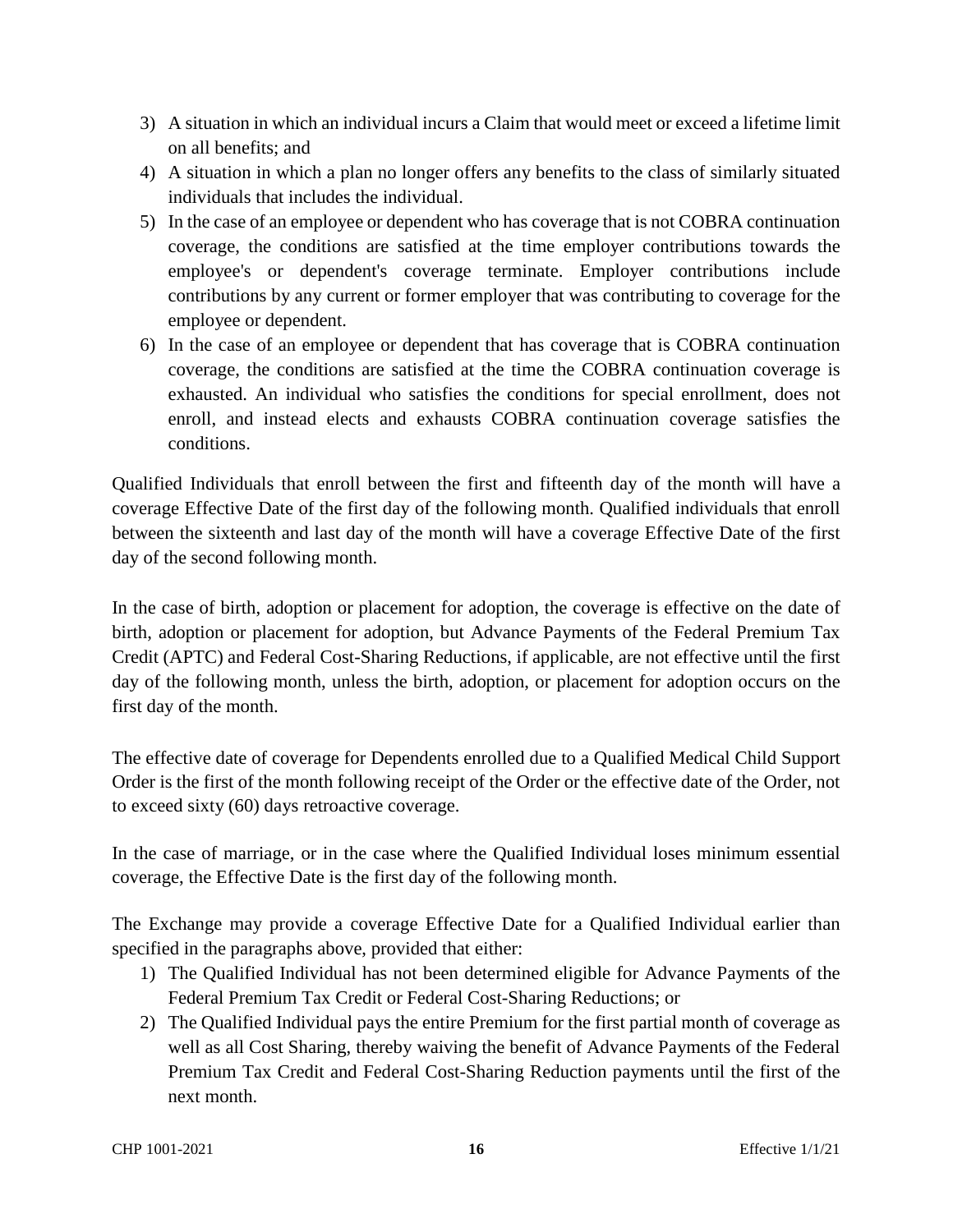3) A situation in which an individual incurs a Claim that would meet or exceed a lifetime limit on all benefits; and
4) A situation in which a plan no longer offers any benefits to the class of similarly situated individuals that includes the individual.
5) In the case of an employee or dependent who has coverage that is not COBRA continuation coverage, the conditions are satisfied at the time employer contributions towards the employee's or dependent's coverage terminate. Employer contributions include contributions by any current or former employer that was contributing to coverage for the employee or dependent.
6) In the case of an employee or dependent that has coverage that is COBRA continuation coverage, the conditions are satisfied at the time the COBRA continuation coverage is exhausted. An individual who satisfies the conditions for special enrollment, does not enroll, and instead elects and exhausts COBRA continuation coverage satisfies the conditions.

Qualified Individuals that enroll between the first and fifteenth day of the month will have a coverage Effective Date of the first day of the following month. Qualified individuals that enroll between the sixteenth and last day of the month will have a coverage Effective Date of the first day of the second following month.

In the case of birth, adoption or placement for adoption, the coverage is effective on the date of birth, adoption or placement for adoption, but Advance Payments of the Federal Premium Tax Credit (APTC) and Federal Cost-Sharing Reductions, if applicable, are not effective until the first day of the following month, unless the birth, adoption, or placement for adoption occurs on the first day of the month.

The effective date of coverage for Dependents enrolled due to a Qualified Medical Child Support Order is the first of the month following receipt of the Order or the effective date of the Order, not to exceed sixty (60) days retroactive coverage.

In the case of marriage, or in the case where the Qualified Individual loses minimum essential coverage, the Effective Date is the first day of the following month.

The Exchange may provide a coverage Effective Date for a Qualified Individual earlier than specified in the paragraphs above, provided that either:

1) The Qualified Individual has not been determined eligible for Advance Payments of the Federal Premium Tax Credit or Federal Cost-Sharing Reductions; or
2) The Qualified Individual pays the entire Premium for the first partial month of coverage as well as all Cost Sharing, thereby waiving the benefit of Advance Payments of the Federal Premium Tax Credit and Federal Cost-Sharing Reduction payments until the first of the next month.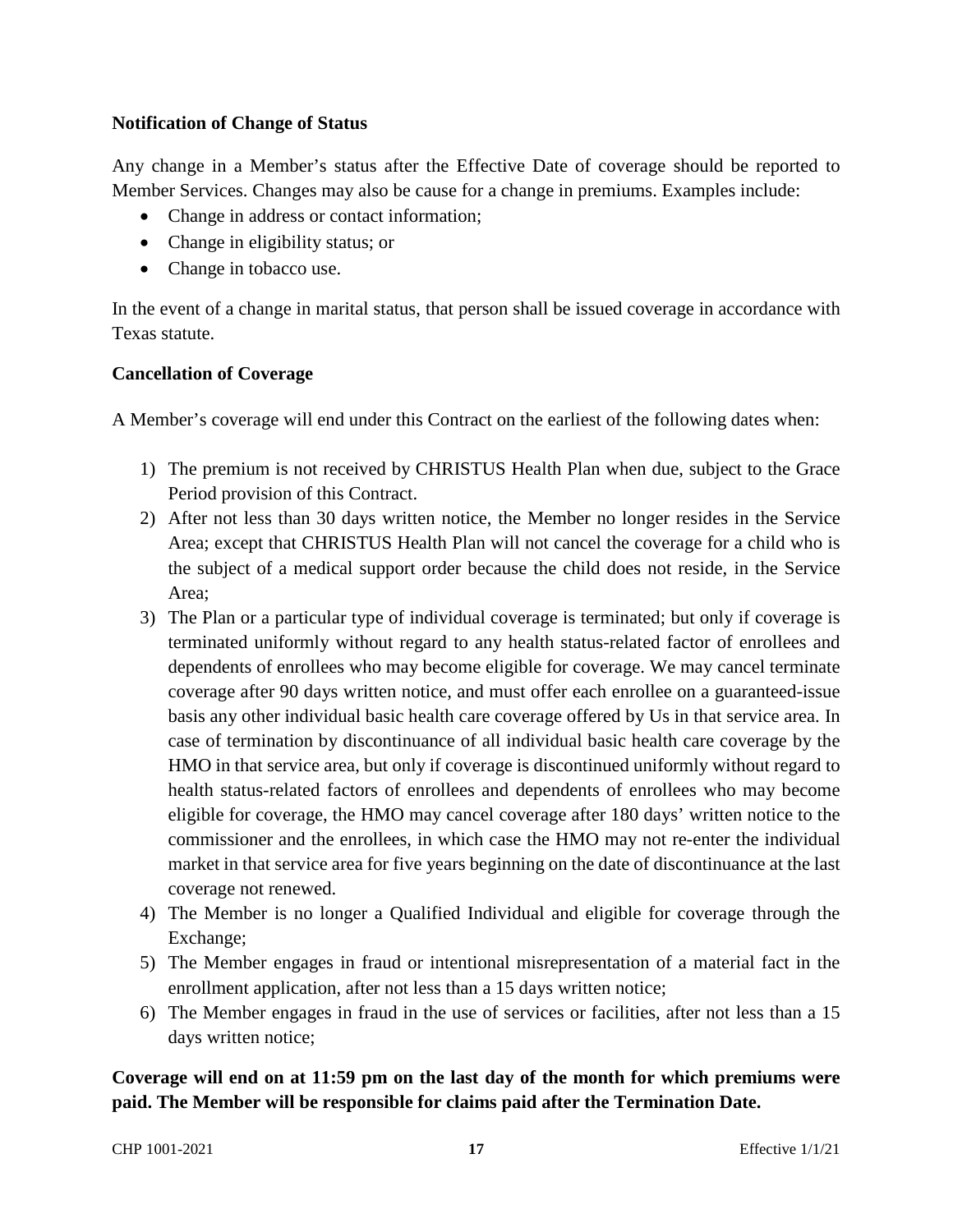**Notification of Change of Status**

Any change in a Member's status after the Effective Date of coverage should be reported to Member Services. Changes may also be cause for a change in premiums. Examples include:

- Change in address or contact information;
- Change in eligibility status; or
- Change in tobacco use.

In the event of a change in marital status, that person shall be issued coverage in accordance with Texas statute.

**Cancellation of Coverage**

A Member's coverage will end under this Contract on the earliest of the following dates when:

1) The premium is not received by CHRISTUS Health Plan when due, subject to the Grace Period provision of this Contract.
2) After not less than 30 days written notice, the Member no longer resides in the Service Area; except that CHRISTUS Health Plan will not cancel the coverage for a child who is the subject of a medical support order because the child does not reside, in the Service Area;
3) The Plan or a particular type of individual coverage is terminated; but only if coverage is terminated uniformly without regard to any health status-related factor of enrollees and dependents of enrollees who may become eligible for coverage. We may cancel terminate coverage after 90 days written notice, and must offer each enrollee on a guaranteed-issue basis any other individual basic health care coverage offered by Us in that service area. In case of termination by discontinuance of all individual basic health care coverage by the HMO in that service area, but only if coverage is discontinued uniformly without regard to health status-related factors of enrollees and dependents of enrollees who may become eligible for coverage, the HMO may cancel coverage after 180 days' written notice to the commissioner and the enrollees, in which case the HMO may not re-enter the individual market in that service area for five years beginning on the date of discontinuance at the last coverage not renewed.
4) The Member is no longer a Qualified Individual and eligible for coverage through the Exchange;
5) The Member engages in fraud or intentional misrepresentation of a material fact in the enrollment application, after not less than a 15 days written notice;
6) The Member engages in fraud in the use of services or facilities, after not less than a 15 days written notice;

**Coverage will end on at 11:59 pm on the last day of the month for which premiums were paid. The Member will be responsible for claims paid after the Termination Date.**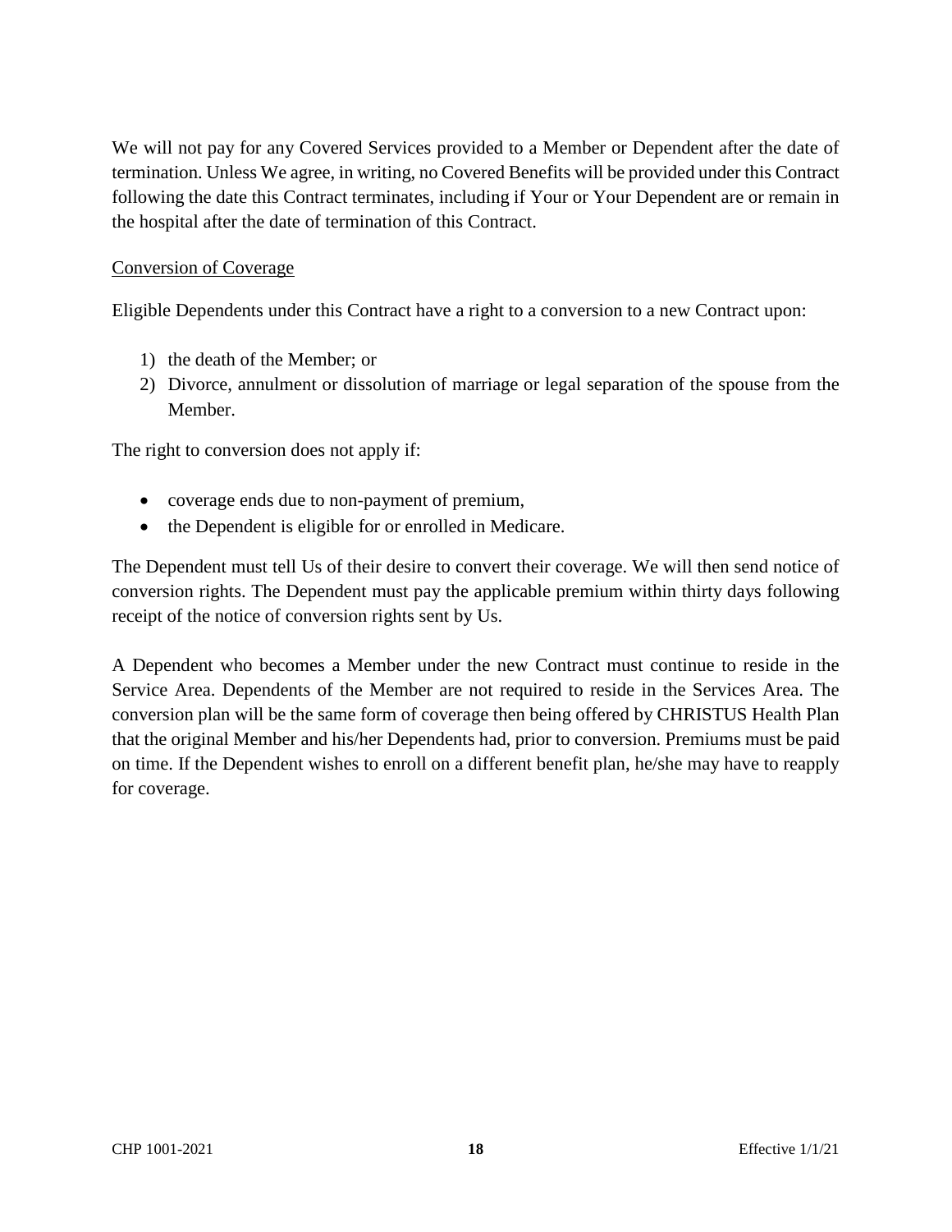We will not pay for any Covered Services provided to a Member or Dependent after the date of termination. Unless We agree, in writing, no Covered Benefits will be provided under this Contract following the date this Contract terminates, including if Your or Your Dependent are or remain in the hospital after the date of termination of this Contract.

Conversion of Coverage

Eligible Dependents under this Contract have a right to a conversion to a new Contract upon:

1) the death of the Member; or
2) Divorce, annulment or dissolution of marriage or legal separation of the spouse from the Member.

The right to conversion does not apply if:

- coverage ends due to non-payment of premium,
- the Dependent is eligible for or enrolled in Medicare.

The Dependent must tell Us of their desire to convert their coverage. We will then send notice of conversion rights. The Dependent must pay the applicable premium within thirty days following receipt of the notice of conversion rights sent by Us.

A Dependent who becomes a Member under the new Contract must continue to reside in the Service Area. Dependents of the Member are not required to reside in the Services Area. The conversion plan will be the same form of coverage then being offered by CHRISTUS Health Plan that the original Member and his/her Dependents had, prior to conversion. Premiums must be paid on time. If the Dependent wishes to enroll on a different benefit plan, he/she may have to reapply for coverage.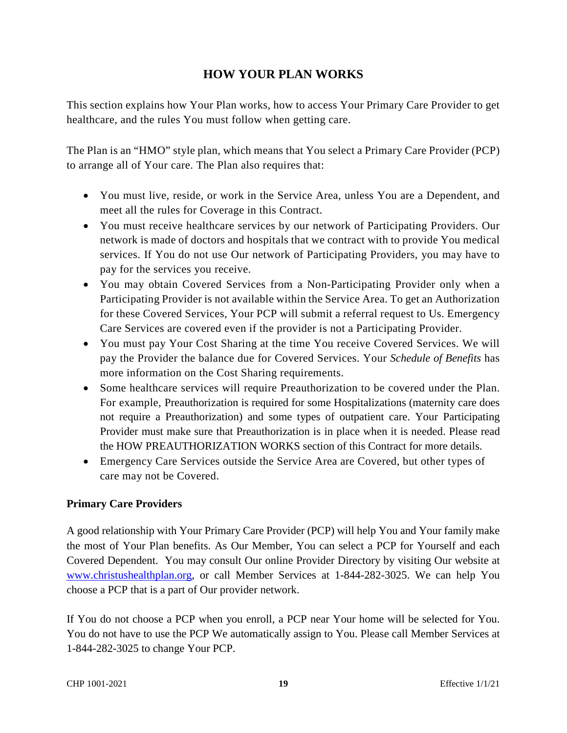# HOW YOUR PLAN WORKS

This section explains how Your Plan works, how to access Your Primary Care Provider to get healthcare, and the rules You must follow when getting care.

The Plan is an "HMO" style plan, which means that You select a Primary Care Provider (PCP) to arrange all of Your care. The Plan also requires that:

- You must live, reside, or work in the Service Area, unless You are a Dependent, and meet all the rules for Coverage in this Contract.
- You must receive healthcare services by our network of Participating Providers. Our network is made of doctors and hospitals that we contract with to provide You medical services. If You do not use Our network of Participating Providers, you may have to pay for the services you receive.
- You may obtain Covered Services from a Non-Participating Provider only when a Participating Provider is not available within the Service Area. To get an Authorization for these Covered Services, Your PCP will submit a referral request to Us. Emergency Care Services are covered even if the provider is not a Participating Provider.
- You must pay Your Cost Sharing at the time You receive Covered Services. We will pay the Provider the balance due for Covered Services. Your *Schedule of Benefits* has more information on the Cost Sharing requirements.
- Some healthcare services will require Preauthorization to be covered under the Plan. For example, Preauthorization is required for some Hospitalizations (maternity care does not require a Preauthorization) and some types of outpatient care. Your Participating Provider must make sure that Preauthorization is in place when it is needed. Please read the HOW PREAUTHORIZATION WORKS section of this Contract for more details.
- Emergency Care Services outside the Service Area are Covered, but other types of care may not be Covered.

**Primary Care Providers**

A good relationship with Your Primary Care Provider (PCP) will help You and Your family make the most of Your Plan benefits. As Our Member, You can select a PCP for Yourself and each Covered Dependent. You may consult Our online Provider Directory by visiting Our website at www.christushealthplan.org, or call Member Services at 1-844-282-3025. We can help You choose a PCP that is a part of Our provider network.

If You do not choose a PCP when you enroll, a PCP near Your home will be selected for You. You do not have to use the PCP We automatically assign to You. Please call Member Services at 1-844-282-3025 to change Your PCP.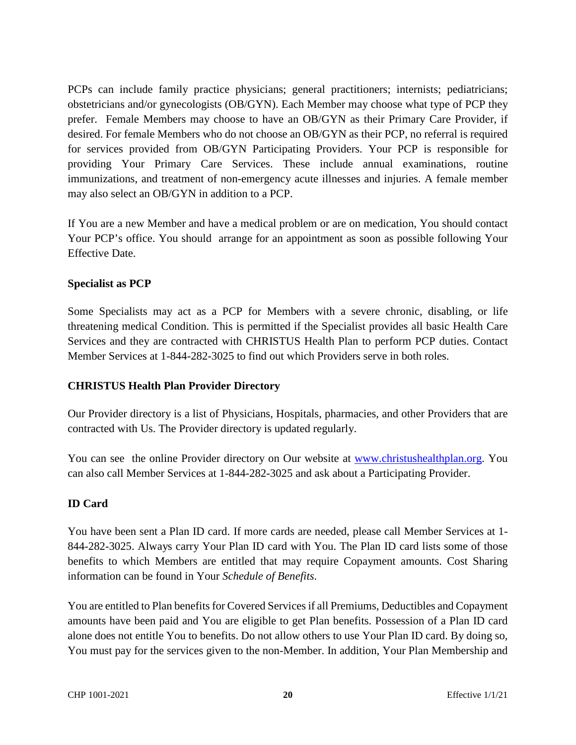PCPs can include family practice physicians; general practitioners; internists; pediatricians; obstetricians and/or gynecologists (OB/GYN). Each Member may choose what type of PCP they prefer. Female Members may choose to have an OB/GYN as their Primary Care Provider, if desired. For female Members who do not choose an OB/GYN as their PCP, no referral is required for services provided from OB/GYN Participating Providers. Your PCP is responsible for providing Your Primary Care Services. These include annual examinations, routine immunizations, and treatment of non-emergency acute illnesses and injuries. A female member may also select an OB/GYN in addition to a PCP.

If You are a new Member and have a medical problem or are on medication, You should contact Your PCP's office. You should arrange for an appointment as soon as possible following Your Effective Date.

**Specialist as PCP**

Some Specialists may act as a PCP for Members with a severe chronic, disabling, or life threatening medical Condition. This is permitted if the Specialist provides all basic Health Care Services and they are contracted with CHRISTUS Health Plan to perform PCP duties. Contact Member Services at 1-844-282-3025 to find out which Providers serve in both roles.

**CHRISTUS Health Plan Provider Directory**

Our Provider directory is a list of Physicians, Hospitals, pharmacies, and other Providers that are contracted with Us. The Provider directory is updated regularly.

You can see the online Provider directory on Our website at www.christushealthplan.org. You can also call Member Services at 1-844-282-3025 and ask about a Participating Provider.

**ID Card**

You have been sent a Plan ID card. If more cards are needed, please call Member Services at 1-844-282-3025. Always carry Your Plan ID card with You. The Plan ID card lists some of those benefits to which Members are entitled that may require Copayment amounts. Cost Sharing information can be found in Your *Schedule of Benefits*.

You are entitled to Plan benefits for Covered Services if all Premiums, Deductibles and Copayment amounts have been paid and You are eligible to get Plan benefits. Possession of a Plan ID card alone does not entitle You to benefits. Do not allow others to use Your Plan ID card. By doing so, You must pay for the services given to the non-Member. In addition, Your Plan Membership and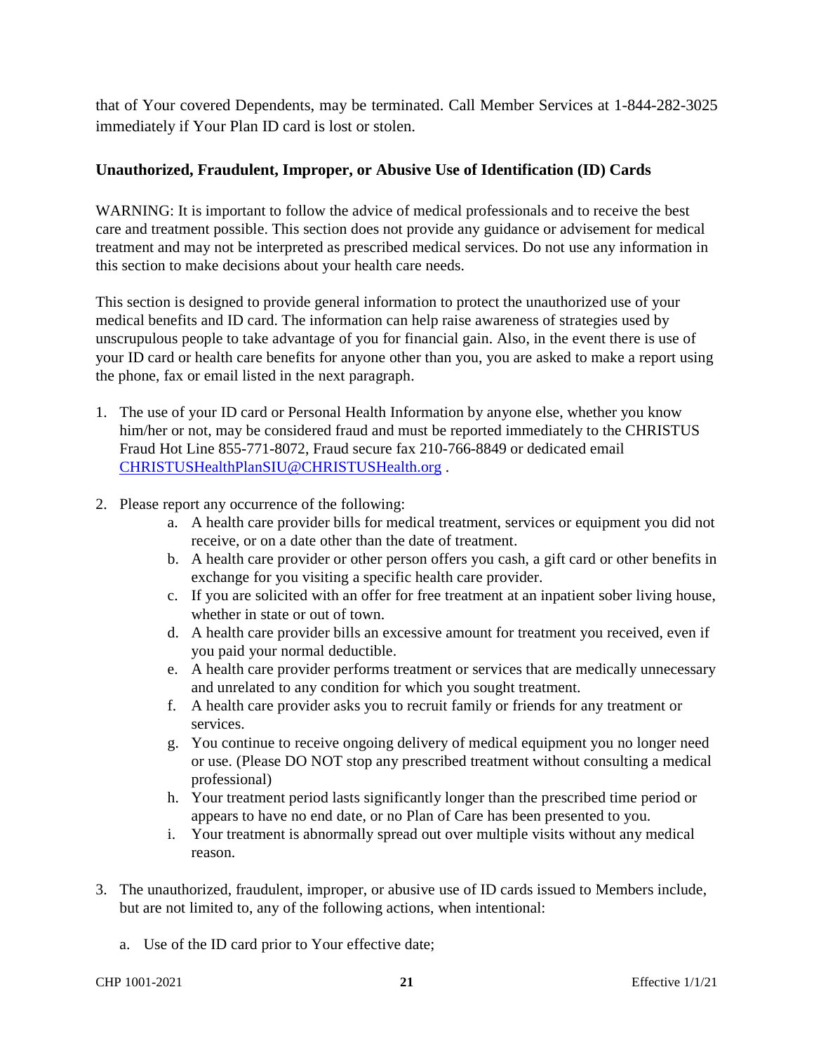that of Your covered Dependents, may be terminated. Call Member Services at 1-844-282-3025 immediately if Your Plan ID card is lost or stolen.

### Unauthorized, Fraudulent, Improper, or Abusive Use of Identification (ID) Cards

WARNING: It is important to follow the advice of medical professionals and to receive the best care and treatment possible. This section does not provide any guidance or advisement for medical treatment and may not be interpreted as prescribed medical services. Do not use any information in this section to make decisions about your health care needs.

This section is designed to provide general information to protect the unauthorized use of your medical benefits and ID card. The information can help raise awareness of strategies used by unscrupulous people to take advantage of you for financial gain. Also, in the event there is use of your ID card or health care benefits for anyone other than you, you are asked to make a report using the phone, fax or email listed in the next paragraph.

1. The use of your ID card or Personal Health Information by anyone else, whether you know him/her or not, may be considered fraud and must be reported immediately to the CHRISTUS Fraud Hot Line 855-771-8072, Fraud secure fax 210-766-8849 or dedicated email CHRISTUSHealthPlanSIU@CHRISTUSHealth.org .

2. Please report any occurrence of the following:
   a. A health care provider bills for medical treatment, services or equipment you did not receive, or on a date other than the date of treatment.
   b. A health care provider or other person offers you cash, a gift card or other benefits in exchange for you visiting a specific health care provider.
   c. If you are solicited with an offer for free treatment at an inpatient sober living house, whether in state or out of town.
   d. A health care provider bills an excessive amount for treatment you received, even if you paid your normal deductible.
   e. A health care provider performs treatment or services that are medically unnecessary and unrelated to any condition for which you sought treatment.
   f. A health care provider asks you to recruit family or friends for any treatment or services.
   g. You continue to receive ongoing delivery of medical equipment you no longer need or use. (Please DO NOT stop any prescribed treatment without consulting a medical professional)
   h. Your treatment period lasts significantly longer than the prescribed time period or appears to have no end date, or no Plan of Care has been presented to you.
   i. Your treatment is abnormally spread out over multiple visits without any medical reason.

3. The unauthorized, fraudulent, improper, or abusive use of ID cards issued to Members include, but are not limited to, any of the following actions, when intentional:

   a. Use of the ID card prior to Your effective date;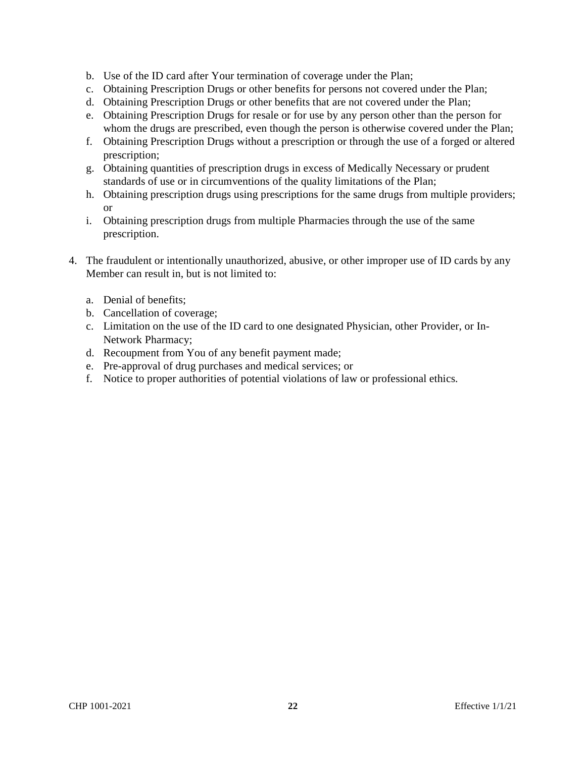b. Use of the ID card after Your termination of coverage under the Plan;
   c. Obtaining Prescription Drugs or other benefits for persons not covered under the Plan;
   d. Obtaining Prescription Drugs or other benefits that are not covered under the Plan;
   e. Obtaining Prescription Drugs for resale or for use by any person other than the person for whom the drugs are prescribed, even though the person is otherwise covered under the Plan;
   f. Obtaining Prescription Drugs without a prescription or through the use of a forged or altered prescription;
   g. Obtaining quantities of prescription drugs in excess of Medically Necessary or prudent standards of use or in circumventions of the quality limitations of the Plan;
   h. Obtaining prescription drugs using prescriptions for the same drugs from multiple providers; or
   i. Obtaining prescription drugs from multiple Pharmacies through the use of the same prescription.

4. The fraudulent or intentionally unauthorized, abusive, or other improper use of ID cards by any Member can result in, but is not limited to:

   a. Denial of benefits;
   b. Cancellation of coverage;
   c. Limitation on the use of the ID card to one designated Physician, other Provider, or In-Network Pharmacy;
   d. Recoupment from You of any benefit payment made;
   e. Pre-approval of drug purchases and medical services; or
   f. Notice to proper authorities of potential violations of law or professional ethics.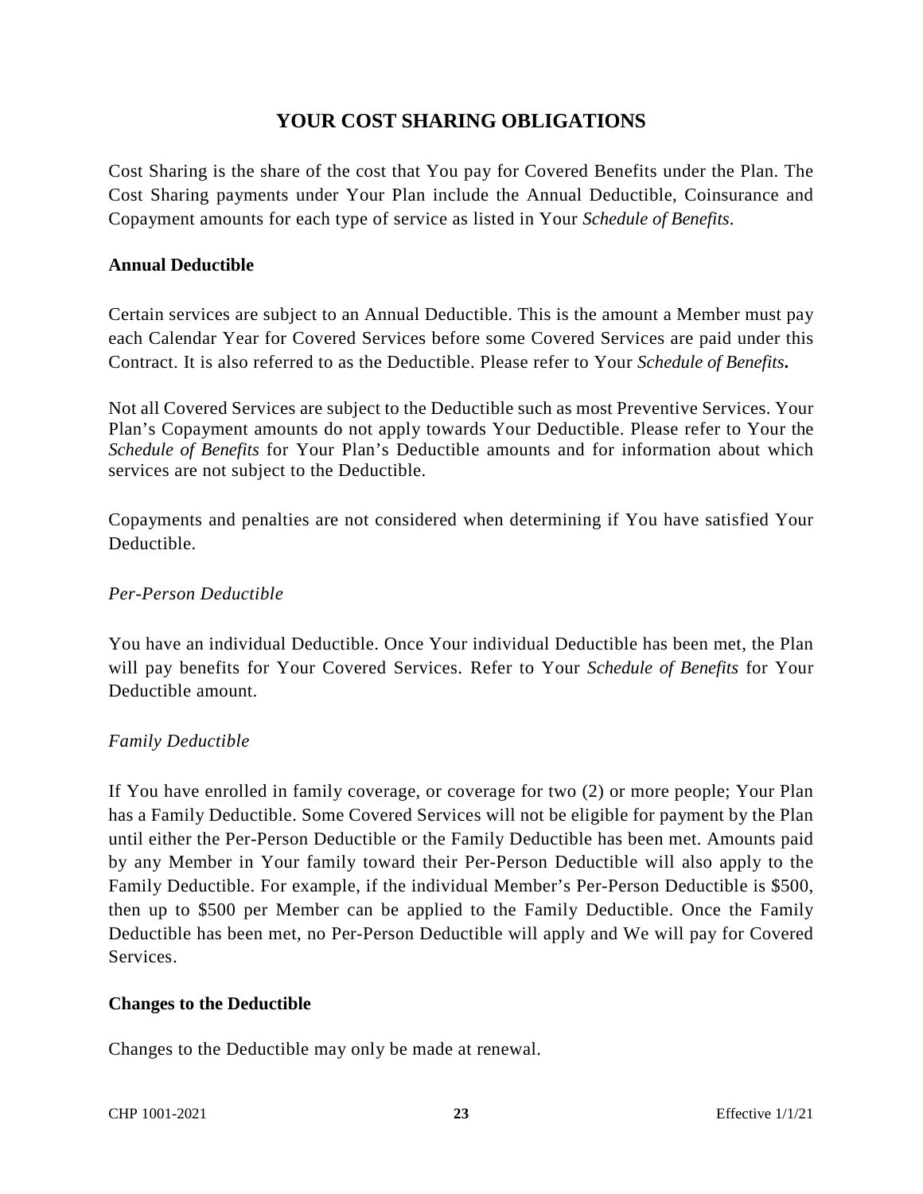# YOUR COST SHARING OBLIGATIONS

Cost Sharing is the share of the cost that You pay for Covered Benefits under the Plan. The Cost Sharing payments under Your Plan include the Annual Deductible, Coinsurance and Copayment amounts for each type of service as listed in Your *Schedule of Benefits*.

**Annual Deductible**

Certain services are subject to an Annual Deductible. This is the amount a Member must pay each Calendar Year for Covered Services before some Covered Services are paid under this Contract. It is also referred to as the Deductible. Please refer to Your ***Schedule of Benefits.***

Not all Covered Services are subject to the Deductible such as most Preventive Services. Your Plan's Copayment amounts do not apply towards Your Deductible. Please refer to Your the *Schedule of Benefits* for Your Plan's Deductible amounts and for information about which services are not subject to the Deductible.

Copayments and penalties are not considered when determining if You have satisfied Your Deductible.

*Per-Person Deductible*

You have an individual Deductible. Once Your individual Deductible has been met, the Plan will pay benefits for Your Covered Services. Refer to Your *Schedule of Benefits* for Your Deductible amount.

*Family Deductible*

If You have enrolled in family coverage, or coverage for two (2) or more people; Your Plan has a Family Deductible. Some Covered Services will not be eligible for payment by the Plan until either the Per-Person Deductible or the Family Deductible has been met. Amounts paid by any Member in Your family toward their Per-Person Deductible will also apply to the Family Deductible. For example, if the individual Member's Per-Person Deductible is $500, then up to $500 per Member can be applied to the Family Deductible. Once the Family Deductible has been met, no Per-Person Deductible will apply and We will pay for Covered Services.

**Changes to the Deductible**

Changes to the Deductible may only be made at renewal.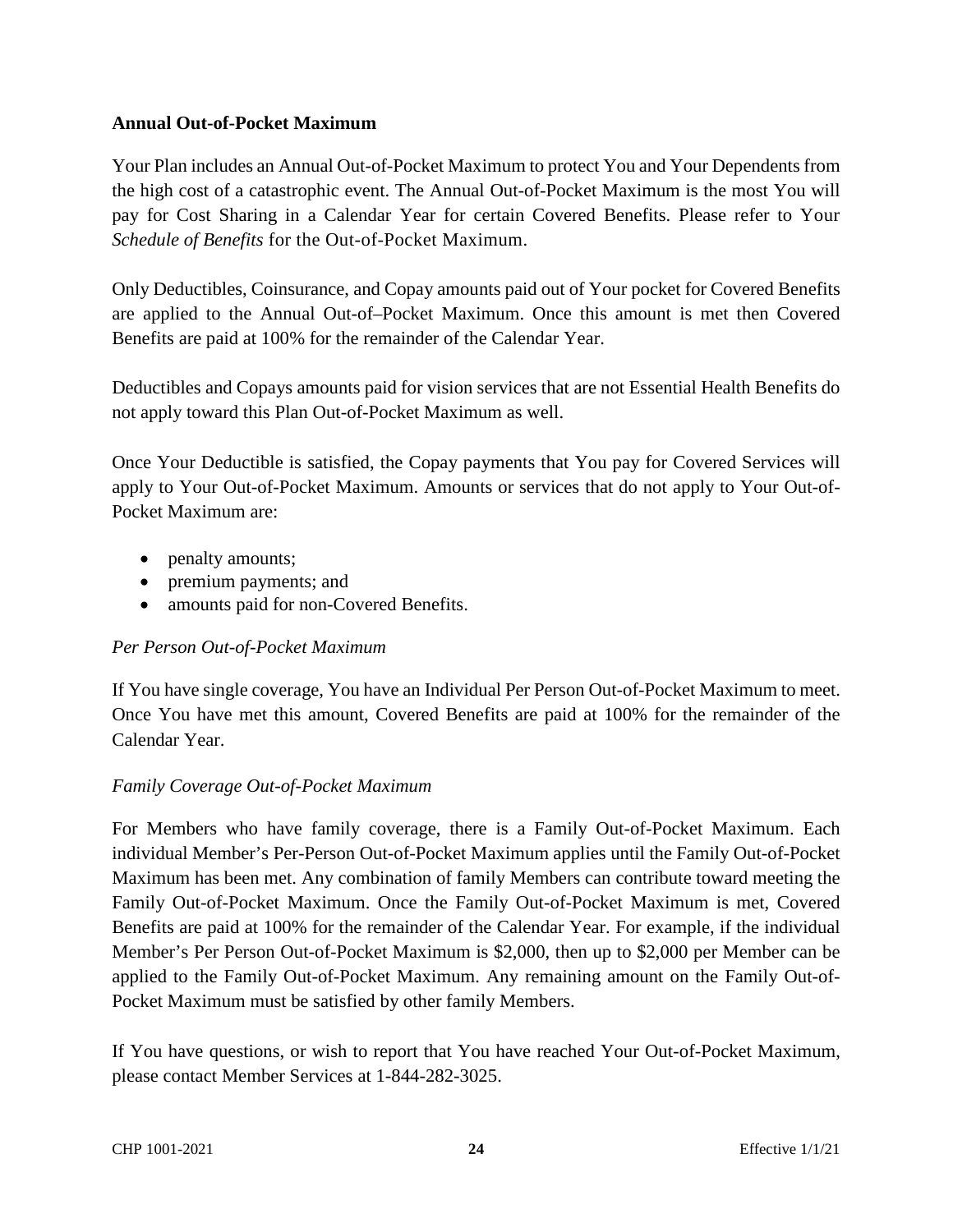**Annual Out-of-Pocket Maximum**

Your Plan includes an Annual Out-of-Pocket Maximum to protect You and Your Dependents from the high cost of a catastrophic event. The Annual Out-of-Pocket Maximum is the most You will pay for Cost Sharing in a Calendar Year for certain Covered Benefits. Please refer to Your *Schedule of Benefits* for the Out-of-Pocket Maximum.

Only Deductibles, Coinsurance, and Copay amounts paid out of Your pocket for Covered Benefits are applied to the Annual Out-of–Pocket Maximum. Once this amount is met then Covered Benefits are paid at 100% for the remainder of the Calendar Year.

Deductibles and Copays amounts paid for vision services that are not Essential Health Benefits do not apply toward this Plan Out-of-Pocket Maximum as well.

Once Your Deductible is satisfied, the Copay payments that You pay for Covered Services will apply to Your Out-of-Pocket Maximum. Amounts or services that do not apply to Your Out-of-Pocket Maximum are:

- penalty amounts;
- premium payments; and
- amounts paid for non-Covered Benefits.

*Per Person Out-of-Pocket Maximum*

If You have single coverage, You have an Individual Per Person Out-of-Pocket Maximum to meet. Once You have met this amount, Covered Benefits are paid at 100% for the remainder of the Calendar Year.

*Family Coverage Out-of-Pocket Maximum*

For Members who have family coverage, there is a Family Out-of-Pocket Maximum. Each individual Member's Per-Person Out-of-Pocket Maximum applies until the Family Out-of-Pocket Maximum has been met. Any combination of family Members can contribute toward meeting the Family Out-of-Pocket Maximum. Once the Family Out-of-Pocket Maximum is met, Covered Benefits are paid at 100% for the remainder of the Calendar Year. For example, if the individual Member's Per Person Out-of-Pocket Maximum is $2,000, then up to $2,000 per Member can be applied to the Family Out-of-Pocket Maximum. Any remaining amount on the Family Out-of-Pocket Maximum must be satisfied by other family Members.

If You have questions, or wish to report that You have reached Your Out-of-Pocket Maximum, please contact Member Services at 1-844-282-3025.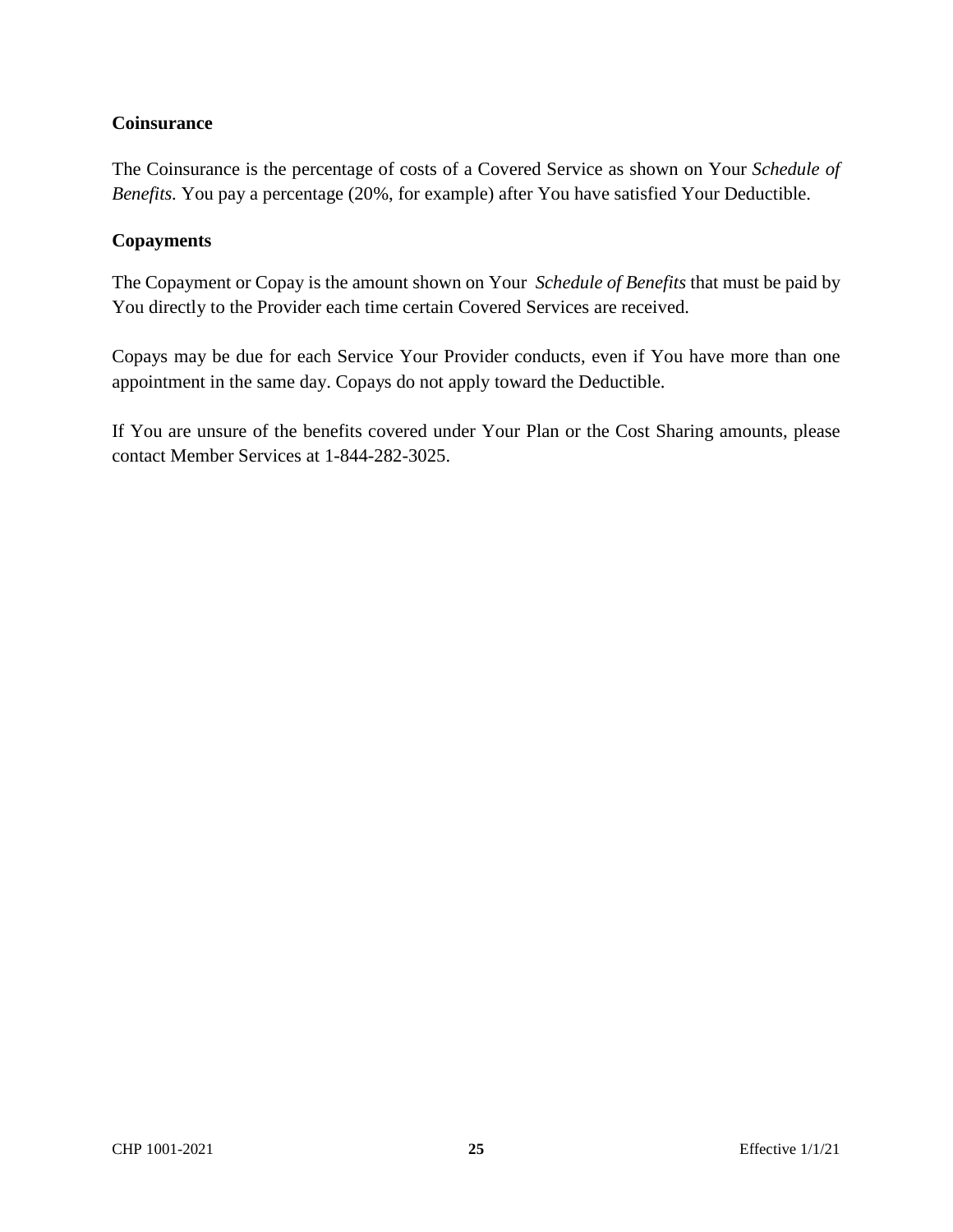### Coinsurance

The Coinsurance is the percentage of costs of a Covered Service as shown on Your *Schedule of Benefits.* You pay a percentage (20%, for example) after You have satisfied Your Deductible.

### Copayments

The Copayment or Copay is the amount shown on Your *Schedule of Benefits* that must be paid by You directly to the Provider each time certain Covered Services are received.

Copays may be due for each Service Your Provider conducts, even if You have more than one appointment in the same day. Copays do not apply toward the Deductible.

If You are unsure of the benefits covered under Your Plan or the Cost Sharing amounts, please contact Member Services at 1-844-282-3025.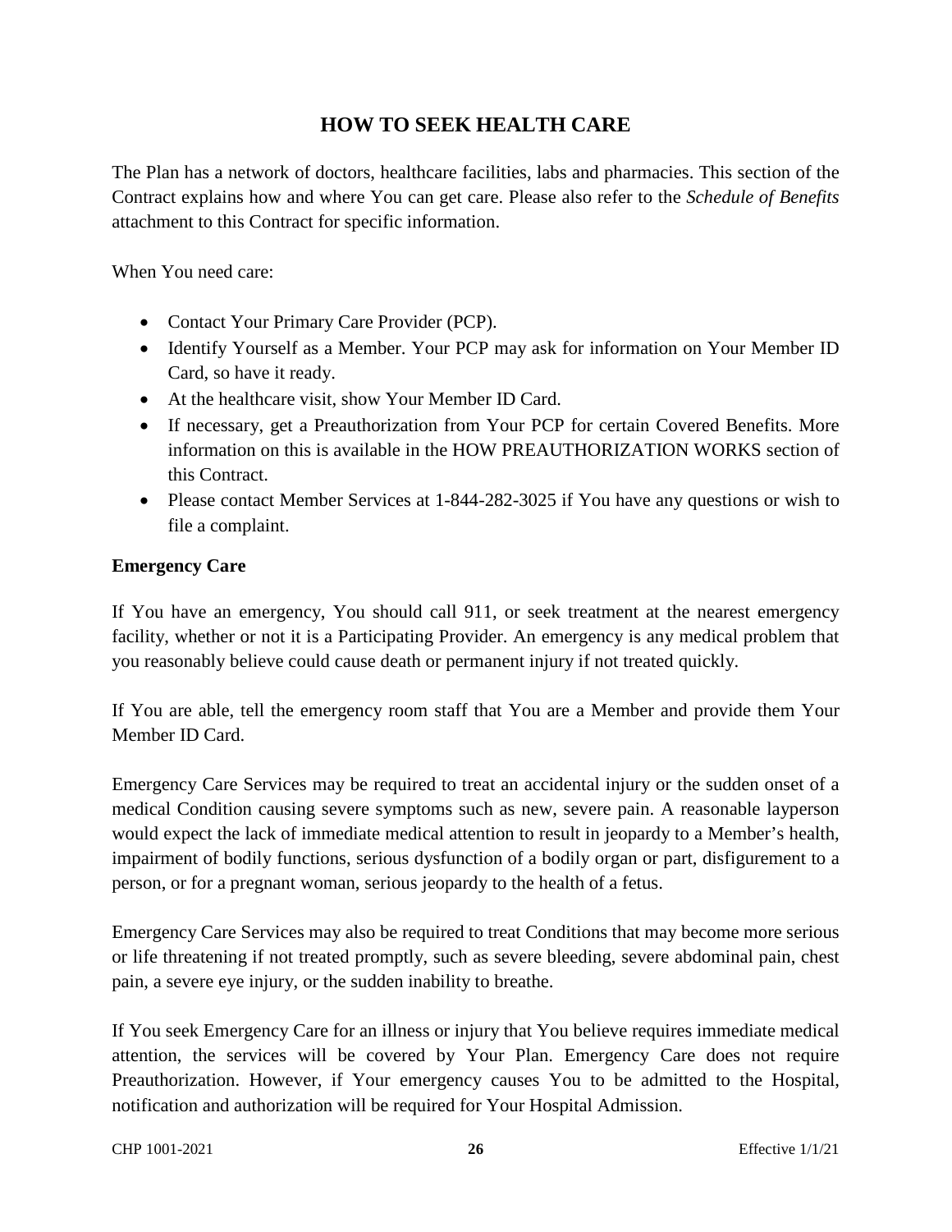# HOW TO SEEK HEALTH CARE

The Plan has a network of doctors, healthcare facilities, labs and pharmacies. This section of the Contract explains how and where You can get care. Please also refer to the *Schedule of Benefits* attachment to this Contract for specific information.

When You need care:

- Contact Your Primary Care Provider (PCP).
- Identify Yourself as a Member. Your PCP may ask for information on Your Member ID Card, so have it ready.
- At the healthcare visit, show Your Member ID Card.
- If necessary, get a Preauthorization from Your PCP for certain Covered Benefits. More information on this is available in the HOW PREAUTHORIZATION WORKS section of this Contract.
- Please contact Member Services at 1-844-282-3025 if You have any questions or wish to file a complaint.

**Emergency Care**

If You have an emergency, You should call 911, or seek treatment at the nearest emergency facility, whether or not it is a Participating Provider. An emergency is any medical problem that you reasonably believe could cause death or permanent injury if not treated quickly.

If You are able, tell the emergency room staff that You are a Member and provide them Your Member ID Card.

Emergency Care Services may be required to treat an accidental injury or the sudden onset of a medical Condition causing severe symptoms such as new, severe pain. A reasonable layperson would expect the lack of immediate medical attention to result in jeopardy to a Member's health, impairment of bodily functions, serious dysfunction of a bodily organ or part, disfigurement to a person, or for a pregnant woman, serious jeopardy to the health of a fetus.

Emergency Care Services may also be required to treat Conditions that may become more serious or life threatening if not treated promptly, such as severe bleeding, severe abdominal pain, chest pain, a severe eye injury, or the sudden inability to breathe.

If You seek Emergency Care for an illness or injury that You believe requires immediate medical attention, the services will be covered by Your Plan. Emergency Care does not require Preauthorization. However, if Your emergency causes You to be admitted to the Hospital, notification and authorization will be required for Your Hospital Admission.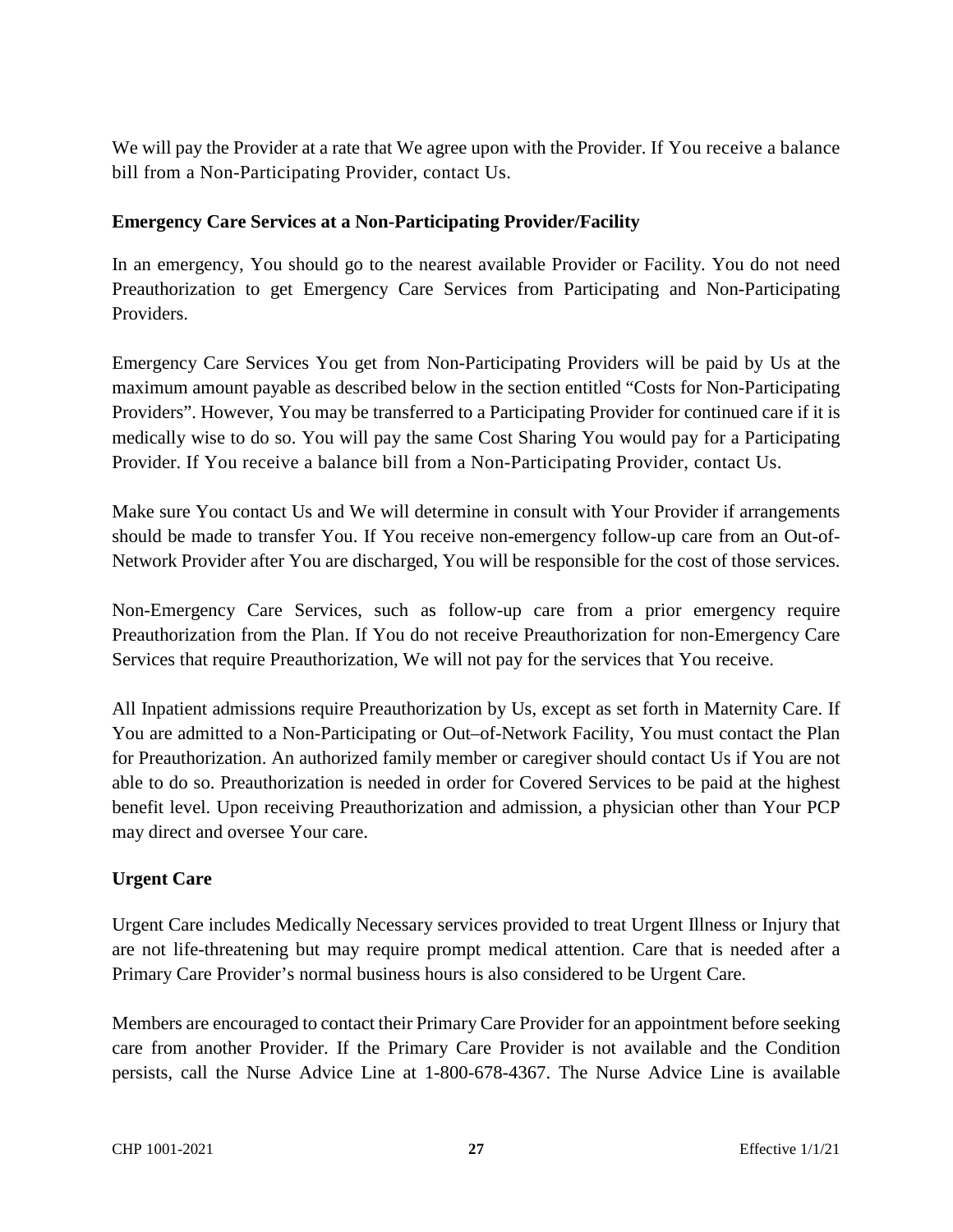We will pay the Provider at a rate that We agree upon with the Provider. If You receive a balance bill from a Non-Participating Provider, contact Us.

**Emergency Care Services at a Non-Participating Provider/Facility**

In an emergency, You should go to the nearest available Provider or Facility. You do not need Preauthorization to get Emergency Care Services from Participating and Non-Participating Providers.

Emergency Care Services You get from Non-Participating Providers will be paid by Us at the maximum amount payable as described below in the section entitled "Costs for Non-Participating Providers". However, You may be transferred to a Participating Provider for continued care if it is medically wise to do so. You will pay the same Cost Sharing You would pay for a Participating Provider. If You receive a balance bill from a Non-Participating Provider, contact Us.

Make sure You contact Us and We will determine in consult with Your Provider if arrangements should be made to transfer You. If You receive non-emergency follow-up care from an Out-of-Network Provider after You are discharged, You will be responsible for the cost of those services.

Non-Emergency Care Services, such as follow-up care from a prior emergency require Preauthorization from the Plan. If You do not receive Preauthorization for non-Emergency Care Services that require Preauthorization, We will not pay for the services that You receive.

All Inpatient admissions require Preauthorization by Us, except as set forth in Maternity Care. If You are admitted to a Non-Participating or Out–of-Network Facility, You must contact the Plan for Preauthorization. An authorized family member or caregiver should contact Us if You are not able to do so. Preauthorization is needed in order for Covered Services to be paid at the highest benefit level. Upon receiving Preauthorization and admission, a physician other than Your PCP may direct and oversee Your care.

**Urgent Care**

Urgent Care includes Medically Necessary services provided to treat Urgent Illness or Injury that are not life-threatening but may require prompt medical attention. Care that is needed after a Primary Care Provider's normal business hours is also considered to be Urgent Care.

Members are encouraged to contact their Primary Care Provider for an appointment before seeking care from another Provider. If the Primary Care Provider is not available and the Condition persists, call the Nurse Advice Line at 1-800-678-4367. The Nurse Advice Line is available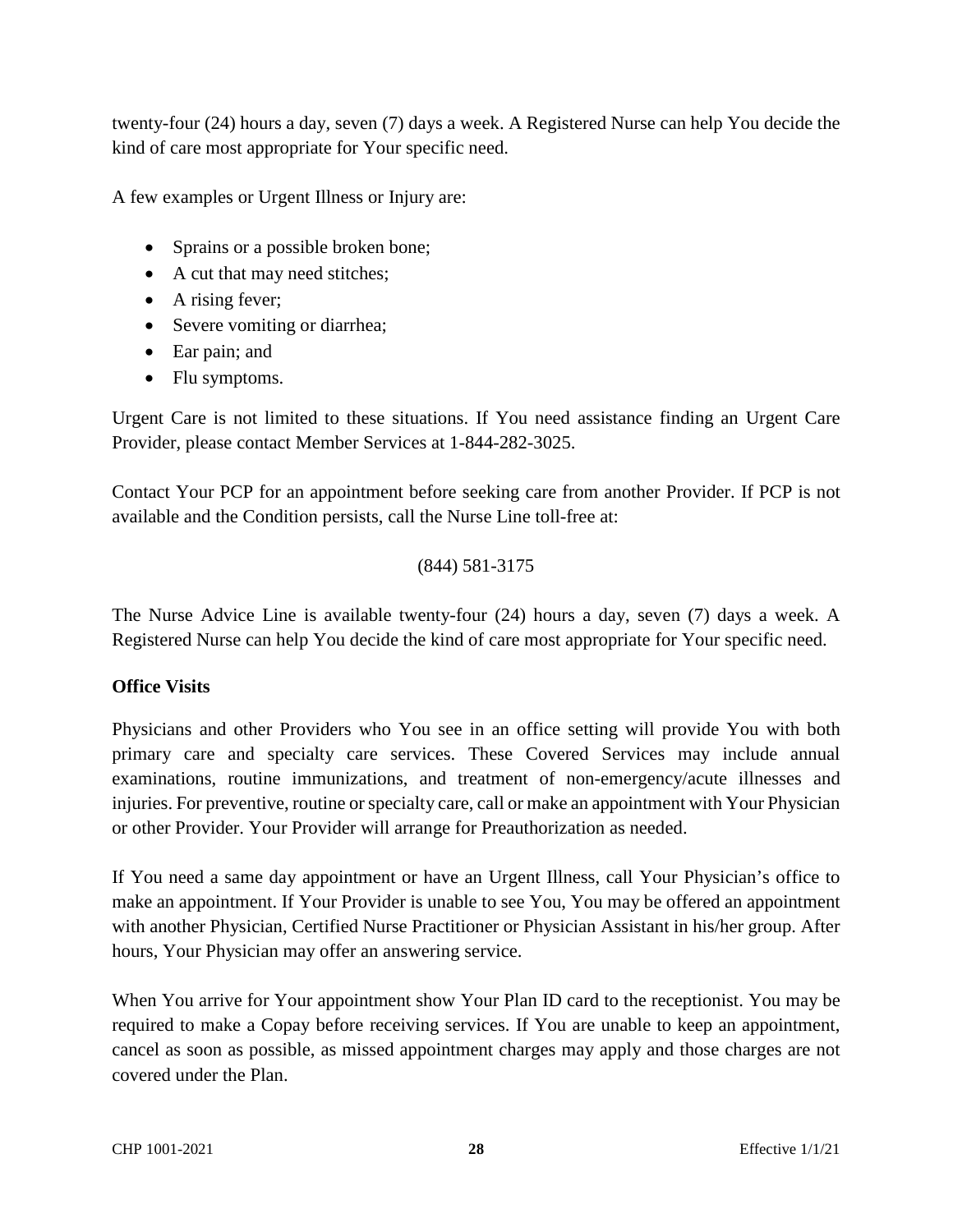twenty-four (24) hours a day, seven (7) days a week. A Registered Nurse can help You decide the kind of care most appropriate for Your specific need.

A few examples or Urgent Illness or Injury are:

- Sprains or a possible broken bone;
- A cut that may need stitches;
- A rising fever;
- Severe vomiting or diarrhea;
- Ear pain; and
- Flu symptoms.

Urgent Care is not limited to these situations. If You need assistance finding an Urgent Care Provider, please contact Member Services at 1-844-282-3025.

Contact Your PCP for an appointment before seeking care from another Provider. If PCP is not available and the Condition persists, call the Nurse Line toll-free at:

(844) 581-3175

The Nurse Advice Line is available twenty-four (24) hours a day, seven (7) days a week. A Registered Nurse can help You decide the kind of care most appropriate for Your specific need.

**Office Visits**

Physicians and other Providers who You see in an office setting will provide You with both primary care and specialty care services. These Covered Services may include annual examinations, routine immunizations, and treatment of non-emergency/acute illnesses and injuries. For preventive, routine or specialty care, call or make an appointment with Your Physician or other Provider. Your Provider will arrange for Preauthorization as needed.

If You need a same day appointment or have an Urgent Illness, call Your Physician's office to make an appointment. If Your Provider is unable to see You, You may be offered an appointment with another Physician, Certified Nurse Practitioner or Physician Assistant in his/her group. After hours, Your Physician may offer an answering service.

When You arrive for Your appointment show Your Plan ID card to the receptionist. You may be required to make a Copay before receiving services. If You are unable to keep an appointment, cancel as soon as possible, as missed appointment charges may apply and those charges are not covered under the Plan.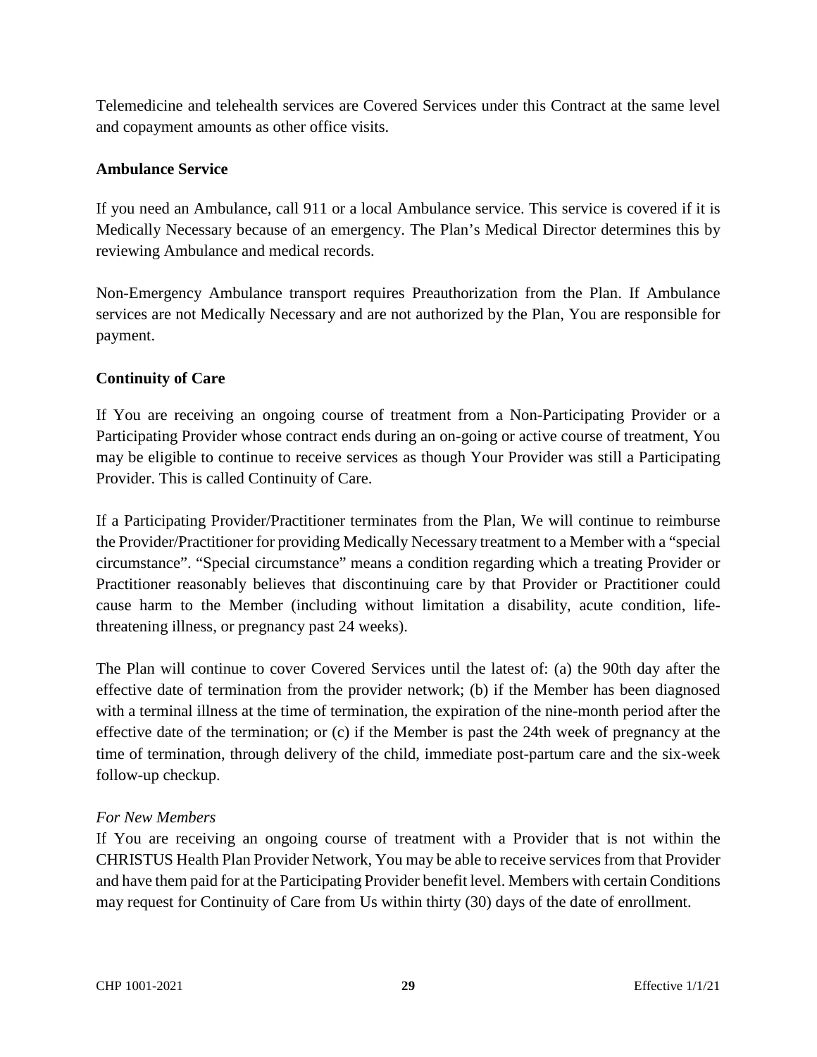Telemedicine and telehealth services are Covered Services under this Contract at the same level and copayment amounts as other office visits.

### Ambulance Service

If you need an Ambulance, call 911 or a local Ambulance service. This service is covered if it is Medically Necessary because of an emergency. The Plan's Medical Director determines this by reviewing Ambulance and medical records.

Non-Emergency Ambulance transport requires Preauthorization from the Plan. If Ambulance services are not Medically Necessary and are not authorized by the Plan, You are responsible for payment.

### Continuity of Care

If You are receiving an ongoing course of treatment from a Non-Participating Provider or a Participating Provider whose contract ends during an on-going or active course of treatment, You may be eligible to continue to receive services as though Your Provider was still a Participating Provider. This is called Continuity of Care.

If a Participating Provider/Practitioner terminates from the Plan, We will continue to reimburse the Provider/Practitioner for providing Medically Necessary treatment to a Member with a "special circumstance". "Special circumstance" means a condition regarding which a treating Provider or Practitioner reasonably believes that discontinuing care by that Provider or Practitioner could cause harm to the Member (including without limitation a disability, acute condition, life-threatening illness, or pregnancy past 24 weeks).

The Plan will continue to cover Covered Services until the latest of: (a) the 90th day after the effective date of termination from the provider network; (b) if the Member has been diagnosed with a terminal illness at the time of termination, the expiration of the nine-month period after the effective date of the termination; or (c) if the Member is past the 24th week of pregnancy at the time of termination, through delivery of the child, immediate post-partum care and the six-week follow-up checkup.

*For New Members*

If You are receiving an ongoing course of treatment with a Provider that is not within the CHRISTUS Health Plan Provider Network, You may be able to receive services from that Provider and have them paid for at the Participating Provider benefit level. Members with certain Conditions may request for Continuity of Care from Us within thirty (30) days of the date of enrollment.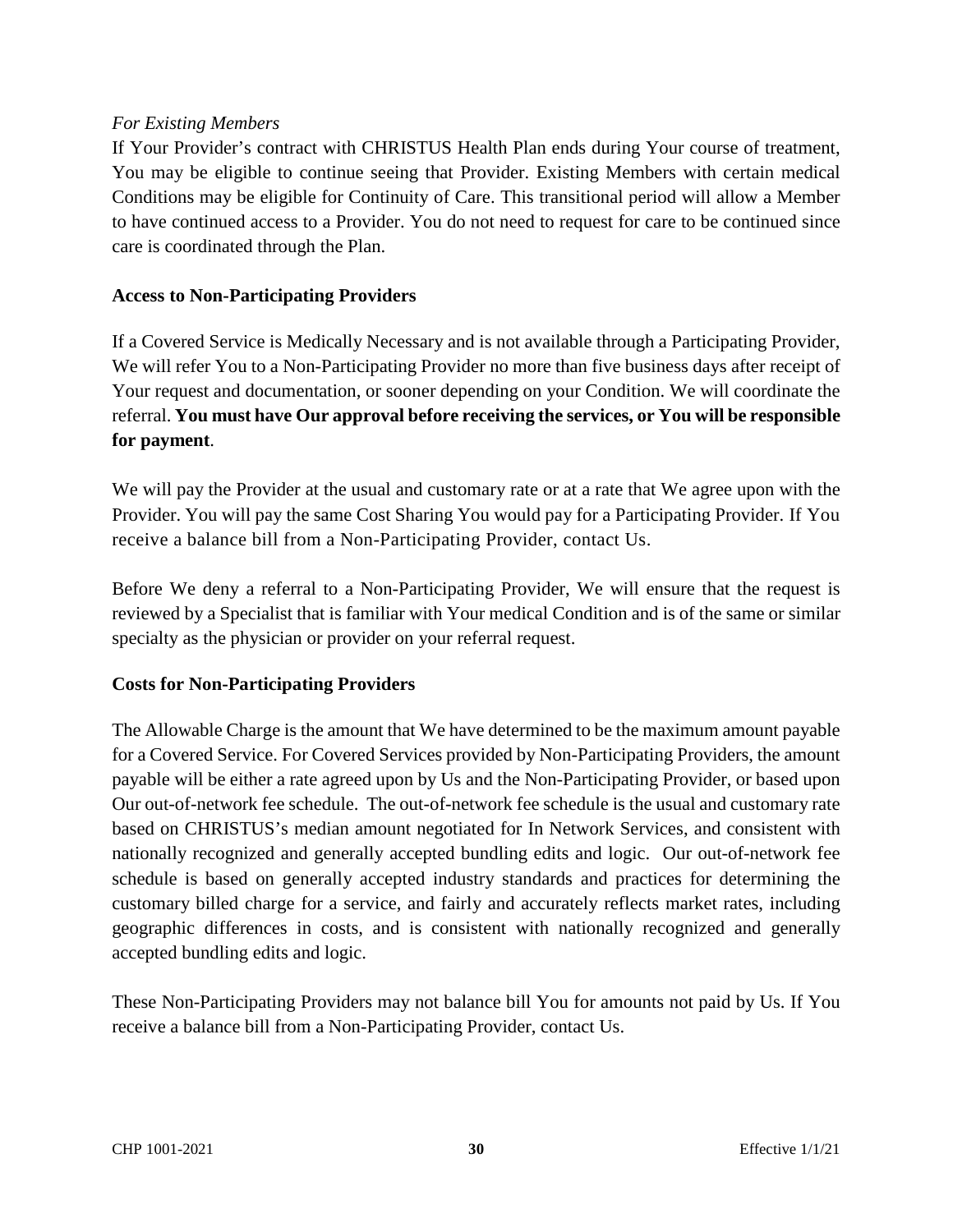*For Existing Members*

If Your Provider's contract with CHRISTUS Health Plan ends during Your course of treatment, You may be eligible to continue seeing that Provider. Existing Members with certain medical Conditions may be eligible for Continuity of Care. This transitional period will allow a Member to have continued access to a Provider. You do not need to request for care to be continued since care is coordinated through the Plan.

**Access to Non-Participating Providers**

If a Covered Service is Medically Necessary and is not available through a Participating Provider, We will refer You to a Non-Participating Provider no more than five business days after receipt of Your request and documentation, or sooner depending on your Condition. We will coordinate the referral. **You must have Our approval before receiving the services, or You will be responsible for payment**.

We will pay the Provider at the usual and customary rate or at a rate that We agree upon with the Provider. You will pay the same Cost Sharing You would pay for a Participating Provider. If You receive a balance bill from a Non-Participating Provider, contact Us.

Before We deny a referral to a Non-Participating Provider, We will ensure that the request is reviewed by a Specialist that is familiar with Your medical Condition and is of the same or similar specialty as the physician or provider on your referral request.

**Costs for Non-Participating Providers**

The Allowable Charge is the amount that We have determined to be the maximum amount payable for a Covered Service. For Covered Services provided by Non-Participating Providers, the amount payable will be either a rate agreed upon by Us and the Non-Participating Provider, or based upon Our out-of-network fee schedule. The out-of-network fee schedule is the usual and customary rate based on CHRISTUS's median amount negotiated for In Network Services, and consistent with nationally recognized and generally accepted bundling edits and logic. Our out-of-network fee schedule is based on generally accepted industry standards and practices for determining the customary billed charge for a service, and fairly and accurately reflects market rates, including geographic differences in costs, and is consistent with nationally recognized and generally accepted bundling edits and logic.

These Non-Participating Providers may not balance bill You for amounts not paid by Us. If You receive a balance bill from a Non-Participating Provider, contact Us.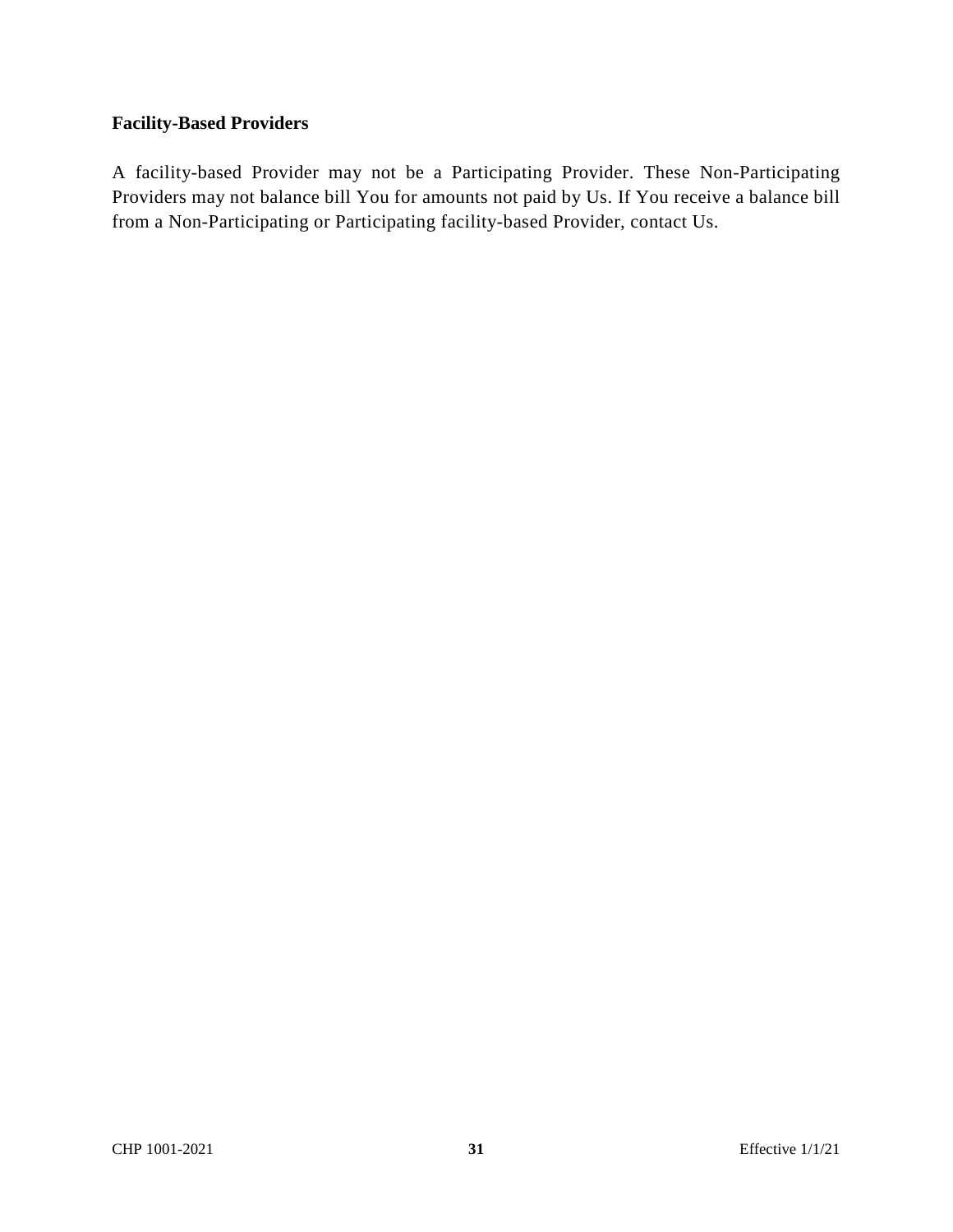**Facility-Based Providers**

A facility-based Provider may not be a Participating Provider. These Non-Participating Providers may not balance bill You for amounts not paid by Us. If You receive a balance bill from a Non-Participating or Participating facility-based Provider, contact Us.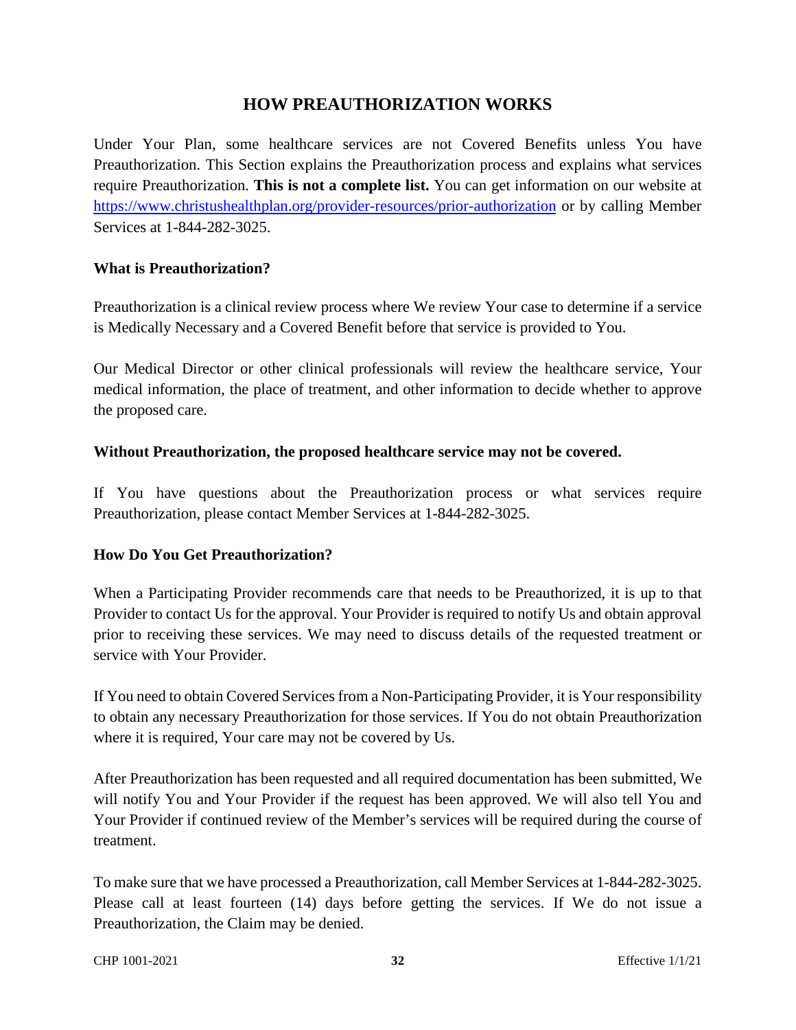## HOW PREAUTHORIZATION WORKS

Under Your Plan, some healthcare services are not Covered Benefits unless You have Preauthorization. This Section explains the Preauthorization process and explains what services require Preauthorization. **This is not a complete list.** You can get information on our website at [https://www.christushealthplan.org/provider-resources/prior-authorization](https://www.christushealthplan.org/provider-resources/prior-authorization) or by calling Member Services at 1-844-282-3025.

### What is Preauthorization?

Preauthorization is a clinical review process where We review Your case to determine if a service is Medically Necessary and a Covered Benefit before that service is provided to You.

Our Medical Director or other clinical professionals will review the healthcare service, Your medical information, the place of treatment, and other information to decide whether to approve the proposed care.

**Without Preauthorization, the proposed healthcare service may not be covered.**

If You have questions about the Preauthorization process or what services require Preauthorization, please contact Member Services at 1-844-282-3025.

### How Do You Get Preauthorization?

When a Participating Provider recommends care that needs to be Preauthorized, it is up to that Provider to contact Us for the approval. Your Provider is required to notify Us and obtain approval prior to receiving these services. We may need to discuss details of the requested treatment or service with Your Provider.

If You need to obtain Covered Services from a Non-Participating Provider, it is Your responsibility to obtain any necessary Preauthorization for those services. If You do not obtain Preauthorization where it is required, Your care may not be covered by Us.

After Preauthorization has been requested and all required documentation has been submitted, We will notify You and Your Provider if the request has been approved. We will also tell You and Your Provider if continued review of the Member's services will be required during the course of treatment.

To make sure that we have processed a Preauthorization, call Member Services at 1-844-282-3025. Please call at least fourteen (14) days before getting the services. If We do not issue a Preauthorization, the Claim may be denied.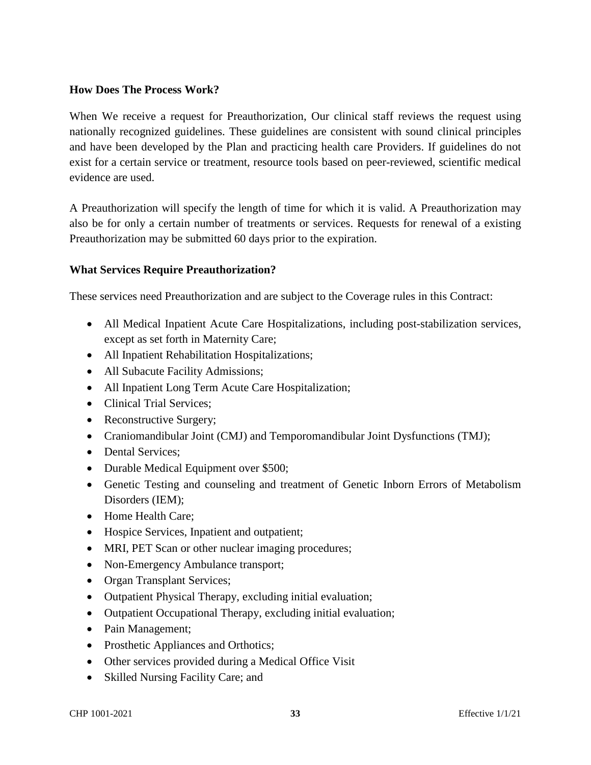**How Does The Process Work?**

When We receive a request for Preauthorization, Our clinical staff reviews the request using nationally recognized guidelines. These guidelines are consistent with sound clinical principles and have been developed by the Plan and practicing health care Providers. If guidelines do not exist for a certain service or treatment, resource tools based on peer-reviewed, scientific medical evidence are used.

A Preauthorization will specify the length of time for which it is valid. A Preauthorization may also be for only a certain number of treatments or services. Requests for renewal of a existing Preauthorization may be submitted 60 days prior to the expiration.

**What Services Require Preauthorization?**

These services need Preauthorization and are subject to the Coverage rules in this Contract:

- All Medical Inpatient Acute Care Hospitalizations, including post-stabilization services, except as set forth in Maternity Care;
- All Inpatient Rehabilitation Hospitalizations;
- All Subacute Facility Admissions;
- All Inpatient Long Term Acute Care Hospitalization;
- Clinical Trial Services;
- Reconstructive Surgery;
- Craniomandibular Joint (CMJ) and Temporomandibular Joint Dysfunctions (TMJ);
- Dental Services;
- Durable Medical Equipment over $500;
- Genetic Testing and counseling and treatment of Genetic Inborn Errors of Metabolism Disorders (IEM);
- Home Health Care;
- Hospice Services, Inpatient and outpatient;
- MRI, PET Scan or other nuclear imaging procedures;
- Non-Emergency Ambulance transport;
- Organ Transplant Services;
- Outpatient Physical Therapy, excluding initial evaluation;
- Outpatient Occupational Therapy, excluding initial evaluation;
- Pain Management;
- Prosthetic Appliances and Orthotics;
- Other services provided during a Medical Office Visit
- Skilled Nursing Facility Care; and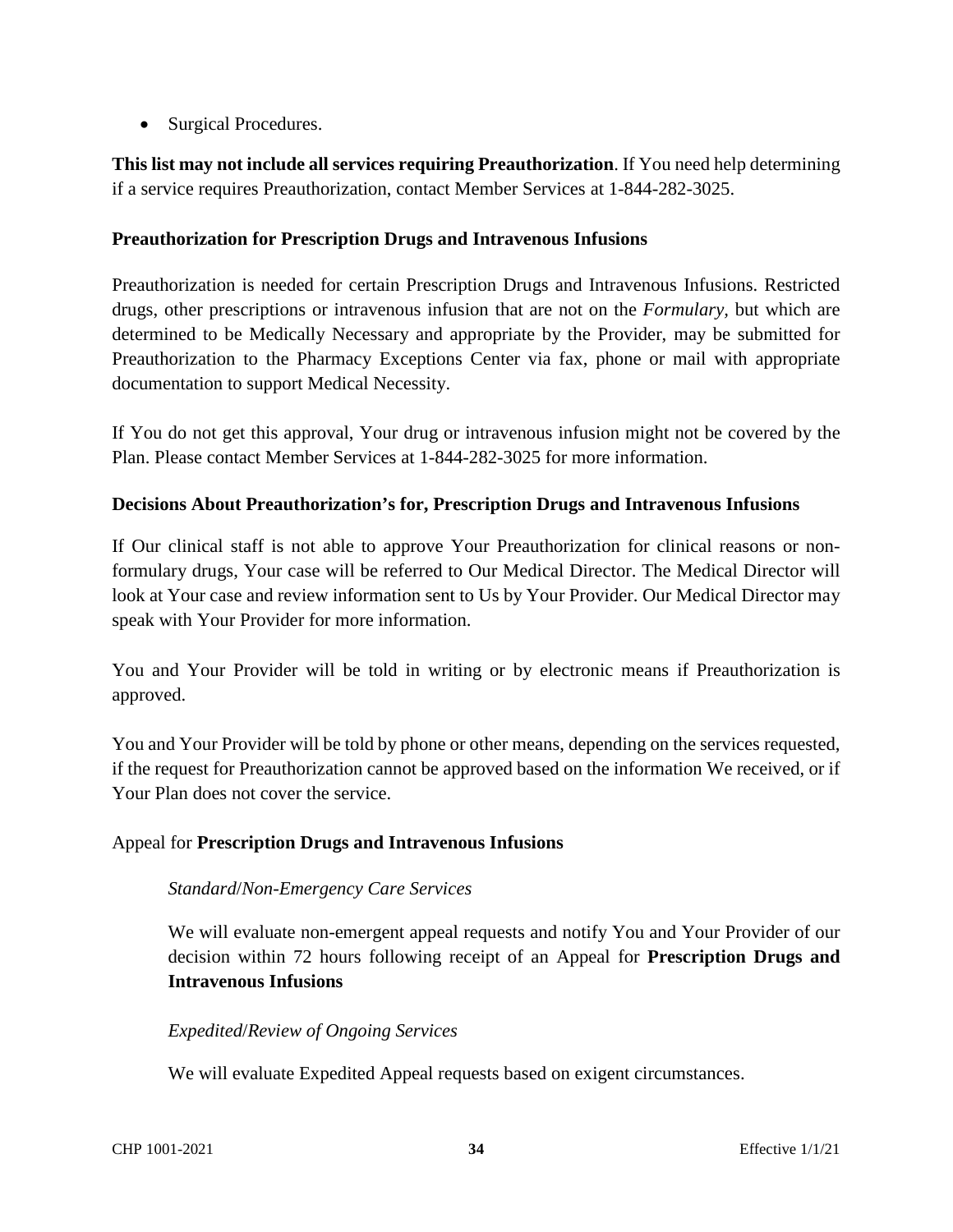- Surgical Procedures.

**This list may not include all services requiring Preauthorization**. If You need help determining if a service requires Preauthorization, contact Member Services at 1-844-282-3025.

**Preauthorization for Prescription Drugs and Intravenous Infusions**

Preauthorization is needed for certain Prescription Drugs and Intravenous Infusions. Restricted drugs, other prescriptions or intravenous infusion that are not on the *Formulary,* but which are determined to be Medically Necessary and appropriate by the Provider, may be submitted for Preauthorization to the Pharmacy Exceptions Center via fax, phone or mail with appropriate documentation to support Medical Necessity.

If You do not get this approval, Your drug or intravenous infusion might not be covered by the Plan. Please contact Member Services at 1-844-282-3025 for more information.

**Decisions About Preauthorization's for, Prescription Drugs and Intravenous Infusions**

If Our clinical staff is not able to approve Your Preauthorization for clinical reasons or non-formulary drugs, Your case will be referred to Our Medical Director. The Medical Director will look at Your case and review information sent to Us by Your Provider. Our Medical Director may speak with Your Provider for more information.

You and Your Provider will be told in writing or by electronic means if Preauthorization is approved.

You and Your Provider will be told by phone or other means, depending on the services requested, if the request for Preauthorization cannot be approved based on the information We received, or if Your Plan does not cover the service.

Appeal for **Prescription Drugs and Intravenous Infusions**

*Standard/Non-Emergency Care Services*

We will evaluate non-emergent appeal requests and notify You and Your Provider of our decision within 72 hours following receipt of an Appeal for **Prescription Drugs and Intravenous Infusions**

*Expedited/Review of Ongoing Services*

We will evaluate Expedited Appeal requests based on exigent circumstances.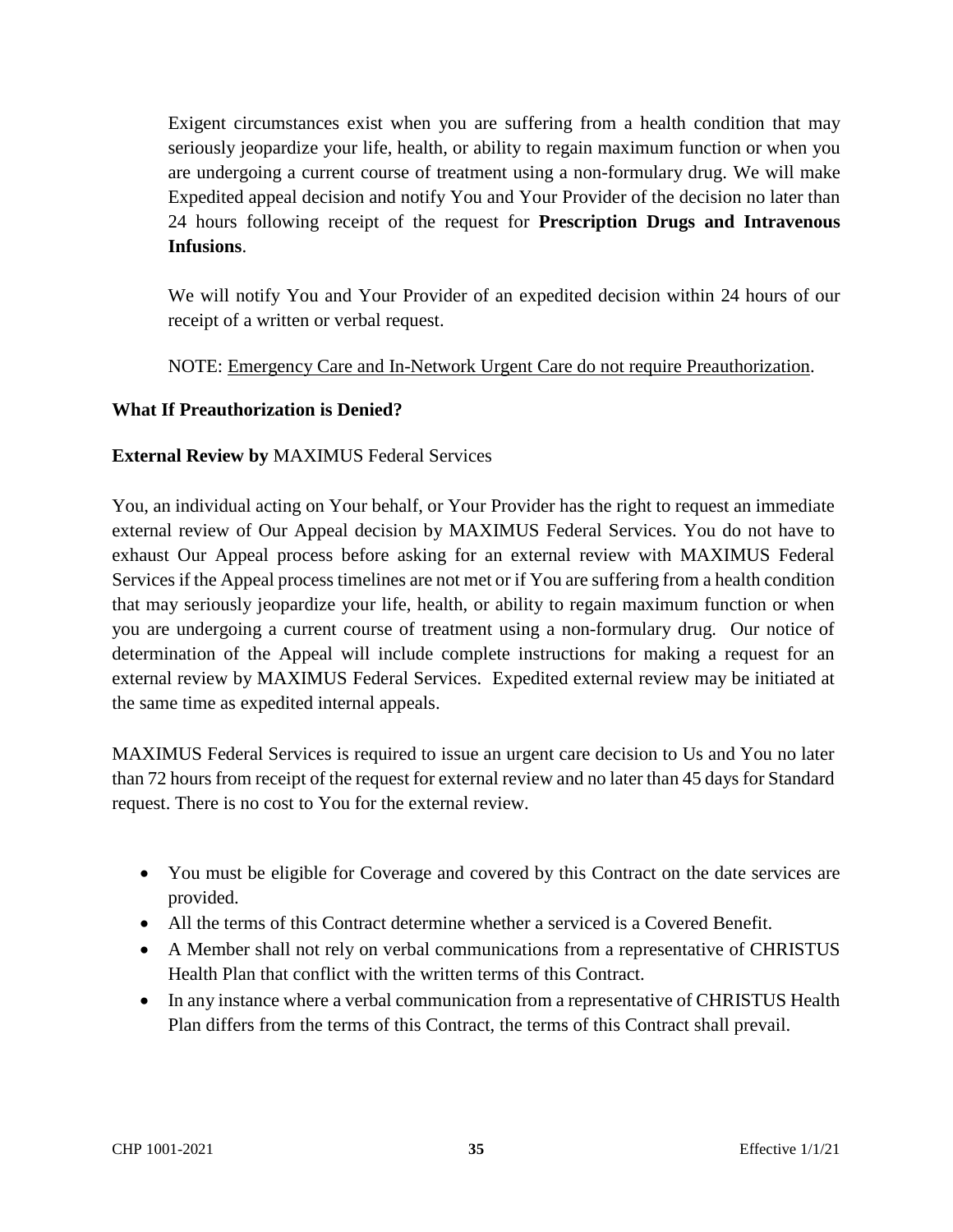Exigent circumstances exist when you are suffering from a health condition that may seriously jeopardize your life, health, or ability to regain maximum function or when you are undergoing a current course of treatment using a non-formulary drug. We will make Expedited appeal decision and notify You and Your Provider of the decision no later than 24 hours following receipt of the request for **Prescription Drugs and Intravenous Infusions**.

We will notify You and Your Provider of an expedited decision within 24 hours of our receipt of a written or verbal request.

NOTE: <u>Emergency Care and In-Network Urgent Care do not require Preauthorization</u>.

**What If Preauthorization is Denied?**

**External Review by** MAXIMUS Federal Services

You, an individual acting on Your behalf, or Your Provider has the right to request an immediate external review of Our Appeal decision by MAXIMUS Federal Services. You do not have to exhaust Our Appeal process before asking for an external review with MAXIMUS Federal Services if the Appeal process timelines are not met or if You are suffering from a health condition that may seriously jeopardize your life, health, or ability to regain maximum function or when you are undergoing a current course of treatment using a non-formulary drug. Our notice of determination of the Appeal will include complete instructions for making a request for an external review by MAXIMUS Federal Services. Expedited external review may be initiated at the same time as expedited internal appeals.

MAXIMUS Federal Services is required to issue an urgent care decision to Us and You no later than 72 hours from receipt of the request for external review and no later than 45 days for Standard request. There is no cost to You for the external review.

- You must be eligible for Coverage and covered by this Contract on the date services are provided.
- All the terms of this Contract determine whether a serviced is a Covered Benefit.
- A Member shall not rely on verbal communications from a representative of CHRISTUS Health Plan that conflict with the written terms of this Contract.
- In any instance where a verbal communication from a representative of CHRISTUS Health Plan differs from the terms of this Contract, the terms of this Contract shall prevail.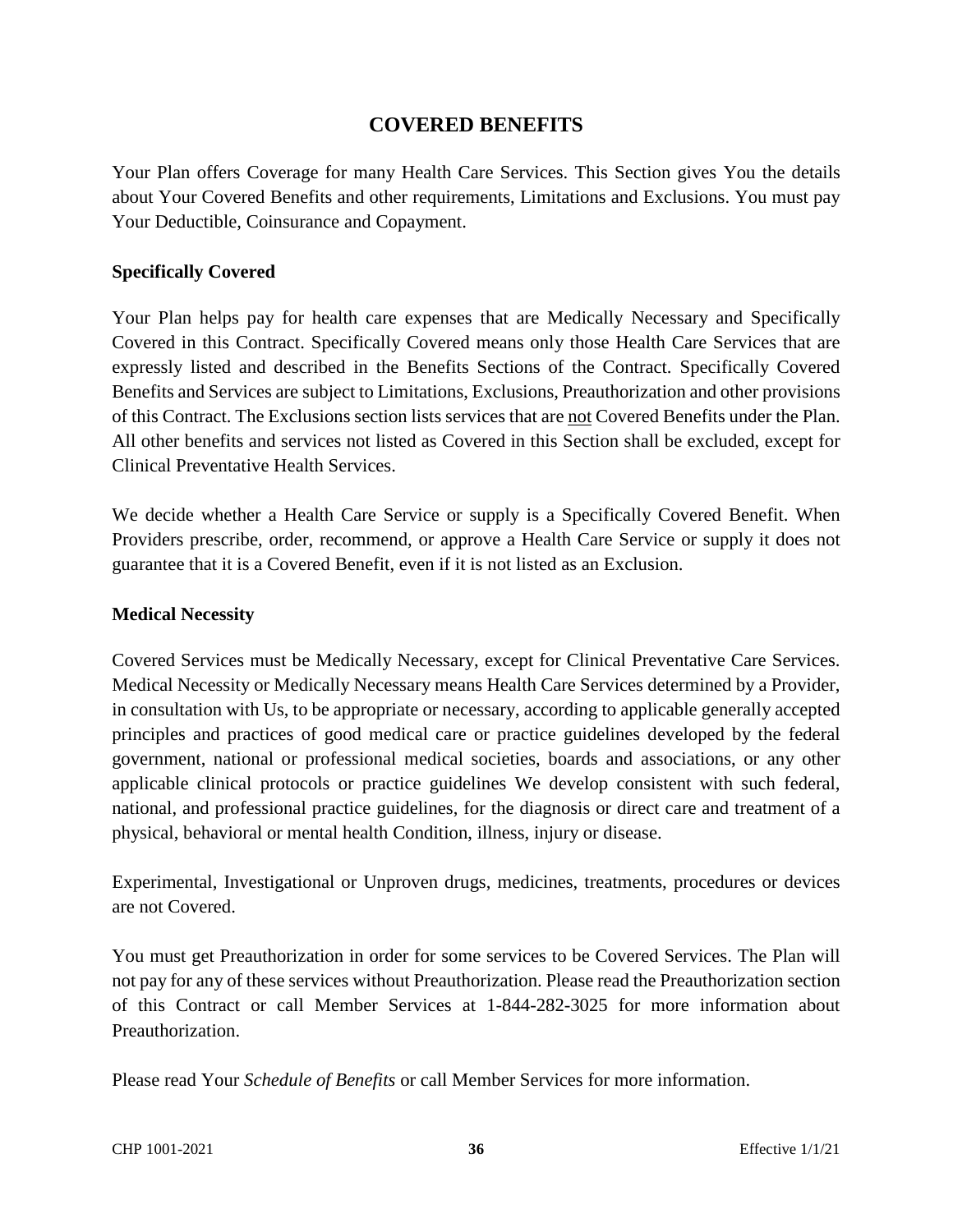# COVERED BENEFITS

Your Plan offers Coverage for many Health Care Services. This Section gives You the details about Your Covered Benefits and other requirements, Limitations and Exclusions. You must pay Your Deductible, Coinsurance and Copayment.

**Specifically Covered**

Your Plan helps pay for health care expenses that are Medically Necessary and Specifically Covered in this Contract. Specifically Covered means only those Health Care Services that are expressly listed and described in the Benefits Sections of the Contract. Specifically Covered Benefits and Services are subject to Limitations, Exclusions, Preauthorization and other provisions of this Contract. The Exclusions section lists services that are <u>not</u> Covered Benefits under the Plan. All other benefits and services not listed as Covered in this Section shall be excluded, except for Clinical Preventative Health Services.

We decide whether a Health Care Service or supply is a Specifically Covered Benefit. When Providers prescribe, order, recommend, or approve a Health Care Service or supply it does not guarantee that it is a Covered Benefit, even if it is not listed as an Exclusion.

**Medical Necessity**

Covered Services must be Medically Necessary, except for Clinical Preventative Care Services. Medical Necessity or Medically Necessary means Health Care Services determined by a Provider, in consultation with Us, to be appropriate or necessary, according to applicable generally accepted principles and practices of good medical care or practice guidelines developed by the federal government, national or professional medical societies, boards and associations, or any other applicable clinical protocols or practice guidelines We develop consistent with such federal, national, and professional practice guidelines, for the diagnosis or direct care and treatment of a physical, behavioral or mental health Condition, illness, injury or disease.

Experimental, Investigational or Unproven drugs, medicines, treatments, procedures or devices are not Covered.

You must get Preauthorization in order for some services to be Covered Services. The Plan will not pay for any of these services without Preauthorization. Please read the Preauthorization section of this Contract or call Member Services at 1-844-282-3025 for more information about Preauthorization.

Please read Your *Schedule of Benefits* or call Member Services for more information.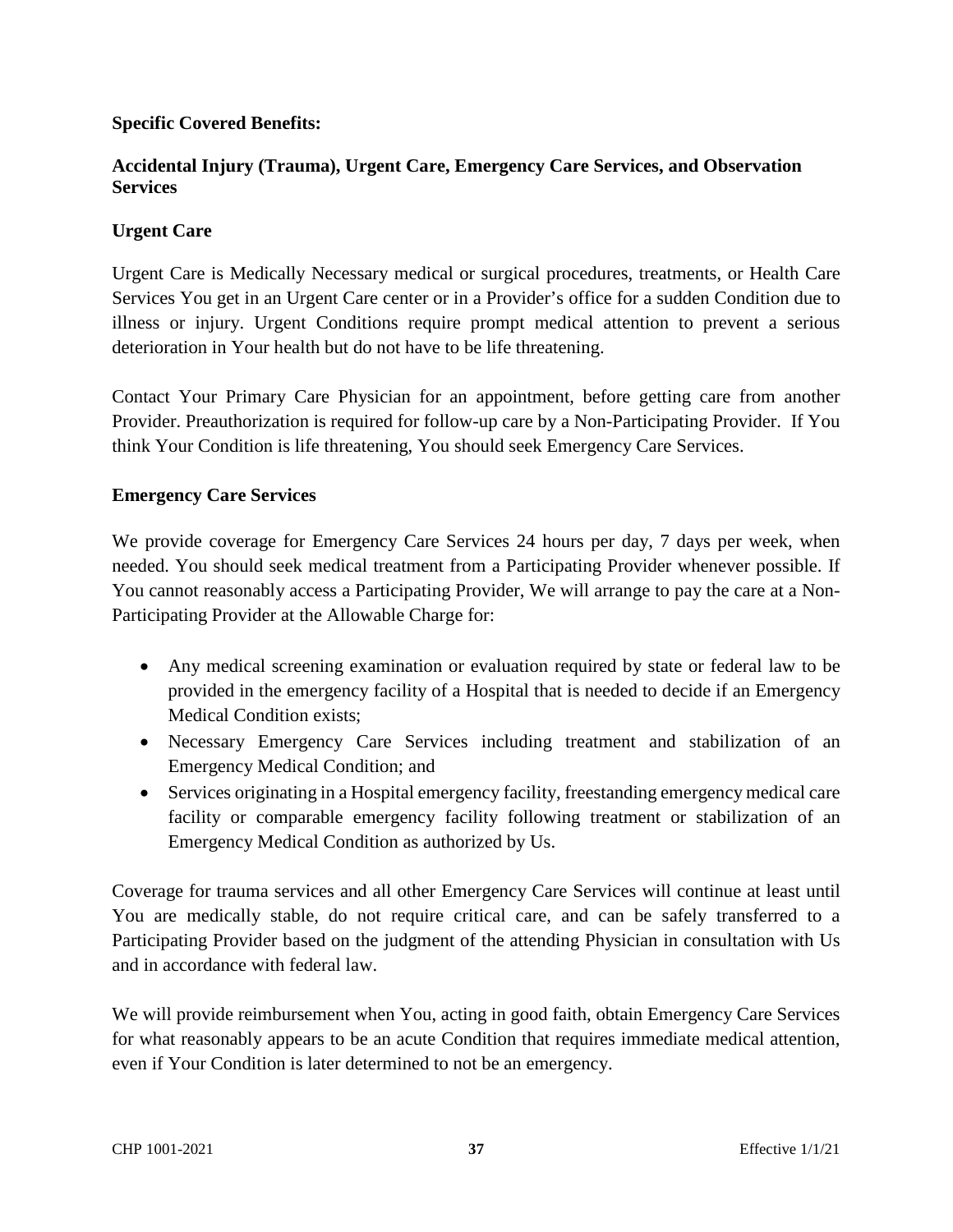**Specific Covered Benefits:**

**Accidental Injury (Trauma), Urgent Care, Emergency Care Services, and Observation Services**

**Urgent Care**

Urgent Care is Medically Necessary medical or surgical procedures, treatments, or Health Care Services You get in an Urgent Care center or in a Provider's office for a sudden Condition due to illness or injury. Urgent Conditions require prompt medical attention to prevent a serious deterioration in Your health but do not have to be life threatening.

Contact Your Primary Care Physician for an appointment, before getting care from another Provider. Preauthorization is required for follow-up care by a Non-Participating Provider. If You think Your Condition is life threatening, You should seek Emergency Care Services.

**Emergency Care Services**

We provide coverage for Emergency Care Services 24 hours per day, 7 days per week, when needed. You should seek medical treatment from a Participating Provider whenever possible. If You cannot reasonably access a Participating Provider, We will arrange to pay the care at a Non-Participating Provider at the Allowable Charge for:

- Any medical screening examination or evaluation required by state or federal law to be provided in the emergency facility of a Hospital that is needed to decide if an Emergency Medical Condition exists;
- Necessary Emergency Care Services including treatment and stabilization of an Emergency Medical Condition; and
- Services originating in a Hospital emergency facility, freestanding emergency medical care facility or comparable emergency facility following treatment or stabilization of an Emergency Medical Condition as authorized by Us.

Coverage for trauma services and all other Emergency Care Services will continue at least until You are medically stable, do not require critical care, and can be safely transferred to a Participating Provider based on the judgment of the attending Physician in consultation with Us and in accordance with federal law.

We will provide reimbursement when You, acting in good faith, obtain Emergency Care Services for what reasonably appears to be an acute Condition that requires immediate medical attention, even if Your Condition is later determined to not be an emergency.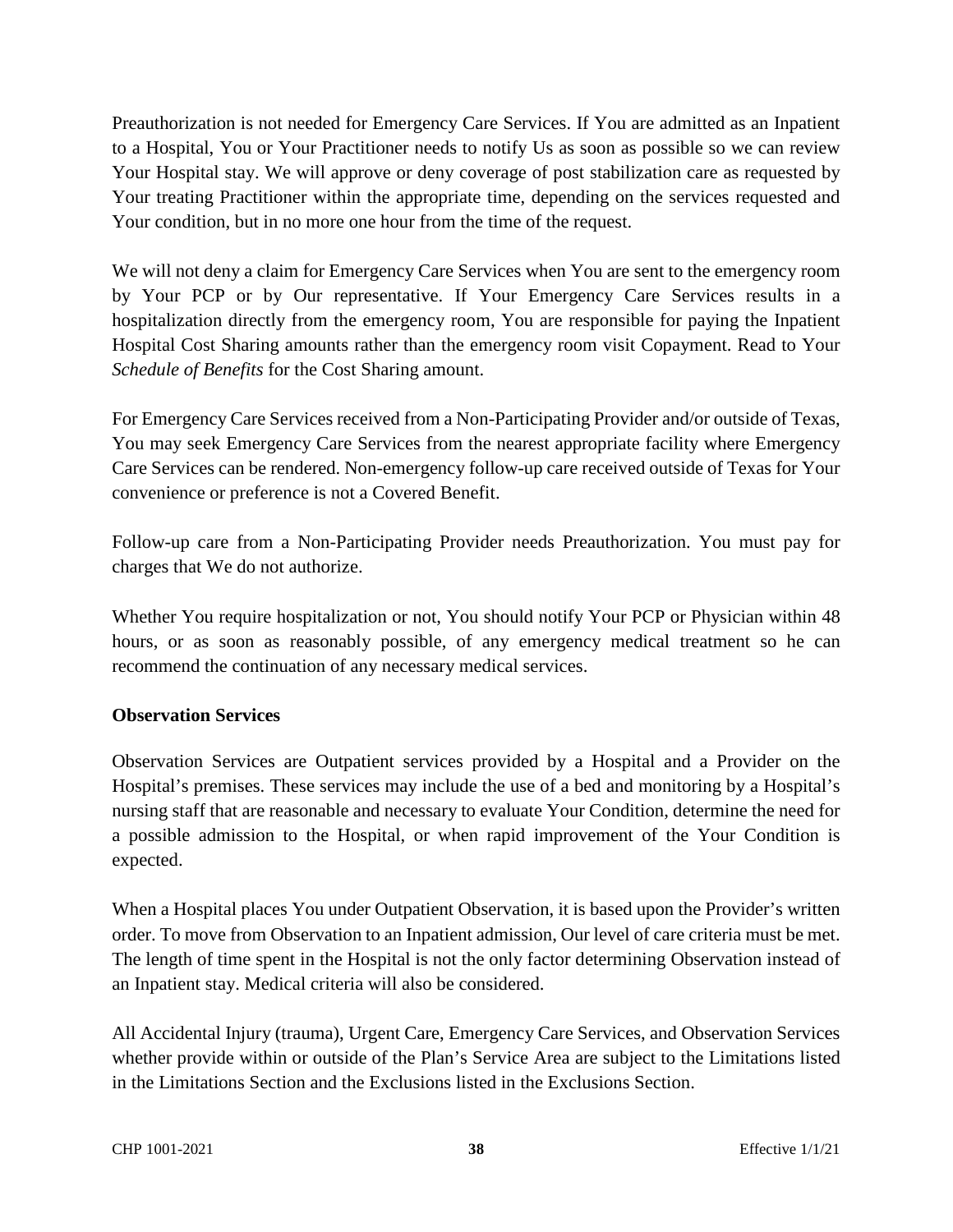Preauthorization is not needed for Emergency Care Services. If You are admitted as an Inpatient to a Hospital, You or Your Practitioner needs to notify Us as soon as possible so we can review Your Hospital stay. We will approve or deny coverage of post stabilization care as requested by Your treating Practitioner within the appropriate time, depending on the services requested and Your condition, but in no more one hour from the time of the request.

We will not deny a claim for Emergency Care Services when You are sent to the emergency room by Your PCP or by Our representative. If Your Emergency Care Services results in a hospitalization directly from the emergency room, You are responsible for paying the Inpatient Hospital Cost Sharing amounts rather than the emergency room visit Copayment. Read to Your *Schedule of Benefits* for the Cost Sharing amount.

For Emergency Care Services received from a Non-Participating Provider and/or outside of Texas, You may seek Emergency Care Services from the nearest appropriate facility where Emergency Care Services can be rendered. Non-emergency follow-up care received outside of Texas for Your convenience or preference is not a Covered Benefit.

Follow-up care from a Non-Participating Provider needs Preauthorization. You must pay for charges that We do not authorize.

Whether You require hospitalization or not, You should notify Your PCP or Physician within 48 hours, or as soon as reasonably possible, of any emergency medical treatment so he can recommend the continuation of any necessary medical services.

**Observation Services**

Observation Services are Outpatient services provided by a Hospital and a Provider on the Hospital's premises. These services may include the use of a bed and monitoring by a Hospital's nursing staff that are reasonable and necessary to evaluate Your Condition, determine the need for a possible admission to the Hospital, or when rapid improvement of the Your Condition is expected.

When a Hospital places You under Outpatient Observation, it is based upon the Provider's written order. To move from Observation to an Inpatient admission, Our level of care criteria must be met. The length of time spent in the Hospital is not the only factor determining Observation instead of an Inpatient stay. Medical criteria will also be considered.

All Accidental Injury (trauma), Urgent Care, Emergency Care Services, and Observation Services whether provide within or outside of the Plan's Service Area are subject to the Limitations listed in the Limitations Section and the Exclusions listed in the Exclusions Section.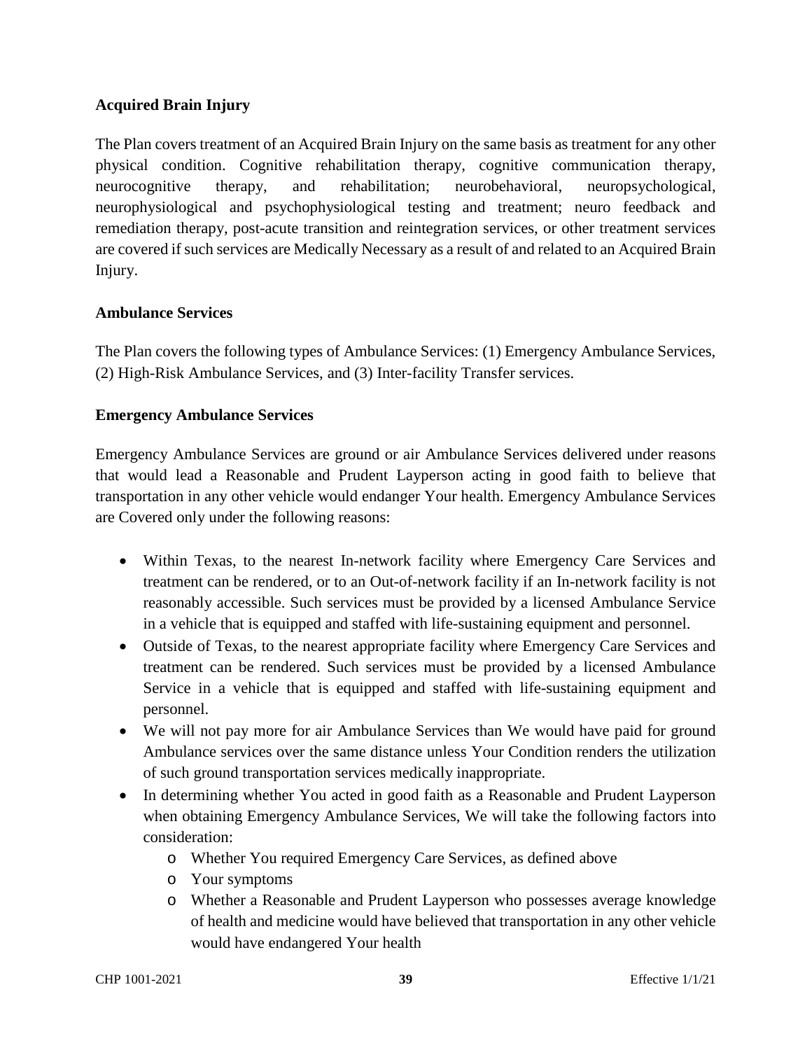**Acquired Brain Injury**

The Plan covers treatment of an Acquired Brain Injury on the same basis as treatment for any other physical condition. Cognitive rehabilitation therapy, cognitive communication therapy, neurocognitive therapy, and rehabilitation; neurobehavioral, neuropsychological, neurophysiological and psychophysiological testing and treatment; neuro feedback and remediation therapy, post-acute transition and reintegration services, or other treatment services are covered if such services are Medically Necessary as a result of and related to an Acquired Brain Injury.

**Ambulance Services**

The Plan covers the following types of Ambulance Services: (1) Emergency Ambulance Services, (2) High-Risk Ambulance Services, and (3) Inter-facility Transfer services.

**Emergency Ambulance Services**

Emergency Ambulance Services are ground or air Ambulance Services delivered under reasons that would lead a Reasonable and Prudent Layperson acting in good faith to believe that transportation in any other vehicle would endanger Your health. Emergency Ambulance Services are Covered only under the following reasons:

- Within Texas, to the nearest In-network facility where Emergency Care Services and treatment can be rendered, or to an Out-of-network facility if an In-network facility is not reasonably accessible. Such services must be provided by a licensed Ambulance Service in a vehicle that is equipped and staffed with life-sustaining equipment and personnel.
- Outside of Texas, to the nearest appropriate facility where Emergency Care Services and treatment can be rendered. Such services must be provided by a licensed Ambulance Service in a vehicle that is equipped and staffed with life-sustaining equipment and personnel.
- We will not pay more for air Ambulance Services than We would have paid for ground Ambulance services over the same distance unless Your Condition renders the utilization of such ground transportation services medically inappropriate.
- In determining whether You acted in good faith as a Reasonable and Prudent Layperson when obtaining Emergency Ambulance Services, We will take the following factors into consideration:
  - Whether You required Emergency Care Services, as defined above
  - Your symptoms
  - Whether a Reasonable and Prudent Layperson who possesses average knowledge of health and medicine would have believed that transportation in any other vehicle would have endangered Your health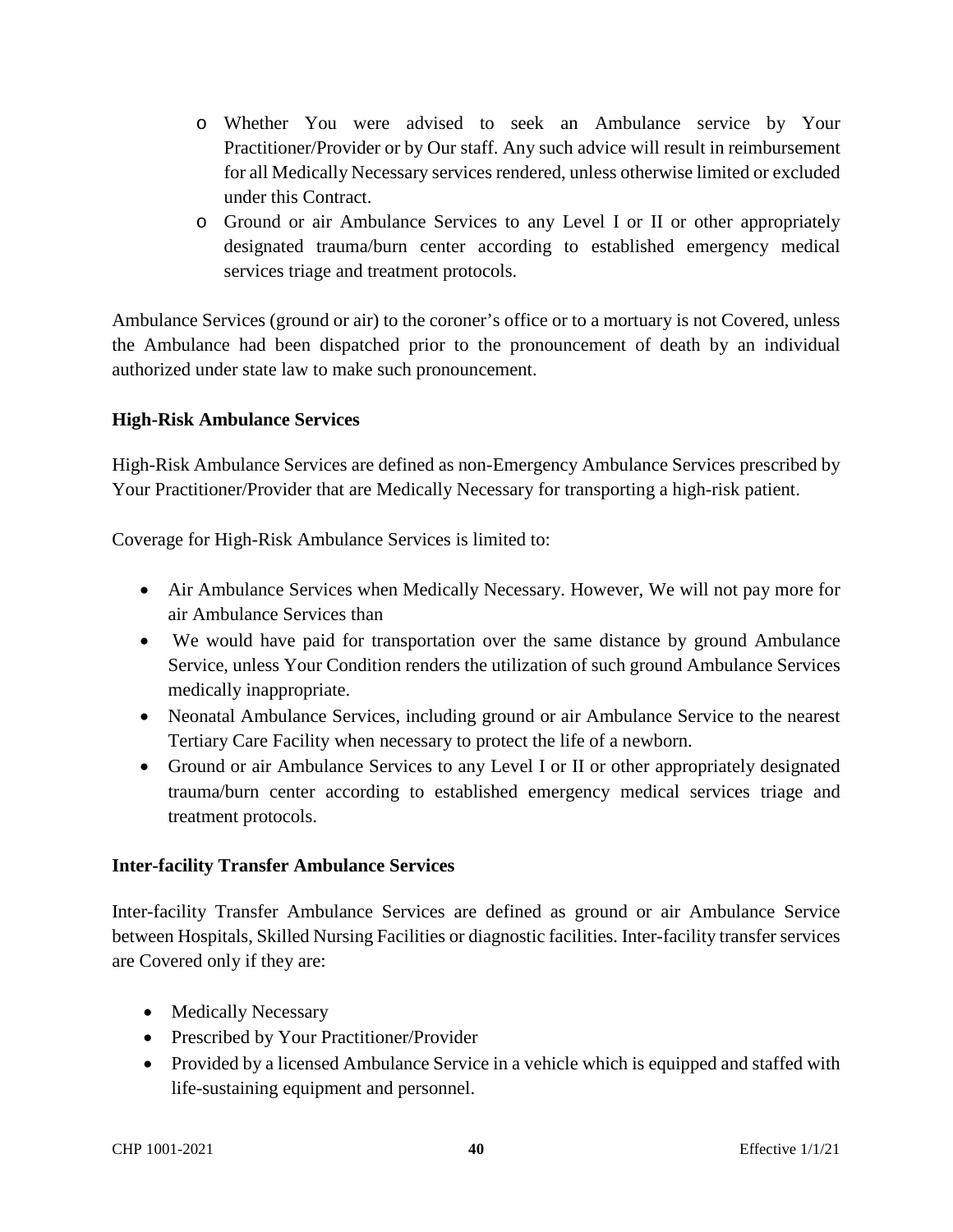- Whether You were advised to seek an Ambulance service by Your Practitioner/Provider or by Our staff. Any such advice will result in reimbursement for all Medically Necessary services rendered, unless otherwise limited or excluded under this Contract.
  - Ground or air Ambulance Services to any Level I or II or other appropriately designated trauma/burn center according to established emergency medical services triage and treatment protocols.

Ambulance Services (ground or air) to the coroner's office or to a mortuary is not Covered, unless the Ambulance had been dispatched prior to the pronouncement of death by an individual authorized under state law to make such pronouncement.

**High-Risk Ambulance Services**

High-Risk Ambulance Services are defined as non-Emergency Ambulance Services prescribed by Your Practitioner/Provider that are Medically Necessary for transporting a high-risk patient.

Coverage for High-Risk Ambulance Services is limited to:

- Air Ambulance Services when Medically Necessary. However, We will not pay more for air Ambulance Services than
- We would have paid for transportation over the same distance by ground Ambulance Service, unless Your Condition renders the utilization of such ground Ambulance Services medically inappropriate.
- Neonatal Ambulance Services, including ground or air Ambulance Service to the nearest Tertiary Care Facility when necessary to protect the life of a newborn.
- Ground or air Ambulance Services to any Level I or II or other appropriately designated trauma/burn center according to established emergency medical services triage and treatment protocols.

**Inter-facility Transfer Ambulance Services**

Inter-facility Transfer Ambulance Services are defined as ground or air Ambulance Service between Hospitals, Skilled Nursing Facilities or diagnostic facilities. Inter-facility transfer services are Covered only if they are:

- Medically Necessary
- Prescribed by Your Practitioner/Provider
- Provided by a licensed Ambulance Service in a vehicle which is equipped and staffed with life-sustaining equipment and personnel.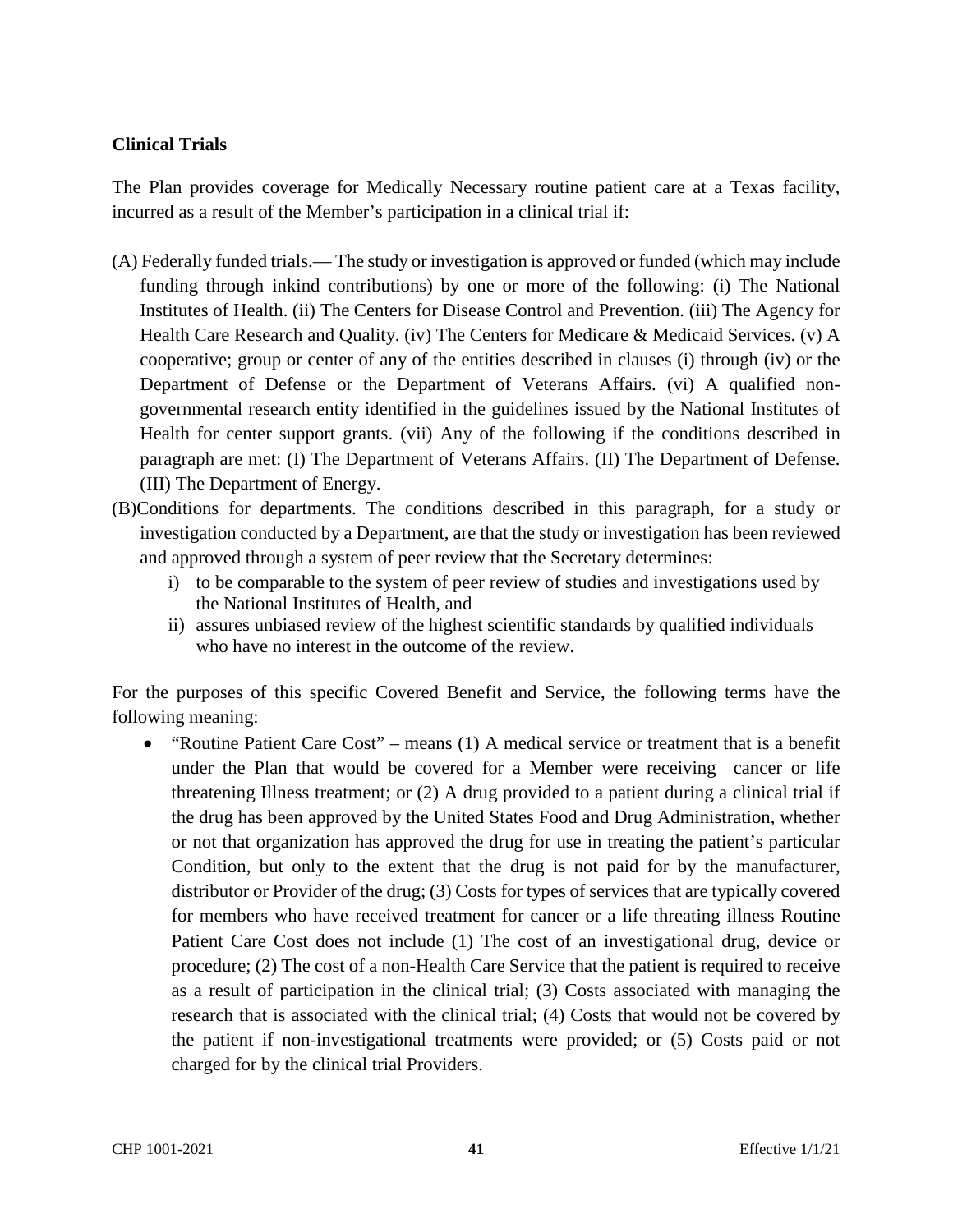**Clinical Trials**

The Plan provides coverage for Medically Necessary routine patient care at a Texas facility, incurred as a result of the Member's participation in a clinical trial if:

(A) Federally funded trials.— The study or investigation is approved or funded (which may include funding through inkind contributions) by one or more of the following: (i) The National Institutes of Health. (ii) The Centers for Disease Control and Prevention. (iii) The Agency for Health Care Research and Quality. (iv) The Centers for Medicare & Medicaid Services. (v) A cooperative; group or center of any of the entities described in clauses (i) through (iv) or the Department of Defense or the Department of Veterans Affairs. (vi) A qualified non-governmental research entity identified in the guidelines issued by the National Institutes of Health for center support grants. (vii) Any of the following if the conditions described in paragraph are met: (I) The Department of Veterans Affairs. (II) The Department of Defense. (III) The Department of Energy.

(B)Conditions for departments. The conditions described in this paragraph, for a study or investigation conducted by a Department, are that the study or investigation has been reviewed and approved through a system of peer review that the Secretary determines:

i) to be comparable to the system of peer review of studies and investigations used by the National Institutes of Health, and
ii) assures unbiased review of the highest scientific standards by qualified individuals who have no interest in the outcome of the review.

For the purposes of this specific Covered Benefit and Service, the following terms have the following meaning:

- "Routine Patient Care Cost" – means (1) A medical service or treatment that is a benefit under the Plan that would be covered for a Member were receiving cancer or life threatening Illness treatment; or (2) A drug provided to a patient during a clinical trial if the drug has been approved by the United States Food and Drug Administration, whether or not that organization has approved the drug for use in treating the patient's particular Condition, but only to the extent that the drug is not paid for by the manufacturer, distributor or Provider of the drug; (3) Costs for types of services that are typically covered for members who have received treatment for cancer or a life threating illness Routine Patient Care Cost does not include (1) The cost of an investigational drug, device or procedure; (2) The cost of a non-Health Care Service that the patient is required to receive as a result of participation in the clinical trial; (3) Costs associated with managing the research that is associated with the clinical trial; (4) Costs that would not be covered by the patient if non-investigational treatments were provided; or (5) Costs paid or not charged for by the clinical trial Providers.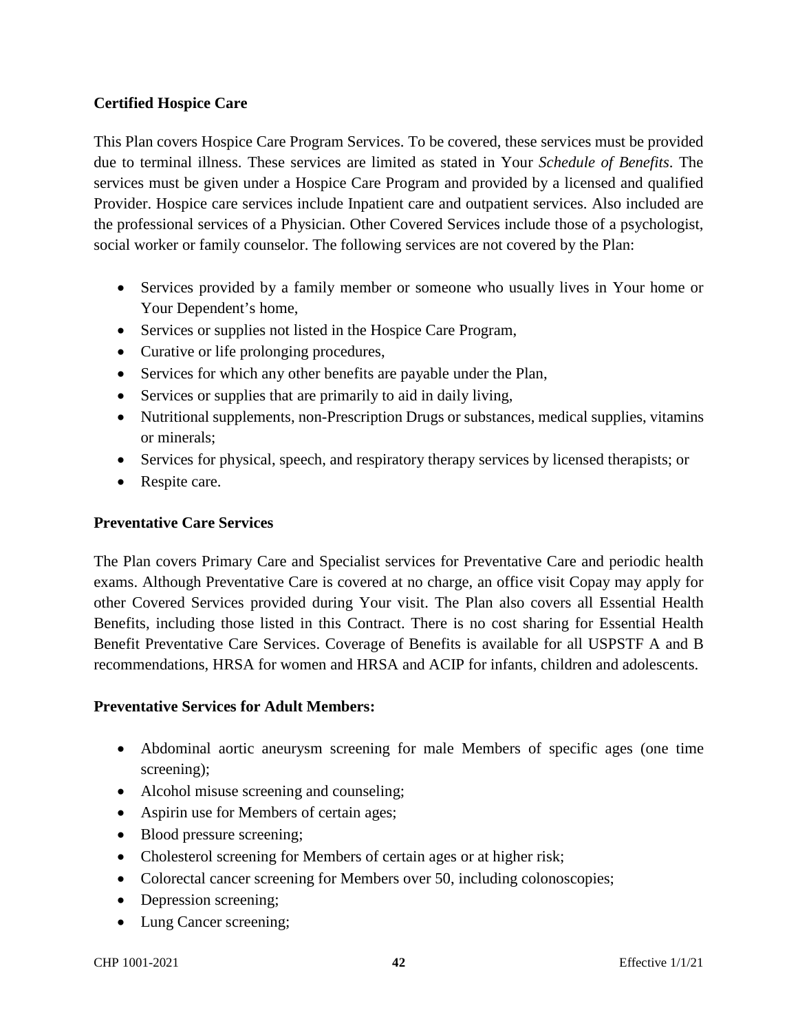**Certified Hospice Care**

This Plan covers Hospice Care Program Services. To be covered, these services must be provided due to terminal illness. These services are limited as stated in Your *Schedule of Benefits*. The services must be given under a Hospice Care Program and provided by a licensed and qualified Provider. Hospice care services include Inpatient care and outpatient services. Also included are the professional services of a Physician. Other Covered Services include those of a psychologist, social worker or family counselor. The following services are not covered by the Plan:

- Services provided by a family member or someone who usually lives in Your home or Your Dependent's home,
- Services or supplies not listed in the Hospice Care Program,
- Curative or life prolonging procedures,
- Services for which any other benefits are payable under the Plan,
- Services or supplies that are primarily to aid in daily living,
- Nutritional supplements, non-Prescription Drugs or substances, medical supplies, vitamins or minerals;
- Services for physical, speech, and respiratory therapy services by licensed therapists; or
- Respite care.

**Preventative Care Services**

The Plan covers Primary Care and Specialist services for Preventative Care and periodic health exams. Although Preventative Care is covered at no charge, an office visit Copay may apply for other Covered Services provided during Your visit. The Plan also covers all Essential Health Benefits, including those listed in this Contract. There is no cost sharing for Essential Health Benefit Preventative Care Services. Coverage of Benefits is available for all USPSTF A and B recommendations, HRSA for women and HRSA and ACIP for infants, children and adolescents.

**Preventative Services for Adult Members:**

- Abdominal aortic aneurysm screening for male Members of specific ages (one time screening);
- Alcohol misuse screening and counseling;
- Aspirin use for Members of certain ages;
- Blood pressure screening;
- Cholesterol screening for Members of certain ages or at higher risk;
- Colorectal cancer screening for Members over 50, including colonoscopies;
- Depression screening;
- Lung Cancer screening;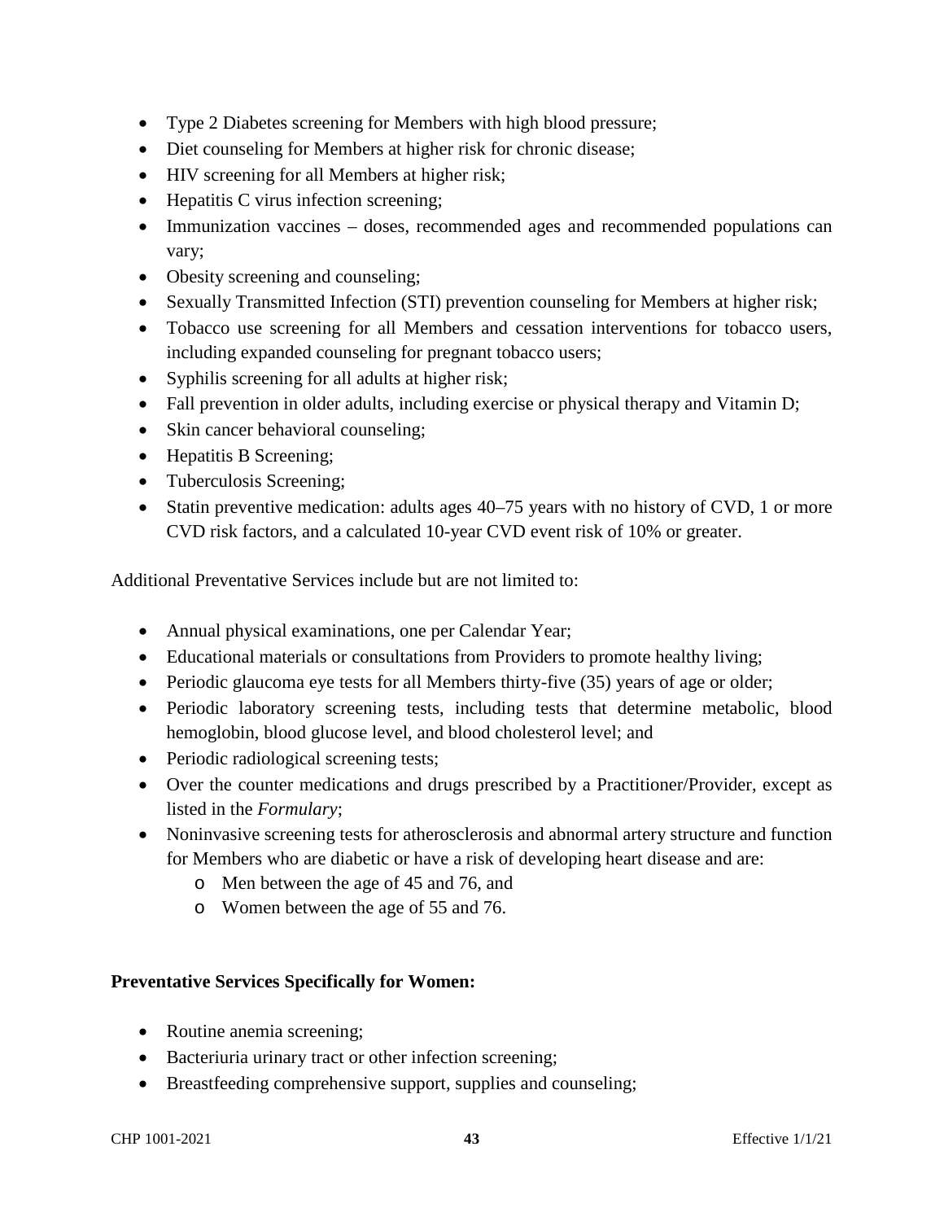- Type 2 Diabetes screening for Members with high blood pressure;
- Diet counseling for Members at higher risk for chronic disease;
- HIV screening for all Members at higher risk;
- Hepatitis C virus infection screening;
- Immunization vaccines – doses, recommended ages and recommended populations can vary;
- Obesity screening and counseling;
- Sexually Transmitted Infection (STI) prevention counseling for Members at higher risk;
- Tobacco use screening for all Members and cessation interventions for tobacco users, including expanded counseling for pregnant tobacco users;
- Syphilis screening for all adults at higher risk;
- Fall prevention in older adults, including exercise or physical therapy and Vitamin D;
- Skin cancer behavioral counseling;
- Hepatitis B Screening;
- Tuberculosis Screening;
- Statin preventive medication: adults ages 40–75 years with no history of CVD, 1 or more CVD risk factors, and a calculated 10-year CVD event risk of 10% or greater.

Additional Preventative Services include but are not limited to:

- Annual physical examinations, one per Calendar Year;
- Educational materials or consultations from Providers to promote healthy living;
- Periodic glaucoma eye tests for all Members thirty-five (35) years of age or older;
- Periodic laboratory screening tests, including tests that determine metabolic, blood hemoglobin, blood glucose level, and blood cholesterol level; and
- Periodic radiological screening tests;
- Over the counter medications and drugs prescribed by a Practitioner/Provider, except as listed in the *Formulary*;
- Noninvasive screening tests for atherosclerosis and abnormal artery structure and function for Members who are diabetic or have a risk of developing heart disease and are:
  - Men between the age of 45 and 76, and
  - Women between the age of 55 and 76.

**Preventative Services Specifically for Women:**

- Routine anemia screening;
- Bacteriuria urinary tract or other infection screening;
- Breastfeeding comprehensive support, supplies and counseling;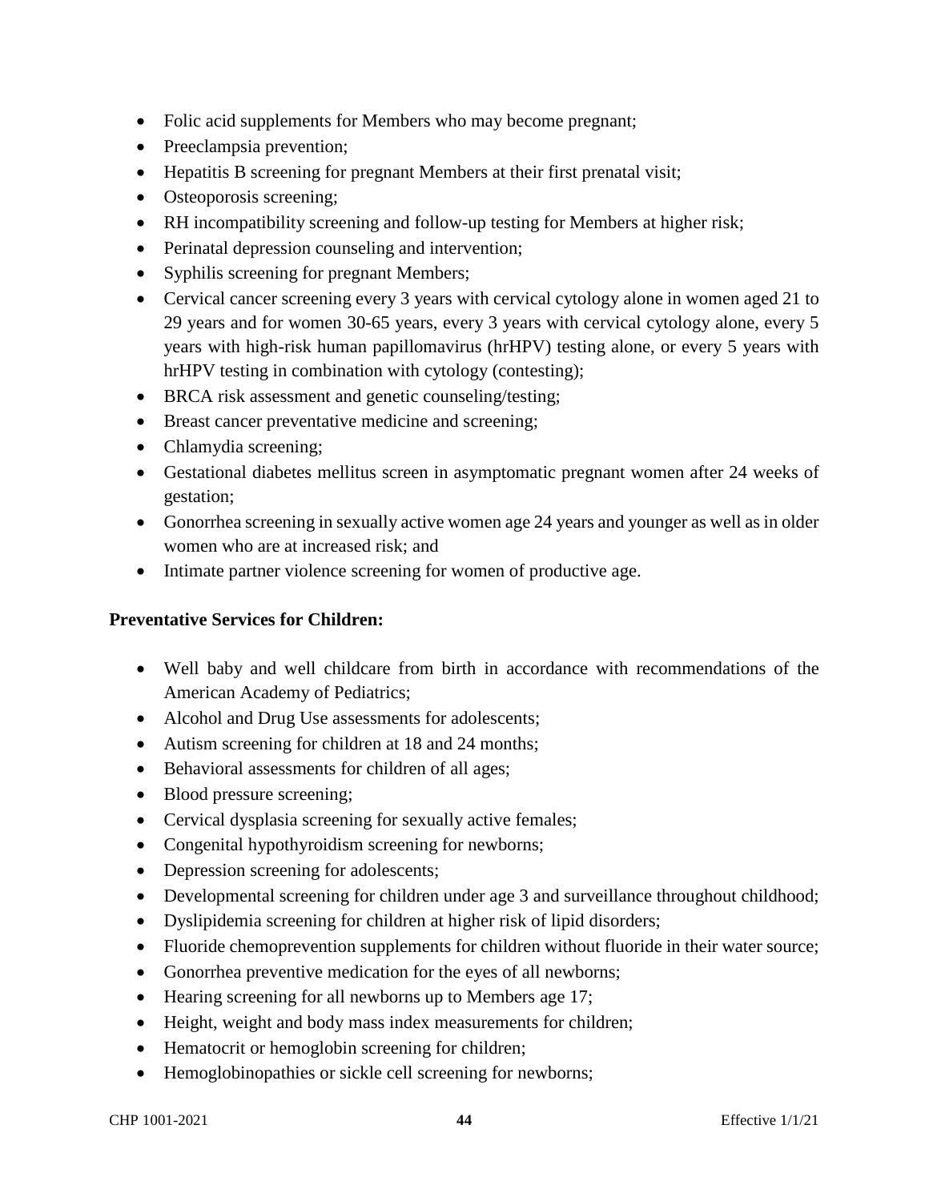- Folic acid supplements for Members who may become pregnant;
- Preeclampsia prevention;
- Hepatitis B screening for pregnant Members at their first prenatal visit;
- Osteoporosis screening;
- RH incompatibility screening and follow-up testing for Members at higher risk;
- Perinatal depression counseling and intervention;
- Syphilis screening for pregnant Members;
- Cervical cancer screening every 3 years with cervical cytology alone in women aged 21 to 29 years and for women 30-65 years, every 3 years with cervical cytology alone, every 5 years with high-risk human papillomavirus (hrHPV) testing alone, or every 5 years with hrHPV testing in combination with cytology (contesting);
- BRCA risk assessment and genetic counseling/testing;
- Breast cancer preventative medicine and screening;
- Chlamydia screening;
- Gestational diabetes mellitus screen in asymptomatic pregnant women after 24 weeks of gestation;
- Gonorrhea screening in sexually active women age 24 years and younger as well as in older women who are at increased risk; and
- Intimate partner violence screening for women of productive age.

**Preventative Services for Children:**

- Well baby and well childcare from birth in accordance with recommendations of the American Academy of Pediatrics;
- Alcohol and Drug Use assessments for adolescents;
- Autism screening for children at 18 and 24 months;
- Behavioral assessments for children of all ages;
- Blood pressure screening;
- Cervical dysplasia screening for sexually active females;
- Congenital hypothyroidism screening for newborns;
- Depression screening for adolescents;
- Developmental screening for children under age 3 and surveillance throughout childhood;
- Dyslipidemia screening for children at higher risk of lipid disorders;
- Fluoride chemoprevention supplements for children without fluoride in their water source;
- Gonorrhea preventive medication for the eyes of all newborns;
- Hearing screening for all newborns up to Members age 17;
- Height, weight and body mass index measurements for children;
- Hematocrit or hemoglobin screening for children;
- Hemoglobinopathies or sickle cell screening for newborns;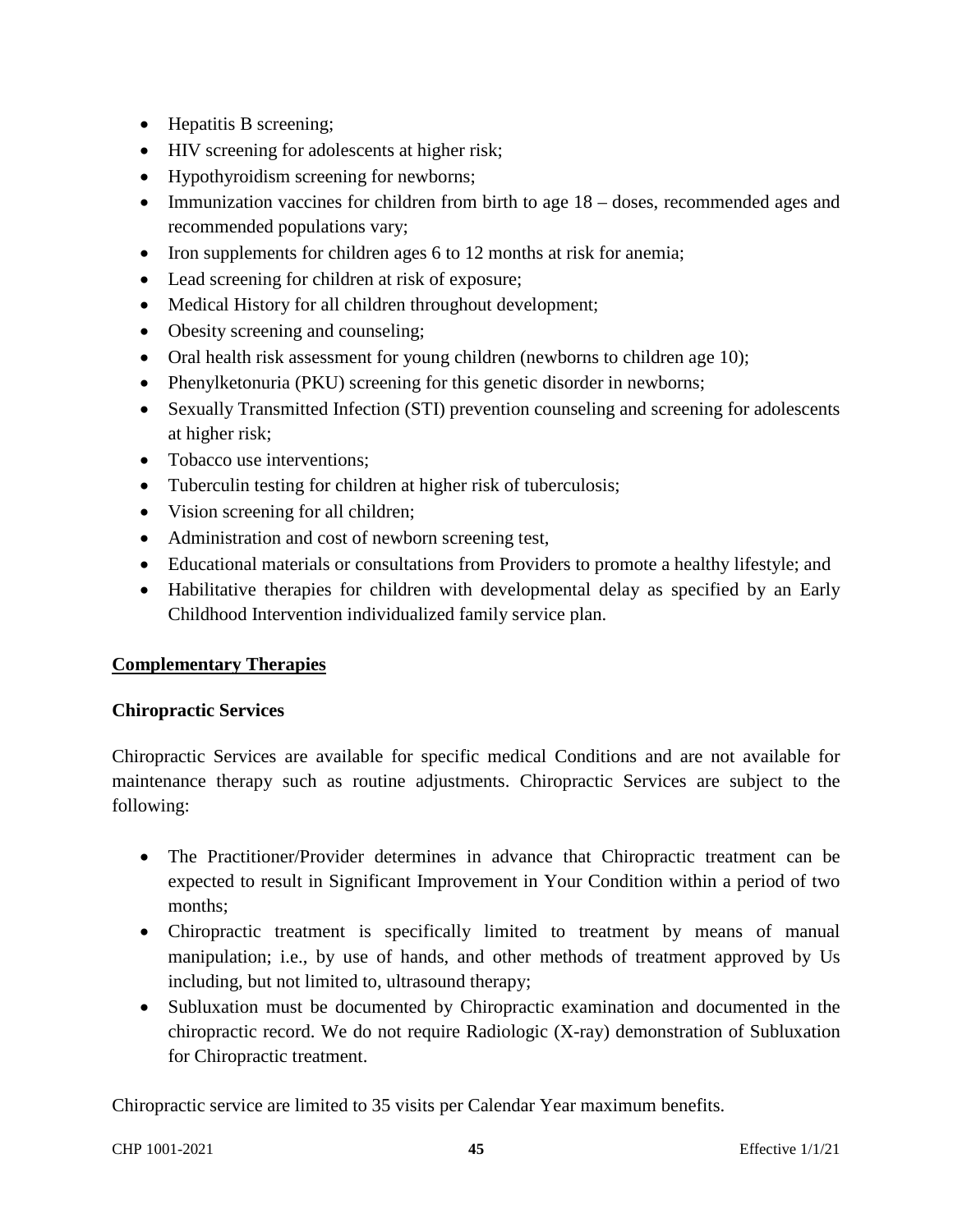- Hepatitis B screening;
- HIV screening for adolescents at higher risk;
- Hypothyroidism screening for newborns;
- Immunization vaccines for children from birth to age 18 – doses, recommended ages and recommended populations vary;
- Iron supplements for children ages 6 to 12 months at risk for anemia;
- Lead screening for children at risk of exposure;
- Medical History for all children throughout development;
- Obesity screening and counseling;
- Oral health risk assessment for young children (newborns to children age 10);
- Phenylketonuria (PKU) screening for this genetic disorder in newborns;
- Sexually Transmitted Infection (STI) prevention counseling and screening for adolescents at higher risk;
- Tobacco use interventions;
- Tuberculin testing for children at higher risk of tuberculosis;
- Vision screening for all children;
- Administration and cost of newborn screening test,
- Educational materials or consultations from Providers to promote a healthy lifestyle; and
- Habilitative therapies for children with developmental delay as specified by an Early Childhood Intervention individualized family service plan.

## Complementary Therapies

### Chiropractic Services

Chiropractic Services are available for specific medical Conditions and are not available for maintenance therapy such as routine adjustments. Chiropractic Services are subject to the following:

- The Practitioner/Provider determines in advance that Chiropractic treatment can be expected to result in Significant Improvement in Your Condition within a period of two months;
- Chiropractic treatment is specifically limited to treatment by means of manual manipulation; i.e., by use of hands, and other methods of treatment approved by Us including, but not limited to, ultrasound therapy;
- Subluxation must be documented by Chiropractic examination and documented in the chiropractic record. We do not require Radiologic (X-ray) demonstration of Subluxation for Chiropractic treatment.

Chiropractic service are limited to 35 visits per Calendar Year maximum benefits.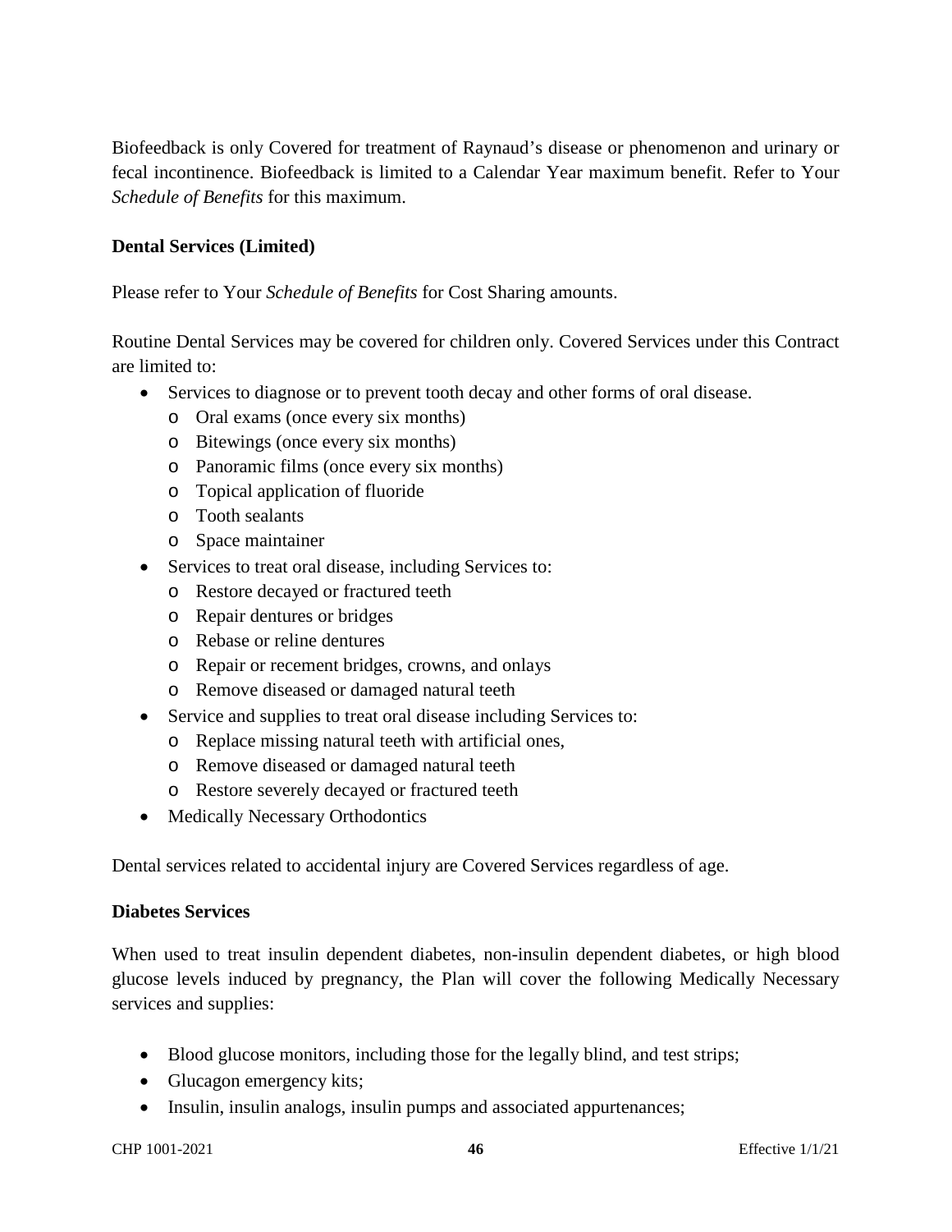Biofeedback is only Covered for treatment of Raynaud's disease or phenomenon and urinary or fecal incontinence. Biofeedback is limited to a Calendar Year maximum benefit. Refer to Your *Schedule of Benefits* for this maximum.

**Dental Services (Limited)**

Please refer to Your *Schedule of Benefits* for Cost Sharing amounts.

Routine Dental Services may be covered for children only. Covered Services under this Contract are limited to:

- Services to diagnose or to prevent tooth decay and other forms of oral disease.
  - Oral exams (once every six months)
  - Bitewings (once every six months)
  - Panoramic films (once every six months)
  - Topical application of fluoride
  - Tooth sealants
  - Space maintainer
- Services to treat oral disease, including Services to:
  - Restore decayed or fractured teeth
  - Repair dentures or bridges
  - Rebase or reline dentures
  - Repair or recement bridges, crowns, and onlays
  - Remove diseased or damaged natural teeth
- Service and supplies to treat oral disease including Services to:
  - Replace missing natural teeth with artificial ones,
  - Remove diseased or damaged natural teeth
  - Restore severely decayed or fractured teeth
- Medically Necessary Orthodontics

Dental services related to accidental injury are Covered Services regardless of age.

**Diabetes Services**

When used to treat insulin dependent diabetes, non-insulin dependent diabetes, or high blood glucose levels induced by pregnancy, the Plan will cover the following Medically Necessary services and supplies:

- Blood glucose monitors, including those for the legally blind, and test strips;
- Glucagon emergency kits;
- Insulin, insulin analogs, insulin pumps and associated appurtenances;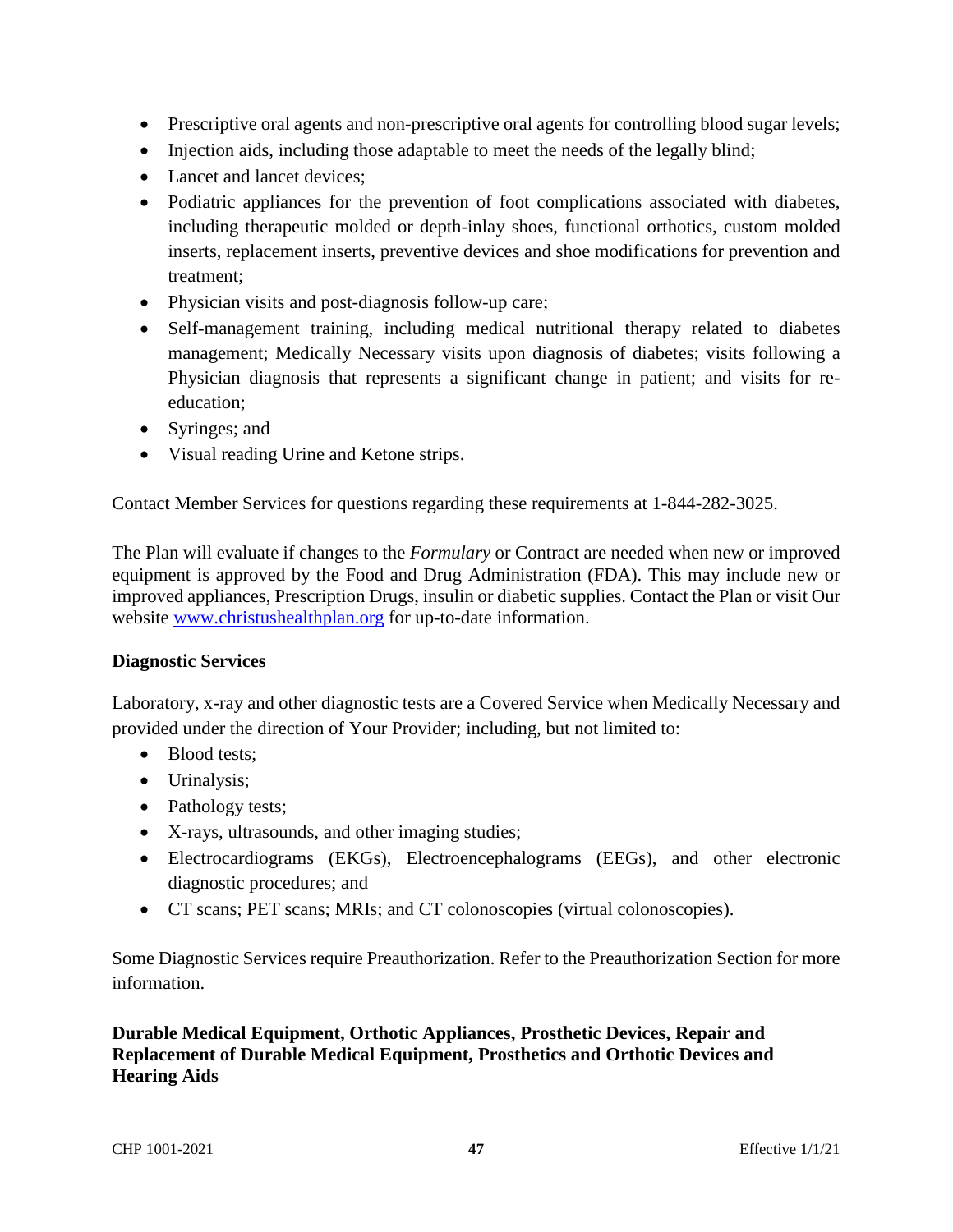- Prescriptive oral agents and non-prescriptive oral agents for controlling blood sugar levels;
- Injection aids, including those adaptable to meet the needs of the legally blind;
- Lancet and lancet devices;
- Podiatric appliances for the prevention of foot complications associated with diabetes, including therapeutic molded or depth-inlay shoes, functional orthotics, custom molded inserts, replacement inserts, preventive devices and shoe modifications for prevention and treatment;
- Physician visits and post-diagnosis follow-up care;
- Self-management training, including medical nutritional therapy related to diabetes management; Medically Necessary visits upon diagnosis of diabetes; visits following a Physician diagnosis that represents a significant change in patient; and visits for re-education;
- Syringes; and
- Visual reading Urine and Ketone strips.

Contact Member Services for questions regarding these requirements at 1-844-282-3025.

The Plan will evaluate if changes to the *Formulary* or Contract are needed when new or improved equipment is approved by the Food and Drug Administration (FDA). This may include new or improved appliances, Prescription Drugs, insulin or diabetic supplies. Contact the Plan or visit Our website [www.christushealthplan.org](www.christushealthplan.org) for up-to-date information.

**Diagnostic Services**

Laboratory, x-ray and other diagnostic tests are a Covered Service when Medically Necessary and provided under the direction of Your Provider; including, but not limited to:

- Blood tests;
- Urinalysis;
- Pathology tests;
- X-rays, ultrasounds, and other imaging studies;
- Electrocardiograms (EKGs), Electroencephalograms (EEGs), and other electronic diagnostic procedures; and
- CT scans; PET scans; MRIs; and CT colonoscopies (virtual colonoscopies).

Some Diagnostic Services require Preauthorization. Refer to the Preauthorization Section for more information.

**Durable Medical Equipment, Orthotic Appliances, Prosthetic Devices, Repair and Replacement of Durable Medical Equipment, Prosthetics and Orthotic Devices and Hearing Aids**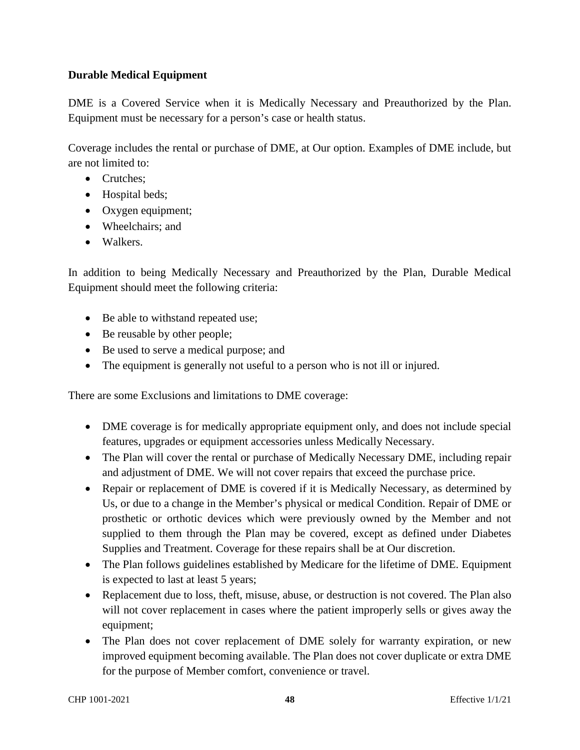**Durable Medical Equipment**

DME is a Covered Service when it is Medically Necessary and Preauthorized by the Plan. Equipment must be necessary for a person's case or health status.

Coverage includes the rental or purchase of DME, at Our option. Examples of DME include, but are not limited to:

- Crutches;
- Hospital beds;
- Oxygen equipment;
- Wheelchairs; and
- Walkers.

In addition to being Medically Necessary and Preauthorized by the Plan, Durable Medical Equipment should meet the following criteria:

- Be able to withstand repeated use;
- Be reusable by other people;
- Be used to serve a medical purpose; and
- The equipment is generally not useful to a person who is not ill or injured.

There are some Exclusions and limitations to DME coverage:

- DME coverage is for medically appropriate equipment only, and does not include special features, upgrades or equipment accessories unless Medically Necessary.
- The Plan will cover the rental or purchase of Medically Necessary DME, including repair and adjustment of DME. We will not cover repairs that exceed the purchase price.
- Repair or replacement of DME is covered if it is Medically Necessary, as determined by Us, or due to a change in the Member's physical or medical Condition. Repair of DME or prosthetic or orthotic devices which were previously owned by the Member and not supplied to them through the Plan may be covered, except as defined under Diabetes Supplies and Treatment. Coverage for these repairs shall be at Our discretion.
- The Plan follows guidelines established by Medicare for the lifetime of DME. Equipment is expected to last at least 5 years;
- Replacement due to loss, theft, misuse, abuse, or destruction is not covered. The Plan also will not cover replacement in cases where the patient improperly sells or gives away the equipment;
- The Plan does not cover replacement of DME solely for warranty expiration, or new improved equipment becoming available. The Plan does not cover duplicate or extra DME for the purpose of Member comfort, convenience or travel.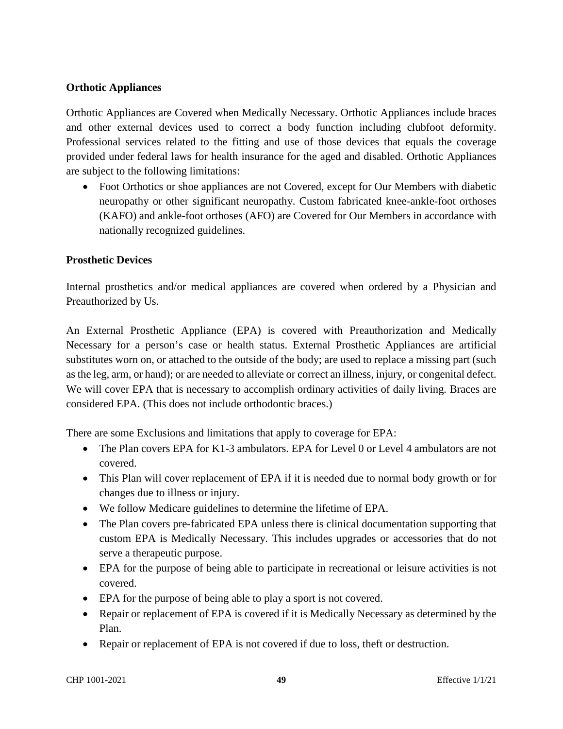**Orthotic Appliances**

Orthotic Appliances are Covered when Medically Necessary. Orthotic Appliances include braces and other external devices used to correct a body function including clubfoot deformity. Professional services related to the fitting and use of those devices that equals the coverage provided under federal laws for health insurance for the aged and disabled. Orthotic Appliances are subject to the following limitations:

- Foot Orthotics or shoe appliances are not Covered, except for Our Members with diabetic neuropathy or other significant neuropathy. Custom fabricated knee-ankle-foot orthoses (KAFO) and ankle-foot orthoses (AFO) are Covered for Our Members in accordance with nationally recognized guidelines.

**Prosthetic Devices**

Internal prosthetics and/or medical appliances are covered when ordered by a Physician and Preauthorized by Us.

An External Prosthetic Appliance (EPA) is covered with Preauthorization and Medically Necessary for a person's case or health status. External Prosthetic Appliances are artificial substitutes worn on, or attached to the outside of the body; are used to replace a missing part (such as the leg, arm, or hand); or are needed to alleviate or correct an illness, injury, or congenital defect. We will cover EPA that is necessary to accomplish ordinary activities of daily living. Braces are considered EPA. (This does not include orthodontic braces.)

There are some Exclusions and limitations that apply to coverage for EPA:

- The Plan covers EPA for K1-3 ambulators. EPA for Level 0 or Level 4 ambulators are not covered.
- This Plan will cover replacement of EPA if it is needed due to normal body growth or for changes due to illness or injury.
- We follow Medicare guidelines to determine the lifetime of EPA.
- The Plan covers pre-fabricated EPA unless there is clinical documentation supporting that custom EPA is Medically Necessary. This includes upgrades or accessories that do not serve a therapeutic purpose.
- EPA for the purpose of being able to participate in recreational or leisure activities is not covered.
- EPA for the purpose of being able to play a sport is not covered.
- Repair or replacement of EPA is covered if it is Medically Necessary as determined by the Plan.
- Repair or replacement of EPA is not covered if due to loss, theft or destruction.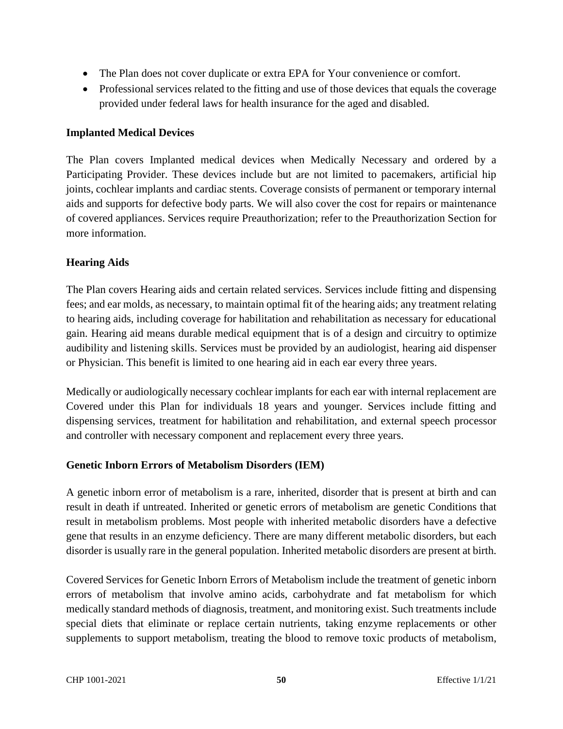- The Plan does not cover duplicate or extra EPA for Your convenience or comfort.
- Professional services related to the fitting and use of those devices that equals the coverage provided under federal laws for health insurance for the aged and disabled.

**Implanted Medical Devices**

The Plan covers Implanted medical devices when Medically Necessary and ordered by a Participating Provider. These devices include but are not limited to pacemakers, artificial hip joints, cochlear implants and cardiac stents. Coverage consists of permanent or temporary internal aids and supports for defective body parts. We will also cover the cost for repairs or maintenance of covered appliances. Services require Preauthorization; refer to the Preauthorization Section for more information.

**Hearing Aids**

The Plan covers Hearing aids and certain related services. Services include fitting and dispensing fees; and ear molds, as necessary, to maintain optimal fit of the hearing aids; any treatment relating to hearing aids, including coverage for habilitation and rehabilitation as necessary for educational gain. Hearing aid means durable medical equipment that is of a design and circuitry to optimize audibility and listening skills. Services must be provided by an audiologist, hearing aid dispenser or Physician. This benefit is limited to one hearing aid in each ear every three years.

Medically or audiologically necessary cochlear implants for each ear with internal replacement are Covered under this Plan for individuals 18 years and younger. Services include fitting and dispensing services, treatment for habilitation and rehabilitation, and external speech processor and controller with necessary component and replacement every three years.

**Genetic Inborn Errors of Metabolism Disorders (IEM)**

A genetic inborn error of metabolism is a rare, inherited, disorder that is present at birth and can result in death if untreated. Inherited or genetic errors of metabolism are genetic Conditions that result in metabolism problems. Most people with inherited metabolic disorders have a defective gene that results in an enzyme deficiency. There are many different metabolic disorders, but each disorder is usually rare in the general population. Inherited metabolic disorders are present at birth.

Covered Services for Genetic Inborn Errors of Metabolism include the treatment of genetic inborn errors of metabolism that involve amino acids, carbohydrate and fat metabolism for which medically standard methods of diagnosis, treatment, and monitoring exist. Such treatments include special diets that eliminate or replace certain nutrients, taking enzyme replacements or other supplements to support metabolism, treating the blood to remove toxic products of metabolism,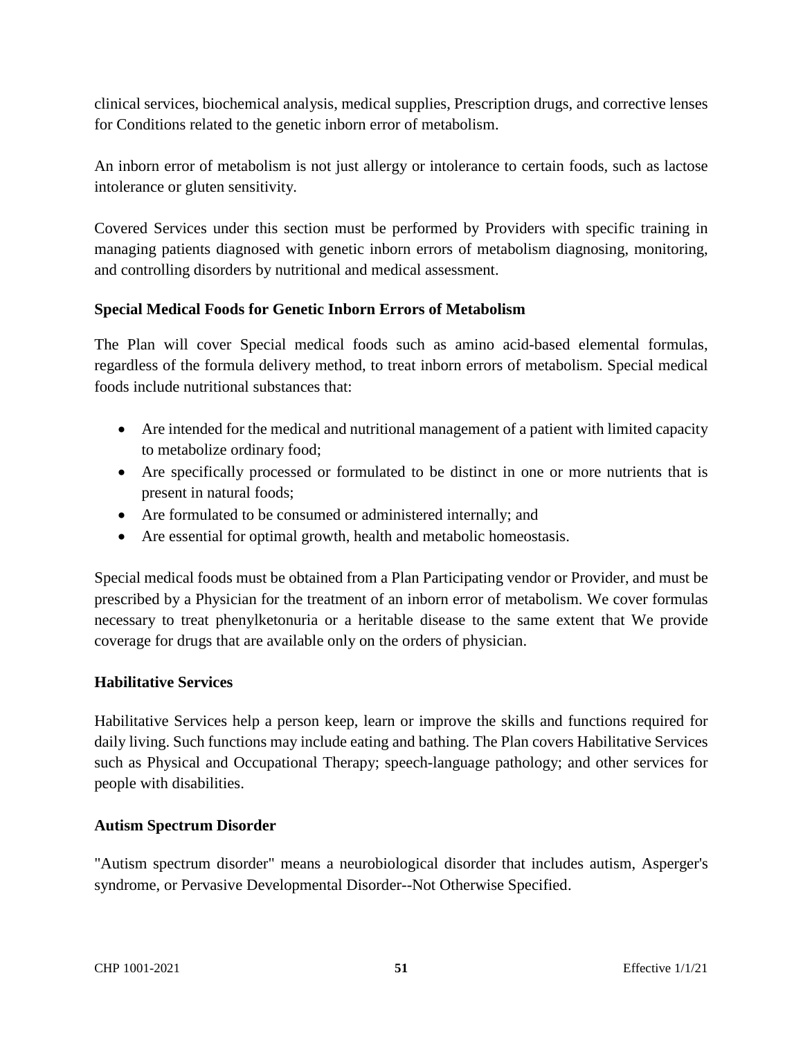clinical services, biochemical analysis, medical supplies, Prescription drugs, and corrective lenses for Conditions related to the genetic inborn error of metabolism.

An inborn error of metabolism is not just allergy or intolerance to certain foods, such as lactose intolerance or gluten sensitivity.

Covered Services under this section must be performed by Providers with specific training in managing patients diagnosed with genetic inborn errors of metabolism diagnosing, monitoring, and controlling disorders by nutritional and medical assessment.

**Special Medical Foods for Genetic Inborn Errors of Metabolism**

The Plan will cover Special medical foods such as amino acid-based elemental formulas, regardless of the formula delivery method, to treat inborn errors of metabolism. Special medical foods include nutritional substances that:

- Are intended for the medical and nutritional management of a patient with limited capacity to metabolize ordinary food;
- Are specifically processed or formulated to be distinct in one or more nutrients that is present in natural foods;
- Are formulated to be consumed or administered internally; and
- Are essential for optimal growth, health and metabolic homeostasis.

Special medical foods must be obtained from a Plan Participating vendor or Provider, and must be prescribed by a Physician for the treatment of an inborn error of metabolism. We cover formulas necessary to treat phenylketonuria or a heritable disease to the same extent that We provide coverage for drugs that are available only on the orders of physician.

**Habilitative Services**

Habilitative Services help a person keep, learn or improve the skills and functions required for daily living. Such functions may include eating and bathing. The Plan covers Habilitative Services such as Physical and Occupational Therapy; speech-language pathology; and other services for people with disabilities.

**Autism Spectrum Disorder**

"Autism spectrum disorder" means a neurobiological disorder that includes autism, Asperger's syndrome, or Pervasive Developmental Disorder--Not Otherwise Specified.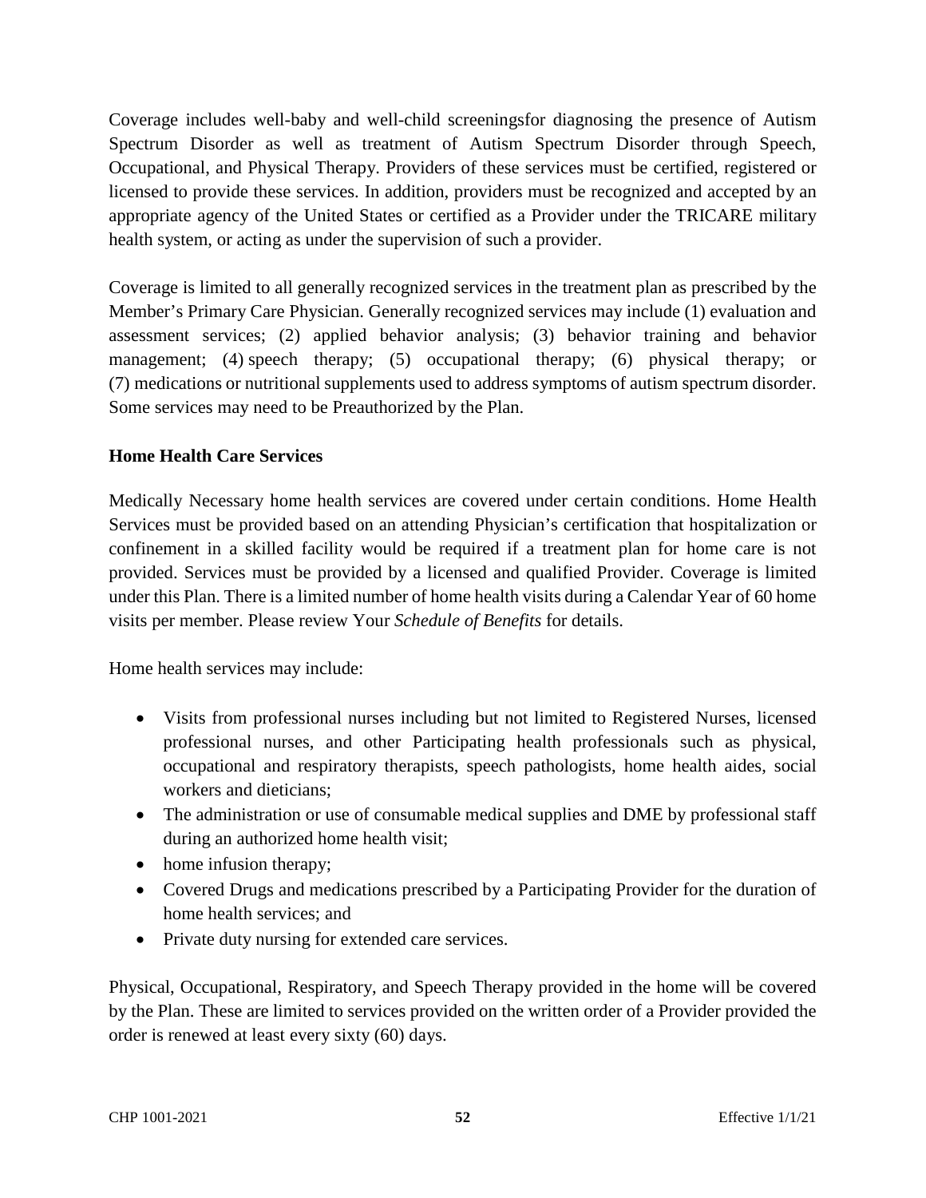Coverage includes well-baby and well-child screeningsfor diagnosing the presence of Autism Spectrum Disorder as well as treatment of Autism Spectrum Disorder through Speech, Occupational, and Physical Therapy. Providers of these services must be certified, registered or licensed to provide these services. In addition, providers must be recognized and accepted by an appropriate agency of the United States or certified as a Provider under the TRICARE military health system, or acting as under the supervision of such a provider.

Coverage is limited to all generally recognized services in the treatment plan as prescribed by the Member's Primary Care Physician. Generally recognized services may include (1) evaluation and assessment services; (2) applied behavior analysis; (3) behavior training and behavior management; (4) speech therapy; (5) occupational therapy; (6) physical therapy; or (7) medications or nutritional supplements used to address symptoms of autism spectrum disorder. Some services may need to be Preauthorized by the Plan.

**Home Health Care Services**

Medically Necessary home health services are covered under certain conditions. Home Health Services must be provided based on an attending Physician's certification that hospitalization or confinement in a skilled facility would be required if a treatment plan for home care is not provided. Services must be provided by a licensed and qualified Provider. Coverage is limited under this Plan. There is a limited number of home health visits during a Calendar Year of 60 home visits per member. Please review Your *Schedule of Benefits* for details.

Home health services may include:

- Visits from professional nurses including but not limited to Registered Nurses, licensed professional nurses, and other Participating health professionals such as physical, occupational and respiratory therapists, speech pathologists, home health aides, social workers and dieticians;
- The administration or use of consumable medical supplies and DME by professional staff during an authorized home health visit;
- home infusion therapy;
- Covered Drugs and medications prescribed by a Participating Provider for the duration of home health services; and
- Private duty nursing for extended care services.

Physical, Occupational, Respiratory, and Speech Therapy provided in the home will be covered by the Plan. These are limited to services provided on the written order of a Provider provided the order is renewed at least every sixty (60) days.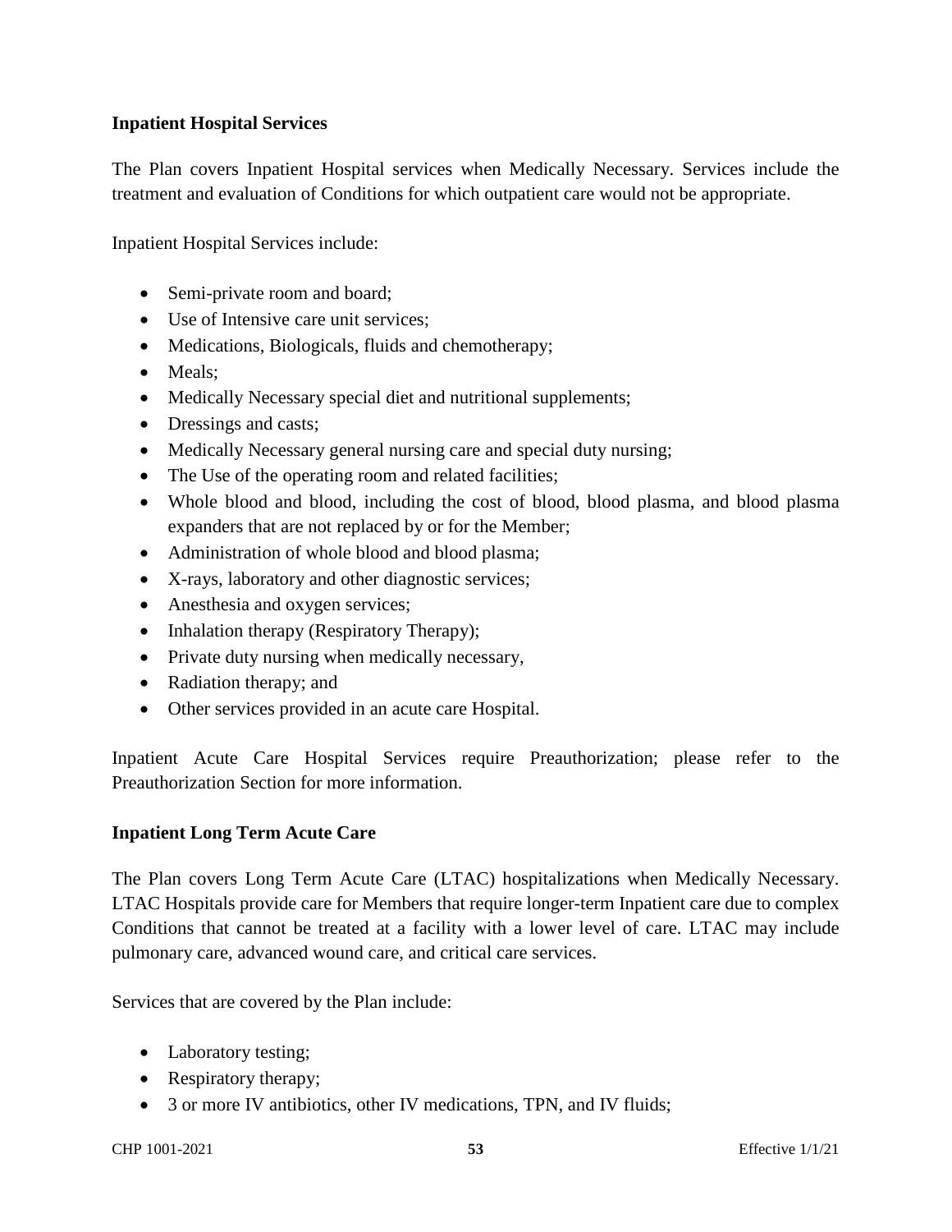**Inpatient Hospital Services**

The Plan covers Inpatient Hospital services when Medically Necessary. Services include the treatment and evaluation of Conditions for which outpatient care would not be appropriate.

Inpatient Hospital Services include:

- Semi-private room and board;
- Use of Intensive care unit services;
- Medications, Biologicals, fluids and chemotherapy;
- Meals;
- Medically Necessary special diet and nutritional supplements;
- Dressings and casts;
- Medically Necessary general nursing care and special duty nursing;
- The Use of the operating room and related facilities;
- Whole blood and blood, including the cost of blood, blood plasma, and blood plasma expanders that are not replaced by or for the Member;
- Administration of whole blood and blood plasma;
- X-rays, laboratory and other diagnostic services;
- Anesthesia and oxygen services;
- Inhalation therapy (Respiratory Therapy);
- Private duty nursing when medically necessary,
- Radiation therapy; and
- Other services provided in an acute care Hospital.

Inpatient Acute Care Hospital Services require Preauthorization; please refer to the Preauthorization Section for more information.

**Inpatient Long Term Acute Care**

The Plan covers Long Term Acute Care (LTAC) hospitalizations when Medically Necessary. LTAC Hospitals provide care for Members that require longer-term Inpatient care due to complex Conditions that cannot be treated at a facility with a lower level of care. LTAC may include pulmonary care, advanced wound care, and critical care services.

Services that are covered by the Plan include:

- Laboratory testing;
- Respiratory therapy;
- 3 or more IV antibiotics, other IV medications, TPN, and IV fluids;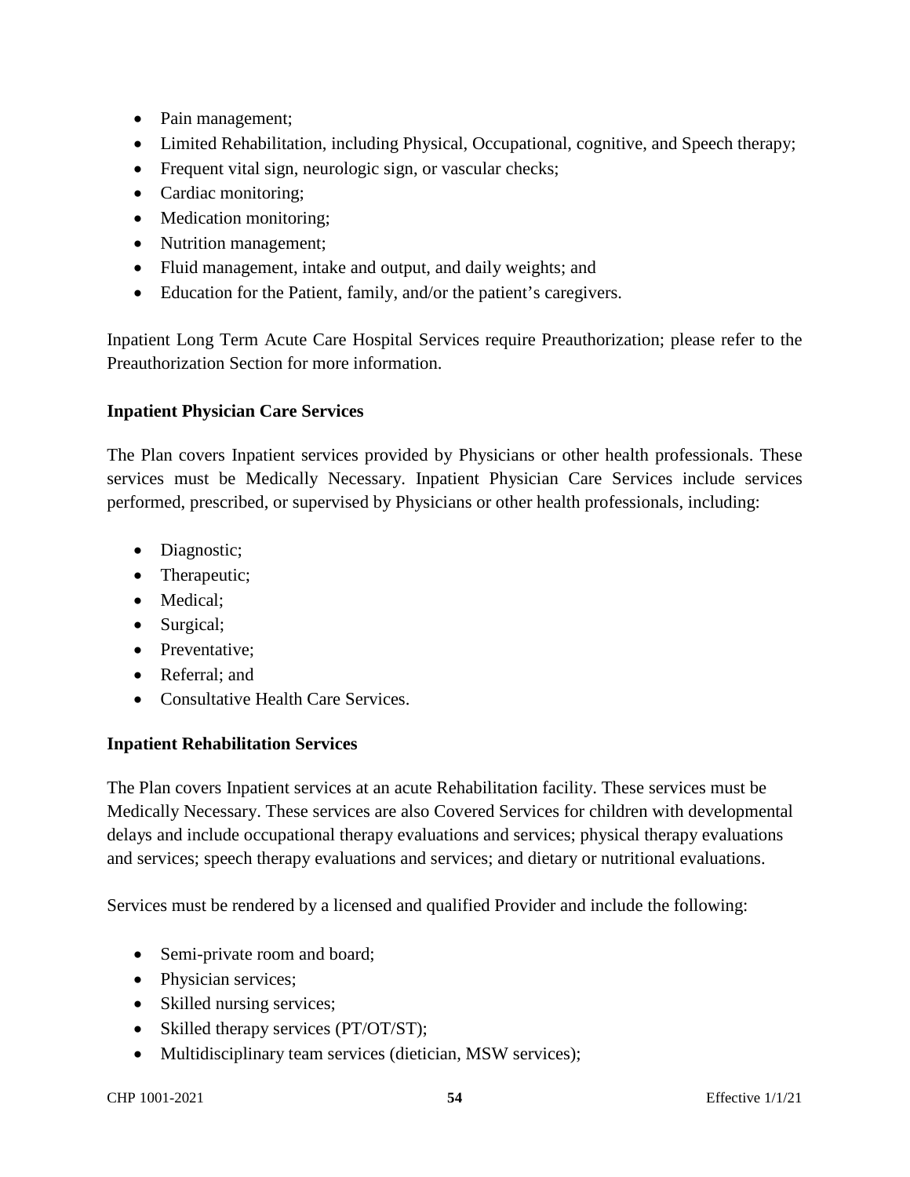- Pain management;
- Limited Rehabilitation, including Physical, Occupational, cognitive, and Speech therapy;
- Frequent vital sign, neurologic sign, or vascular checks;
- Cardiac monitoring;
- Medication monitoring;
- Nutrition management;
- Fluid management, intake and output, and daily weights; and
- Education for the Patient, family, and/or the patient's caregivers.

Inpatient Long Term Acute Care Hospital Services require Preauthorization; please refer to the Preauthorization Section for more information.

**Inpatient Physician Care Services**

The Plan covers Inpatient services provided by Physicians or other health professionals. These services must be Medically Necessary. Inpatient Physician Care Services include services performed, prescribed, or supervised by Physicians or other health professionals, including:

- Diagnostic;
- Therapeutic;
- Medical;
- Surgical;
- Preventative;
- Referral; and
- Consultative Health Care Services.

**Inpatient Rehabilitation Services**

The Plan covers Inpatient services at an acute Rehabilitation facility. These services must be Medically Necessary. These services are also Covered Services for children with developmental delays and include occupational therapy evaluations and services; physical therapy evaluations and services; speech therapy evaluations and services; and dietary or nutritional evaluations.

Services must be rendered by a licensed and qualified Provider and include the following:

- Semi-private room and board;
- Physician services;
- Skilled nursing services;
- Skilled therapy services (PT/OT/ST);
- Multidisciplinary team services (dietician, MSW services);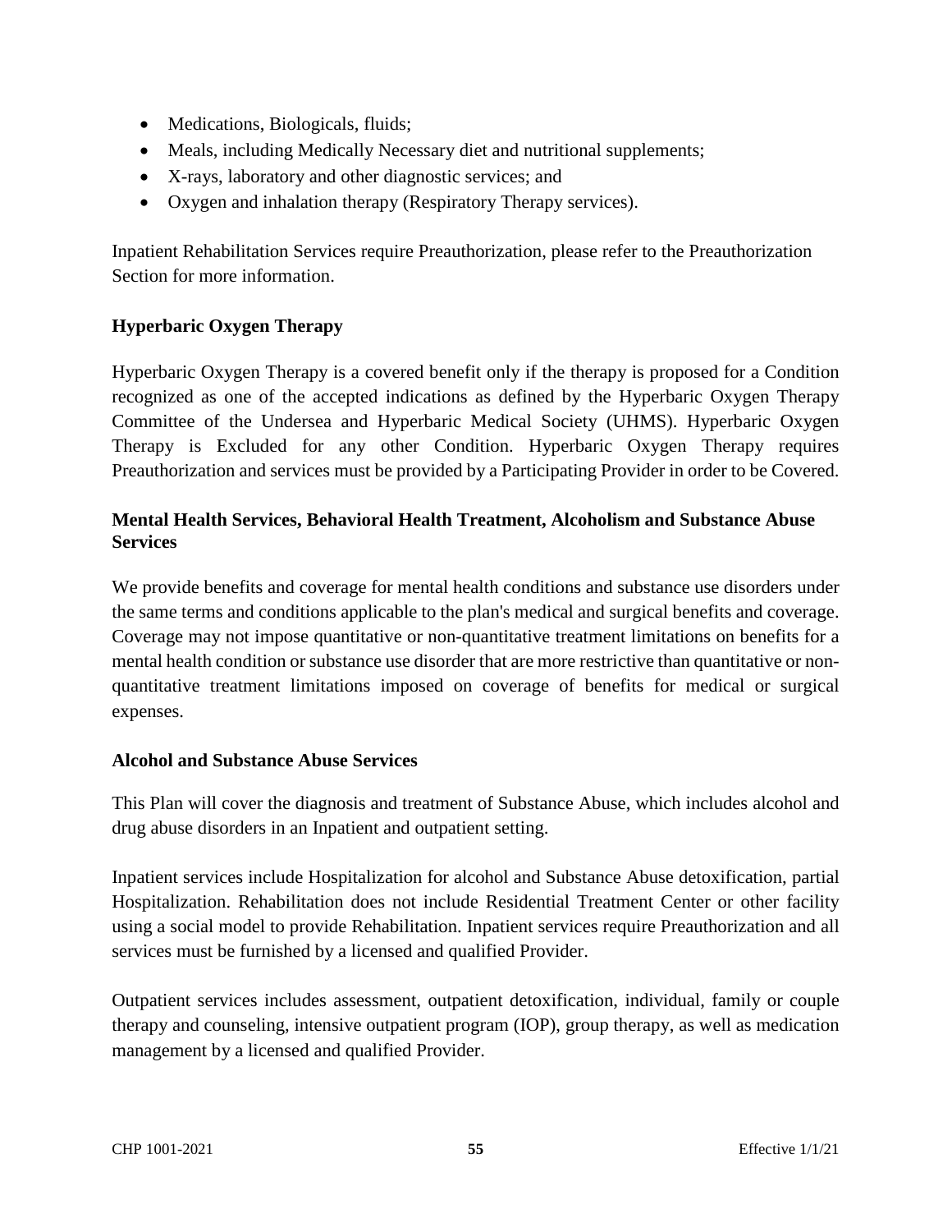- Medications, Biologicals, fluids;
- Meals, including Medically Necessary diet and nutritional supplements;
- X-rays, laboratory and other diagnostic services; and
- Oxygen and inhalation therapy (Respiratory Therapy services).

Inpatient Rehabilitation Services require Preauthorization, please refer to the Preauthorization Section for more information.

**Hyperbaric Oxygen Therapy**

Hyperbaric Oxygen Therapy is a covered benefit only if the therapy is proposed for a Condition recognized as one of the accepted indications as defined by the Hyperbaric Oxygen Therapy Committee of the Undersea and Hyperbaric Medical Society (UHMS). Hyperbaric Oxygen Therapy is Excluded for any other Condition. Hyperbaric Oxygen Therapy requires Preauthorization and services must be provided by a Participating Provider in order to be Covered.

**Mental Health Services, Behavioral Health Treatment, Alcoholism and Substance Abuse Services**

We provide benefits and coverage for mental health conditions and substance use disorders under the same terms and conditions applicable to the plan's medical and surgical benefits and coverage. Coverage may not impose quantitative or non-quantitative treatment limitations on benefits for a mental health condition or substance use disorder that are more restrictive than quantitative or non-quantitative treatment limitations imposed on coverage of benefits for medical or surgical expenses.

**Alcohol and Substance Abuse Services**

This Plan will cover the diagnosis and treatment of Substance Abuse, which includes alcohol and drug abuse disorders in an Inpatient and outpatient setting.

Inpatient services include Hospitalization for alcohol and Substance Abuse detoxification, partial Hospitalization. Rehabilitation does not include Residential Treatment Center or other facility using a social model to provide Rehabilitation. Inpatient services require Preauthorization and all services must be furnished by a licensed and qualified Provider.

Outpatient services includes assessment, outpatient detoxification, individual, family or couple therapy and counseling, intensive outpatient program (IOP), group therapy, as well as medication management by a licensed and qualified Provider.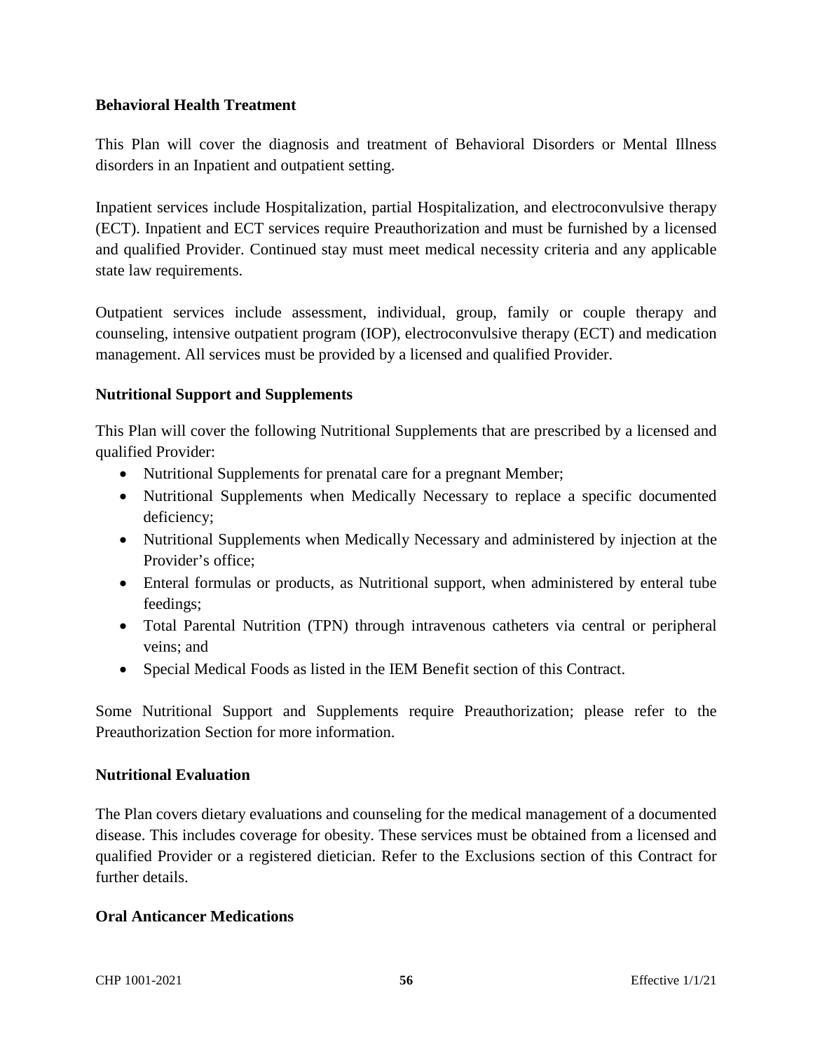**Behavioral Health Treatment**

This Plan will cover the diagnosis and treatment of Behavioral Disorders or Mental Illness disorders in an Inpatient and outpatient setting.

Inpatient services include Hospitalization, partial Hospitalization, and electroconvulsive therapy (ECT). Inpatient and ECT services require Preauthorization and must be furnished by a licensed and qualified Provider. Continued stay must meet medical necessity criteria and any applicable state law requirements.

Outpatient services include assessment, individual, group, family or couple therapy and counseling, intensive outpatient program (IOP), electroconvulsive therapy (ECT) and medication management. All services must be provided by a licensed and qualified Provider.

**Nutritional Support and Supplements**

This Plan will cover the following Nutritional Supplements that are prescribed by a licensed and qualified Provider:

- Nutritional Supplements for prenatal care for a pregnant Member;
- Nutritional Supplements when Medically Necessary to replace a specific documented deficiency;
- Nutritional Supplements when Medically Necessary and administered by injection at the Provider's office;
- Enteral formulas or products, as Nutritional support, when administered by enteral tube feedings;
- Total Parental Nutrition (TPN) through intravenous catheters via central or peripheral veins; and
- Special Medical Foods as listed in the IEM Benefit section of this Contract.

Some Nutritional Support and Supplements require Preauthorization; please refer to the Preauthorization Section for more information.

**Nutritional Evaluation**

The Plan covers dietary evaluations and counseling for the medical management of a documented disease. This includes coverage for obesity. These services must be obtained from a licensed and qualified Provider or a registered dietician. Refer to the Exclusions section of this Contract for further details.

**Oral Anticancer Medications**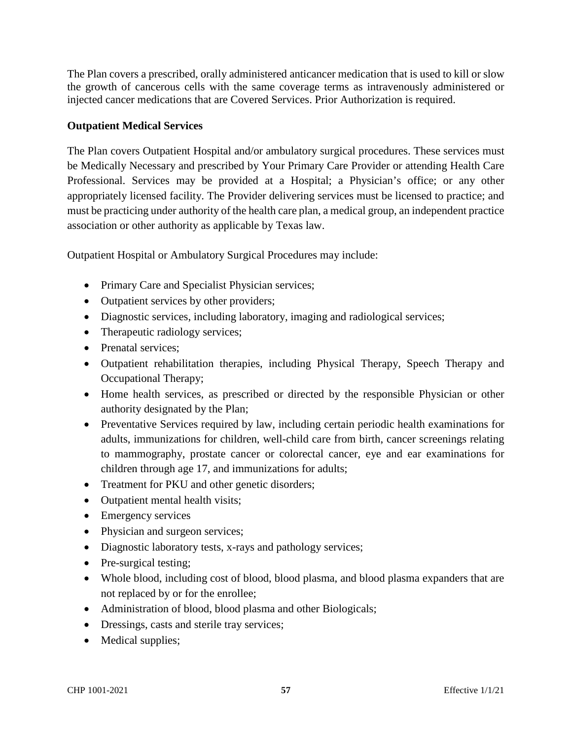The Plan covers a prescribed, orally administered anticancer medication that is used to kill or slow the growth of cancerous cells with the same coverage terms as intravenously administered or injected cancer medications that are Covered Services. Prior Authorization is required.

**Outpatient Medical Services**

The Plan covers Outpatient Hospital and/or ambulatory surgical procedures. These services must be Medically Necessary and prescribed by Your Primary Care Provider or attending Health Care Professional. Services may be provided at a Hospital; a Physician's office; or any other appropriately licensed facility. The Provider delivering services must be licensed to practice; and must be practicing under authority of the health care plan, a medical group, an independent practice association or other authority as applicable by Texas law.

Outpatient Hospital or Ambulatory Surgical Procedures may include:

- Primary Care and Specialist Physician services;
- Outpatient services by other providers;
- Diagnostic services, including laboratory, imaging and radiological services;
- Therapeutic radiology services;
- Prenatal services;
- Outpatient rehabilitation therapies, including Physical Therapy, Speech Therapy and Occupational Therapy;
- Home health services, as prescribed or directed by the responsible Physician or other authority designated by the Plan;
- Preventative Services required by law, including certain periodic health examinations for adults, immunizations for children, well-child care from birth, cancer screenings relating to mammography, prostate cancer or colorectal cancer, eye and ear examinations for children through age 17, and immunizations for adults;
- Treatment for PKU and other genetic disorders;
- Outpatient mental health visits;
- Emergency services
- Physician and surgeon services;
- Diagnostic laboratory tests, x-rays and pathology services;
- Pre-surgical testing;
- Whole blood, including cost of blood, blood plasma, and blood plasma expanders that are not replaced by or for the enrollee;
- Administration of blood, blood plasma and other Biologicals;
- Dressings, casts and sterile tray services;
- Medical supplies;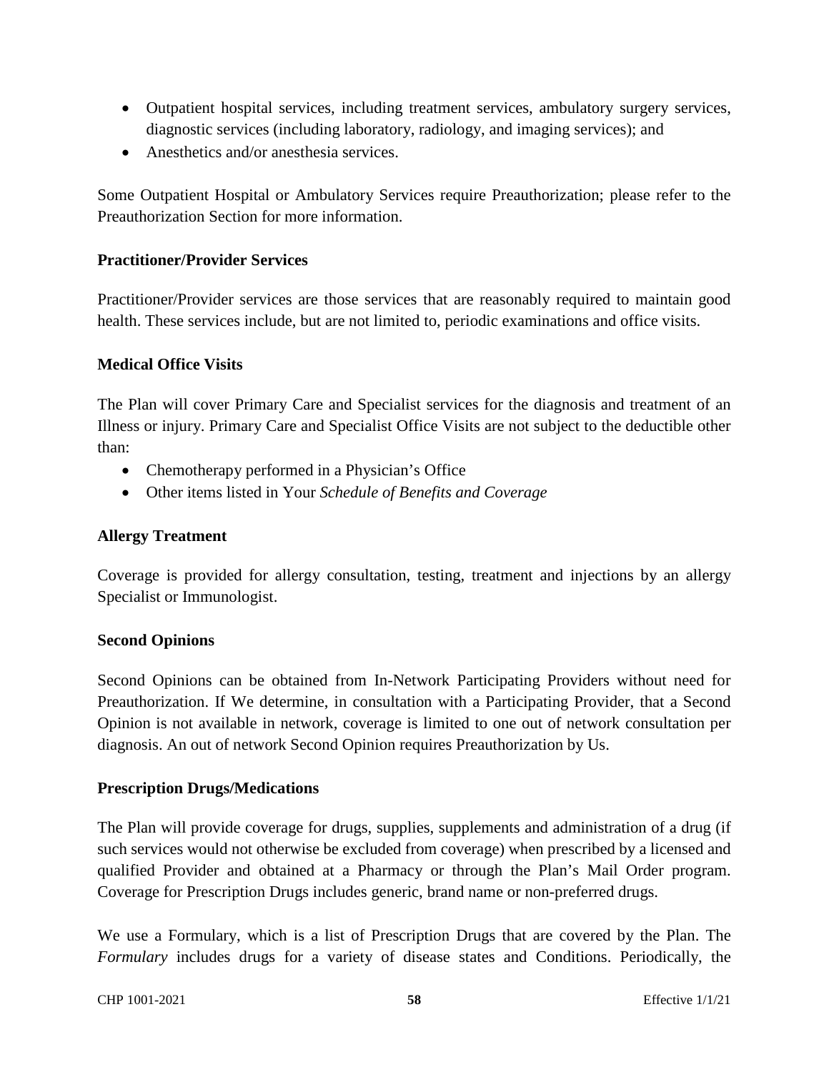- Outpatient hospital services, including treatment services, ambulatory surgery services, diagnostic services (including laboratory, radiology, and imaging services); and
- Anesthetics and/or anesthesia services.

Some Outpatient Hospital or Ambulatory Services require Preauthorization; please refer to the Preauthorization Section for more information.

**Practitioner/Provider Services**

Practitioner/Provider services are those services that are reasonably required to maintain good health. These services include, but are not limited to, periodic examinations and office visits.

**Medical Office Visits**

The Plan will cover Primary Care and Specialist services for the diagnosis and treatment of an Illness or injury. Primary Care and Specialist Office Visits are not subject to the deductible other than:

- Chemotherapy performed in a Physician's Office
- Other items listed in Your *Schedule of Benefits and Coverage*

**Allergy Treatment**

Coverage is provided for allergy consultation, testing, treatment and injections by an allergy Specialist or Immunologist.

**Second Opinions**

Second Opinions can be obtained from In-Network Participating Providers without need for Preauthorization. If We determine, in consultation with a Participating Provider, that a Second Opinion is not available in network, coverage is limited to one out of network consultation per diagnosis. An out of network Second Opinion requires Preauthorization by Us.

**Prescription Drugs/Medications**

The Plan will provide coverage for drugs, supplies, supplements and administration of a drug (if such services would not otherwise be excluded from coverage) when prescribed by a licensed and qualified Provider and obtained at a Pharmacy or through the Plan's Mail Order program. Coverage for Prescription Drugs includes generic, brand name or non-preferred drugs.

We use a Formulary, which is a list of Prescription Drugs that are covered by the Plan. The *Formulary* includes drugs for a variety of disease states and Conditions. Periodically, the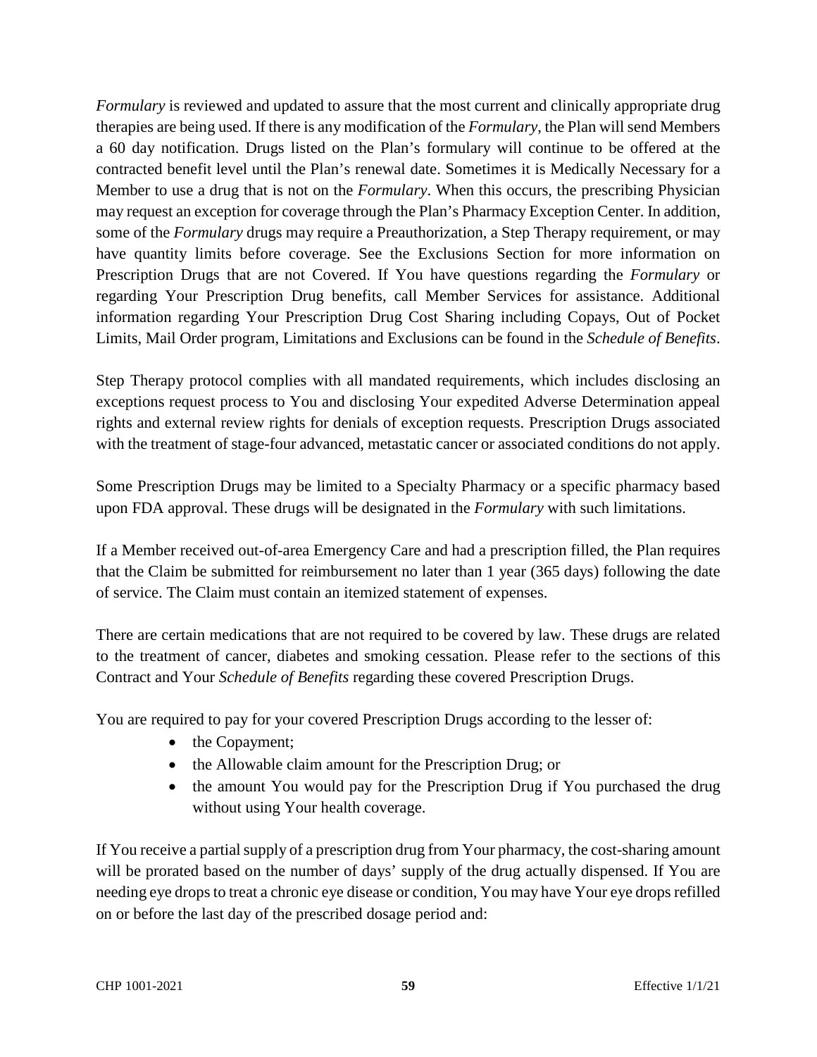*Formulary* is reviewed and updated to assure that the most current and clinically appropriate drug therapies are being used. If there is any modification of the *Formulary*, the Plan will send Members a 60 day notification. Drugs listed on the Plan's formulary will continue to be offered at the contracted benefit level until the Plan's renewal date. Sometimes it is Medically Necessary for a Member to use a drug that is not on the *Formulary*. When this occurs, the prescribing Physician may request an exception for coverage through the Plan's Pharmacy Exception Center. In addition, some of the *Formulary* drugs may require a Preauthorization, a Step Therapy requirement, or may have quantity limits before coverage. See the Exclusions Section for more information on Prescription Drugs that are not Covered. If You have questions regarding the *Formulary* or regarding Your Prescription Drug benefits, call Member Services for assistance. Additional information regarding Your Prescription Drug Cost Sharing including Copays, Out of Pocket Limits, Mail Order program, Limitations and Exclusions can be found in the *Schedule of Benefits*.

Step Therapy protocol complies with all mandated requirements, which includes disclosing an exceptions request process to You and disclosing Your expedited Adverse Determination appeal rights and external review rights for denials of exception requests. Prescription Drugs associated with the treatment of stage-four advanced, metastatic cancer or associated conditions do not apply.

Some Prescription Drugs may be limited to a Specialty Pharmacy or a specific pharmacy based upon FDA approval. These drugs will be designated in the *Formulary* with such limitations.

If a Member received out-of-area Emergency Care and had a prescription filled, the Plan requires that the Claim be submitted for reimbursement no later than 1 year (365 days) following the date of service. The Claim must contain an itemized statement of expenses.

There are certain medications that are not required to be covered by law. These drugs are related to the treatment of cancer, diabetes and smoking cessation. Please refer to the sections of this Contract and Your *Schedule of Benefits* regarding these covered Prescription Drugs.

You are required to pay for your covered Prescription Drugs according to the lesser of:

- the Copayment;
- the Allowable claim amount for the Prescription Drug; or
- the amount You would pay for the Prescription Drug if You purchased the drug without using Your health coverage.

If You receive a partial supply of a prescription drug from Your pharmacy, the cost-sharing amount will be prorated based on the number of days' supply of the drug actually dispensed. If You are needing eye drops to treat a chronic eye disease or condition, You may have Your eye drops refilled on or before the last day of the prescribed dosage period and: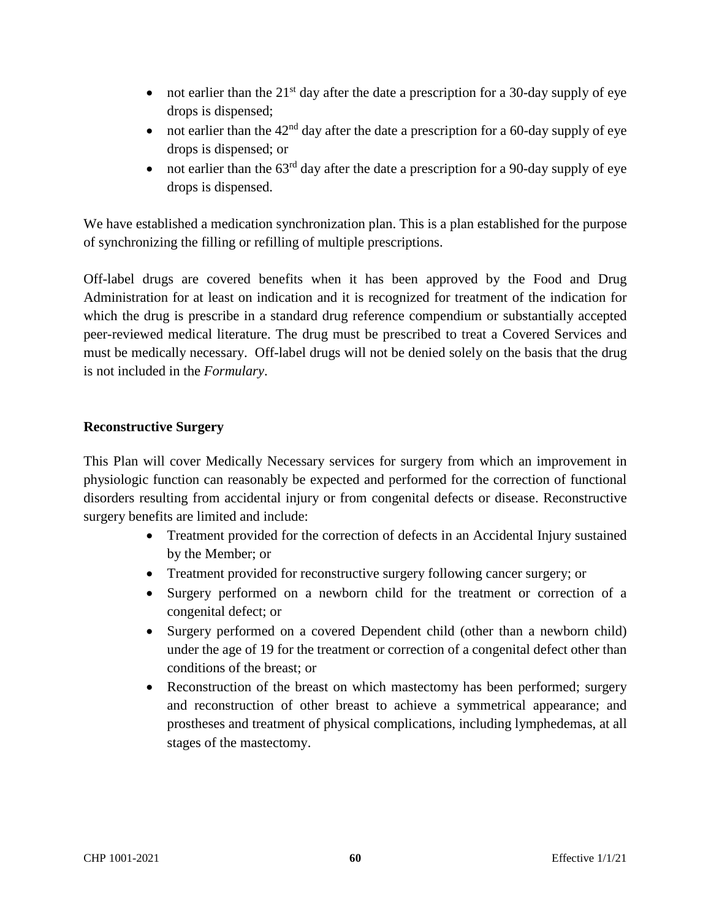- not earlier than the 21st day after the date a prescription for a 30-day supply of eye drops is dispensed;
- not earlier than the 42nd day after the date a prescription for a 60-day supply of eye drops is dispensed; or
- not earlier than the 63rd day after the date a prescription for a 90-day supply of eye drops is dispensed.

We have established a medication synchronization plan. This is a plan established for the purpose of synchronizing the filling or refilling of multiple prescriptions.

Off-label drugs are covered benefits when it has been approved by the Food and Drug Administration for at least on indication and it is recognized for treatment of the indication for which the drug is prescribe in a standard drug reference compendium or substantially accepted peer-reviewed medical literature. The drug must be prescribed to treat a Covered Services and must be medically necessary. Off-label drugs will not be denied solely on the basis that the drug is not included in the *Formulary*.

**Reconstructive Surgery**

This Plan will cover Medically Necessary services for surgery from which an improvement in physiologic function can reasonably be expected and performed for the correction of functional disorders resulting from accidental injury or from congenital defects or disease. Reconstructive surgery benefits are limited and include:

- Treatment provided for the correction of defects in an Accidental Injury sustained by the Member; or
- Treatment provided for reconstructive surgery following cancer surgery; or
- Surgery performed on a newborn child for the treatment or correction of a congenital defect; or
- Surgery performed on a covered Dependent child (other than a newborn child) under the age of 19 for the treatment or correction of a congenital defect other than conditions of the breast; or
- Reconstruction of the breast on which mastectomy has been performed; surgery and reconstruction of other breast to achieve a symmetrical appearance; and prostheses and treatment of physical complications, including lymphedemas, at all stages of the mastectomy.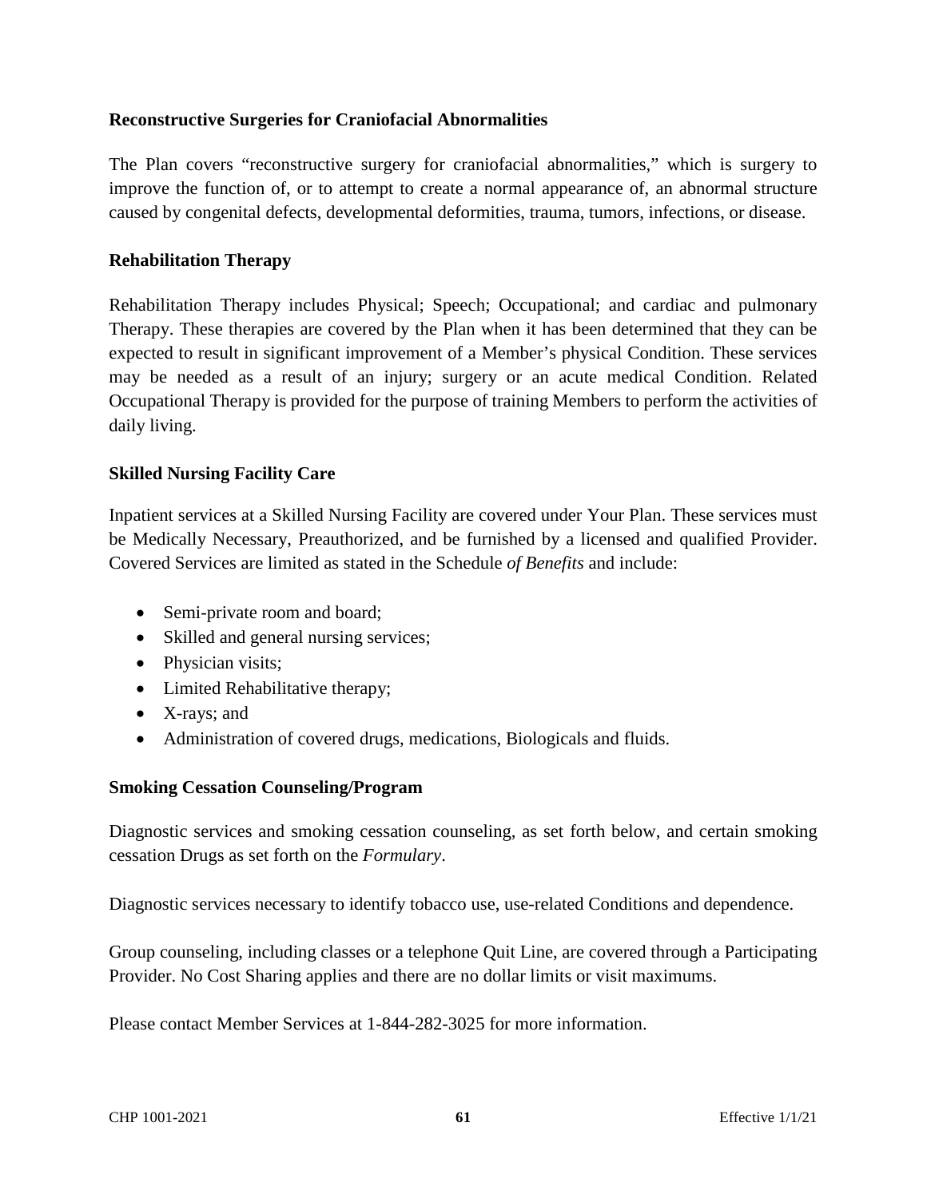**Reconstructive Surgeries for Craniofacial Abnormalities**

The Plan covers "reconstructive surgery for craniofacial abnormalities," which is surgery to improve the function of, or to attempt to create a normal appearance of, an abnormal structure caused by congenital defects, developmental deformities, trauma, tumors, infections, or disease.

**Rehabilitation Therapy**

Rehabilitation Therapy includes Physical; Speech; Occupational; and cardiac and pulmonary Therapy. These therapies are covered by the Plan when it has been determined that they can be expected to result in significant improvement of a Member's physical Condition. These services may be needed as a result of an injury; surgery or an acute medical Condition. Related Occupational Therapy is provided for the purpose of training Members to perform the activities of daily living.

**Skilled Nursing Facility Care**

Inpatient services at a Skilled Nursing Facility are covered under Your Plan. These services must be Medically Necessary, Preauthorized, and be furnished by a licensed and qualified Provider. Covered Services are limited as stated in the Schedule *of Benefits* and include:

- Semi-private room and board;
- Skilled and general nursing services;
- Physician visits;
- Limited Rehabilitative therapy;
- X-rays; and
- Administration of covered drugs, medications, Biologicals and fluids.

**Smoking Cessation Counseling/Program**

Diagnostic services and smoking cessation counseling, as set forth below, and certain smoking cessation Drugs as set forth on the *Formulary*.

Diagnostic services necessary to identify tobacco use, use-related Conditions and dependence.

Group counseling, including classes or a telephone Quit Line, are covered through a Participating Provider. No Cost Sharing applies and there are no dollar limits or visit maximums.

Please contact Member Services at 1-844-282-3025 for more information.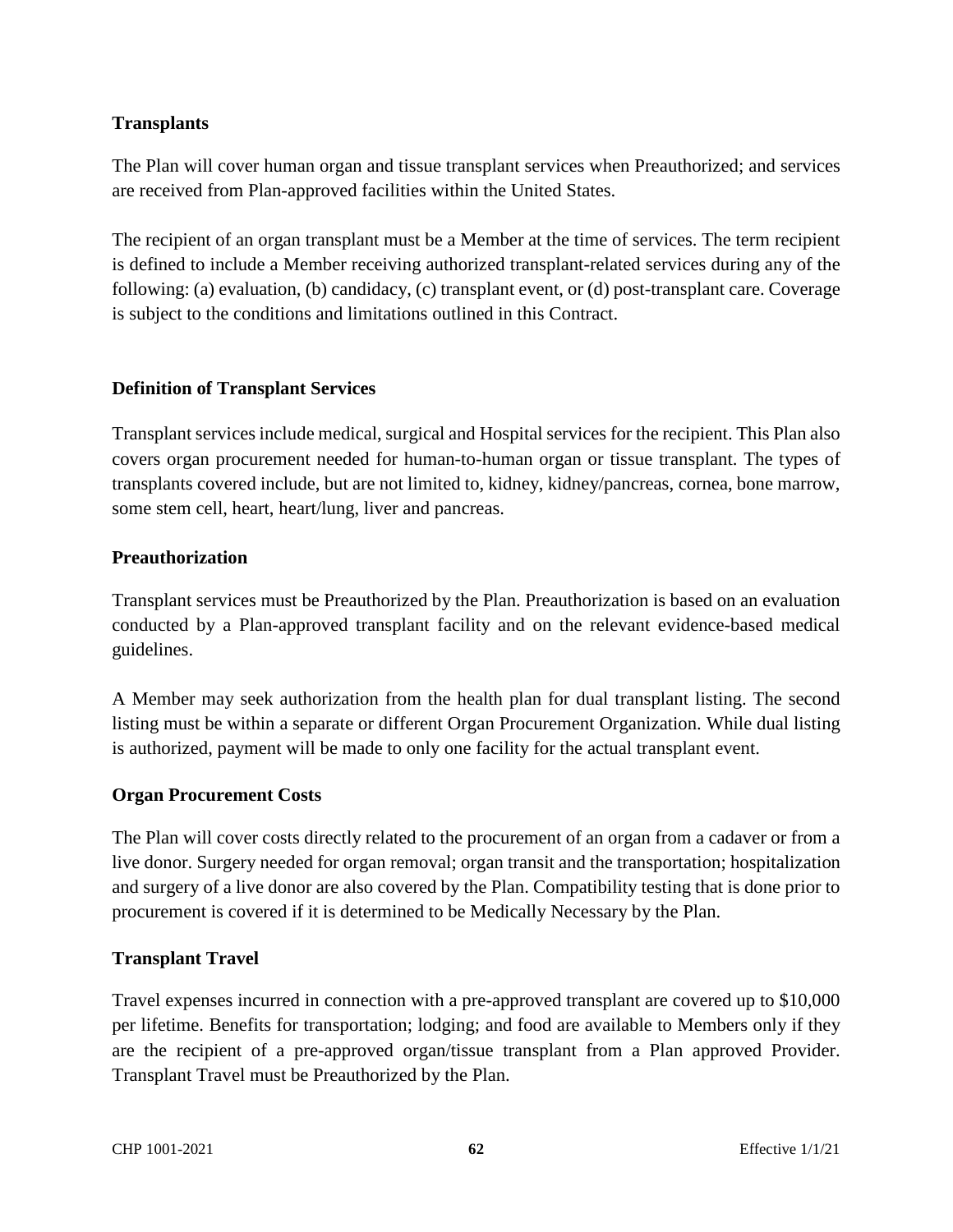## Transplants

The Plan will cover human organ and tissue transplant services when Preauthorized; and services are received from Plan-approved facilities within the United States.

The recipient of an organ transplant must be a Member at the time of services. The term recipient is defined to include a Member receiving authorized transplant-related services during any of the following: (a) evaluation, (b) candidacy, (c) transplant event, or (d) post-transplant care. Coverage is subject to the conditions and limitations outlined in this Contract.

### Definition of Transplant Services

Transplant services include medical, surgical and Hospital services for the recipient. This Plan also covers organ procurement needed for human-to-human organ or tissue transplant. The types of transplants covered include, but are not limited to, kidney, kidney/pancreas, cornea, bone marrow, some stem cell, heart, heart/lung, liver and pancreas.

### Preauthorization

Transplant services must be Preauthorized by the Plan. Preauthorization is based on an evaluation conducted by a Plan-approved transplant facility and on the relevant evidence-based medical guidelines.

A Member may seek authorization from the health plan for dual transplant listing. The second listing must be within a separate or different Organ Procurement Organization. While dual listing is authorized, payment will be made to only one facility for the actual transplant event.

### Organ Procurement Costs

The Plan will cover costs directly related to the procurement of an organ from a cadaver or from a live donor. Surgery needed for organ removal; organ transit and the transportation; hospitalization and surgery of a live donor are also covered by the Plan. Compatibility testing that is done prior to procurement is covered if it is determined to be Medically Necessary by the Plan.

### Transplant Travel

Travel expenses incurred in connection with a pre-approved transplant are covered up to $10,000 per lifetime. Benefits for transportation; lodging; and food are available to Members only if they are the recipient of a pre-approved organ/tissue transplant from a Plan approved Provider. Transplant Travel must be Preauthorized by the Plan.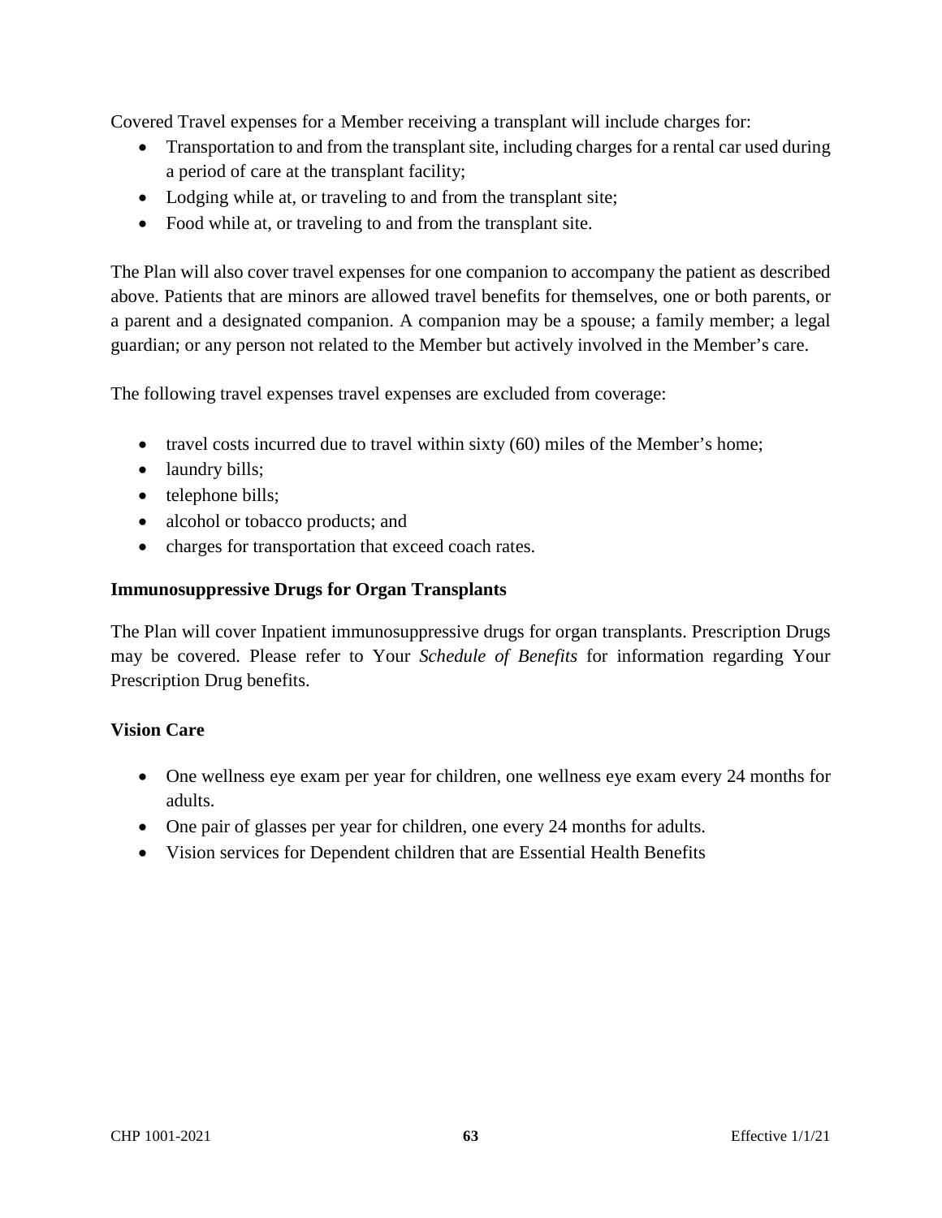Covered Travel expenses for a Member receiving a transplant will include charges for:

- Transportation to and from the transplant site, including charges for a rental car used during a period of care at the transplant facility;
- Lodging while at, or traveling to and from the transplant site;
- Food while at, or traveling to and from the transplant site.

The Plan will also cover travel expenses for one companion to accompany the patient as described above. Patients that are minors are allowed travel benefits for themselves, one or both parents, or a parent and a designated companion. A companion may be a spouse; a family member; a legal guardian; or any person not related to the Member but actively involved in the Member's care.

The following travel expenses travel expenses are excluded from coverage:

- travel costs incurred due to travel within sixty (60) miles of the Member's home;
- laundry bills;
- telephone bills;
- alcohol or tobacco products; and
- charges for transportation that exceed coach rates.

**Immunosuppressive Drugs for Organ Transplants**

The Plan will cover Inpatient immunosuppressive drugs for organ transplants. Prescription Drugs may be covered. Please refer to Your *Schedule of Benefits* for information regarding Your Prescription Drug benefits.

**Vision Care**

- One wellness eye exam per year for children, one wellness eye exam every 24 months for adults.
- One pair of glasses per year for children, one every 24 months for adults.
- Vision services for Dependent children that are Essential Health Benefits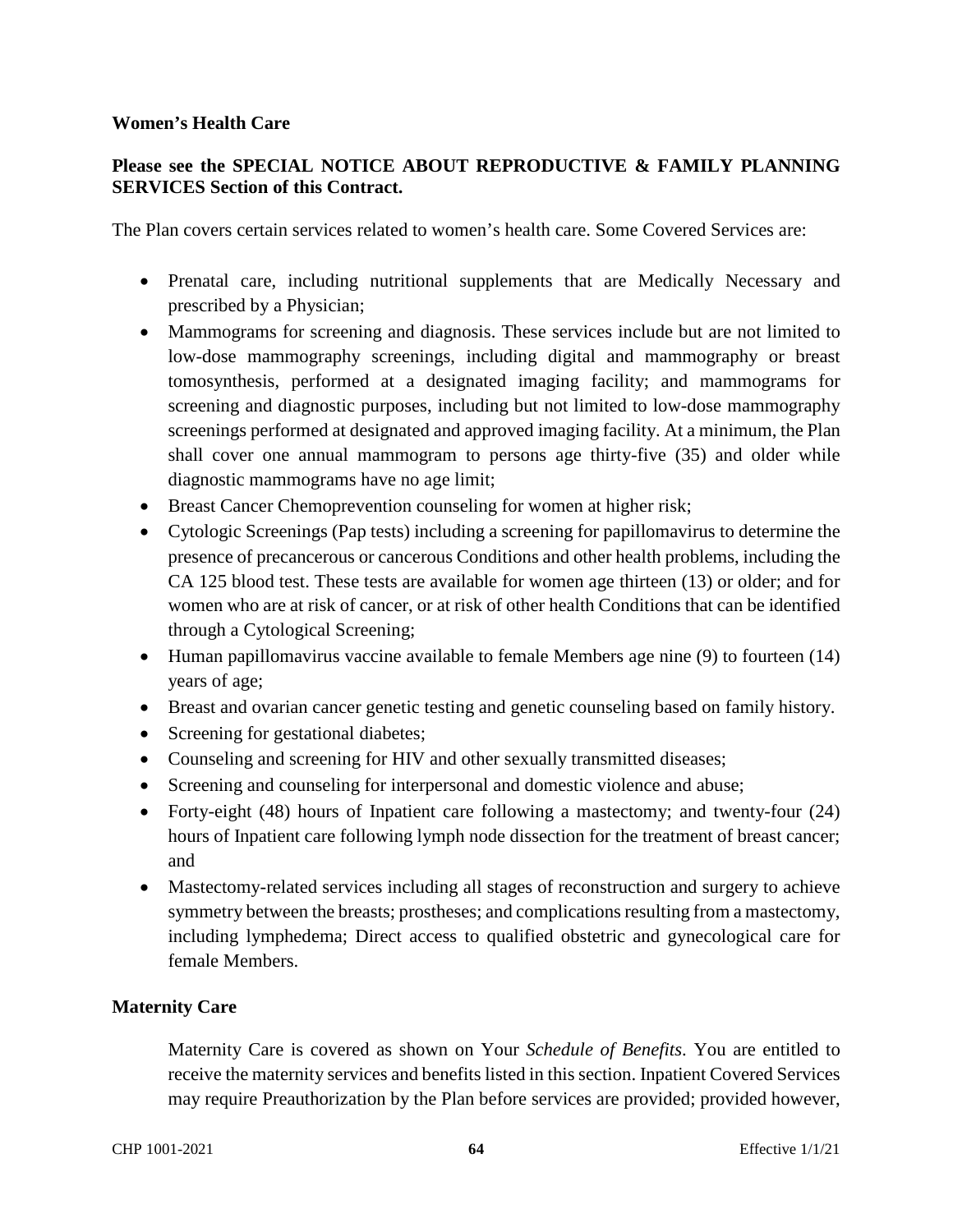**Women's Health Care**

**Please see the SPECIAL NOTICE ABOUT REPRODUCTIVE & FAMILY PLANNING SERVICES Section of this Contract.**

The Plan covers certain services related to women's health care. Some Covered Services are:

- Prenatal care, including nutritional supplements that are Medically Necessary and prescribed by a Physician;
- Mammograms for screening and diagnosis. These services include but are not limited to low-dose mammography screenings, including digital and mammography or breast tomosynthesis, performed at a designated imaging facility; and mammograms for screening and diagnostic purposes, including but not limited to low-dose mammography screenings performed at designated and approved imaging facility. At a minimum, the Plan shall cover one annual mammogram to persons age thirty-five (35) and older while diagnostic mammograms have no age limit;
- Breast Cancer Chemoprevention counseling for women at higher risk;
- Cytologic Screenings (Pap tests) including a screening for papillomavirus to determine the presence of precancerous or cancerous Conditions and other health problems, including the CA 125 blood test. These tests are available for women age thirteen (13) or older; and for women who are at risk of cancer, or at risk of other health Conditions that can be identified through a Cytological Screening;
- Human papillomavirus vaccine available to female Members age nine (9) to fourteen (14) years of age;
- Breast and ovarian cancer genetic testing and genetic counseling based on family history.
- Screening for gestational diabetes;
- Counseling and screening for HIV and other sexually transmitted diseases;
- Screening and counseling for interpersonal and domestic violence and abuse;
- Forty-eight (48) hours of Inpatient care following a mastectomy; and twenty-four (24) hours of Inpatient care following lymph node dissection for the treatment of breast cancer; and
- Mastectomy-related services including all stages of reconstruction and surgery to achieve symmetry between the breasts; prostheses; and complications resulting from a mastectomy, including lymphedema; Direct access to qualified obstetric and gynecological care for female Members.

**Maternity Care**

Maternity Care is covered as shown on Your *Schedule of Benefits*. You are entitled to receive the maternity services and benefits listed in this section. Inpatient Covered Services may require Preauthorization by the Plan before services are provided; provided however,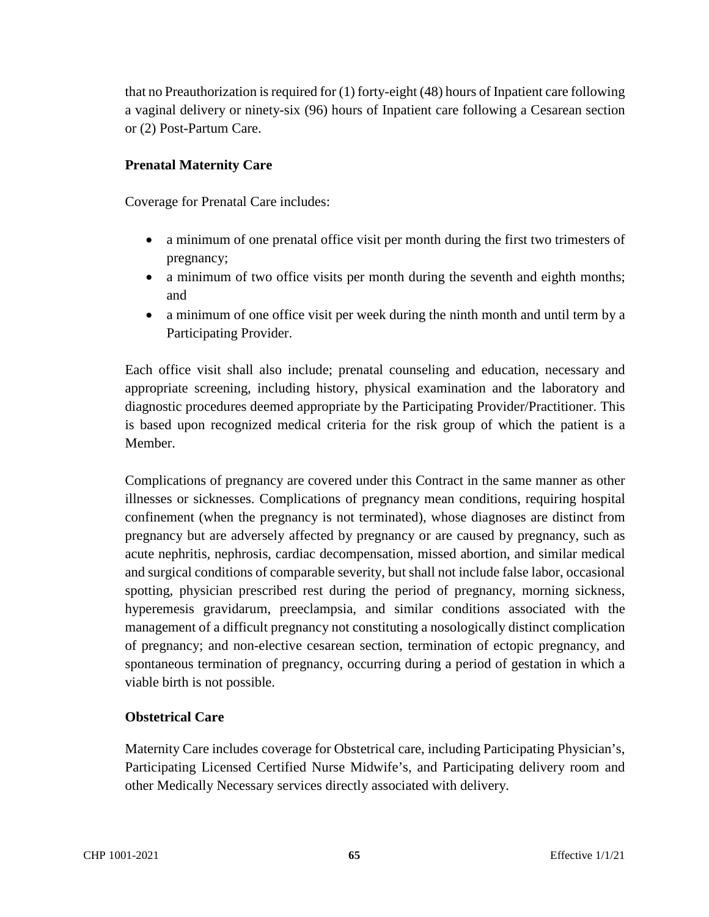that no Preauthorization is required for (1) forty-eight (48) hours of Inpatient care following a vaginal delivery or ninety-six (96) hours of Inpatient care following a Cesarean section or (2) Post-Partum Care.

**Prenatal Maternity Care**

Coverage for Prenatal Care includes:

- a minimum of one prenatal office visit per month during the first two trimesters of pregnancy;
- a minimum of two office visits per month during the seventh and eighth months; and
- a minimum of one office visit per week during the ninth month and until term by a Participating Provider.

Each office visit shall also include; prenatal counseling and education, necessary and appropriate screening, including history, physical examination and the laboratory and diagnostic procedures deemed appropriate by the Participating Provider/Practitioner. This is based upon recognized medical criteria for the risk group of which the patient is a Member.

Complications of pregnancy are covered under this Contract in the same manner as other illnesses or sicknesses. Complications of pregnancy mean conditions, requiring hospital confinement (when the pregnancy is not terminated), whose diagnoses are distinct from pregnancy but are adversely affected by pregnancy or are caused by pregnancy, such as acute nephritis, nephrosis, cardiac decompensation, missed abortion, and similar medical and surgical conditions of comparable severity, but shall not include false labor, occasional spotting, physician prescribed rest during the period of pregnancy, morning sickness, hyperemesis gravidarum, preeclampsia, and similar conditions associated with the management of a difficult pregnancy not constituting a nosologically distinct complication of pregnancy; and non-elective cesarean section, termination of ectopic pregnancy, and spontaneous termination of pregnancy, occurring during a period of gestation in which a viable birth is not possible.

**Obstetrical Care**

Maternity Care includes coverage for Obstetrical care, including Participating Physician's, Participating Licensed Certified Nurse Midwife's, and Participating delivery room and other Medically Necessary services directly associated with delivery.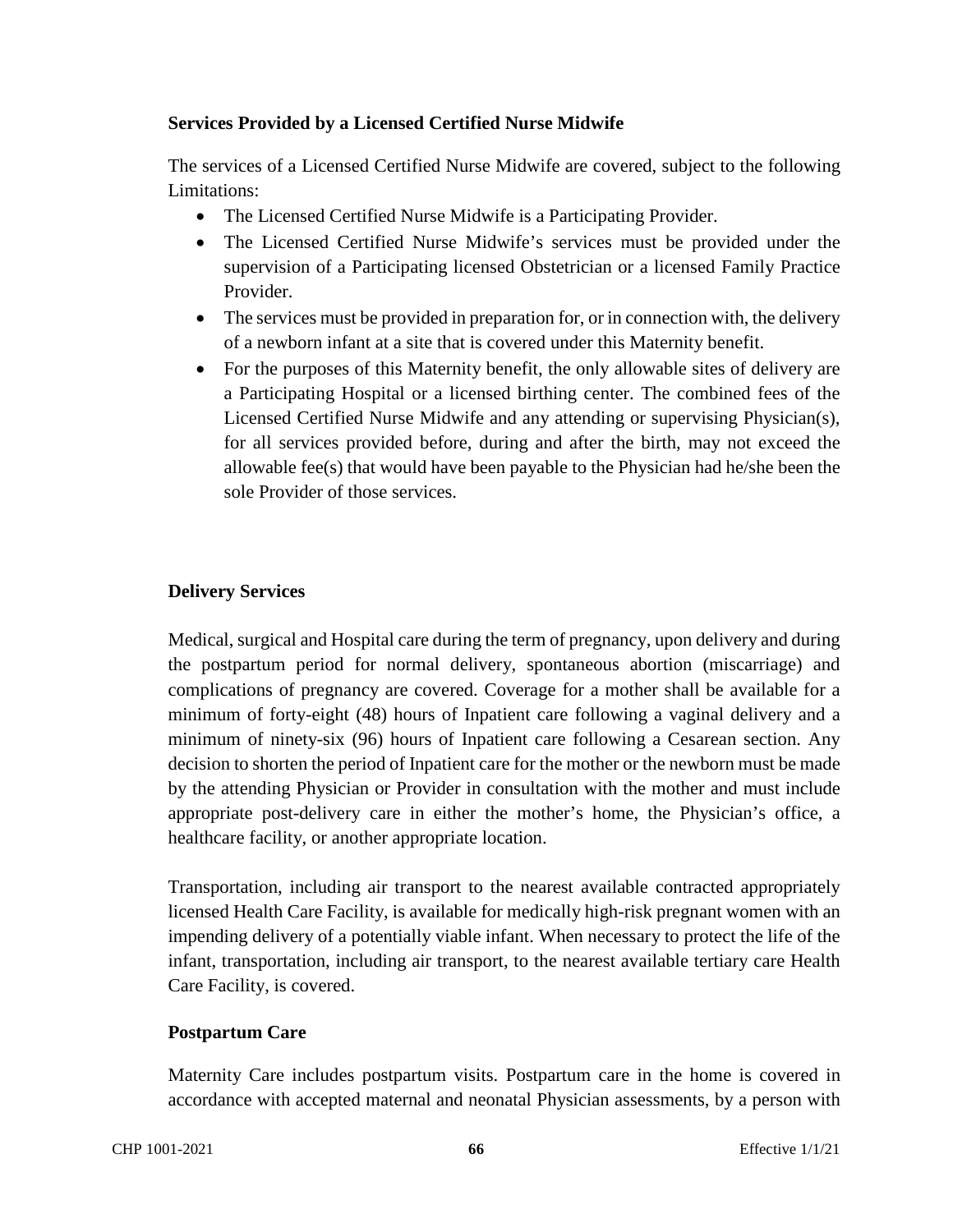**Services Provided by a Licensed Certified Nurse Midwife**

The services of a Licensed Certified Nurse Midwife are covered, subject to the following Limitations:

- The Licensed Certified Nurse Midwife is a Participating Provider.
- The Licensed Certified Nurse Midwife's services must be provided under the supervision of a Participating licensed Obstetrician or a licensed Family Practice Provider.
- The services must be provided in preparation for, or in connection with, the delivery of a newborn infant at a site that is covered under this Maternity benefit.
- For the purposes of this Maternity benefit, the only allowable sites of delivery are a Participating Hospital or a licensed birthing center. The combined fees of the Licensed Certified Nurse Midwife and any attending or supervising Physician(s), for all services provided before, during and after the birth, may not exceed the allowable fee(s) that would have been payable to the Physician had he/she been the sole Provider of those services.

**Delivery Services**

Medical, surgical and Hospital care during the term of pregnancy, upon delivery and during the postpartum period for normal delivery, spontaneous abortion (miscarriage) and complications of pregnancy are covered. Coverage for a mother shall be available for a minimum of forty-eight (48) hours of Inpatient care following a vaginal delivery and a minimum of ninety-six (96) hours of Inpatient care following a Cesarean section. Any decision to shorten the period of Inpatient care for the mother or the newborn must be made by the attending Physician or Provider in consultation with the mother and must include appropriate post-delivery care in either the mother's home, the Physician's office, a healthcare facility, or another appropriate location.

Transportation, including air transport to the nearest available contracted appropriately licensed Health Care Facility, is available for medically high-risk pregnant women with an impending delivery of a potentially viable infant. When necessary to protect the life of the infant, transportation, including air transport, to the nearest available tertiary care Health Care Facility, is covered.

**Postpartum Care**

Maternity Care includes postpartum visits. Postpartum care in the home is covered in accordance with accepted maternal and neonatal Physician assessments, by a person with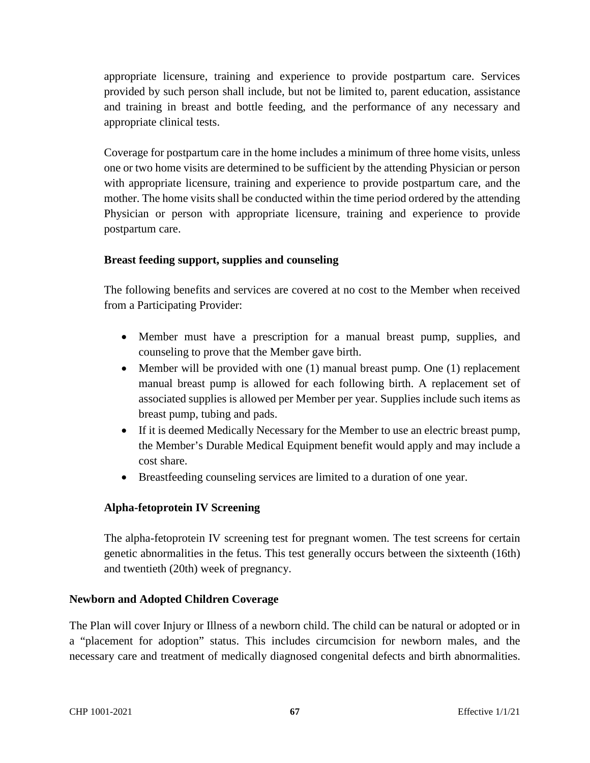appropriate licensure, training and experience to provide postpartum care. Services provided by such person shall include, but not be limited to, parent education, assistance and training in breast and bottle feeding, and the performance of any necessary and appropriate clinical tests.

Coverage for postpartum care in the home includes a minimum of three home visits, unless one or two home visits are determined to be sufficient by the attending Physician or person with appropriate licensure, training and experience to provide postpartum care, and the mother. The home visits shall be conducted within the time period ordered by the attending Physician or person with appropriate licensure, training and experience to provide postpartum care.

**Breast feeding support, supplies and counseling**

The following benefits and services are covered at no cost to the Member when received from a Participating Provider:

- Member must have a prescription for a manual breast pump, supplies, and counseling to prove that the Member gave birth.
- Member will be provided with one (1) manual breast pump. One (1) replacement manual breast pump is allowed for each following birth. A replacement set of associated supplies is allowed per Member per year. Supplies include such items as breast pump, tubing and pads.
- If it is deemed Medically Necessary for the Member to use an electric breast pump, the Member's Durable Medical Equipment benefit would apply and may include a cost share.
- Breastfeeding counseling services are limited to a duration of one year.

**Alpha-fetoprotein IV Screening**

The alpha-fetoprotein IV screening test for pregnant women. The test screens for certain genetic abnormalities in the fetus. This test generally occurs between the sixteenth (16th) and twentieth (20th) week of pregnancy.

**Newborn and Adopted Children Coverage**

The Plan will cover Injury or Illness of a newborn child. The child can be natural or adopted or in a "placement for adoption" status. This includes circumcision for newborn males, and the necessary care and treatment of medically diagnosed congenital defects and birth abnormalities.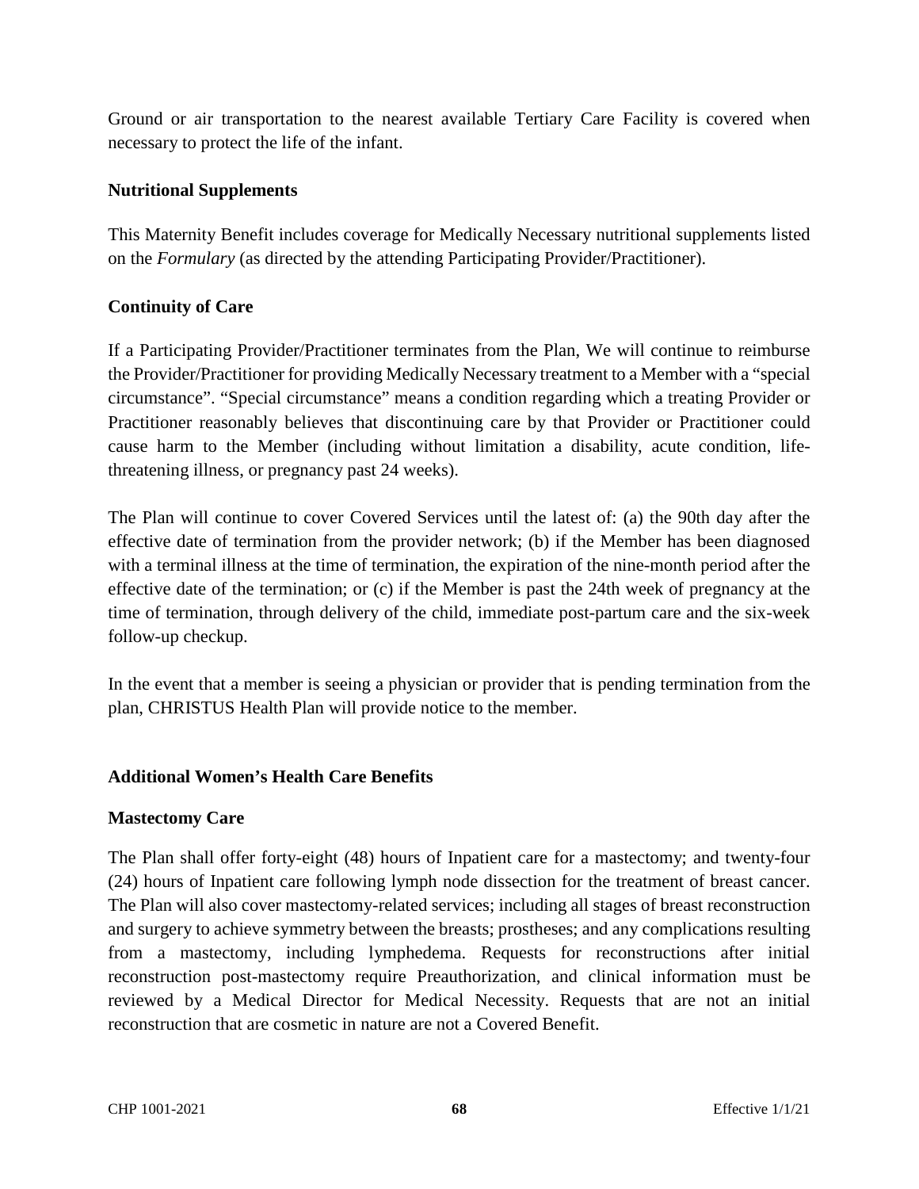Ground or air transportation to the nearest available Tertiary Care Facility is covered when necessary to protect the life of the infant.

**Nutritional Supplements**

This Maternity Benefit includes coverage for Medically Necessary nutritional supplements listed on the *Formulary* (as directed by the attending Participating Provider/Practitioner).

**Continuity of Care**

If a Participating Provider/Practitioner terminates from the Plan, We will continue to reimburse the Provider/Practitioner for providing Medically Necessary treatment to a Member with a "special circumstance". "Special circumstance" means a condition regarding which a treating Provider or Practitioner reasonably believes that discontinuing care by that Provider or Practitioner could cause harm to the Member (including without limitation a disability, acute condition, life-threatening illness, or pregnancy past 24 weeks).

The Plan will continue to cover Covered Services until the latest of: (a) the 90th day after the effective date of termination from the provider network; (b) if the Member has been diagnosed with a terminal illness at the time of termination, the expiration of the nine-month period after the effective date of the termination; or (c) if the Member is past the 24th week of pregnancy at the time of termination, through delivery of the child, immediate post-partum care and the six-week follow-up checkup.

In the event that a member is seeing a physician or provider that is pending termination from the plan, CHRISTUS Health Plan will provide notice to the member.

**Additional Women's Health Care Benefits**

**Mastectomy Care**

The Plan shall offer forty-eight (48) hours of Inpatient care for a mastectomy; and twenty-four (24) hours of Inpatient care following lymph node dissection for the treatment of breast cancer. The Plan will also cover mastectomy-related services; including all stages of breast reconstruction and surgery to achieve symmetry between the breasts; prostheses; and any complications resulting from a mastectomy, including lymphedema. Requests for reconstructions after initial reconstruction post-mastectomy require Preauthorization, and clinical information must be reviewed by a Medical Director for Medical Necessity. Requests that are not an initial reconstruction that are cosmetic in nature are not a Covered Benefit.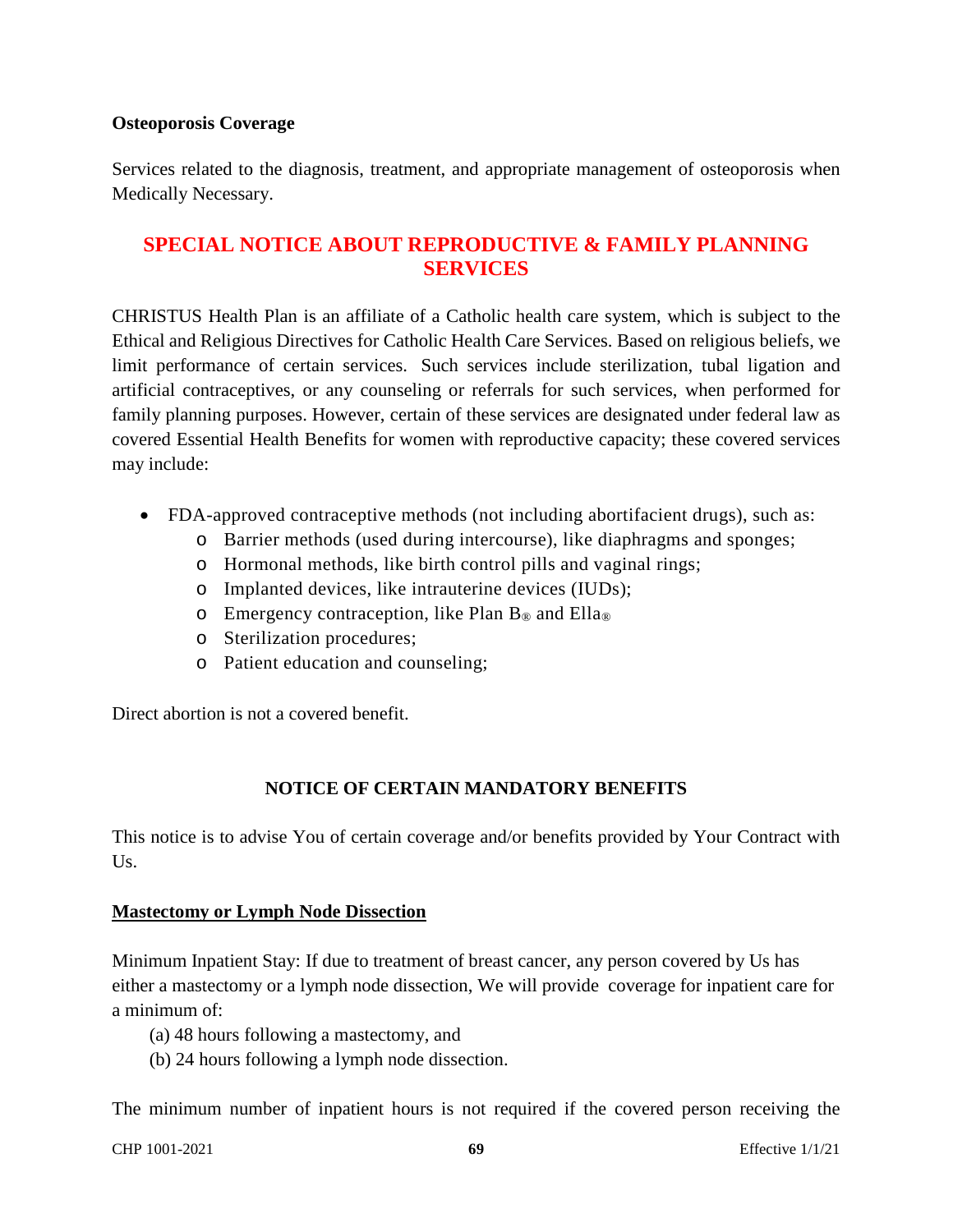**Osteoporosis Coverage**

Services related to the diagnosis, treatment, and appropriate management of osteoporosis when Medically Necessary.

## SPECIAL NOTICE ABOUT REPRODUCTIVE & FAMILY PLANNING SERVICES

CHRISTUS Health Plan is an affiliate of a Catholic health care system, which is subject to the Ethical and Religious Directives for Catholic Health Care Services. Based on religious beliefs, we limit performance of certain services. Such services include sterilization, tubal ligation and artificial contraceptives, or any counseling or referrals for such services, when performed for family planning purposes. However, certain of these services are designated under federal law as covered Essential Health Benefits for women with reproductive capacity; these covered services may include:

- FDA-approved contraceptive methods (not including abortifacient drugs), such as:
  - Barrier methods (used during intercourse), like diaphragms and sponges;
  - Hormonal methods, like birth control pills and vaginal rings;
  - Implanted devices, like intrauterine devices (IUDs);
  - Emergency contraception, like Plan B® and Ella®
  - Sterilization procedures;
  - Patient education and counseling;

Direct abortion is not a covered benefit.

## NOTICE OF CERTAIN MANDATORY BENEFITS

This notice is to advise You of certain coverage and/or benefits provided by Your Contract with Us.

**Mastectomy or Lymph Node Dissection**

Minimum Inpatient Stay: If due to treatment of breast cancer, any person covered by Us has either a mastectomy or a lymph node dissection, We will provide coverage for inpatient care for a minimum of:

(a) 48 hours following a mastectomy, and

(b) 24 hours following a lymph node dissection.

The minimum number of inpatient hours is not required if the covered person receiving the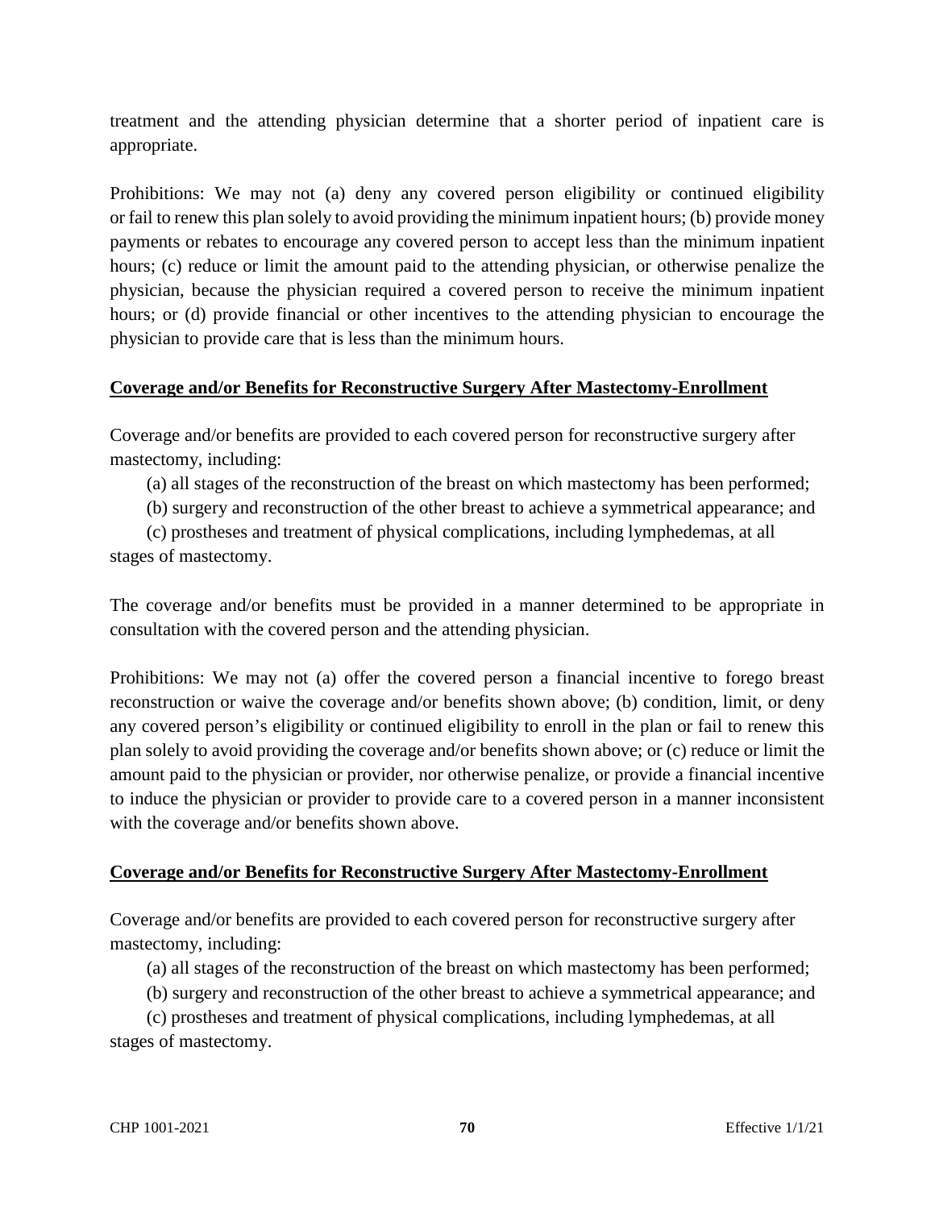treatment and the attending physician determine that a shorter period of inpatient care is appropriate.

Prohibitions: We may not (a) deny any covered person eligibility or continued eligibility or fail to renew this plan solely to avoid providing the minimum inpatient hours; (b) provide money payments or rebates to encourage any covered person to accept less than the minimum inpatient hours; (c) reduce or limit the amount paid to the attending physician, or otherwise penalize the physician, because the physician required a covered person to receive the minimum inpatient hours; or (d) provide financial or other incentives to the attending physician to encourage the physician to provide care that is less than the minimum hours.

**Coverage and/or Benefits for Reconstructive Surgery After Mastectomy-Enrollment**

Coverage and/or benefits are provided to each covered person for reconstructive surgery after mastectomy, including:

(a) all stages of the reconstruction of the breast on which mastectomy has been performed;

(b) surgery and reconstruction of the other breast to achieve a symmetrical appearance; and

(c) prostheses and treatment of physical complications, including lymphedemas, at all stages of mastectomy.

The coverage and/or benefits must be provided in a manner determined to be appropriate in consultation with the covered person and the attending physician.

Prohibitions: We may not (a) offer the covered person a financial incentive to forego breast reconstruction or waive the coverage and/or benefits shown above; (b) condition, limit, or deny any covered person's eligibility or continued eligibility to enroll in the plan or fail to renew this plan solely to avoid providing the coverage and/or benefits shown above; or (c) reduce or limit the amount paid to the physician or provider, nor otherwise penalize, or provide a financial incentive to induce the physician or provider to provide care to a covered person in a manner inconsistent with the coverage and/or benefits shown above.

**Coverage and/or Benefits for Reconstructive Surgery After Mastectomy-Enrollment**

Coverage and/or benefits are provided to each covered person for reconstructive surgery after mastectomy, including:

(a) all stages of the reconstruction of the breast on which mastectomy has been performed;

(b) surgery and reconstruction of the other breast to achieve a symmetrical appearance; and

(c) prostheses and treatment of physical complications, including lymphedemas, at all stages of mastectomy.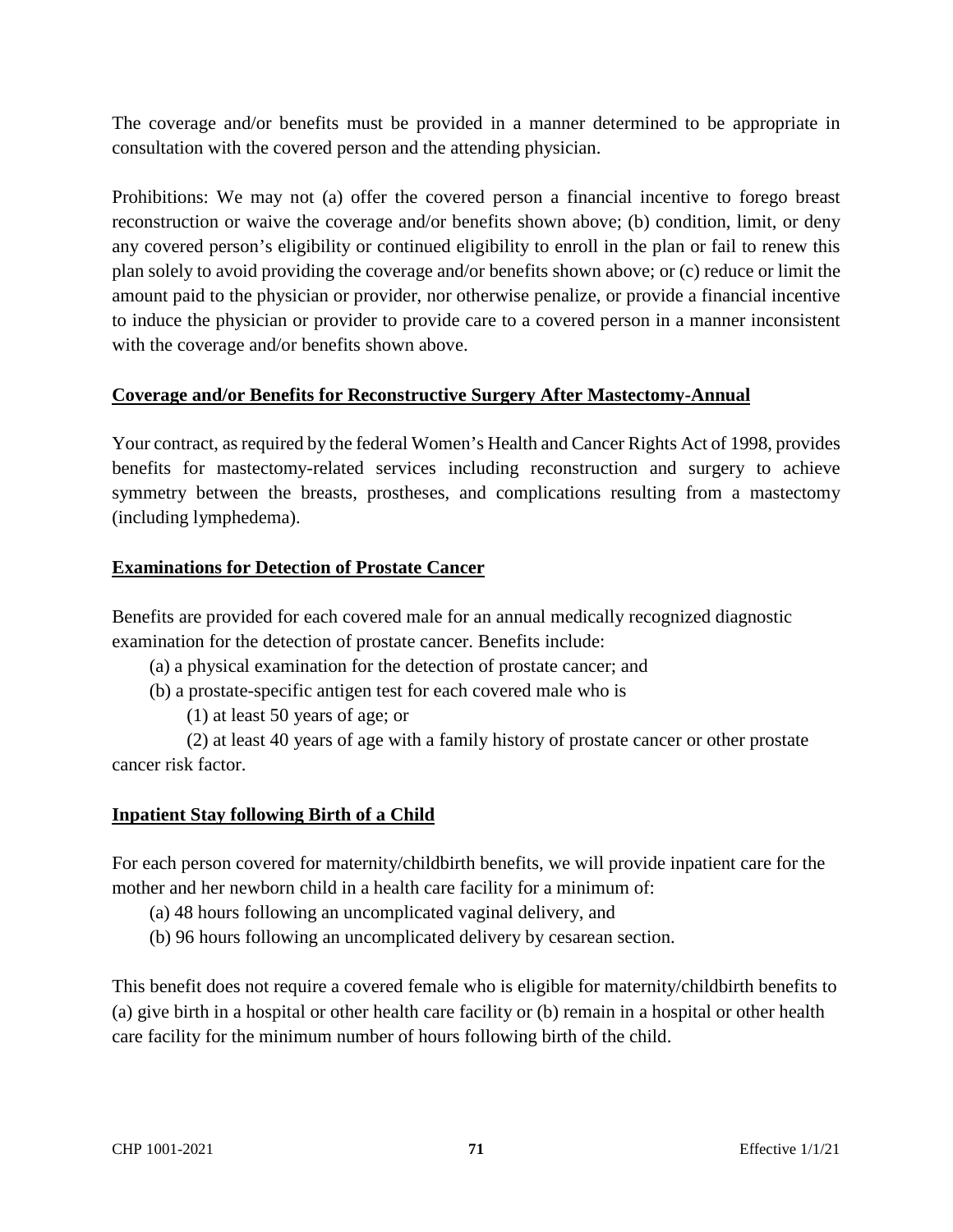The coverage and/or benefits must be provided in a manner determined to be appropriate in consultation with the covered person and the attending physician.

Prohibitions: We may not (a) offer the covered person a financial incentive to forego breast reconstruction or waive the coverage and/or benefits shown above; (b) condition, limit, or deny any covered person's eligibility or continued eligibility to enroll in the plan or fail to renew this plan solely to avoid providing the coverage and/or benefits shown above; or (c) reduce or limit the amount paid to the physician or provider, nor otherwise penalize, or provide a financial incentive to induce the physician or provider to provide care to a covered person in a manner inconsistent with the coverage and/or benefits shown above.

**Coverage and/or Benefits for Reconstructive Surgery After Mastectomy-Annual**

Your contract, as required by the federal Women's Health and Cancer Rights Act of 1998, provides benefits for mastectomy-related services including reconstruction and surgery to achieve symmetry between the breasts, prostheses, and complications resulting from a mastectomy (including lymphedema).

**Examinations for Detection of Prostate Cancer**

Benefits are provided for each covered male for an annual medically recognized diagnostic examination for the detection of prostate cancer. Benefits include:

(a) a physical examination for the detection of prostate cancer; and

(b) a prostate-specific antigen test for each covered male who is

(1) at least 50 years of age; or

(2) at least 40 years of age with a family history of prostate cancer or other prostate cancer risk factor.

**Inpatient Stay following Birth of a Child**

For each person covered for maternity/childbirth benefits, we will provide inpatient care for the mother and her newborn child in a health care facility for a minimum of:

(a) 48 hours following an uncomplicated vaginal delivery, and

(b) 96 hours following an uncomplicated delivery by cesarean section.

This benefit does not require a covered female who is eligible for maternity/childbirth benefits to (a) give birth in a hospital or other health care facility or (b) remain in a hospital or other health care facility for the minimum number of hours following birth of the child.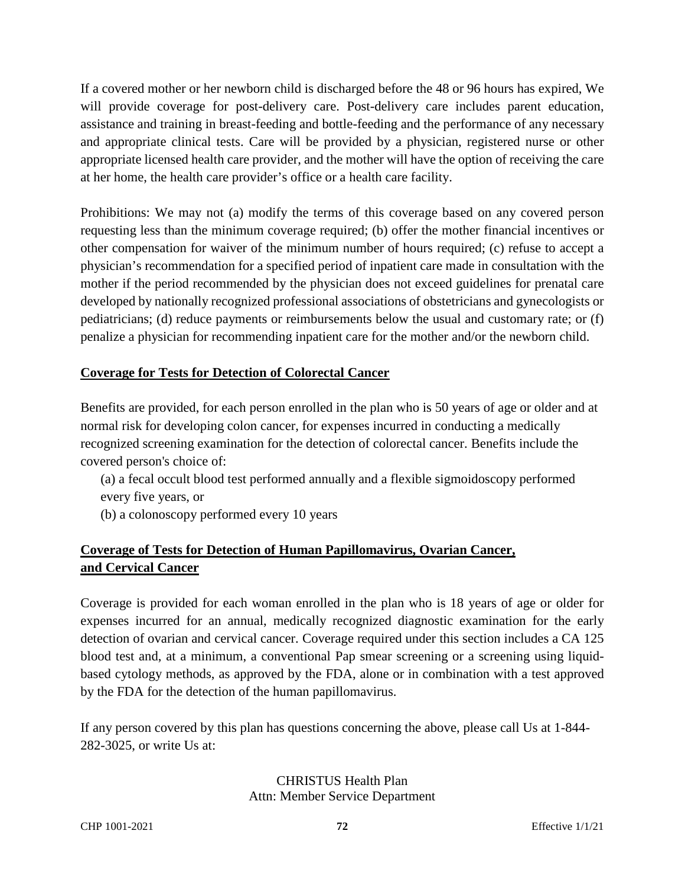If a covered mother or her newborn child is discharged before the 48 or 96 hours has expired, We will provide coverage for post-delivery care. Post-delivery care includes parent education, assistance and training in breast-feeding and bottle-feeding and the performance of any necessary and appropriate clinical tests. Care will be provided by a physician, registered nurse or other appropriate licensed health care provider, and the mother will have the option of receiving the care at her home, the health care provider's office or a health care facility.

Prohibitions: We may not (a) modify the terms of this coverage based on any covered person requesting less than the minimum coverage required; (b) offer the mother financial incentives or other compensation for waiver of the minimum number of hours required; (c) refuse to accept a physician's recommendation for a specified period of inpatient care made in consultation with the mother if the period recommended by the physician does not exceed guidelines for prenatal care developed by nationally recognized professional associations of obstetricians and gynecologists or pediatricians; (d) reduce payments or reimbursements below the usual and customary rate; or (f) penalize a physician for recommending inpatient care for the mother and/or the newborn child.

**Coverage for Tests for Detection of Colorectal Cancer**

Benefits are provided, for each person enrolled in the plan who is 50 years of age or older and at normal risk for developing colon cancer, for expenses incurred in conducting a medically recognized screening examination for the detection of colorectal cancer. Benefits include the covered person's choice of:

(a) a fecal occult blood test performed annually and a flexible sigmoidoscopy performed every five years, or

(b) a colonoscopy performed every 10 years

**Coverage of Tests for Detection of Human Papillomavirus, Ovarian Cancer, and Cervical Cancer**

Coverage is provided for each woman enrolled in the plan who is 18 years of age or older for expenses incurred for an annual, medically recognized diagnostic examination for the early detection of ovarian and cervical cancer. Coverage required under this section includes a CA 125 blood test and, at a minimum, a conventional Pap smear screening or a screening using liquid-based cytology methods, as approved by the FDA, alone or in combination with a test approved by the FDA for the detection of the human papillomavirus.

If any person covered by this plan has questions concerning the above, please call Us at 1-844-282-3025, or write Us at:

CHRISTUS Health Plan
Attn: Member Service Department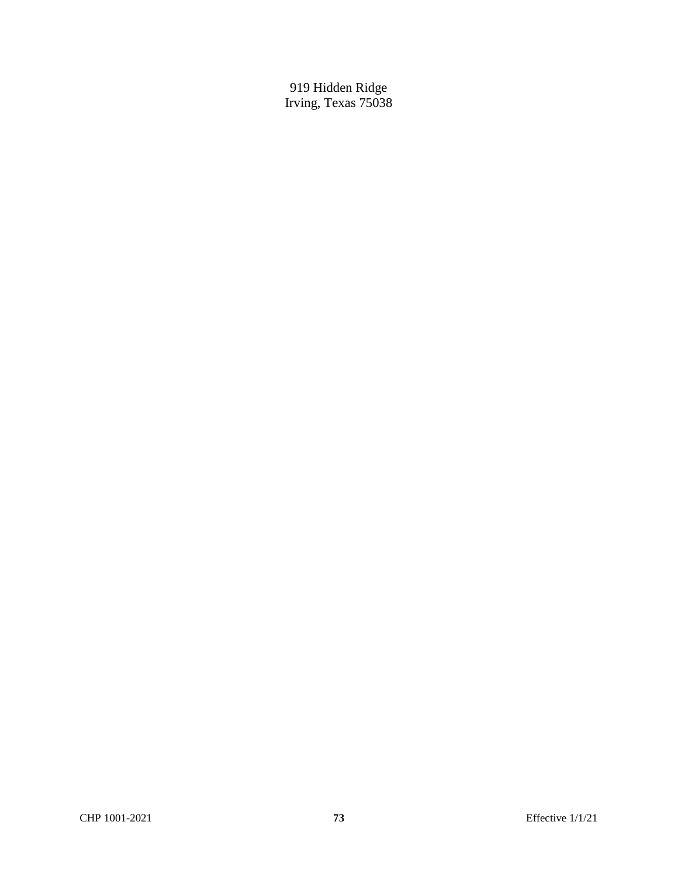919 Hidden Ridge
Irving, Texas 75038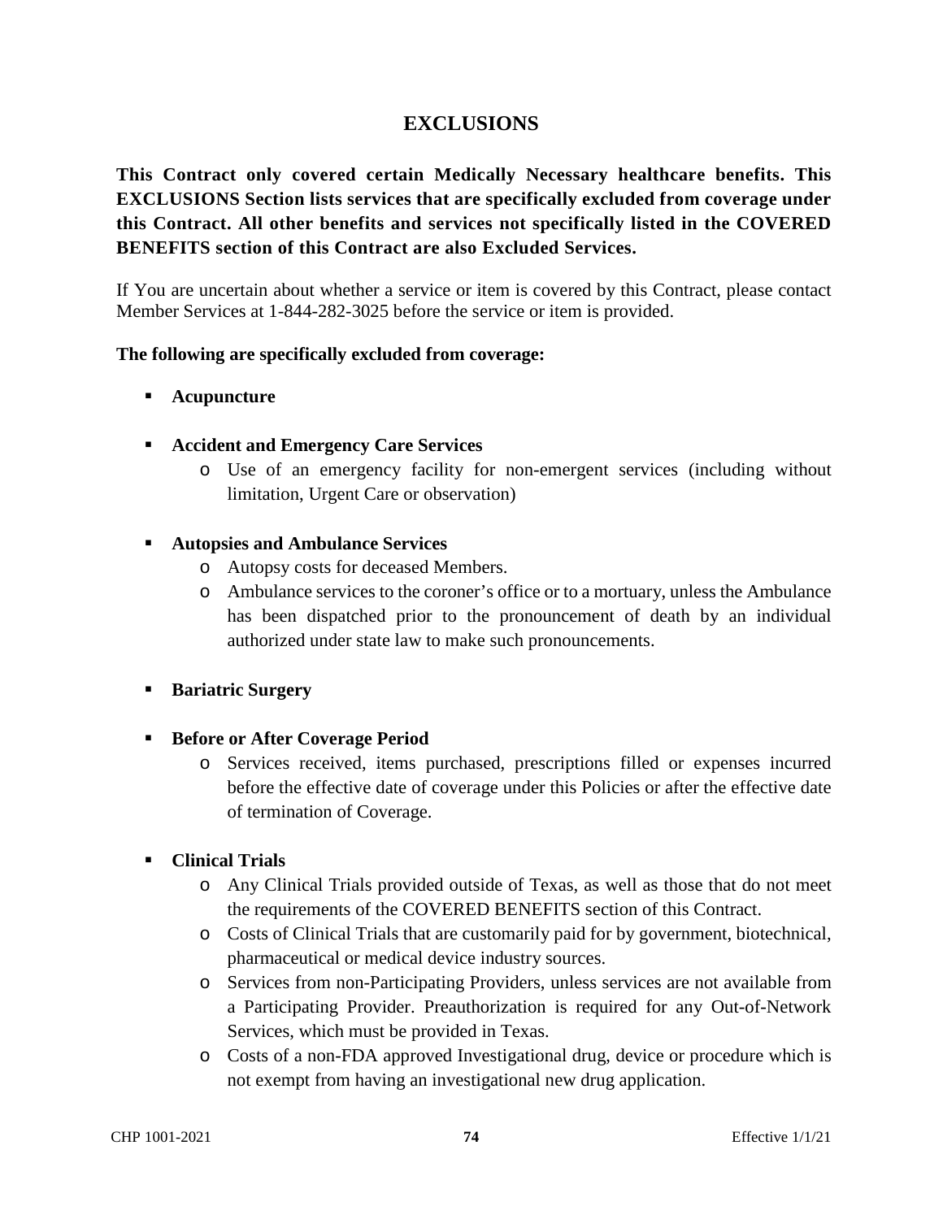# EXCLUSIONS

**This Contract only covered certain Medically Necessary healthcare benefits. This EXCLUSIONS Section lists services that are specifically excluded from coverage under this Contract. All other benefits and services not specifically listed in the COVERED BENEFITS section of this Contract are also Excluded Services.**

If You are uncertain about whether a service or item is covered by this Contract, please contact Member Services at 1-844-282-3025 before the service or item is provided.

**The following are specifically excluded from coverage:**

- **Acupuncture**
- **Accident and Emergency Care Services**
  - Use of an emergency facility for non-emergent services (including without limitation, Urgent Care or observation)
- **Autopsies and Ambulance Services**
  - Autopsy costs for deceased Members.
  - Ambulance services to the coroner's office or to a mortuary, unless the Ambulance has been dispatched prior to the pronouncement of death by an individual authorized under state law to make such pronouncements.
- **Bariatric Surgery**
- **Before or After Coverage Period**
  - Services received, items purchased, prescriptions filled or expenses incurred before the effective date of coverage under this Policies or after the effective date of termination of Coverage.
- **Clinical Trials**
  - Any Clinical Trials provided outside of Texas, as well as those that do not meet the requirements of the COVERED BENEFITS section of this Contract.
  - Costs of Clinical Trials that are customarily paid for by government, biotechnical, pharmaceutical or medical device industry sources.
  - Services from non-Participating Providers, unless services are not available from a Participating Provider. Preauthorization is required for any Out-of-Network Services, which must be provided in Texas.
  - Costs of a non-FDA approved Investigational drug, device or procedure which is not exempt from having an investigational new drug application.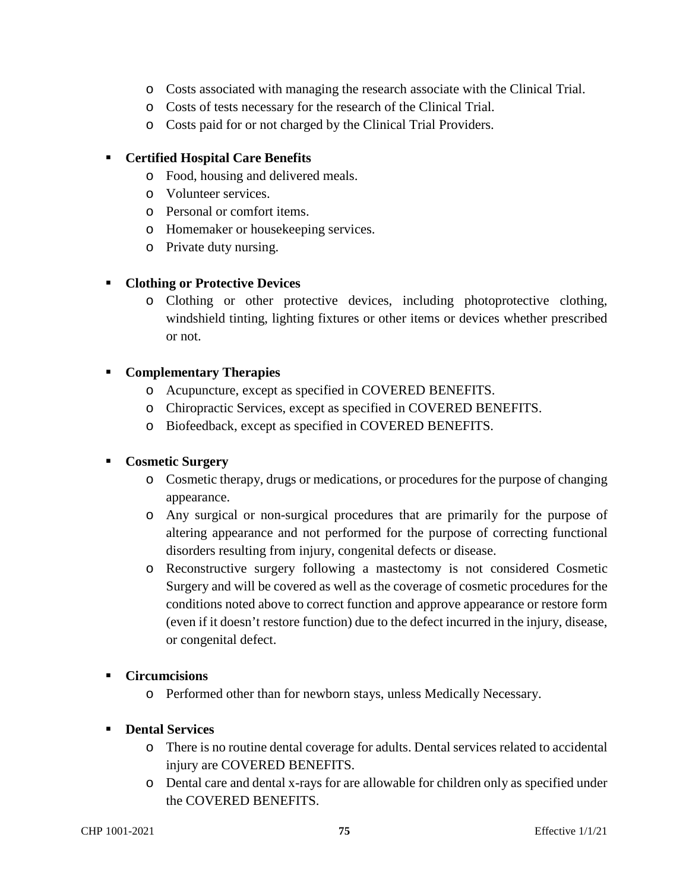- Costs associated with managing the research associate with the Clinical Trial.
  - Costs of tests necessary for the research of the Clinical Trial.
  - Costs paid for or not charged by the Clinical Trial Providers.

- **Certified Hospital Care Benefits**
  - Food, housing and delivered meals.
  - Volunteer services.
  - Personal or comfort items.
  - Homemaker or housekeeping services.
  - Private duty nursing.

- **Clothing or Protective Devices**
  - Clothing or other protective devices, including photoprotective clothing, windshield tinting, lighting fixtures or other items or devices whether prescribed or not.

- **Complementary Therapies**
  - Acupuncture, except as specified in COVERED BENEFITS.
  - Chiropractic Services, except as specified in COVERED BENEFITS.
  - Biofeedback, except as specified in COVERED BENEFITS.

- **Cosmetic Surgery**
  - Cosmetic therapy, drugs or medications, or procedures for the purpose of changing appearance.
  - Any surgical or non-surgical procedures that are primarily for the purpose of altering appearance and not performed for the purpose of correcting functional disorders resulting from injury, congenital defects or disease.
  - Reconstructive surgery following a mastectomy is not considered Cosmetic Surgery and will be covered as well as the coverage of cosmetic procedures for the conditions noted above to correct function and approve appearance or restore form (even if it doesn't restore function) due to the defect incurred in the injury, disease, or congenital defect.

- **Circumcisions**
  - Performed other than for newborn stays, unless Medically Necessary.

- **Dental Services**
  - There is no routine dental coverage for adults. Dental services related to accidental injury are COVERED BENEFITS.
  - Dental care and dental x-rays for are allowable for children only as specified under the COVERED BENEFITS.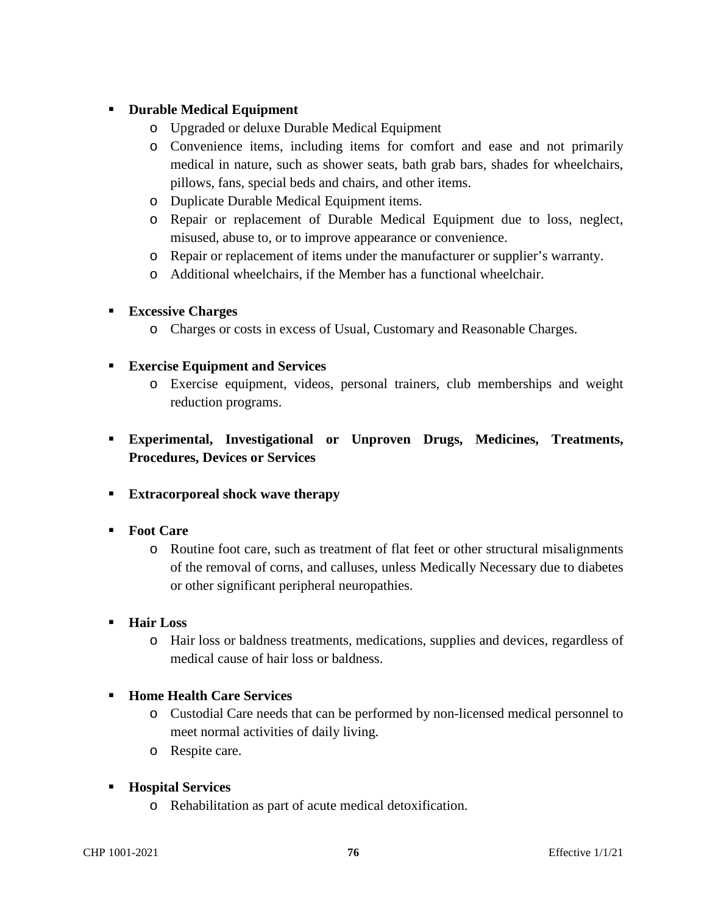- **Durable Medical Equipment**
  - Upgraded or deluxe Durable Medical Equipment
  - Convenience items, including items for comfort and ease and not primarily medical in nature, such as shower seats, bath grab bars, shades for wheelchairs, pillows, fans, special beds and chairs, and other items.
  - Duplicate Durable Medical Equipment items.
  - Repair or replacement of Durable Medical Equipment due to loss, neglect, misused, abuse to, or to improve appearance or convenience.
  - Repair or replacement of items under the manufacturer or supplier's warranty.
  - Additional wheelchairs, if the Member has a functional wheelchair.

- **Excessive Charges**
  - Charges or costs in excess of Usual, Customary and Reasonable Charges.

- **Exercise Equipment and Services**
  - Exercise equipment, videos, personal trainers, club memberships and weight reduction programs.

- **Experimental, Investigational or Unproven Drugs, Medicines, Treatments, Procedures, Devices or Services**

- **Extracorporeal shock wave therapy**

- **Foot Care**
  - Routine foot care, such as treatment of flat feet or other structural misalignments of the removal of corns, and calluses, unless Medically Necessary due to diabetes or other significant peripheral neuropathies.

- **Hair Loss**
  - Hair loss or baldness treatments, medications, supplies and devices, regardless of medical cause of hair loss or baldness.

- **Home Health Care Services**
  - Custodial Care needs that can be performed by non-licensed medical personnel to meet normal activities of daily living.
  - Respite care.

- **Hospital Services**
  - Rehabilitation as part of acute medical detoxification.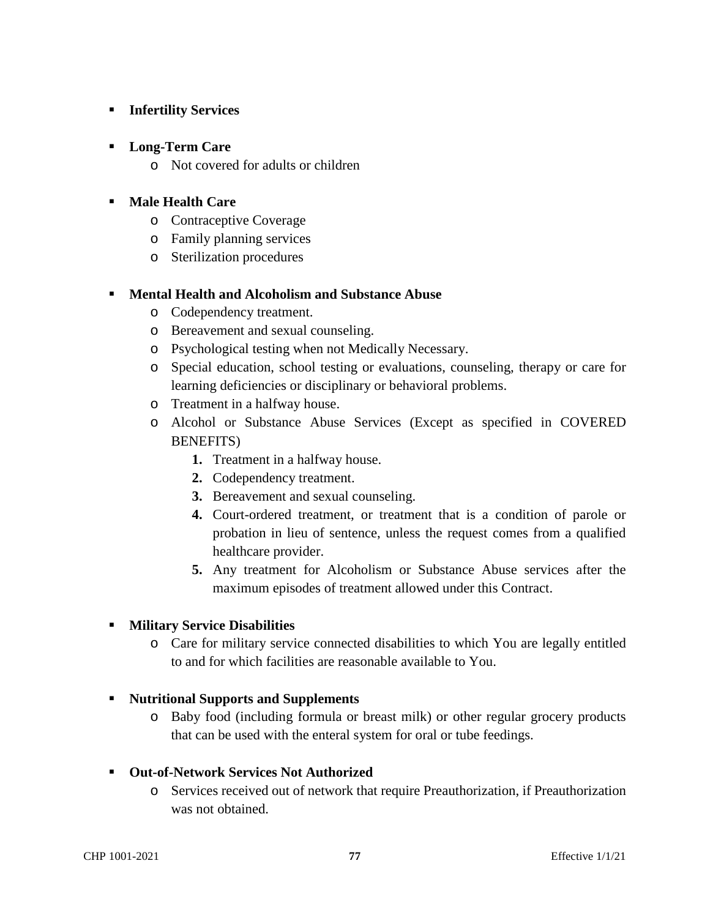- **Infertility Services**

- **Long-Term Care**
  - Not covered for adults or children

- **Male Health Care**
  - Contraceptive Coverage
  - Family planning services
  - Sterilization procedures

- **Mental Health and Alcoholism and Substance Abuse**
  - Codependency treatment.
  - Bereavement and sexual counseling.
  - Psychological testing when not Medically Necessary.
  - Special education, school testing or evaluations, counseling, therapy or care for learning deficiencies or disciplinary or behavioral problems.
  - Treatment in a halfway house.
  - Alcohol or Substance Abuse Services (Except as specified in COVERED BENEFITS)
    1. Treatment in a halfway house.
    2. Codependency treatment.
    3. Bereavement and sexual counseling.
    4. Court-ordered treatment, or treatment that is a condition of parole or probation in lieu of sentence, unless the request comes from a qualified healthcare provider.
    5. Any treatment for Alcoholism or Substance Abuse services after the maximum episodes of treatment allowed under this Contract.

- **Military Service Disabilities**
  - Care for military service connected disabilities to which You are legally entitled to and for which facilities are reasonable available to You.

- **Nutritional Supports and Supplements**
  - Baby food (including formula or breast milk) or other regular grocery products that can be used with the enteral system for oral or tube feedings.

- **Out-of-Network Services Not Authorized**
  - Services received out of network that require Preauthorization, if Preauthorization was not obtained.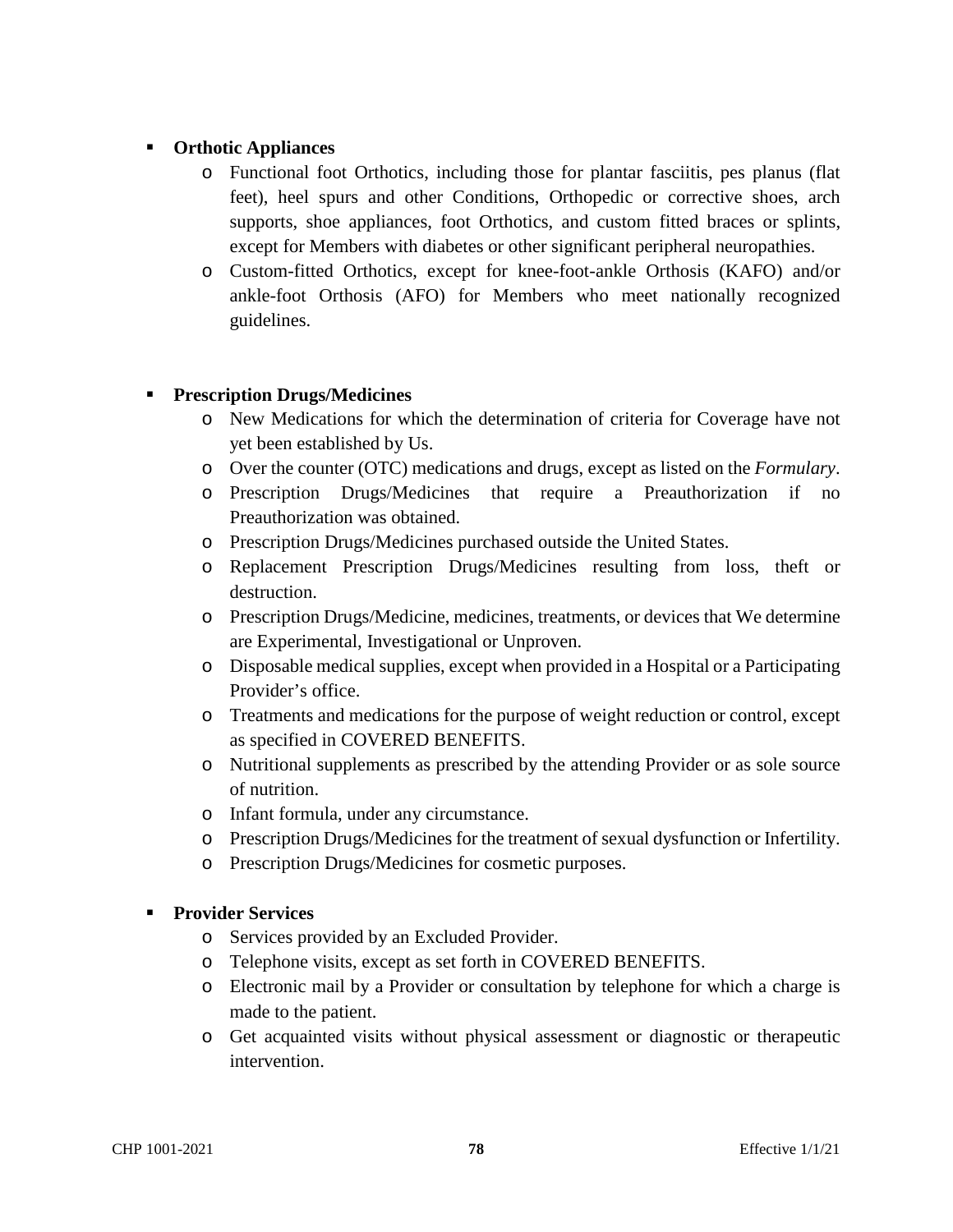- **Orthotic Appliances**
  - Functional foot Orthotics, including those for plantar fasciitis, pes planus (flat feet), heel spurs and other Conditions, Orthopedic or corrective shoes, arch supports, shoe appliances, foot Orthotics, and custom fitted braces or splints, except for Members with diabetes or other significant peripheral neuropathies.
  - Custom-fitted Orthotics, except for knee-foot-ankle Orthosis (KAFO) and/or ankle-foot Orthosis (AFO) for Members who meet nationally recognized guidelines.

- **Prescription Drugs/Medicines**
  - New Medications for which the determination of criteria for Coverage have not yet been established by Us.
  - Over the counter (OTC) medications and drugs, except as listed on the *Formulary*.
  - Prescription Drugs/Medicines that require a Preauthorization if no Preauthorization was obtained.
  - Prescription Drugs/Medicines purchased outside the United States.
  - Replacement Prescription Drugs/Medicines resulting from loss, theft or destruction.
  - Prescription Drugs/Medicine, medicines, treatments, or devices that We determine are Experimental, Investigational or Unproven.
  - Disposable medical supplies, except when provided in a Hospital or a Participating Provider's office.
  - Treatments and medications for the purpose of weight reduction or control, except as specified in COVERED BENEFITS.
  - Nutritional supplements as prescribed by the attending Provider or as sole source of nutrition.
  - Infant formula, under any circumstance.
  - Prescription Drugs/Medicines for the treatment of sexual dysfunction or Infertility.
  - Prescription Drugs/Medicines for cosmetic purposes.

- **Provider Services**
  - Services provided by an Excluded Provider.
  - Telephone visits, except as set forth in COVERED BENEFITS.
  - Electronic mail by a Provider or consultation by telephone for which a charge is made to the patient.
  - Get acquainted visits without physical assessment or diagnostic or therapeutic intervention.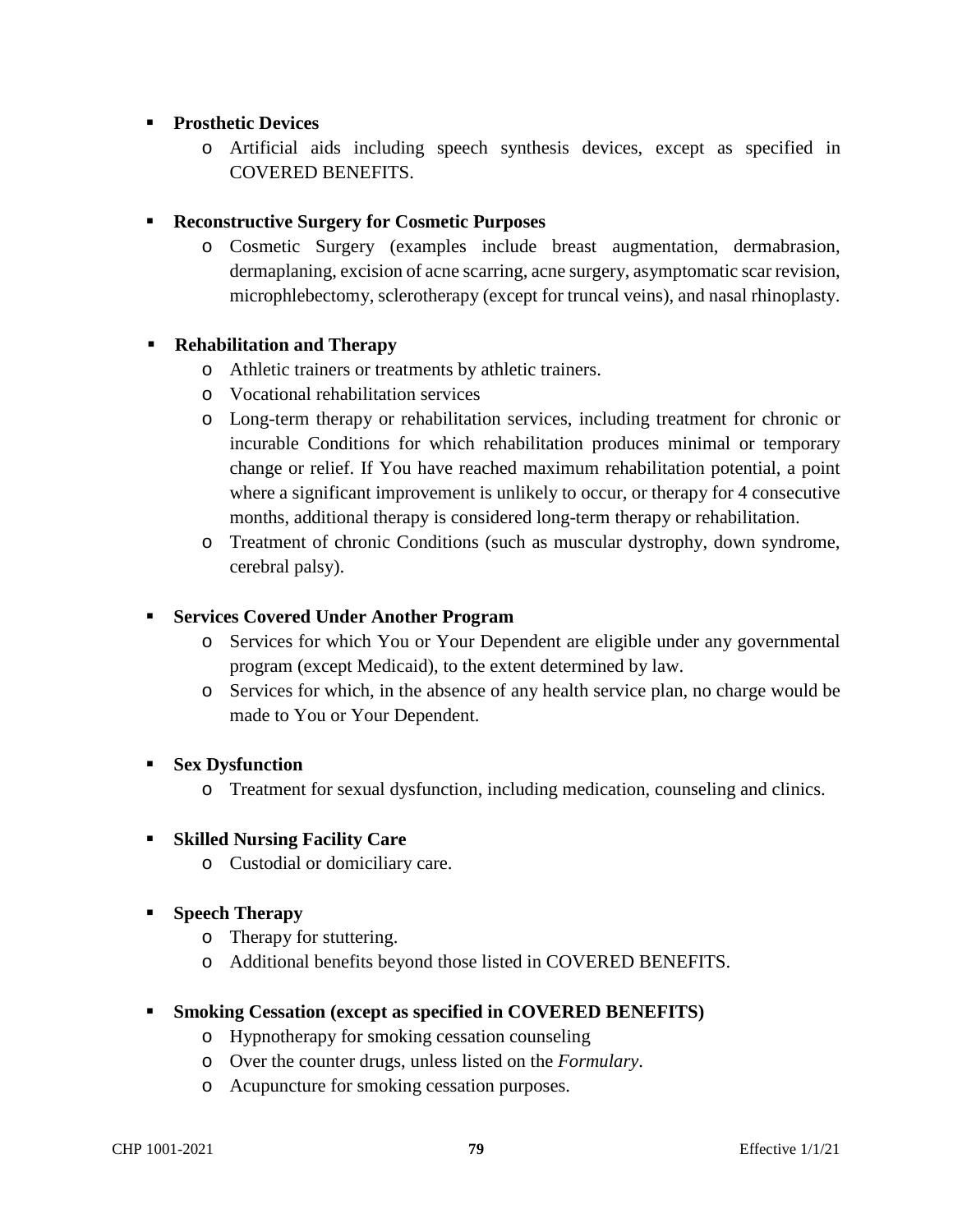- **Prosthetic Devices**
  - Artificial aids including speech synthesis devices, except as specified in COVERED BENEFITS.

- **Reconstructive Surgery for Cosmetic Purposes**
  - Cosmetic Surgery (examples include breast augmentation, dermabrasion, dermaplaning, excision of acne scarring, acne surgery, asymptomatic scar revision, microphlebectomy, sclerotherapy (except for truncal veins), and nasal rhinoplasty.

- **Rehabilitation and Therapy**
  - Athletic trainers or treatments by athletic trainers.
  - Vocational rehabilitation services
  - Long-term therapy or rehabilitation services, including treatment for chronic or incurable Conditions for which rehabilitation produces minimal or temporary change or relief. If You have reached maximum rehabilitation potential, a point where a significant improvement is unlikely to occur, or therapy for 4 consecutive months, additional therapy is considered long-term therapy or rehabilitation.
  - Treatment of chronic Conditions (such as muscular dystrophy, down syndrome, cerebral palsy).

- **Services Covered Under Another Program**
  - Services for which You or Your Dependent are eligible under any governmental program (except Medicaid), to the extent determined by law.
  - Services for which, in the absence of any health service plan, no charge would be made to You or Your Dependent.

- **Sex Dysfunction**
  - Treatment for sexual dysfunction, including medication, counseling and clinics.

- **Skilled Nursing Facility Care**
  - Custodial or domiciliary care.

- **Speech Therapy**
  - Therapy for stuttering.
  - Additional benefits beyond those listed in COVERED BENEFITS.

- **Smoking Cessation (except as specified in COVERED BENEFITS)**
  - Hypnotherapy for smoking cessation counseling
  - Over the counter drugs, unless listed on the *Formulary*.
  - Acupuncture for smoking cessation purposes.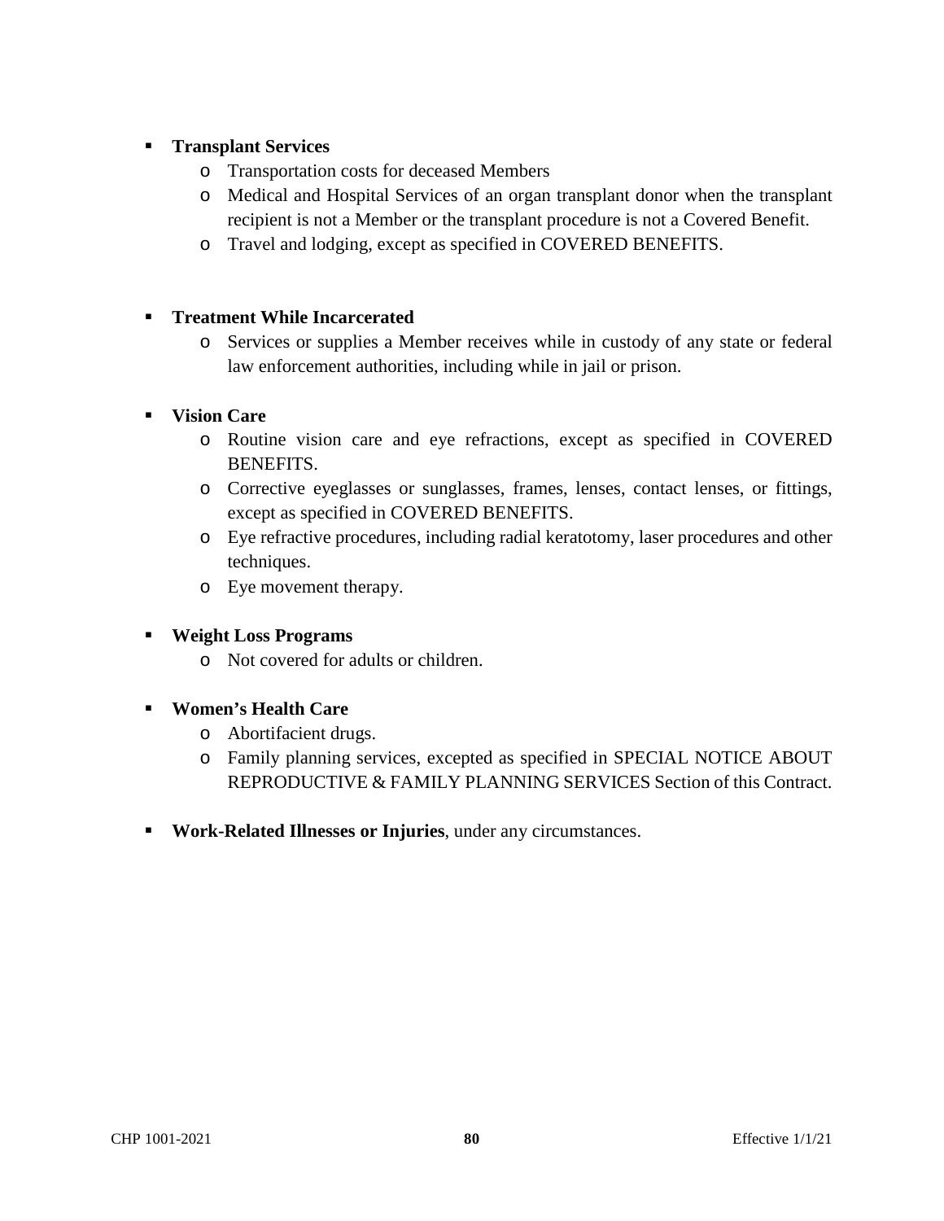- **Transplant Services**
    - Transportation costs for deceased Members
    - Medical and Hospital Services of an organ transplant donor when the transplant recipient is not a Member or the transplant procedure is not a Covered Benefit.
    - Travel and lodging, except as specified in COVERED BENEFITS.

- **Treatment While Incarcerated**
    - Services or supplies a Member receives while in custody of any state or federal law enforcement authorities, including while in jail or prison.

- **Vision Care**
    - Routine vision care and eye refractions, except as specified in COVERED BENEFITS.
    - Corrective eyeglasses or sunglasses, frames, lenses, contact lenses, or fittings, except as specified in COVERED BENEFITS.
    - Eye refractive procedures, including radial keratotomy, laser procedures and other techniques.
    - Eye movement therapy.

- **Weight Loss Programs**
    - Not covered for adults or children.

- **Women's Health Care**
    - Abortifacient drugs.
    - Family planning services, excepted as specified in SPECIAL NOTICE ABOUT REPRODUCTIVE & FAMILY PLANNING SERVICES Section of this Contract.

- **Work-Related Illnesses or Injuries**, under any circumstances.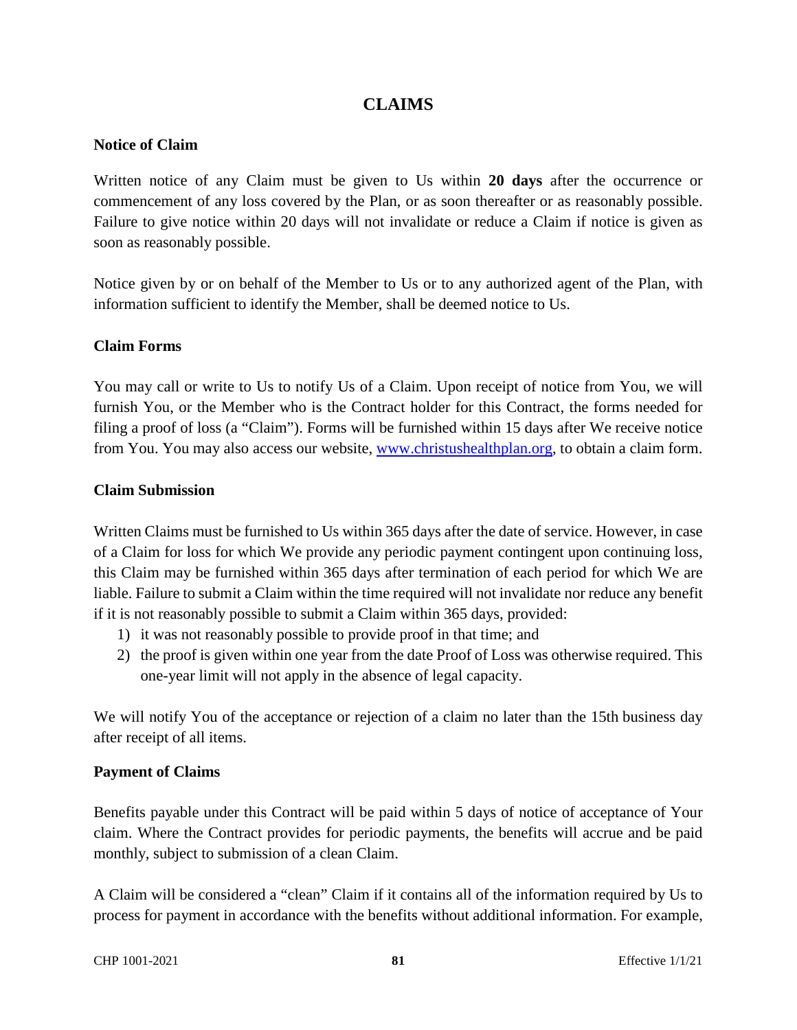# CLAIMS

## Notice of Claim

Written notice of any Claim must be given to Us within **20 days** after the occurrence or commencement of any loss covered by the Plan, or as soon thereafter or as reasonably possible. Failure to give notice within 20 days will not invalidate or reduce a Claim if notice is given as soon as reasonably possible.

Notice given by or on behalf of the Member to Us or to any authorized agent of the Plan, with information sufficient to identify the Member, shall be deemed notice to Us.

## Claim Forms

You may call or write to Us to notify Us of a Claim. Upon receipt of notice from You, we will furnish You, or the Member who is the Contract holder for this Contract, the forms needed for filing a proof of loss (a "Claim"). Forms will be furnished within 15 days after We receive notice from You. You may also access our website, [www.christushealthplan.org](www.christushealthplan.org), to obtain a claim form.

## Claim Submission

Written Claims must be furnished to Us within 365 days after the date of service. However, in case of a Claim for loss for which We provide any periodic payment contingent upon continuing loss, this Claim may be furnished within 365 days after termination of each period for which We are liable. Failure to submit a Claim within the time required will not invalidate nor reduce any benefit if it is not reasonably possible to submit a Claim within 365 days, provided:

1) it was not reasonably possible to provide proof in that time; and
2) the proof is given within one year from the date Proof of Loss was otherwise required. This one-year limit will not apply in the absence of legal capacity.

We will notify You of the acceptance or rejection of a claim no later than the 15th business day after receipt of all items.

## Payment of Claims

Benefits payable under this Contract will be paid within 5 days of notice of acceptance of Your claim. Where the Contract provides for periodic payments, the benefits will accrue and be paid monthly, subject to submission of a clean Claim.

A Claim will be considered a "clean" Claim if it contains all of the information required by Us to process for payment in accordance with the benefits without additional information. For example,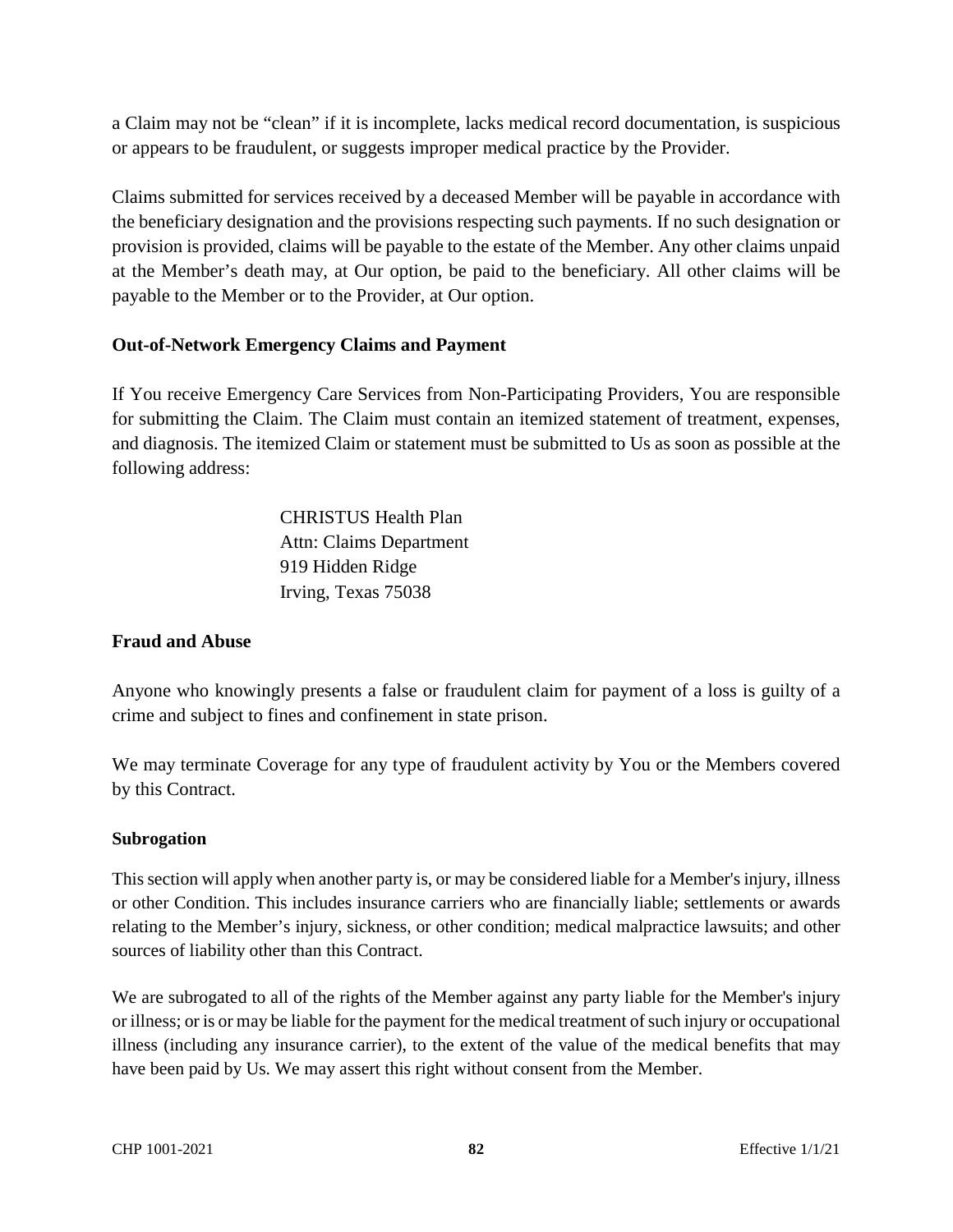a Claim may not be "clean" if it is incomplete, lacks medical record documentation, is suspicious or appears to be fraudulent, or suggests improper medical practice by the Provider.

Claims submitted for services received by a deceased Member will be payable in accordance with the beneficiary designation and the provisions respecting such payments. If no such designation or provision is provided, claims will be payable to the estate of the Member. Any other claims unpaid at the Member's death may, at Our option, be paid to the beneficiary. All other claims will be payable to the Member or to the Provider, at Our option.

### Out-of-Network Emergency Claims and Payment

If You receive Emergency Care Services from Non-Participating Providers, You are responsible for submitting the Claim. The Claim must contain an itemized statement of treatment, expenses, and diagnosis. The itemized Claim or statement must be submitted to Us as soon as possible at the following address:

> CHRISTUS Health Plan
> Attn: Claims Department
> 919 Hidden Ridge
> Irving, Texas 75038

### Fraud and Abuse

Anyone who knowingly presents a false or fraudulent claim for payment of a loss is guilty of a crime and subject to fines and confinement in state prison.

We may terminate Coverage for any type of fraudulent activity by You or the Members covered by this Contract.

### Subrogation

This section will apply when another party is, or may be considered liable for a Member's injury, illness or other Condition. This includes insurance carriers who are financially liable; settlements or awards relating to the Member's injury, sickness, or other condition; medical malpractice lawsuits; and other sources of liability other than this Contract.

We are subrogated to all of the rights of the Member against any party liable for the Member's injury or illness; or is or may be liable for the payment for the medical treatment of such injury or occupational illness (including any insurance carrier), to the extent of the value of the medical benefits that may have been paid by Us. We may assert this right without consent from the Member.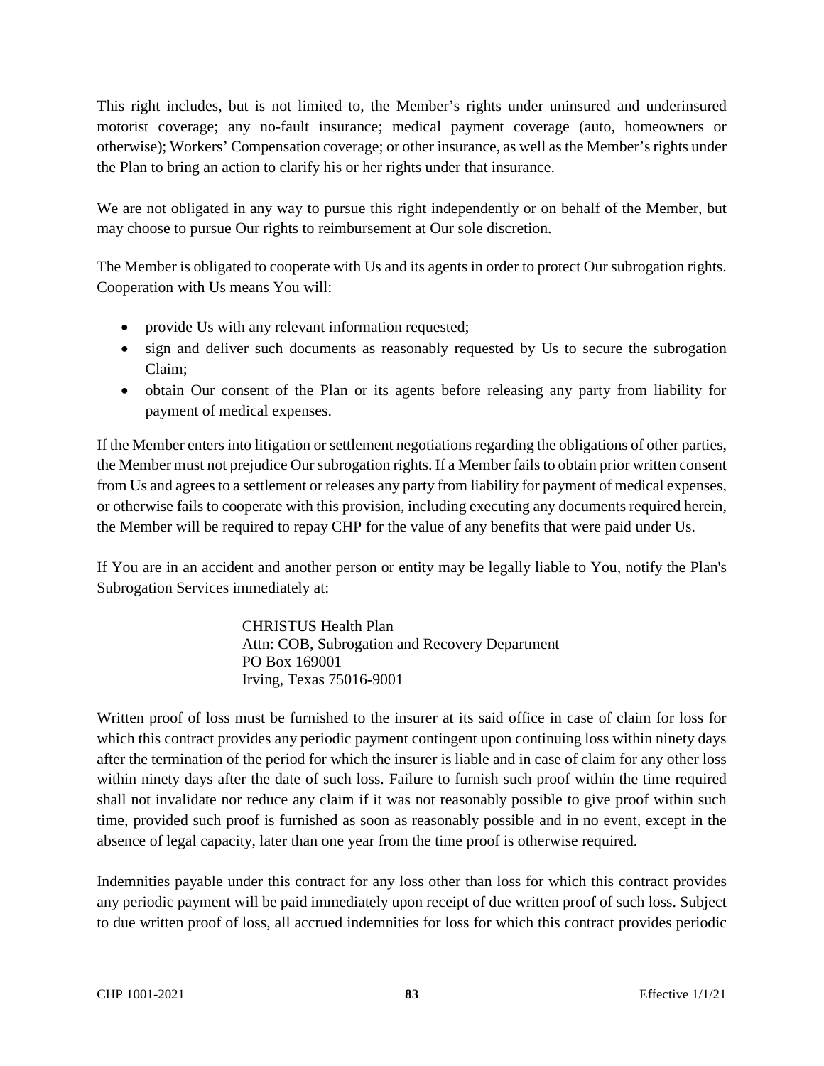This right includes, but is not limited to, the Member's rights under uninsured and underinsured motorist coverage; any no-fault insurance; medical payment coverage (auto, homeowners or otherwise); Workers' Compensation coverage; or other insurance, as well as the Member's rights under the Plan to bring an action to clarify his or her rights under that insurance.

We are not obligated in any way to pursue this right independently or on behalf of the Member, but may choose to pursue Our rights to reimbursement at Our sole discretion.

The Member is obligated to cooperate with Us and its agents in order to protect Our subrogation rights. Cooperation with Us means You will:

- provide Us with any relevant information requested;
- sign and deliver such documents as reasonably requested by Us to secure the subrogation Claim;
- obtain Our consent of the Plan or its agents before releasing any party from liability for payment of medical expenses.

If the Member enters into litigation or settlement negotiations regarding the obligations of other parties, the Member must not prejudice Our subrogation rights. If a Member fails to obtain prior written consent from Us and agrees to a settlement or releases any party from liability for payment of medical expenses, or otherwise fails to cooperate with this provision, including executing any documents required herein, the Member will be required to repay CHP for the value of any benefits that were paid under Us.

If You are in an accident and another person or entity may be legally liable to You, notify the Plan's Subrogation Services immediately at:

CHRISTUS Health Plan
Attn: COB, Subrogation and Recovery Department
PO Box 169001
Irving, Texas 75016-9001

Written proof of loss must be furnished to the insurer at its said office in case of claim for loss for which this contract provides any periodic payment contingent upon continuing loss within ninety days after the termination of the period for which the insurer is liable and in case of claim for any other loss within ninety days after the date of such loss. Failure to furnish such proof within the time required shall not invalidate nor reduce any claim if it was not reasonably possible to give proof within such time, provided such proof is furnished as soon as reasonably possible and in no event, except in the absence of legal capacity, later than one year from the time proof is otherwise required.

Indemnities payable under this contract for any loss other than loss for which this contract provides any periodic payment will be paid immediately upon receipt of due written proof of such loss. Subject to due written proof of loss, all accrued indemnities for loss for which this contract provides periodic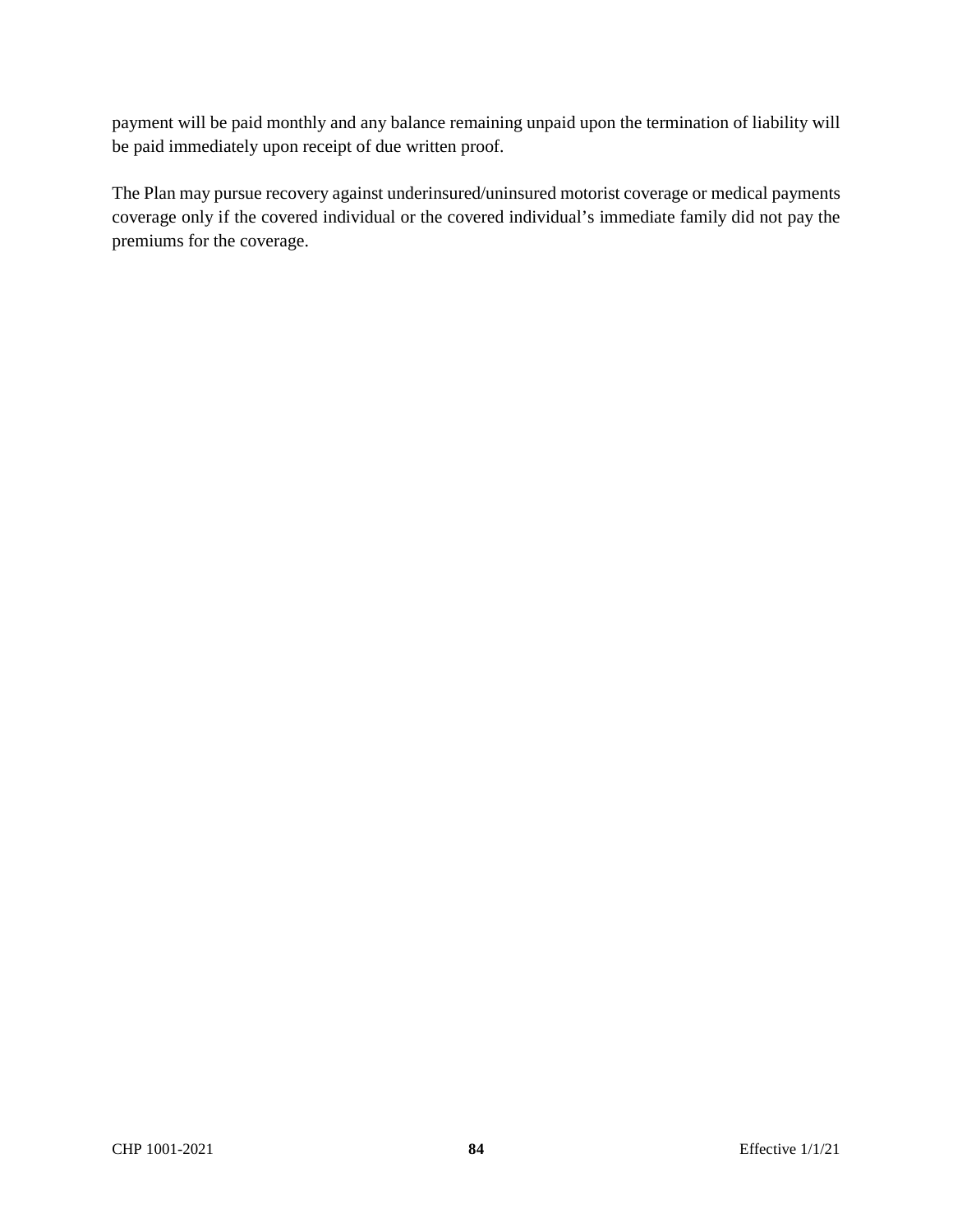payment will be paid monthly and any balance remaining unpaid upon the termination of liability will be paid immediately upon receipt of due written proof.

The Plan may pursue recovery against underinsured/uninsured motorist coverage or medical payments coverage only if the covered individual or the covered individual's immediate family did not pay the premiums for the coverage.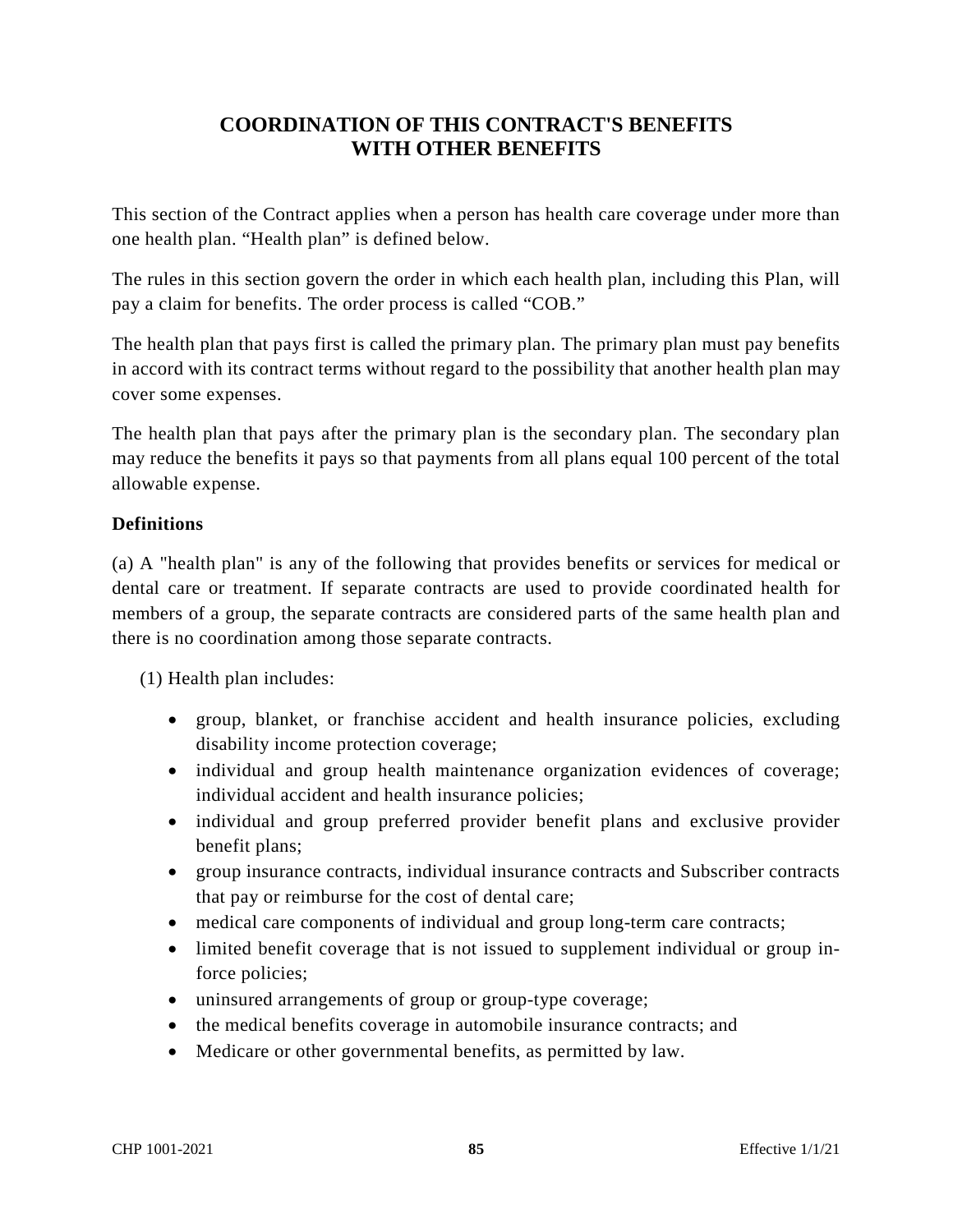# COORDINATION OF THIS CONTRACT'S BENEFITS WITH OTHER BENEFITS

This section of the Contract applies when a person has health care coverage under more than one health plan. "Health plan" is defined below.

The rules in this section govern the order in which each health plan, including this Plan, will pay a claim for benefits. The order process is called "COB."

The health plan that pays first is called the primary plan. The primary plan must pay benefits in accord with its contract terms without regard to the possibility that another health plan may cover some expenses.

The health plan that pays after the primary plan is the secondary plan. The secondary plan may reduce the benefits it pays so that payments from all plans equal 100 percent of the total allowable expense.

**Definitions**

(a) A "health plan" is any of the following that provides benefits or services for medical or dental care or treatment. If separate contracts are used to provide coordinated health for members of a group, the separate contracts are considered parts of the same health plan and there is no coordination among those separate contracts.

(1) Health plan includes:

- group, blanket, or franchise accident and health insurance policies, excluding disability income protection coverage;
- individual and group health maintenance organization evidences of coverage; individual accident and health insurance policies;
- individual and group preferred provider benefit plans and exclusive provider benefit plans;
- group insurance contracts, individual insurance contracts and Subscriber contracts that pay or reimburse for the cost of dental care;
- medical care components of individual and group long-term care contracts;
- limited benefit coverage that is not issued to supplement individual or group in-force policies;
- uninsured arrangements of group or group-type coverage;
- the medical benefits coverage in automobile insurance contracts; and
- Medicare or other governmental benefits, as permitted by law.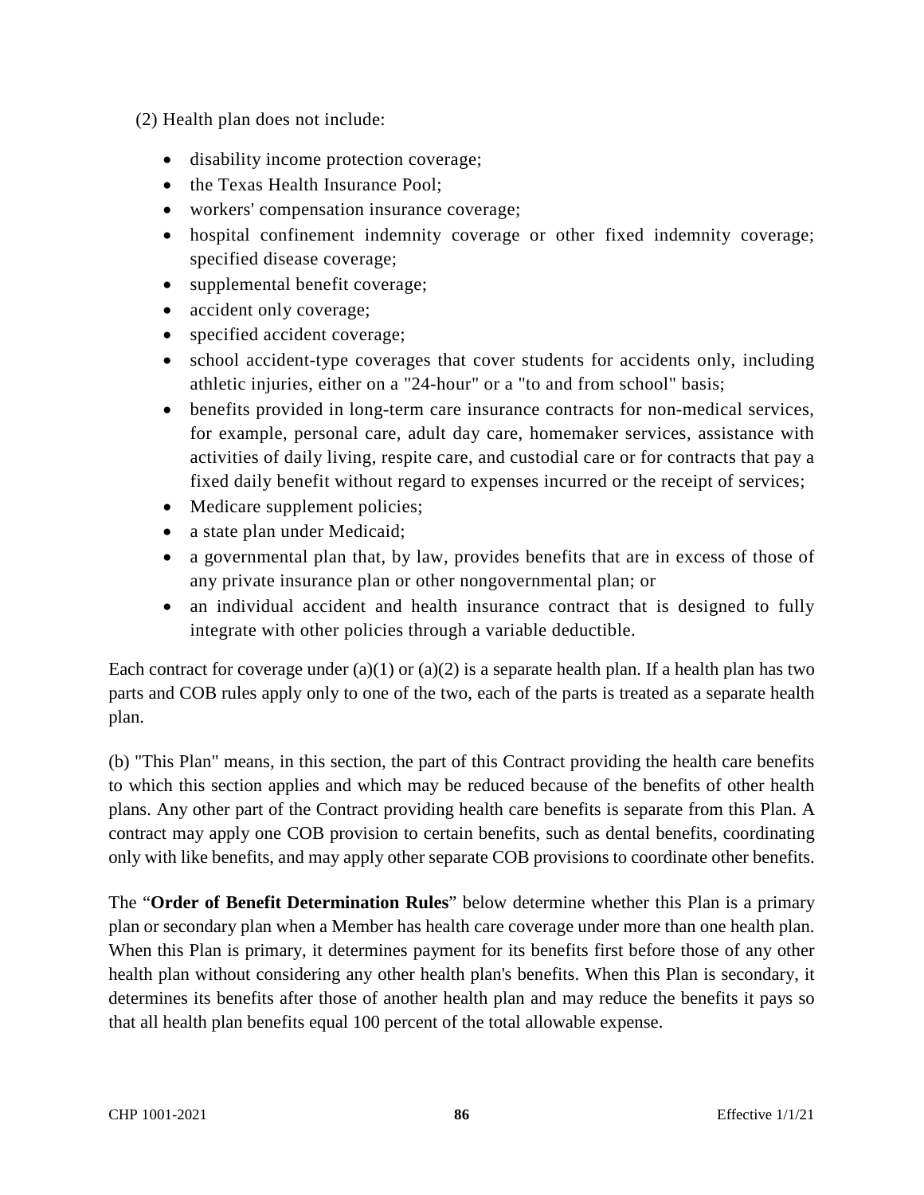(2) Health plan does not include:

- disability income protection coverage;
- the Texas Health Insurance Pool;
- workers' compensation insurance coverage;
- hospital confinement indemnity coverage or other fixed indemnity coverage; specified disease coverage;
- supplemental benefit coverage;
- accident only coverage;
- specified accident coverage;
- school accident-type coverages that cover students for accidents only, including athletic injuries, either on a "24-hour" or a "to and from school" basis;
- benefits provided in long-term care insurance contracts for non-medical services, for example, personal care, adult day care, homemaker services, assistance with activities of daily living, respite care, and custodial care or for contracts that pay a fixed daily benefit without regard to expenses incurred or the receipt of services;
- Medicare supplement policies;
- a state plan under Medicaid;
- a governmental plan that, by law, provides benefits that are in excess of those of any private insurance plan or other nongovernmental plan; or
- an individual accident and health insurance contract that is designed to fully integrate with other policies through a variable deductible.

Each contract for coverage under (a)(1) or (a)(2) is a separate health plan. If a health plan has two parts and COB rules apply only to one of the two, each of the parts is treated as a separate health plan.

(b) "This Plan" means, in this section, the part of this Contract providing the health care benefits to which this section applies and which may be reduced because of the benefits of other health plans. Any other part of the Contract providing health care benefits is separate from this Plan. A contract may apply one COB provision to certain benefits, such as dental benefits, coordinating only with like benefits, and may apply other separate COB provisions to coordinate other benefits.

The "**Order of Benefit Determination Rules**" below determine whether this Plan is a primary plan or secondary plan when a Member has health care coverage under more than one health plan. When this Plan is primary, it determines payment for its benefits first before those of any other health plan without considering any other health plan's benefits. When this Plan is secondary, it determines its benefits after those of another health plan and may reduce the benefits it pays so that all health plan benefits equal 100 percent of the total allowable expense.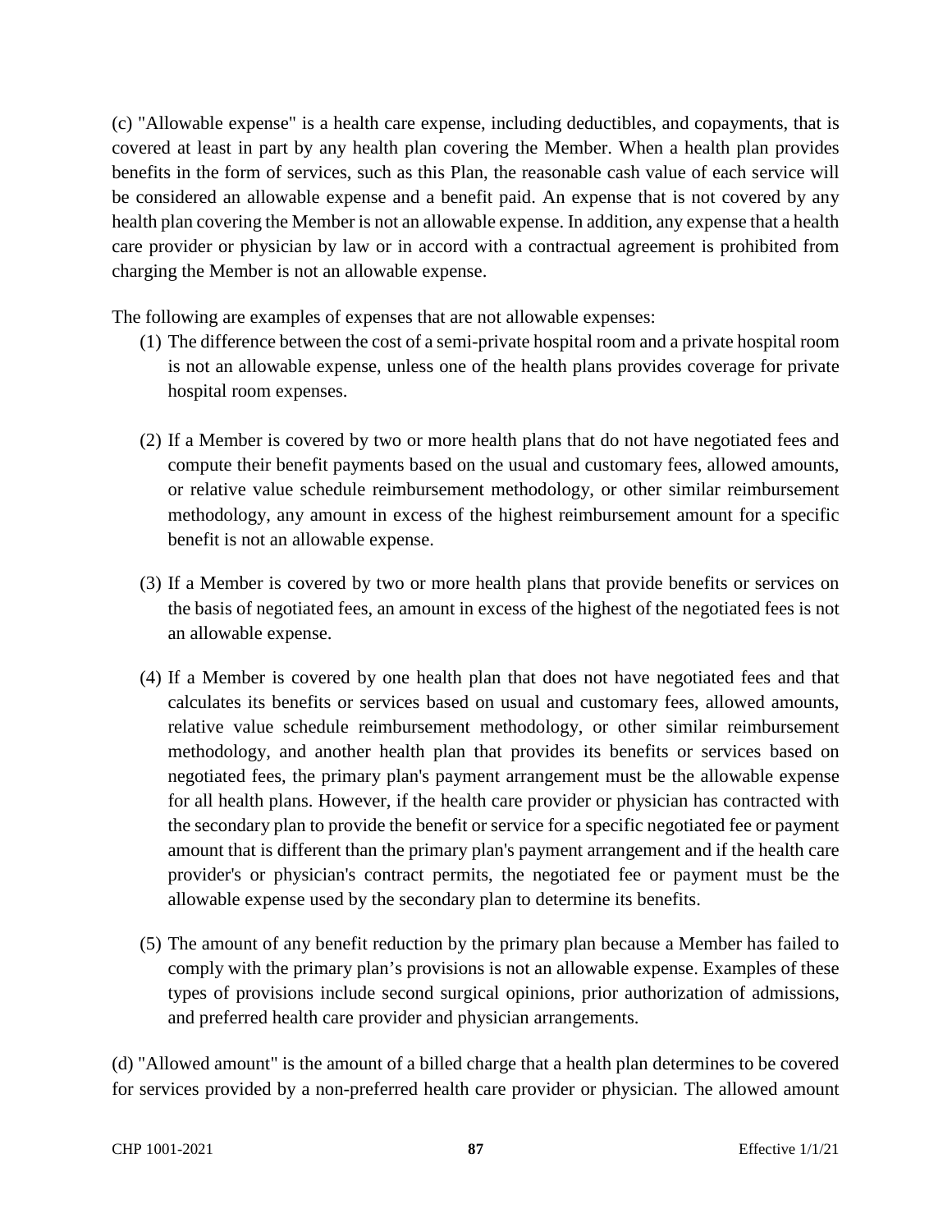(c) "Allowable expense" is a health care expense, including deductibles, and copayments, that is covered at least in part by any health plan covering the Member. When a health plan provides benefits in the form of services, such as this Plan, the reasonable cash value of each service will be considered an allowable expense and a benefit paid. An expense that is not covered by any health plan covering the Member is not an allowable expense. In addition, any expense that a health care provider or physician by law or in accord with a contractual agreement is prohibited from charging the Member is not an allowable expense.

The following are examples of expenses that are not allowable expenses:

(1) The difference between the cost of a semi-private hospital room and a private hospital room is not an allowable expense, unless one of the health plans provides coverage for private hospital room expenses.

(2) If a Member is covered by two or more health plans that do not have negotiated fees and compute their benefit payments based on the usual and customary fees, allowed amounts, or relative value schedule reimbursement methodology, or other similar reimbursement methodology, any amount in excess of the highest reimbursement amount for a specific benefit is not an allowable expense.

(3) If a Member is covered by two or more health plans that provide benefits or services on the basis of negotiated fees, an amount in excess of the highest of the negotiated fees is not an allowable expense.

(4) If a Member is covered by one health plan that does not have negotiated fees and that calculates its benefits or services based on usual and customary fees, allowed amounts, relative value schedule reimbursement methodology, or other similar reimbursement methodology, and another health plan that provides its benefits or services based on negotiated fees, the primary plan's payment arrangement must be the allowable expense for all health plans. However, if the health care provider or physician has contracted with the secondary plan to provide the benefit or service for a specific negotiated fee or payment amount that is different than the primary plan's payment arrangement and if the health care provider's or physician's contract permits, the negotiated fee or payment must be the allowable expense used by the secondary plan to determine its benefits.

(5) The amount of any benefit reduction by the primary plan because a Member has failed to comply with the primary plan's provisions is not an allowable expense. Examples of these types of provisions include second surgical opinions, prior authorization of admissions, and preferred health care provider and physician arrangements.

(d) "Allowed amount" is the amount of a billed charge that a health plan determines to be covered for services provided by a non-preferred health care provider or physician. The allowed amount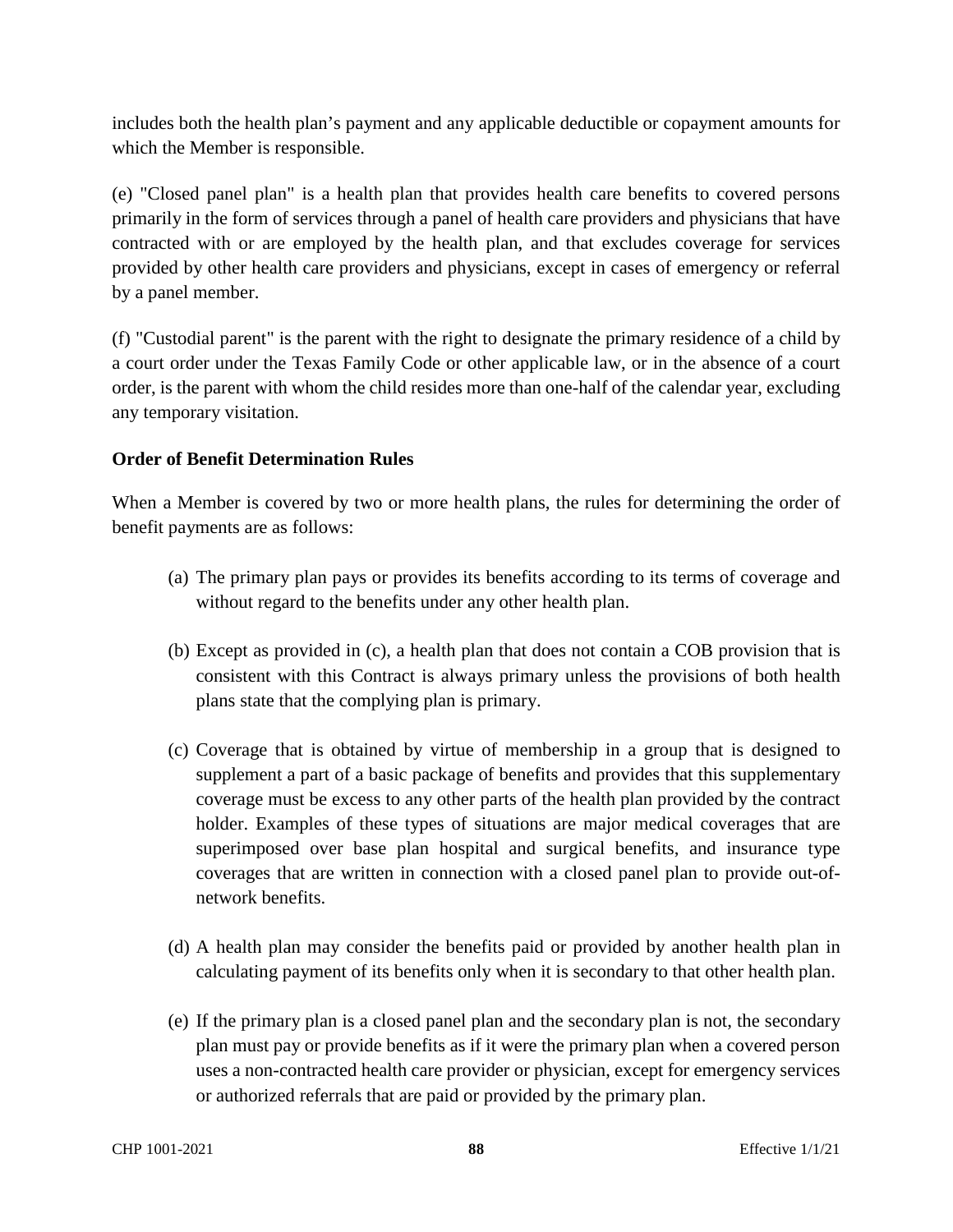includes both the health plan's payment and any applicable deductible or copayment amounts for which the Member is responsible.

(e) "Closed panel plan" is a health plan that provides health care benefits to covered persons primarily in the form of services through a panel of health care providers and physicians that have contracted with or are employed by the health plan, and that excludes coverage for services provided by other health care providers and physicians, except in cases of emergency or referral by a panel member.

(f) "Custodial parent" is the parent with the right to designate the primary residence of a child by a court order under the Texas Family Code or other applicable law, or in the absence of a court order, is the parent with whom the child resides more than one-half of the calendar year, excluding any temporary visitation.

**Order of Benefit Determination Rules**

When a Member is covered by two or more health plans, the rules for determining the order of benefit payments are as follows:

(a) The primary plan pays or provides its benefits according to its terms of coverage and without regard to the benefits under any other health plan.

(b) Except as provided in (c), a health plan that does not contain a COB provision that is consistent with this Contract is always primary unless the provisions of both health plans state that the complying plan is primary.

(c) Coverage that is obtained by virtue of membership in a group that is designed to supplement a part of a basic package of benefits and provides that this supplementary coverage must be excess to any other parts of the health plan provided by the contract holder. Examples of these types of situations are major medical coverages that are superimposed over base plan hospital and surgical benefits, and insurance type coverages that are written in connection with a closed panel plan to provide out-of-network benefits.

(d) A health plan may consider the benefits paid or provided by another health plan in calculating payment of its benefits only when it is secondary to that other health plan.

(e) If the primary plan is a closed panel plan and the secondary plan is not, the secondary plan must pay or provide benefits as if it were the primary plan when a covered person uses a non-contracted health care provider or physician, except for emergency services or authorized referrals that are paid or provided by the primary plan.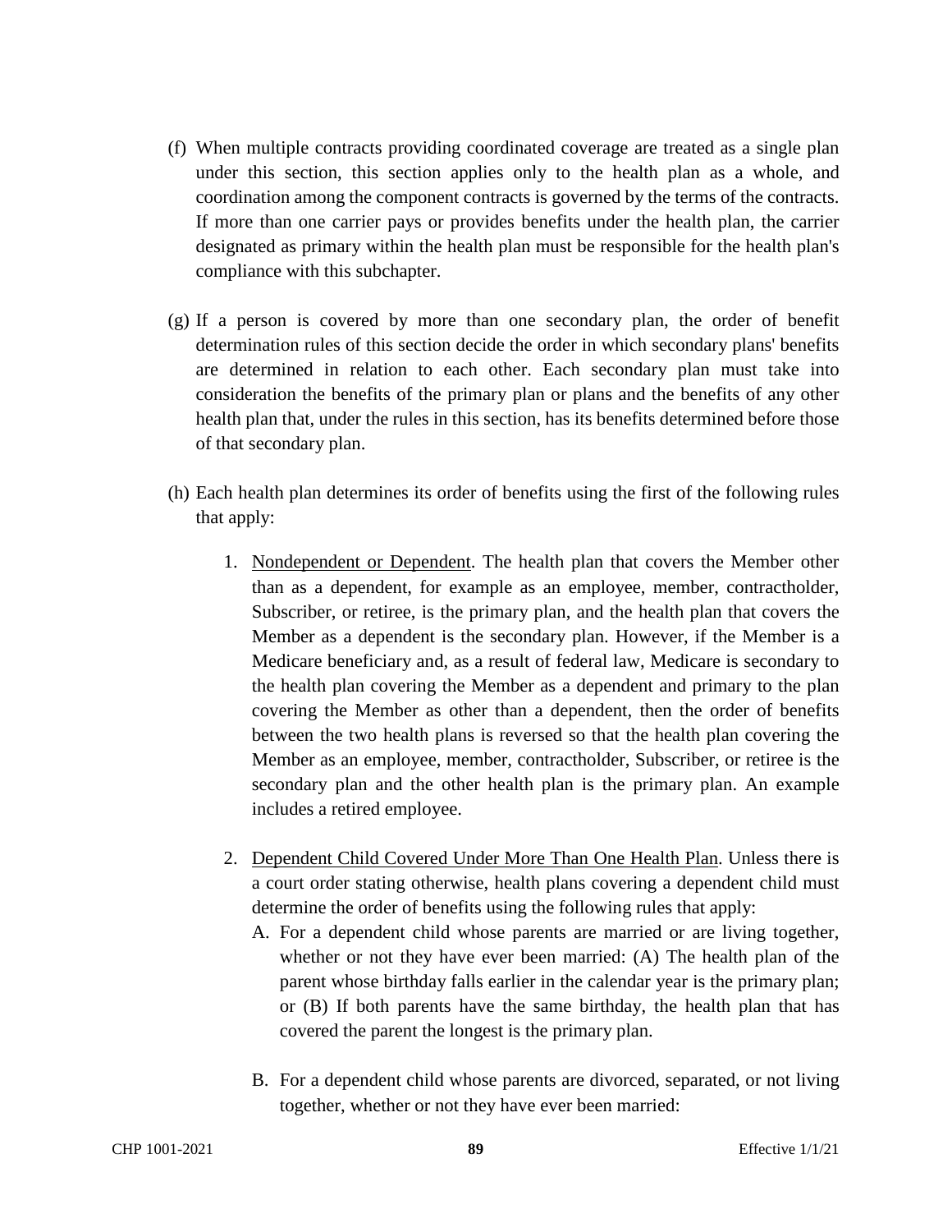(f) When multiple contracts providing coordinated coverage are treated as a single plan under this section, this section applies only to the health plan as a whole, and coordination among the component contracts is governed by the terms of the contracts. If more than one carrier pays or provides benefits under the health plan, the carrier designated as primary within the health plan must be responsible for the health plan's compliance with this subchapter.

(g) If a person is covered by more than one secondary plan, the order of benefit determination rules of this section decide the order in which secondary plans' benefits are determined in relation to each other. Each secondary plan must take into consideration the benefits of the primary plan or plans and the benefits of any other health plan that, under the rules in this section, has its benefits determined before those of that secondary plan.

(h) Each health plan determines its order of benefits using the first of the following rules that apply:

1. <u>Nondependent or Dependent</u>. The health plan that covers the Member other than as a dependent, for example as an employee, member, contractholder, Subscriber, or retiree, is the primary plan, and the health plan that covers the Member as a dependent is the secondary plan. However, if the Member is a Medicare beneficiary and, as a result of federal law, Medicare is secondary to the health plan covering the Member as a dependent and primary to the plan covering the Member as other than a dependent, then the order of benefits between the two health plans is reversed so that the health plan covering the Member as an employee, member, contractholder, Subscriber, or retiree is the secondary plan and the other health plan is the primary plan. An example includes a retired employee.

2. <u>Dependent Child Covered Under More Than One Health Plan</u>. Unless there is a court order stating otherwise, health plans covering a dependent child must determine the order of benefits using the following rules that apply:

   A. For a dependent child whose parents are married or are living together, whether or not they have ever been married: (A) The health plan of the parent whose birthday falls earlier in the calendar year is the primary plan; or (B) If both parents have the same birthday, the health plan that has covered the parent the longest is the primary plan.

   B. For a dependent child whose parents are divorced, separated, or not living together, whether or not they have ever been married: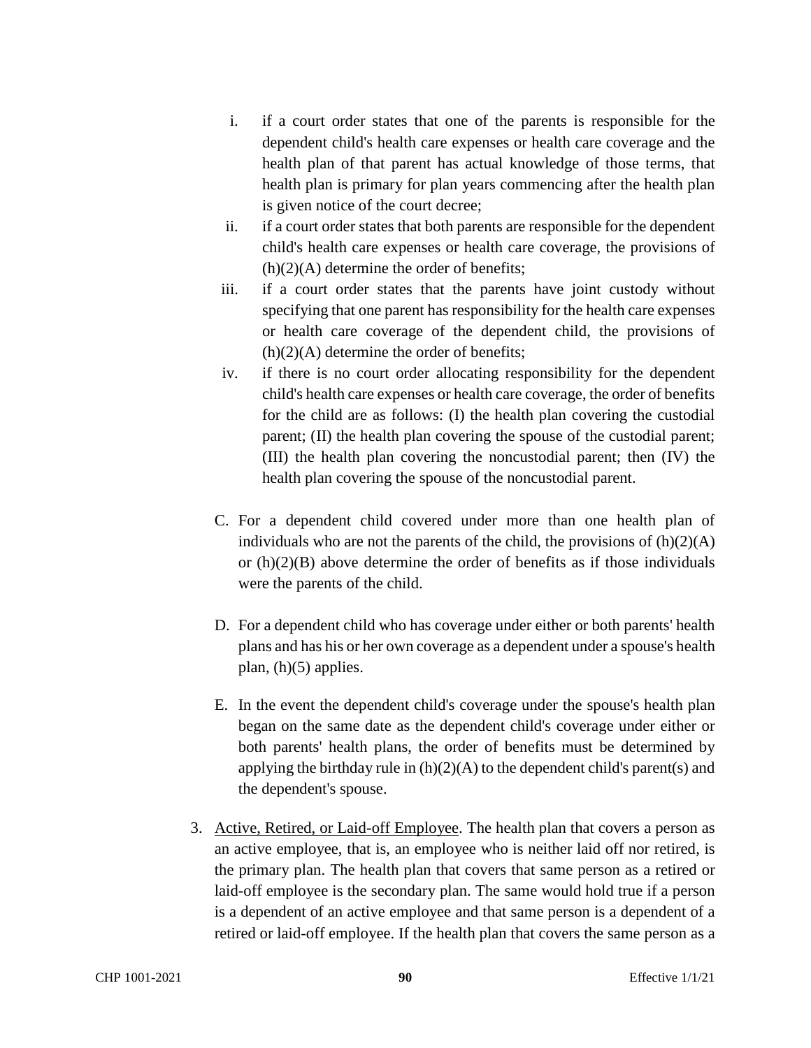i. if a court order states that one of the parents is responsible for the dependent child's health care expenses or health care coverage and the health plan of that parent has actual knowledge of those terms, that health plan is primary for plan years commencing after the health plan is given notice of the court decree;

ii. if a court order states that both parents are responsible for the dependent child's health care expenses or health care coverage, the provisions of (h)(2)(A) determine the order of benefits;

iii. if a court order states that the parents have joint custody without specifying that one parent has responsibility for the health care expenses or health care coverage of the dependent child, the provisions of (h)(2)(A) determine the order of benefits;

iv. if there is no court order allocating responsibility for the dependent child's health care expenses or health care coverage, the order of benefits for the child are as follows: (I) the health plan covering the custodial parent; (II) the health plan covering the spouse of the custodial parent; (III) the health plan covering the noncustodial parent; then (IV) the health plan covering the spouse of the noncustodial parent.

C. For a dependent child covered under more than one health plan of individuals who are not the parents of the child, the provisions of (h)(2)(A) or (h)(2)(B) above determine the order of benefits as if those individuals were the parents of the child.

D. For a dependent child who has coverage under either or both parents' health plans and has his or her own coverage as a dependent under a spouse's health plan, (h)(5) applies.

E. In the event the dependent child's coverage under the spouse's health plan began on the same date as the dependent child's coverage under either or both parents' health plans, the order of benefits must be determined by applying the birthday rule in (h)(2)(A) to the dependent child's parent(s) and the dependent's spouse.

3. Active, Retired, or Laid-off Employee. The health plan that covers a person as an active employee, that is, an employee who is neither laid off nor retired, is the primary plan. The health plan that covers that same person as a retired or laid-off employee is the secondary plan. The same would hold true if a person is a dependent of an active employee and that same person is a dependent of a retired or laid-off employee. If the health plan that covers the same person as a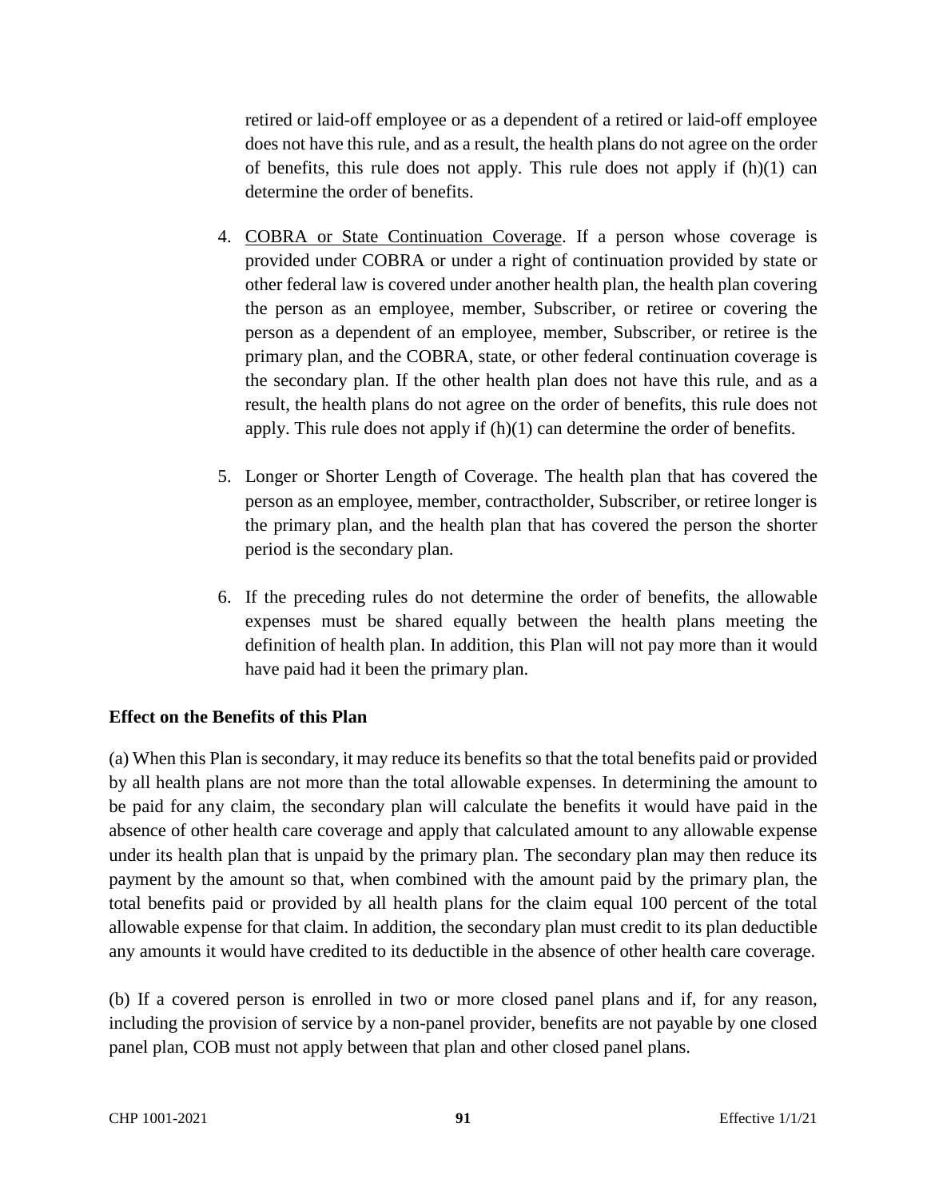retired or laid-off employee or as a dependent of a retired or laid-off employee does not have this rule, and as a result, the health plans do not agree on the order of benefits, this rule does not apply. This rule does not apply if (h)(1) can determine the order of benefits.

4. COBRA or State Continuation Coverage. If a person whose coverage is provided under COBRA or under a right of continuation provided by state or other federal law is covered under another health plan, the health plan covering the person as an employee, member, Subscriber, or retiree or covering the person as a dependent of an employee, member, Subscriber, or retiree is the primary plan, and the COBRA, state, or other federal continuation coverage is the secondary plan. If the other health plan does not have this rule, and as a result, the health plans do not agree on the order of benefits, this rule does not apply. This rule does not apply if (h)(1) can determine the order of benefits.

5. Longer or Shorter Length of Coverage. The health plan that has covered the person as an employee, member, contractholder, Subscriber, or retiree longer is the primary plan, and the health plan that has covered the person the shorter period is the secondary plan.

6. If the preceding rules do not determine the order of benefits, the allowable expenses must be shared equally between the health plans meeting the definition of health plan. In addition, this Plan will not pay more than it would have paid had it been the primary plan.

**Effect on the Benefits of this Plan**

(a) When this Plan is secondary, it may reduce its benefits so that the total benefits paid or provided by all health plans are not more than the total allowable expenses. In determining the amount to be paid for any claim, the secondary plan will calculate the benefits it would have paid in the absence of other health care coverage and apply that calculated amount to any allowable expense under its health plan that is unpaid by the primary plan. The secondary plan may then reduce its payment by the amount so that, when combined with the amount paid by the primary plan, the total benefits paid or provided by all health plans for the claim equal 100 percent of the total allowable expense for that claim. In addition, the secondary plan must credit to its plan deductible any amounts it would have credited to its deductible in the absence of other health care coverage.

(b) If a covered person is enrolled in two or more closed panel plans and if, for any reason, including the provision of service by a non-panel provider, benefits are not payable by one closed panel plan, COB must not apply between that plan and other closed panel plans.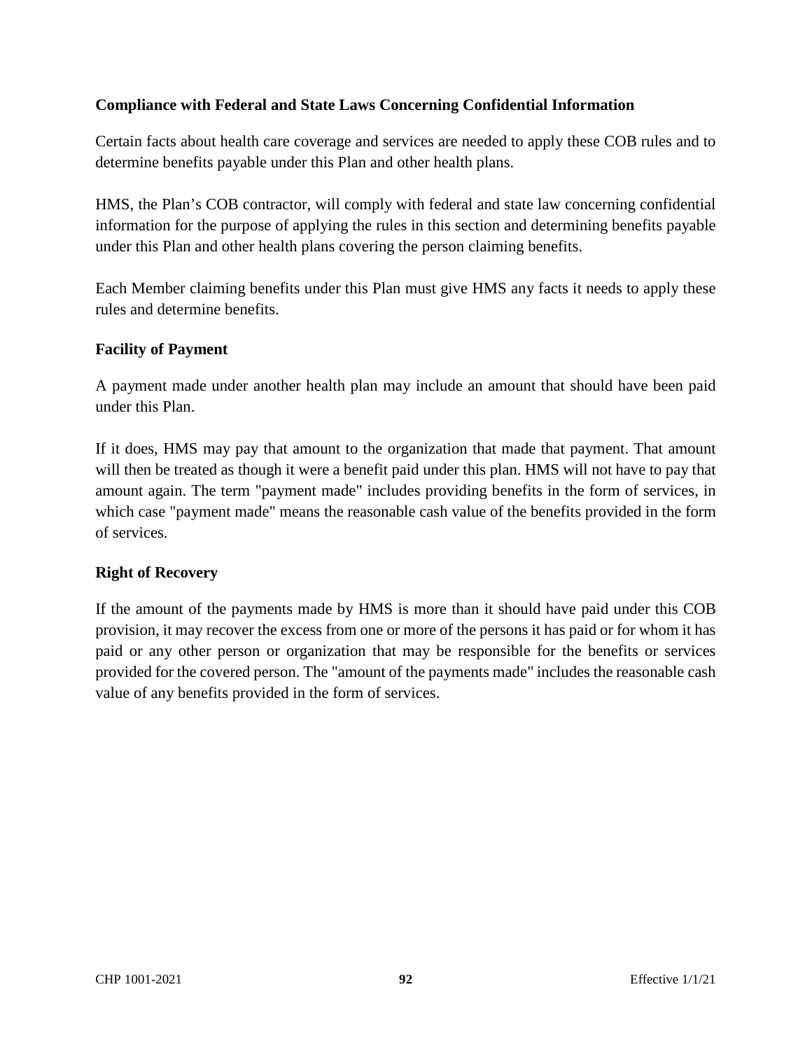**Compliance with Federal and State Laws Concerning Confidential Information**

Certain facts about health care coverage and services are needed to apply these COB rules and to determine benefits payable under this Plan and other health plans.

HMS, the Plan's COB contractor, will comply with federal and state law concerning confidential information for the purpose of applying the rules in this section and determining benefits payable under this Plan and other health plans covering the person claiming benefits.

Each Member claiming benefits under this Plan must give HMS any facts it needs to apply these rules and determine benefits.

**Facility of Payment**

A payment made under another health plan may include an amount that should have been paid under this Plan.

If it does, HMS may pay that amount to the organization that made that payment. That amount will then be treated as though it were a benefit paid under this plan. HMS will not have to pay that amount again. The term "payment made" includes providing benefits in the form of services, in which case "payment made" means the reasonable cash value of the benefits provided in the form of services.

**Right of Recovery**

If the amount of the payments made by HMS is more than it should have paid under this COB provision, it may recover the excess from one or more of the persons it has paid or for whom it has paid or any other person or organization that may be responsible for the benefits or services provided for the covered person. The "amount of the payments made" includes the reasonable cash value of any benefits provided in the form of services.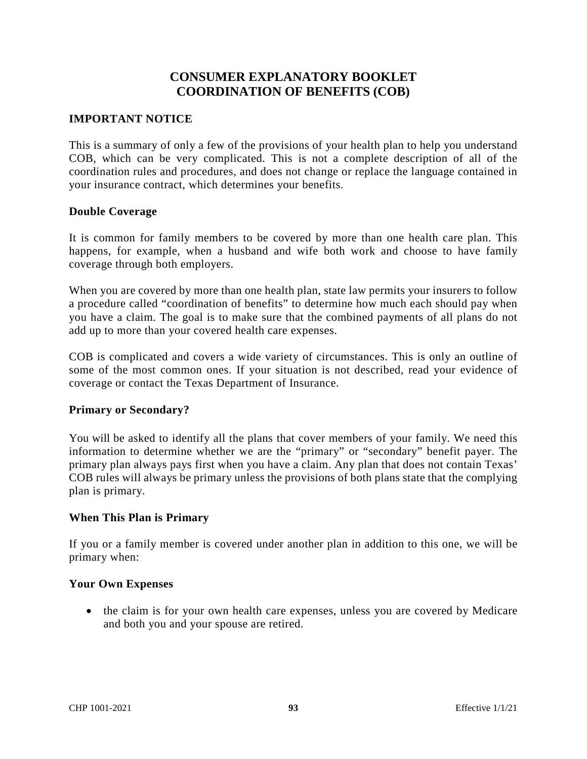# CONSUMER EXPLANATORY BOOKLET
# COORDINATION OF BENEFITS (COB)

## IMPORTANT NOTICE

This is a summary of only a few of the provisions of your health plan to help you understand COB, which can be very complicated. This is not a complete description of all of the coordination rules and procedures, and does not change or replace the language contained in your insurance contract, which determines your benefits.

### Double Coverage

It is common for family members to be covered by more than one health care plan. This happens, for example, when a husband and wife both work and choose to have family coverage through both employers.

When you are covered by more than one health plan, state law permits your insurers to follow a procedure called "coordination of benefits" to determine how much each should pay when you have a claim. The goal is to make sure that the combined payments of all plans do not add up to more than your covered health care expenses.

COB is complicated and covers a wide variety of circumstances. This is only an outline of some of the most common ones. If your situation is not described, read your evidence of coverage or contact the Texas Department of Insurance.

### Primary or Secondary?

You will be asked to identify all the plans that cover members of your family. We need this information to determine whether we are the "primary" or "secondary" benefit payer. The primary plan always pays first when you have a claim. Any plan that does not contain Texas' COB rules will always be primary unless the provisions of both plans state that the complying plan is primary.

### When This Plan is Primary

If you or a family member is covered under another plan in addition to this one, we will be primary when:

### Your Own Expenses

- the claim is for your own health care expenses, unless you are covered by Medicare and both you and your spouse are retired.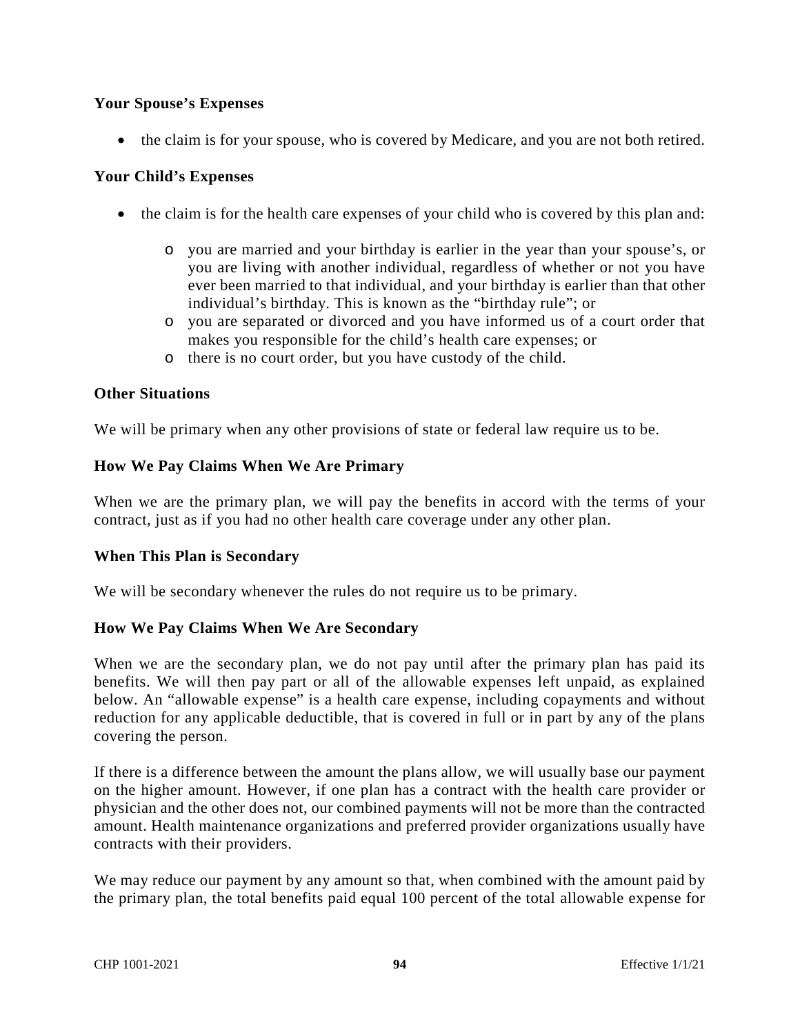### Your Spouse's Expenses

- the claim is for your spouse, who is covered by Medicare, and you are not both retired.

### Your Child's Expenses

- the claim is for the health care expenses of your child who is covered by this plan and:
  - you are married and your birthday is earlier in the year than your spouse's, or you are living with another individual, regardless of whether or not you have ever been married to that individual, and your birthday is earlier than that other individual's birthday. This is known as the "birthday rule"; or
  - you are separated or divorced and you have informed us of a court order that makes you responsible for the child's health care expenses; or
  - there is no court order, but you have custody of the child.

### Other Situations

We will be primary when any other provisions of state or federal law require us to be.

### How We Pay Claims When We Are Primary

When we are the primary plan, we will pay the benefits in accord with the terms of your contract, just as if you had no other health care coverage under any other plan.

### When This Plan is Secondary

We will be secondary whenever the rules do not require us to be primary.

### How We Pay Claims When We Are Secondary

When we are the secondary plan, we do not pay until after the primary plan has paid its benefits. We will then pay part or all of the allowable expenses left unpaid, as explained below. An "allowable expense" is a health care expense, including copayments and without reduction for any applicable deductible, that is covered in full or in part by any of the plans covering the person.

If there is a difference between the amount the plans allow, we will usually base our payment on the higher amount. However, if one plan has a contract with the health care provider or physician and the other does not, our combined payments will not be more than the contracted amount. Health maintenance organizations and preferred provider organizations usually have contracts with their providers.

We may reduce our payment by any amount so that, when combined with the amount paid by the primary plan, the total benefits paid equal 100 percent of the total allowable expense for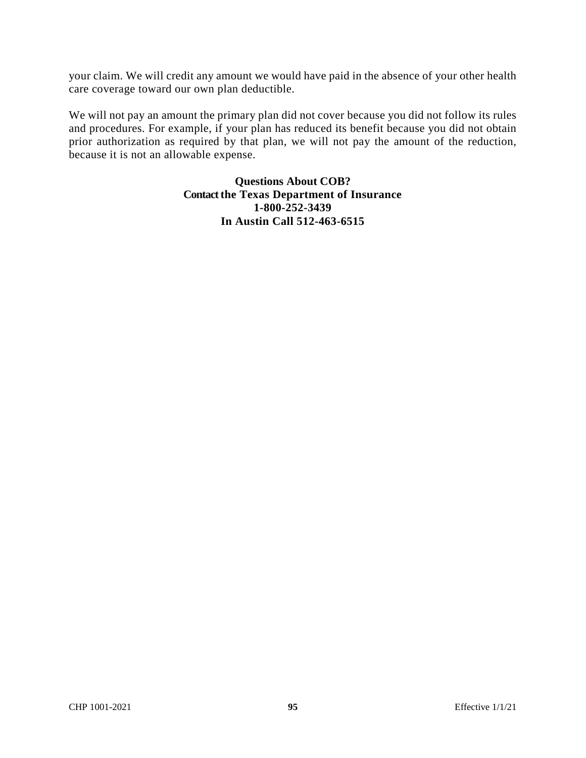your claim. We will credit any amount we would have paid in the absence of your other health care coverage toward our own plan deductible.

We will not pay an amount the primary plan did not cover because you did not follow its rules and procedures. For example, if your plan has reduced its benefit because you did not obtain prior authorization as required by that plan, we will not pay the amount of the reduction, because it is not an allowable expense.

**Questions About COB?**
**Contact the Texas Department of Insurance**
**1-800-252-3439**
**In Austin Call 512-463-6515**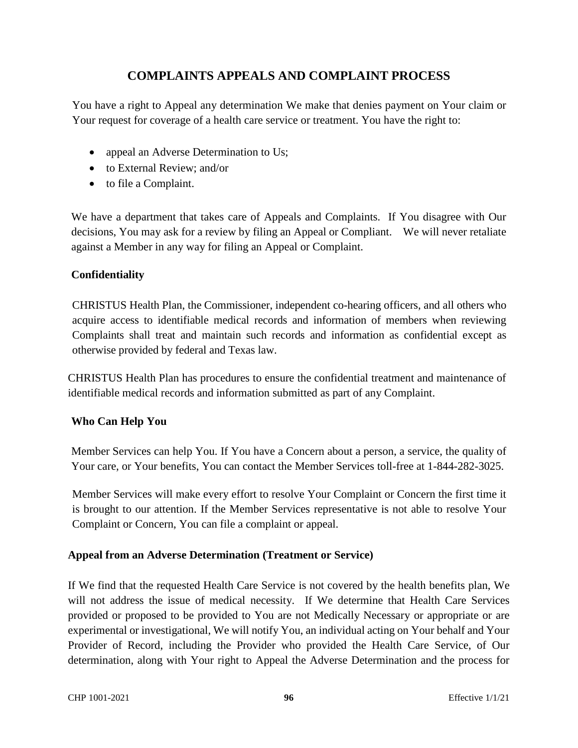# COMPLAINTS APPEALS AND COMPLAINT PROCESS

You have a right to Appeal any determination We make that denies payment on Your claim or Your request for coverage of a health care service or treatment. You have the right to:

- appeal an Adverse Determination to Us;
- to External Review; and/or
- to file a Complaint.

We have a department that takes care of Appeals and Complaints. If You disagree with Our decisions, You may ask for a review by filing an Appeal or Compliant. We will never retaliate against a Member in any way for filing an Appeal or Complaint.

**Confidentiality**

CHRISTUS Health Plan, the Commissioner, independent co-hearing officers, and all others who acquire access to identifiable medical records and information of members when reviewing Complaints shall treat and maintain such records and information as confidential except as otherwise provided by federal and Texas law.

CHRISTUS Health Plan has procedures to ensure the confidential treatment and maintenance of identifiable medical records and information submitted as part of any Complaint.

**Who Can Help You**

Member Services can help You. If You have a Concern about a person, a service, the quality of Your care, or Your benefits, You can contact the Member Services toll-free at 1-844-282-3025.

Member Services will make every effort to resolve Your Complaint or Concern the first time it is brought to our attention. If the Member Services representative is not able to resolve Your Complaint or Concern, You can file a complaint or appeal.

**Appeal from an Adverse Determination (Treatment or Service)**

If We find that the requested Health Care Service is not covered by the health benefits plan, We will not address the issue of medical necessity. If We determine that Health Care Services provided or proposed to be provided to You are not Medically Necessary or appropriate or are experimental or investigational, We will notify You, an individual acting on Your behalf and Your Provider of Record, including the Provider who provided the Health Care Service, of Our determination, along with Your right to Appeal the Adverse Determination and the process for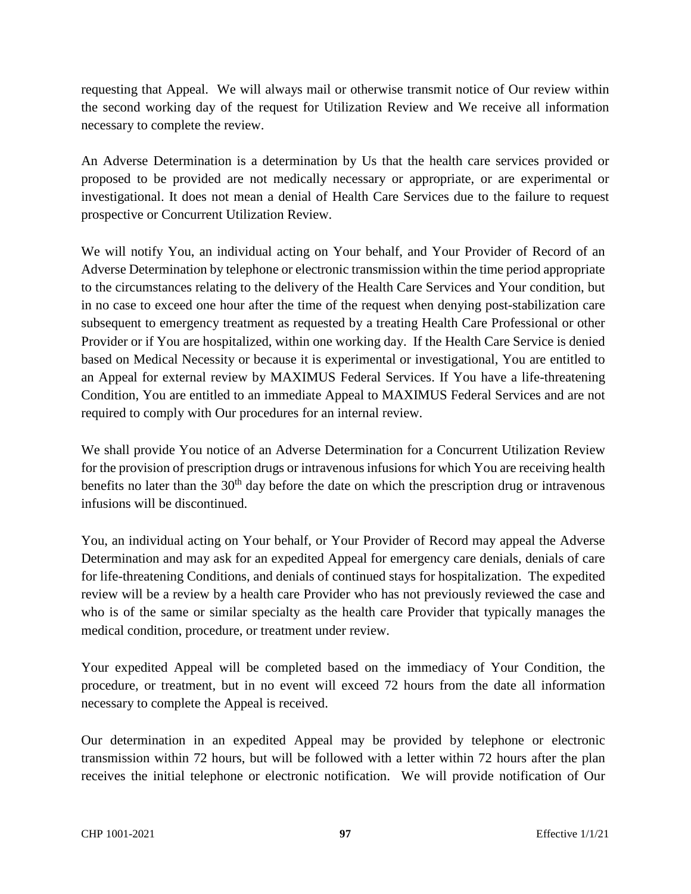requesting that Appeal. We will always mail or otherwise transmit notice of Our review within the second working day of the request for Utilization Review and We receive all information necessary to complete the review.

An Adverse Determination is a determination by Us that the health care services provided or proposed to be provided are not medically necessary or appropriate, or are experimental or investigational. It does not mean a denial of Health Care Services due to the failure to request prospective or Concurrent Utilization Review.

We will notify You, an individual acting on Your behalf, and Your Provider of Record of an Adverse Determination by telephone or electronic transmission within the time period appropriate to the circumstances relating to the delivery of the Health Care Services and Your condition, but in no case to exceed one hour after the time of the request when denying post-stabilization care subsequent to emergency treatment as requested by a treating Health Care Professional or other Provider or if You are hospitalized, within one working day. If the Health Care Service is denied based on Medical Necessity or because it is experimental or investigational, You are entitled to an Appeal for external review by MAXIMUS Federal Services. If You have a life-threatening Condition, You are entitled to an immediate Appeal to MAXIMUS Federal Services and are not required to comply with Our procedures for an internal review.

We shall provide You notice of an Adverse Determination for a Concurrent Utilization Review for the provision of prescription drugs or intravenous infusions for which You are receiving health benefits no later than the 30th day before the date on which the prescription drug or intravenous infusions will be discontinued.

You, an individual acting on Your behalf, or Your Provider of Record may appeal the Adverse Determination and may ask for an expedited Appeal for emergency care denials, denials of care for life-threatening Conditions, and denials of continued stays for hospitalization. The expedited review will be a review by a health care Provider who has not previously reviewed the case and who is of the same or similar specialty as the health care Provider that typically manages the medical condition, procedure, or treatment under review.

Your expedited Appeal will be completed based on the immediacy of Your Condition, the procedure, or treatment, but in no event will exceed 72 hours from the date all information necessary to complete the Appeal is received.

Our determination in an expedited Appeal may be provided by telephone or electronic transmission within 72 hours, but will be followed with a letter within 72 hours after the plan receives the initial telephone or electronic notification. We will provide notification of Our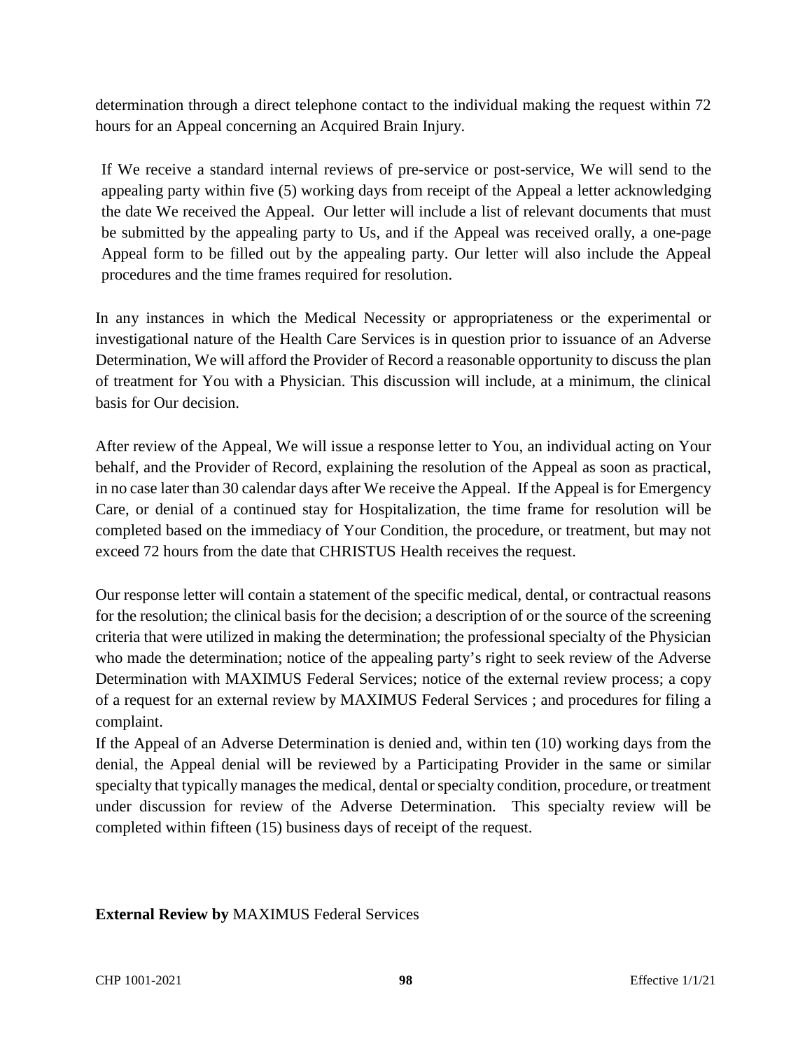determination through a direct telephone contact to the individual making the request within 72 hours for an Appeal concerning an Acquired Brain Injury.

If We receive a standard internal reviews of pre-service or post-service, We will send to the appealing party within five (5) working days from receipt of the Appeal a letter acknowledging the date We received the Appeal. Our letter will include a list of relevant documents that must be submitted by the appealing party to Us, and if the Appeal was received orally, a one-page Appeal form to be filled out by the appealing party. Our letter will also include the Appeal procedures and the time frames required for resolution.

In any instances in which the Medical Necessity or appropriateness or the experimental or investigational nature of the Health Care Services is in question prior to issuance of an Adverse Determination, We will afford the Provider of Record a reasonable opportunity to discuss the plan of treatment for You with a Physician. This discussion will include, at a minimum, the clinical basis for Our decision.

After review of the Appeal, We will issue a response letter to You, an individual acting on Your behalf, and the Provider of Record, explaining the resolution of the Appeal as soon as practical, in no case later than 30 calendar days after We receive the Appeal. If the Appeal is for Emergency Care, or denial of a continued stay for Hospitalization, the time frame for resolution will be completed based on the immediacy of Your Condition, the procedure, or treatment, but may not exceed 72 hours from the date that CHRISTUS Health receives the request.

Our response letter will contain a statement of the specific medical, dental, or contractual reasons for the resolution; the clinical basis for the decision; a description of or the source of the screening criteria that were utilized in making the determination; the professional specialty of the Physician who made the determination; notice of the appealing party's right to seek review of the Adverse Determination with MAXIMUS Federal Services; notice of the external review process; a copy of a request for an external review by MAXIMUS Federal Services ; and procedures for filing a complaint.

If the Appeal of an Adverse Determination is denied and, within ten (10) working days from the denial, the Appeal denial will be reviewed by a Participating Provider in the same or similar specialty that typically manages the medical, dental or specialty condition, procedure, or treatment under discussion for review of the Adverse Determination. This specialty review will be completed within fifteen (15) business days of receipt of the request.

**External Review by** MAXIMUS Federal Services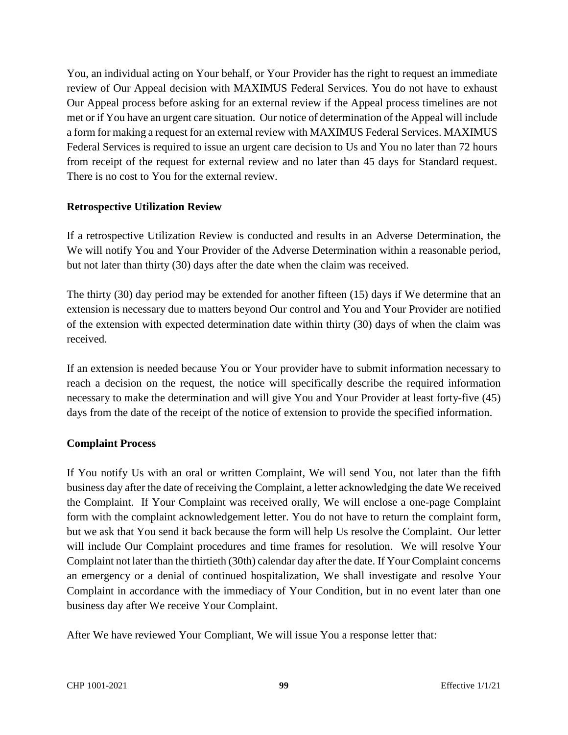You, an individual acting on Your behalf, or Your Provider has the right to request an immediate review of Our Appeal decision with MAXIMUS Federal Services. You do not have to exhaust Our Appeal process before asking for an external review if the Appeal process timelines are not met or if You have an urgent care situation. Our notice of determination of the Appeal will include a form for making a request for an external review with MAXIMUS Federal Services. MAXIMUS Federal Services is required to issue an urgent care decision to Us and You no later than 72 hours from receipt of the request for external review and no later than 45 days for Standard request. There is no cost to You for the external review.

**Retrospective Utilization Review**

If a retrospective Utilization Review is conducted and results in an Adverse Determination, the We will notify You and Your Provider of the Adverse Determination within a reasonable period, but not later than thirty (30) days after the date when the claim was received.

The thirty (30) day period may be extended for another fifteen (15) days if We determine that an extension is necessary due to matters beyond Our control and You and Your Provider are notified of the extension with expected determination date within thirty (30) days of when the claim was received.

If an extension is needed because You or Your provider have to submit information necessary to reach a decision on the request, the notice will specifically describe the required information necessary to make the determination and will give You and Your Provider at least forty-five (45) days from the date of the receipt of the notice of extension to provide the specified information.

**Complaint Process**

If You notify Us with an oral or written Complaint, We will send You, not later than the fifth business day after the date of receiving the Complaint, a letter acknowledging the date We received the Complaint. If Your Complaint was received orally, We will enclose a one-page Complaint form with the complaint acknowledgement letter. You do not have to return the complaint form, but we ask that You send it back because the form will help Us resolve the Complaint. Our letter will include Our Complaint procedures and time frames for resolution. We will resolve Your Complaint not later than the thirtieth (30th) calendar day after the date. If Your Complaint concerns an emergency or a denial of continued hospitalization, We shall investigate and resolve Your Complaint in accordance with the immediacy of Your Condition, but in no event later than one business day after We receive Your Complaint.

After We have reviewed Your Compliant, We will issue You a response letter that: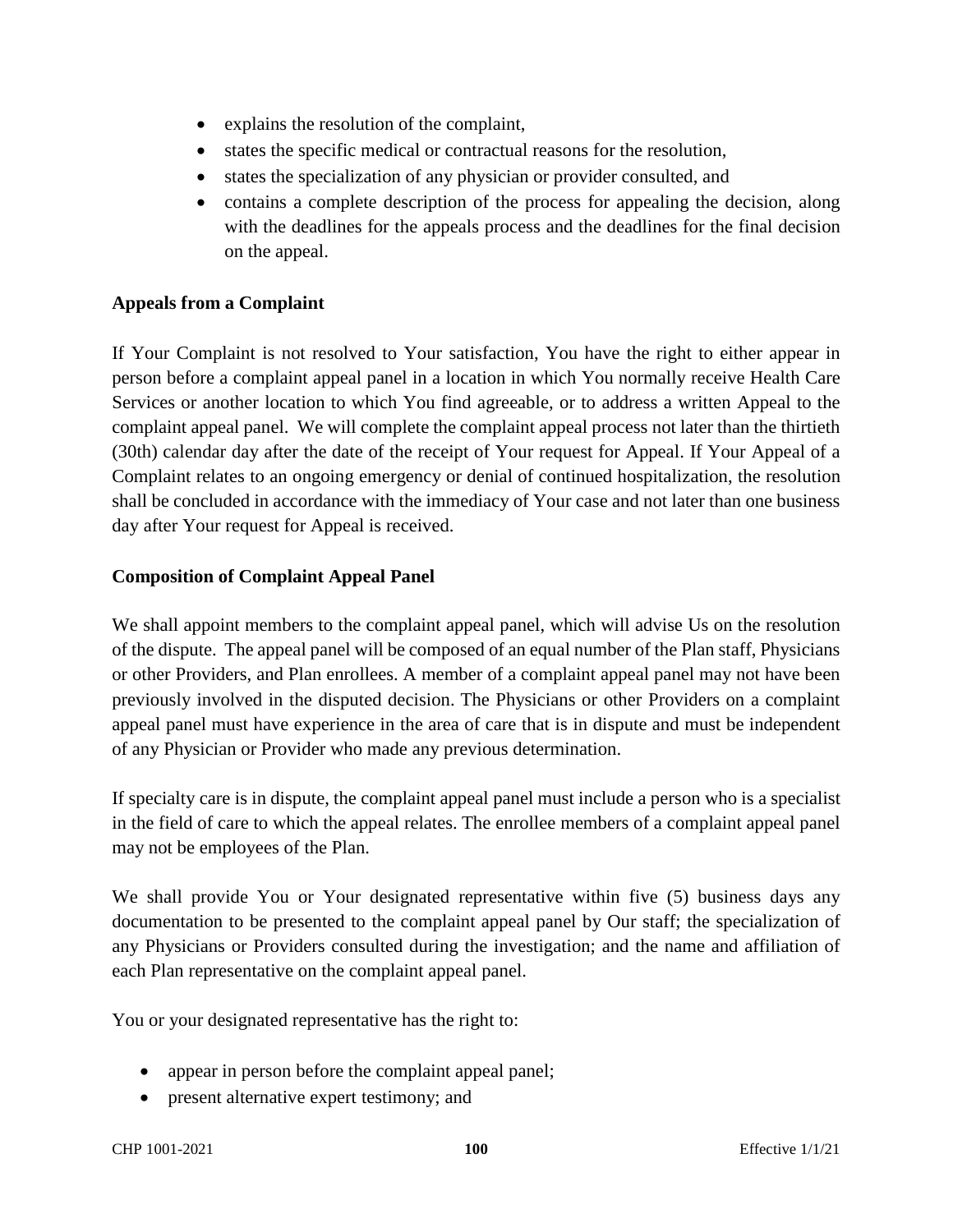- explains the resolution of the complaint,
- states the specific medical or contractual reasons for the resolution,
- states the specialization of any physician or provider consulted, and
- contains a complete description of the process for appealing the decision, along with the deadlines for the appeals process and the deadlines for the final decision on the appeal.

**Appeals from a Complaint**

If Your Complaint is not resolved to Your satisfaction, You have the right to either appear in person before a complaint appeal panel in a location in which You normally receive Health Care Services or another location to which You find agreeable, or to address a written Appeal to the complaint appeal panel. We will complete the complaint appeal process not later than the thirtieth (30th) calendar day after the date of the receipt of Your request for Appeal. If Your Appeal of a Complaint relates to an ongoing emergency or denial of continued hospitalization, the resolution shall be concluded in accordance with the immediacy of Your case and not later than one business day after Your request for Appeal is received.

**Composition of Complaint Appeal Panel**

We shall appoint members to the complaint appeal panel, which will advise Us on the resolution of the dispute. The appeal panel will be composed of an equal number of the Plan staff, Physicians or other Providers, and Plan enrollees. A member of a complaint appeal panel may not have been previously involved in the disputed decision. The Physicians or other Providers on a complaint appeal panel must have experience in the area of care that is in dispute and must be independent of any Physician or Provider who made any previous determination.

If specialty care is in dispute, the complaint appeal panel must include a person who is a specialist in the field of care to which the appeal relates. The enrollee members of a complaint appeal panel may not be employees of the Plan.

We shall provide You or Your designated representative within five (5) business days any documentation to be presented to the complaint appeal panel by Our staff; the specialization of any Physicians or Providers consulted during the investigation; and the name and affiliation of each Plan representative on the complaint appeal panel.

You or your designated representative has the right to:

- appear in person before the complaint appeal panel;
- present alternative expert testimony; and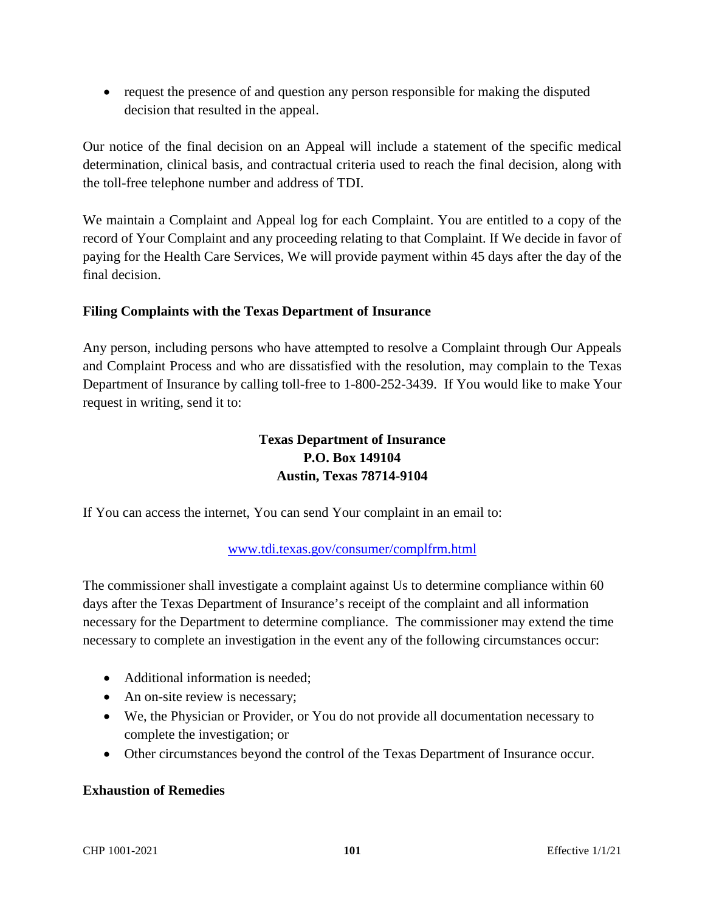- request the presence of and question any person responsible for making the disputed decision that resulted in the appeal.

Our notice of the final decision on an Appeal will include a statement of the specific medical determination, clinical basis, and contractual criteria used to reach the final decision, along with the toll-free telephone number and address of TDI.

We maintain a Complaint and Appeal log for each Complaint. You are entitled to a copy of the record of Your Complaint and any proceeding relating to that Complaint. If We decide in favor of paying for the Health Care Services, We will provide payment within 45 days after the day of the final decision.

**Filing Complaints with the Texas Department of Insurance**

Any person, including persons who have attempted to resolve a Complaint through Our Appeals and Complaint Process and who are dissatisfied with the resolution, may complain to the Texas Department of Insurance by calling toll-free to 1-800-252-3439. If You would like to make Your request in writing, send it to:

**Texas Department of Insurance**
**P.O. Box 149104**
**Austin, Texas 78714-9104**

If You can access the internet, You can send Your complaint in an email to:

www.tdi.texas.gov/consumer/complfrm.html

The commissioner shall investigate a complaint against Us to determine compliance within 60 days after the Texas Department of Insurance's receipt of the complaint and all information necessary for the Department to determine compliance. The commissioner may extend the time necessary to complete an investigation in the event any of the following circumstances occur:

- Additional information is needed;
- An on-site review is necessary;
- We, the Physician or Provider, or You do not provide all documentation necessary to complete the investigation; or
- Other circumstances beyond the control of the Texas Department of Insurance occur.

**Exhaustion of Remedies**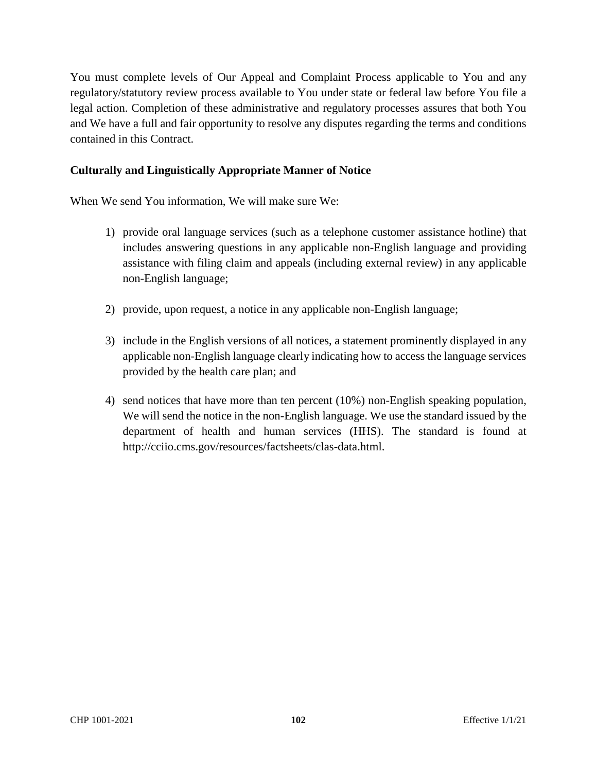You must complete levels of Our Appeal and Complaint Process applicable to You and any regulatory/statutory review process available to You under state or federal law before You file a legal action. Completion of these administrative and regulatory processes assures that both You and We have a full and fair opportunity to resolve any disputes regarding the terms and conditions contained in this Contract.

**Culturally and Linguistically Appropriate Manner of Notice**

When We send You information, We will make sure We:

1) provide oral language services (such as a telephone customer assistance hotline) that includes answering questions in any applicable non-English language and providing assistance with filing claim and appeals (including external review) in any applicable non-English language;

2) provide, upon request, a notice in any applicable non-English language;

3) include in the English versions of all notices, a statement prominently displayed in any applicable non-English language clearly indicating how to access the language services provided by the health care plan; and

4) send notices that have more than ten percent (10%) non-English speaking population, We will send the notice in the non-English language. We use the standard issued by the department of health and human services (HHS). The standard is found at http://cciio.cms.gov/resources/factsheets/clas-data.html.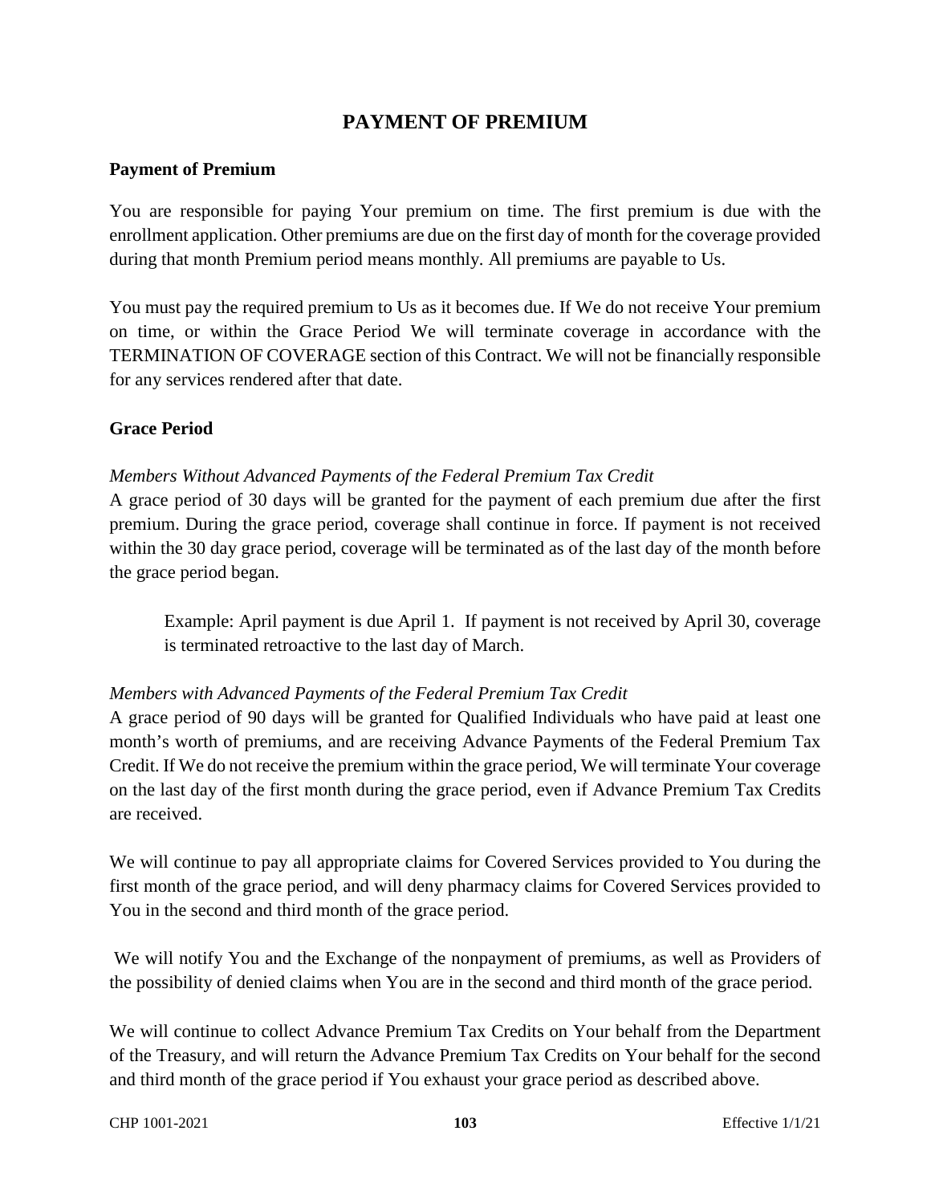# PAYMENT OF PREMIUM

## Payment of Premium

You are responsible for paying Your premium on time. The first premium is due with the enrollment application. Other premiums are due on the first day of month for the coverage provided during that month Premium period means monthly. All premiums are payable to Us.

You must pay the required premium to Us as it becomes due. If We do not receive Your premium on time, or within the Grace Period We will terminate coverage in accordance with the TERMINATION OF COVERAGE section of this Contract. We will not be financially responsible for any services rendered after that date.

## Grace Period

*Members Without Advanced Payments of the Federal Premium Tax Credit*

A grace period of 30 days will be granted for the payment of each premium due after the first premium. During the grace period, coverage shall continue in force. If payment is not received within the 30 day grace period, coverage will be terminated as of the last day of the month before the grace period began.

> Example: April payment is due April 1. If payment is not received by April 30, coverage is terminated retroactive to the last day of March.

*Members with Advanced Payments of the Federal Premium Tax Credit*

A grace period of 90 days will be granted for Qualified Individuals who have paid at least one month's worth of premiums, and are receiving Advance Payments of the Federal Premium Tax Credit. If We do not receive the premium within the grace period, We will terminate Your coverage on the last day of the first month during the grace period, even if Advance Premium Tax Credits are received.

We will continue to pay all appropriate claims for Covered Services provided to You during the first month of the grace period, and will deny pharmacy claims for Covered Services provided to You in the second and third month of the grace period.

We will notify You and the Exchange of the nonpayment of premiums, as well as Providers of the possibility of denied claims when You are in the second and third month of the grace period.

We will continue to collect Advance Premium Tax Credits on Your behalf from the Department of the Treasury, and will return the Advance Premium Tax Credits on Your behalf for the second and third month of the grace period if You exhaust your grace period as described above.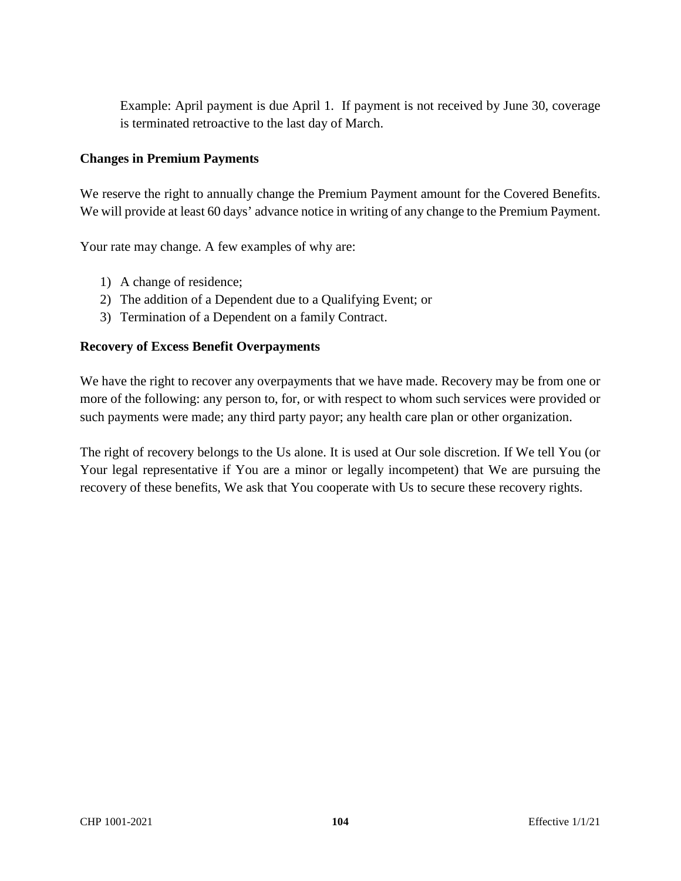Example: April payment is due April 1. If payment is not received by June 30, coverage is terminated retroactive to the last day of March.

**Changes in Premium Payments**

We reserve the right to annually change the Premium Payment amount for the Covered Benefits. We will provide at least 60 days' advance notice in writing of any change to the Premium Payment.

Your rate may change. A few examples of why are:

1) A change of residence;
2) The addition of a Dependent due to a Qualifying Event; or
3) Termination of a Dependent on a family Contract.

**Recovery of Excess Benefit Overpayments**

We have the right to recover any overpayments that we have made. Recovery may be from one or more of the following: any person to, for, or with respect to whom such services were provided or such payments were made; any third party payor; any health care plan or other organization.

The right of recovery belongs to the Us alone. It is used at Our sole discretion. If We tell You (or Your legal representative if You are a minor or legally incompetent) that We are pursuing the recovery of these benefits, We ask that You cooperate with Us to secure these recovery rights.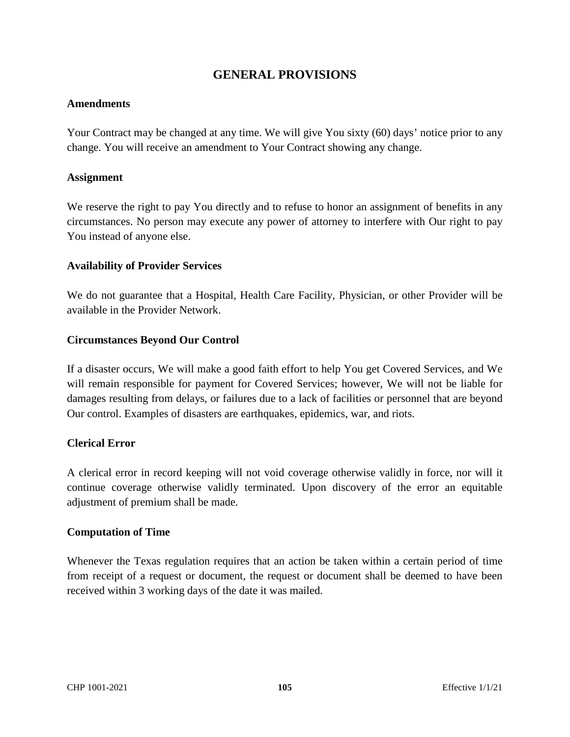# GENERAL PROVISIONS

**Amendments**

Your Contract may be changed at any time. We will give You sixty (60) days' notice prior to any change. You will receive an amendment to Your Contract showing any change.

**Assignment**

We reserve the right to pay You directly and to refuse to honor an assignment of benefits in any circumstances. No person may execute any power of attorney to interfere with Our right to pay You instead of anyone else.

**Availability of Provider Services**

We do not guarantee that a Hospital, Health Care Facility, Physician, or other Provider will be available in the Provider Network.

**Circumstances Beyond Our Control**

If a disaster occurs, We will make a good faith effort to help You get Covered Services, and We will remain responsible for payment for Covered Services; however, We will not be liable for damages resulting from delays, or failures due to a lack of facilities or personnel that are beyond Our control. Examples of disasters are earthquakes, epidemics, war, and riots.

**Clerical Error**

A clerical error in record keeping will not void coverage otherwise validly in force, nor will it continue coverage otherwise validly terminated. Upon discovery of the error an equitable adjustment of premium shall be made.

**Computation of Time**

Whenever the Texas regulation requires that an action be taken within a certain period of time from receipt of a request or document, the request or document shall be deemed to have been received within 3 working days of the date it was mailed.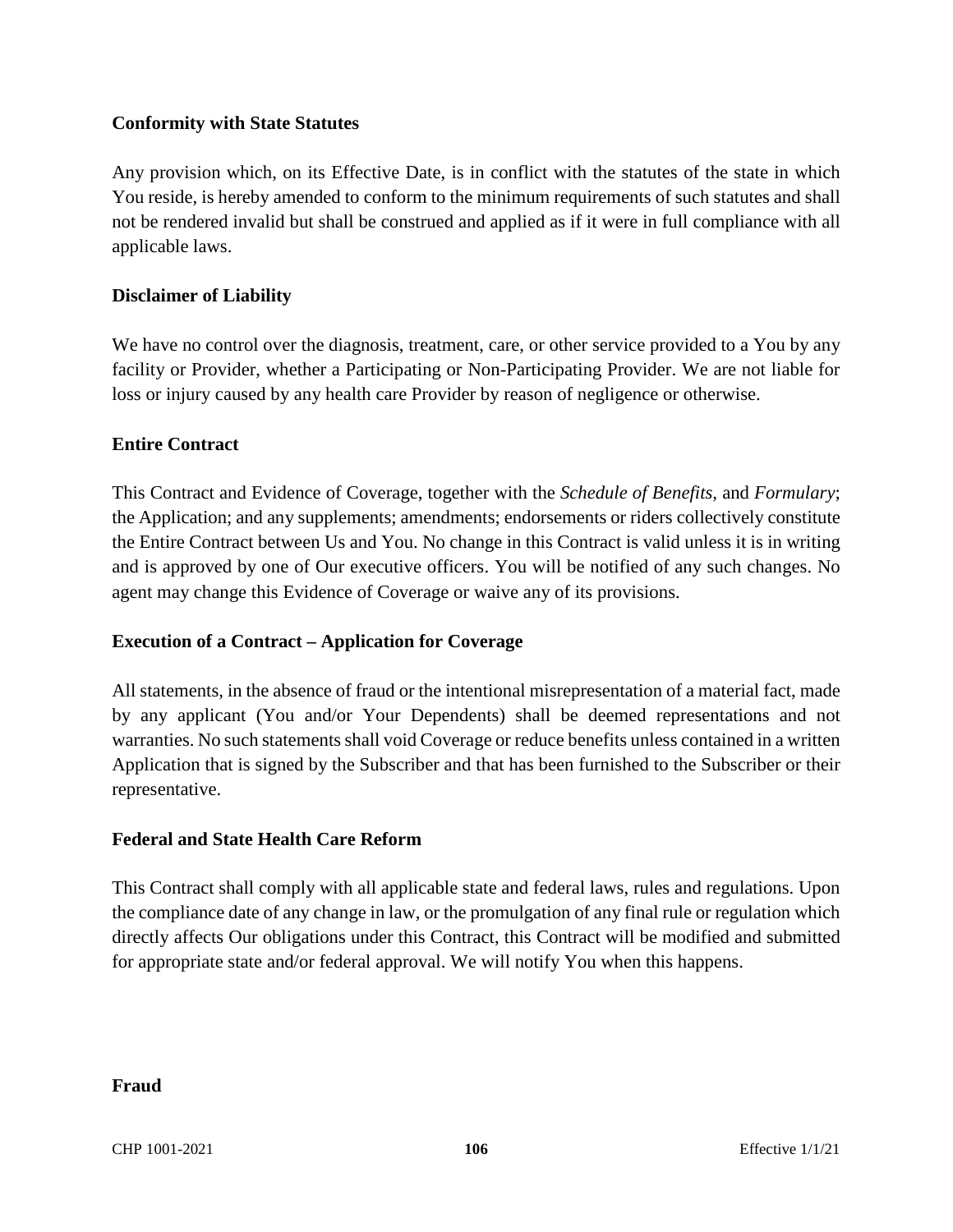**Conformity with State Statutes**

Any provision which, on its Effective Date, is in conflict with the statutes of the state in which You reside, is hereby amended to conform to the minimum requirements of such statutes and shall not be rendered invalid but shall be construed and applied as if it were in full compliance with all applicable laws.

**Disclaimer of Liability**

We have no control over the diagnosis, treatment, care, or other service provided to a You by any facility or Provider, whether a Participating or Non-Participating Provider. We are not liable for loss or injury caused by any health care Provider by reason of negligence or otherwise.

**Entire Contract**

This Contract and Evidence of Coverage, together with the *Schedule of Benefits,* and *Formulary*; the Application; and any supplements; amendments; endorsements or riders collectively constitute the Entire Contract between Us and You. No change in this Contract is valid unless it is in writing and is approved by one of Our executive officers. You will be notified of any such changes. No agent may change this Evidence of Coverage or waive any of its provisions.

**Execution of a Contract – Application for Coverage**

All statements, in the absence of fraud or the intentional misrepresentation of a material fact, made by any applicant (You and/or Your Dependents) shall be deemed representations and not warranties. No such statements shall void Coverage or reduce benefits unless contained in a written Application that is signed by the Subscriber and that has been furnished to the Subscriber or their representative.

**Federal and State Health Care Reform**

This Contract shall comply with all applicable state and federal laws, rules and regulations. Upon the compliance date of any change in law, or the promulgation of any final rule or regulation which directly affects Our obligations under this Contract, this Contract will be modified and submitted for appropriate state and/or federal approval. We will notify You when this happens.

**Fraud**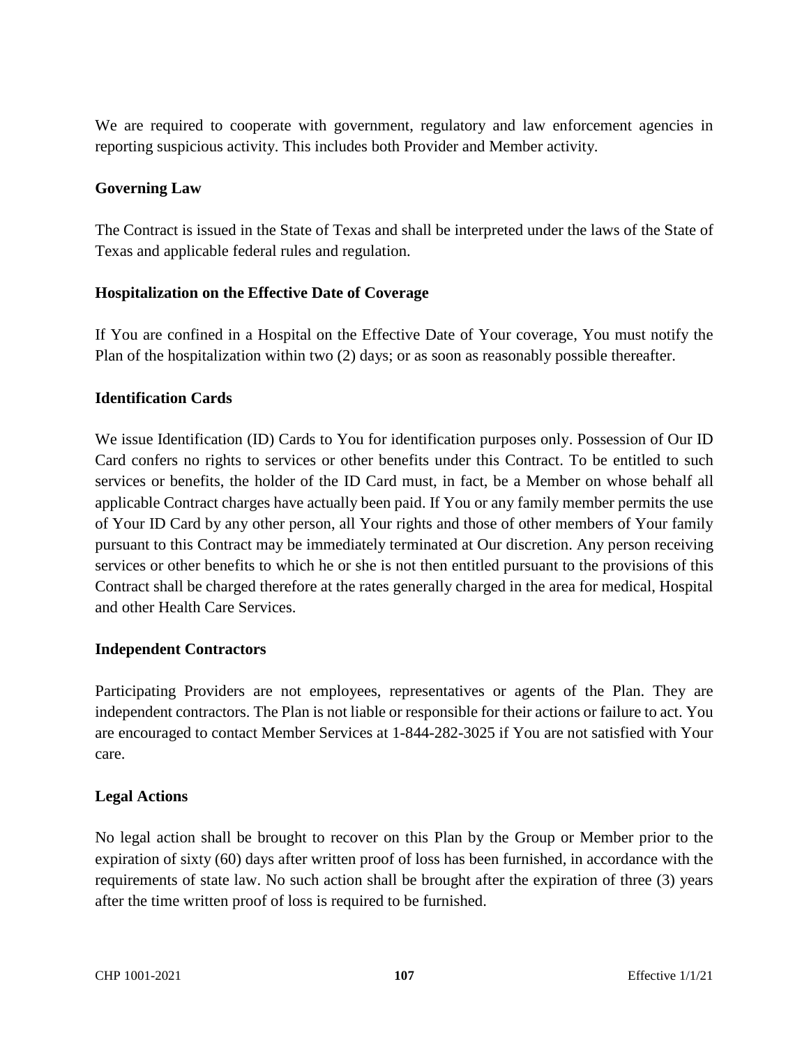We are required to cooperate with government, regulatory and law enforcement agencies in reporting suspicious activity. This includes both Provider and Member activity.

**Governing Law**

The Contract is issued in the State of Texas and shall be interpreted under the laws of the State of Texas and applicable federal rules and regulation.

**Hospitalization on the Effective Date of Coverage**

If You are confined in a Hospital on the Effective Date of Your coverage, You must notify the Plan of the hospitalization within two (2) days; or as soon as reasonably possible thereafter.

**Identification Cards**

We issue Identification (ID) Cards to You for identification purposes only. Possession of Our ID Card confers no rights to services or other benefits under this Contract. To be entitled to such services or benefits, the holder of the ID Card must, in fact, be a Member on whose behalf all applicable Contract charges have actually been paid. If You or any family member permits the use of Your ID Card by any other person, all Your rights and those of other members of Your family pursuant to this Contract may be immediately terminated at Our discretion. Any person receiving services or other benefits to which he or she is not then entitled pursuant to the provisions of this Contract shall be charged therefore at the rates generally charged in the area for medical, Hospital and other Health Care Services.

**Independent Contractors**

Participating Providers are not employees, representatives or agents of the Plan. They are independent contractors. The Plan is not liable or responsible for their actions or failure to act. You are encouraged to contact Member Services at 1-844-282-3025 if You are not satisfied with Your care.

**Legal Actions**

No legal action shall be brought to recover on this Plan by the Group or Member prior to the expiration of sixty (60) days after written proof of loss has been furnished, in accordance with the requirements of state law. No such action shall be brought after the expiration of three (3) years after the time written proof of loss is required to be furnished.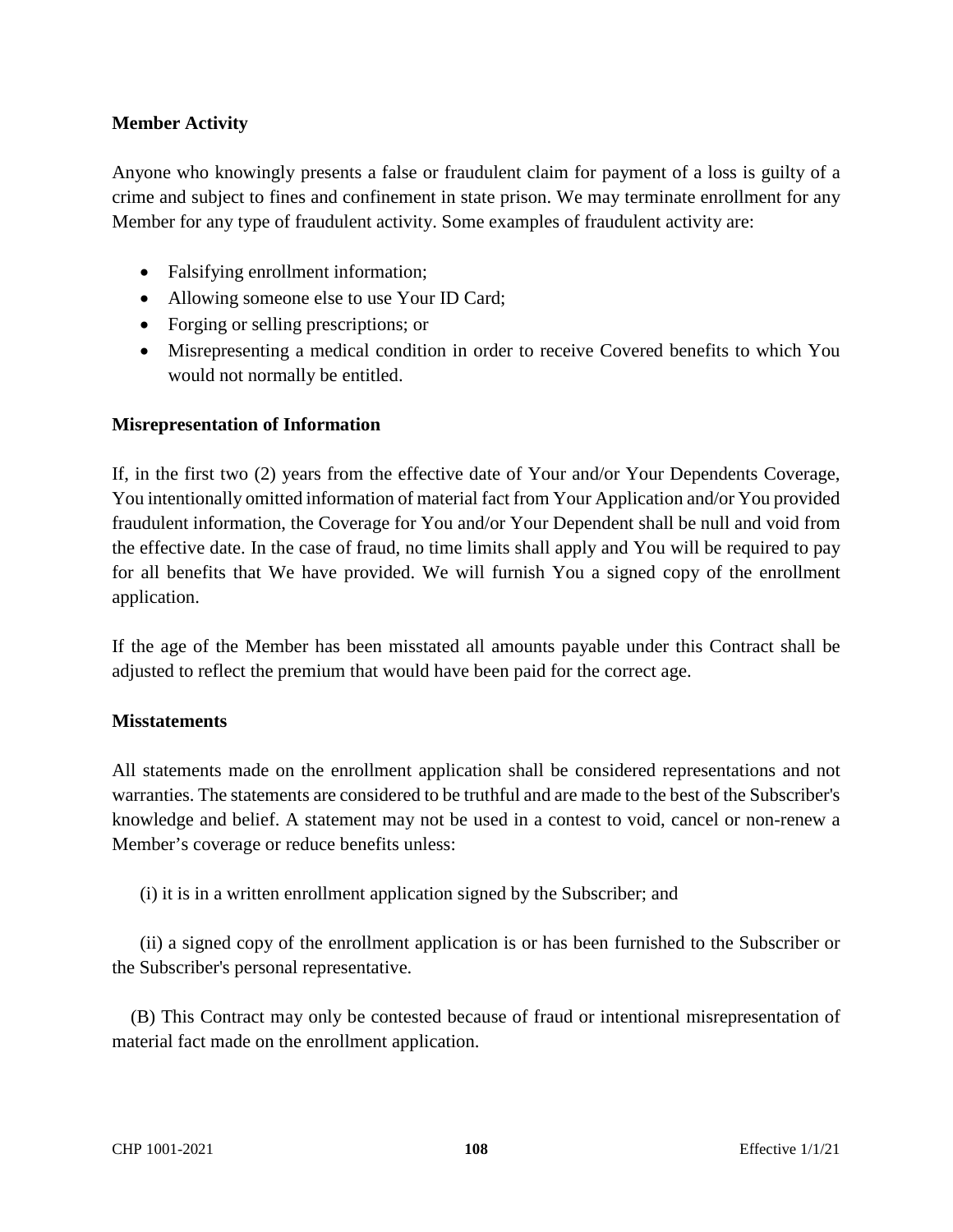**Member Activity**

Anyone who knowingly presents a false or fraudulent claim for payment of a loss is guilty of a crime and subject to fines and confinement in state prison. We may terminate enrollment for any Member for any type of fraudulent activity. Some examples of fraudulent activity are:

- Falsifying enrollment information;
- Allowing someone else to use Your ID Card;
- Forging or selling prescriptions; or
- Misrepresenting a medical condition in order to receive Covered benefits to which You would not normally be entitled.

**Misrepresentation of Information**

If, in the first two (2) years from the effective date of Your and/or Your Dependents Coverage, You intentionally omitted information of material fact from Your Application and/or You provided fraudulent information, the Coverage for You and/or Your Dependent shall be null and void from the effective date. In the case of fraud, no time limits shall apply and You will be required to pay for all benefits that We have provided. We will furnish You a signed copy of the enrollment application.

If the age of the Member has been misstated all amounts payable under this Contract shall be adjusted to reflect the premium that would have been paid for the correct age.

**Misstatements**

All statements made on the enrollment application shall be considered representations and not warranties. The statements are considered to be truthful and are made to the best of the Subscriber's knowledge and belief. A statement may not be used in a contest to void, cancel or non-renew a Member's coverage or reduce benefits unless:

(i) it is in a written enrollment application signed by the Subscriber; and

(ii) a signed copy of the enrollment application is or has been furnished to the Subscriber or the Subscriber's personal representative.

(B) This Contract may only be contested because of fraud or intentional misrepresentation of material fact made on the enrollment application.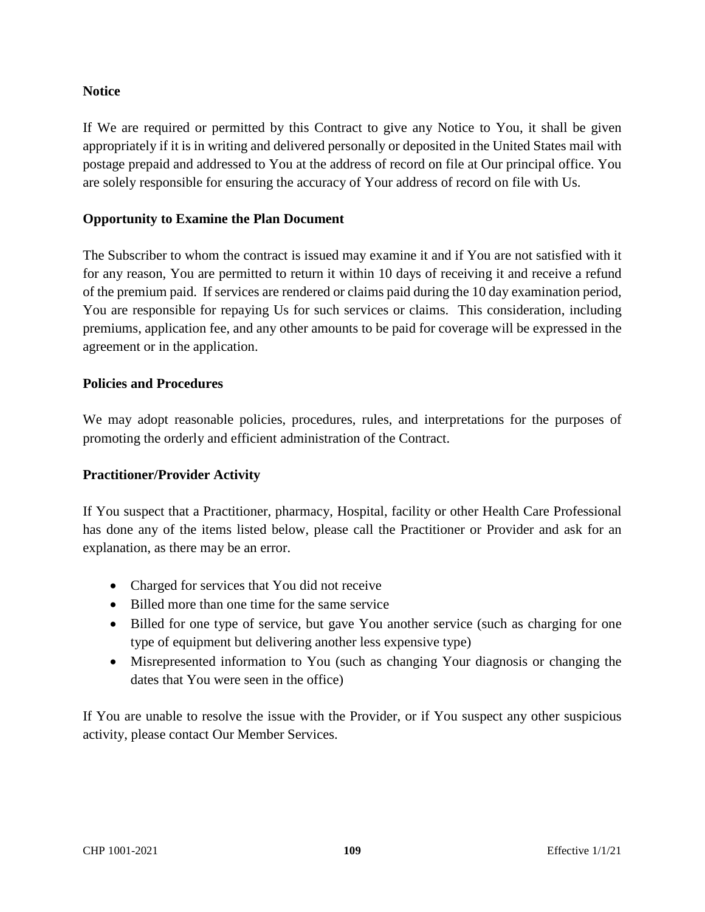**Notice**

If We are required or permitted by this Contract to give any Notice to You, it shall be given appropriately if it is in writing and delivered personally or deposited in the United States mail with postage prepaid and addressed to You at the address of record on file at Our principal office. You are solely responsible for ensuring the accuracy of Your address of record on file with Us.

**Opportunity to Examine the Plan Document**

The Subscriber to whom the contract is issued may examine it and if You are not satisfied with it for any reason, You are permitted to return it within 10 days of receiving it and receive a refund of the premium paid. If services are rendered or claims paid during the 10 day examination period, You are responsible for repaying Us for such services or claims. This consideration, including premiums, application fee, and any other amounts to be paid for coverage will be expressed in the agreement or in the application.

**Policies and Procedures**

We may adopt reasonable policies, procedures, rules, and interpretations for the purposes of promoting the orderly and efficient administration of the Contract.

**Practitioner/Provider Activity**

If You suspect that a Practitioner, pharmacy, Hospital, facility or other Health Care Professional has done any of the items listed below, please call the Practitioner or Provider and ask for an explanation, as there may be an error.

- Charged for services that You did not receive
- Billed more than one time for the same service
- Billed for one type of service, but gave You another service (such as charging for one type of equipment but delivering another less expensive type)
- Misrepresented information to You (such as changing Your diagnosis or changing the dates that You were seen in the office)

If You are unable to resolve the issue with the Provider, or if You suspect any other suspicious activity, please contact Our Member Services.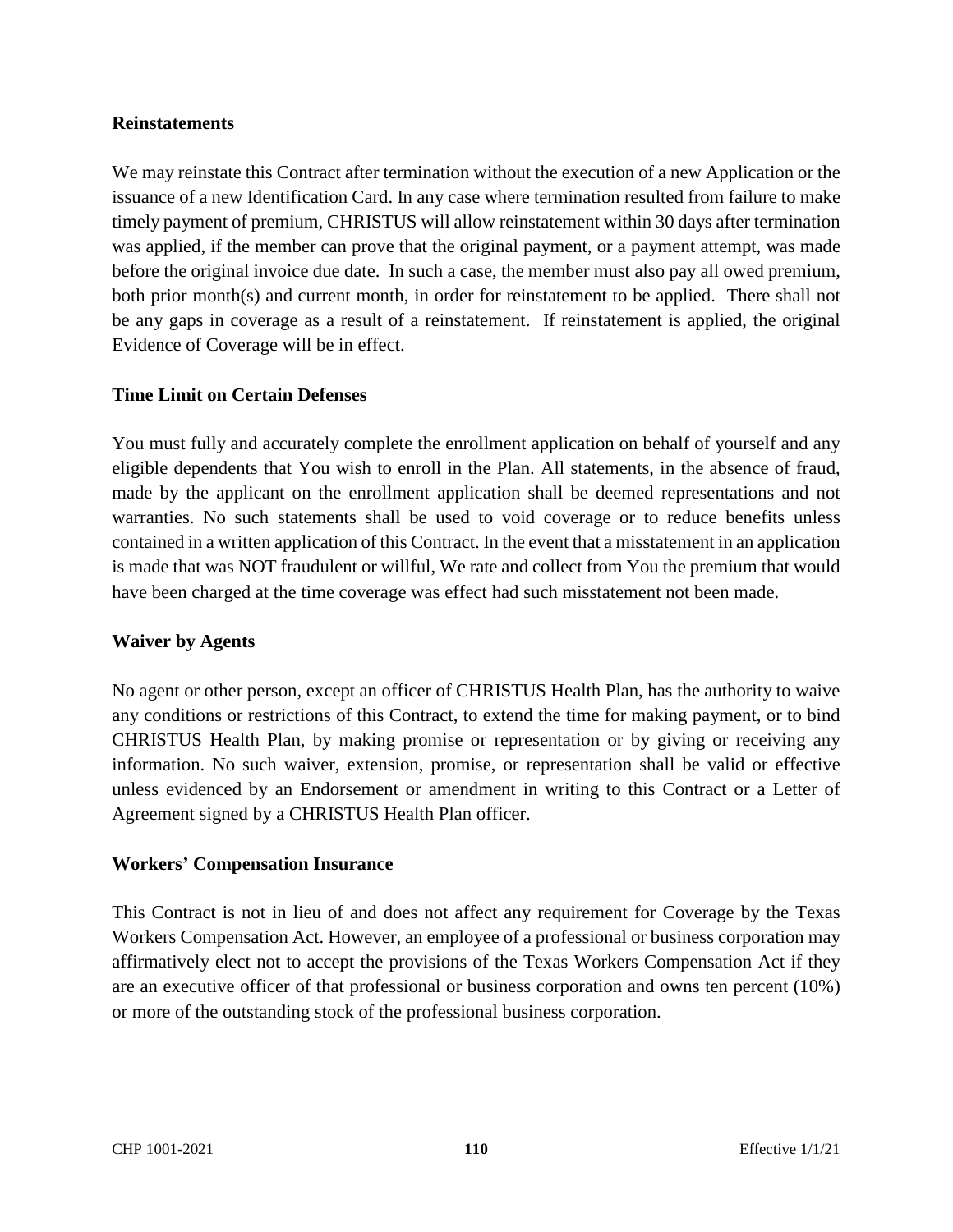**Reinstatements**

We may reinstate this Contract after termination without the execution of a new Application or the issuance of a new Identification Card. In any case where termination resulted from failure to make timely payment of premium, CHRISTUS will allow reinstatement within 30 days after termination was applied, if the member can prove that the original payment, or a payment attempt, was made before the original invoice due date. In such a case, the member must also pay all owed premium, both prior month(s) and current month, in order for reinstatement to be applied. There shall not be any gaps in coverage as a result of a reinstatement. If reinstatement is applied, the original Evidence of Coverage will be in effect.

**Time Limit on Certain Defenses**

You must fully and accurately complete the enrollment application on behalf of yourself and any eligible dependents that You wish to enroll in the Plan. All statements, in the absence of fraud, made by the applicant on the enrollment application shall be deemed representations and not warranties. No such statements shall be used to void coverage or to reduce benefits unless contained in a written application of this Contract. In the event that a misstatement in an application is made that was NOT fraudulent or willful, We rate and collect from You the premium that would have been charged at the time coverage was effect had such misstatement not been made.

**Waiver by Agents**

No agent or other person, except an officer of CHRISTUS Health Plan, has the authority to waive any conditions or restrictions of this Contract, to extend the time for making payment, or to bind CHRISTUS Health Plan, by making promise or representation or by giving or receiving any information. No such waiver, extension, promise, or representation shall be valid or effective unless evidenced by an Endorsement or amendment in writing to this Contract or a Letter of Agreement signed by a CHRISTUS Health Plan officer.

**Workers' Compensation Insurance**

This Contract is not in lieu of and does not affect any requirement for Coverage by the Texas Workers Compensation Act. However, an employee of a professional or business corporation may affirmatively elect not to accept the provisions of the Texas Workers Compensation Act if they are an executive officer of that professional or business corporation and owns ten percent (10%) or more of the outstanding stock of the professional business corporation.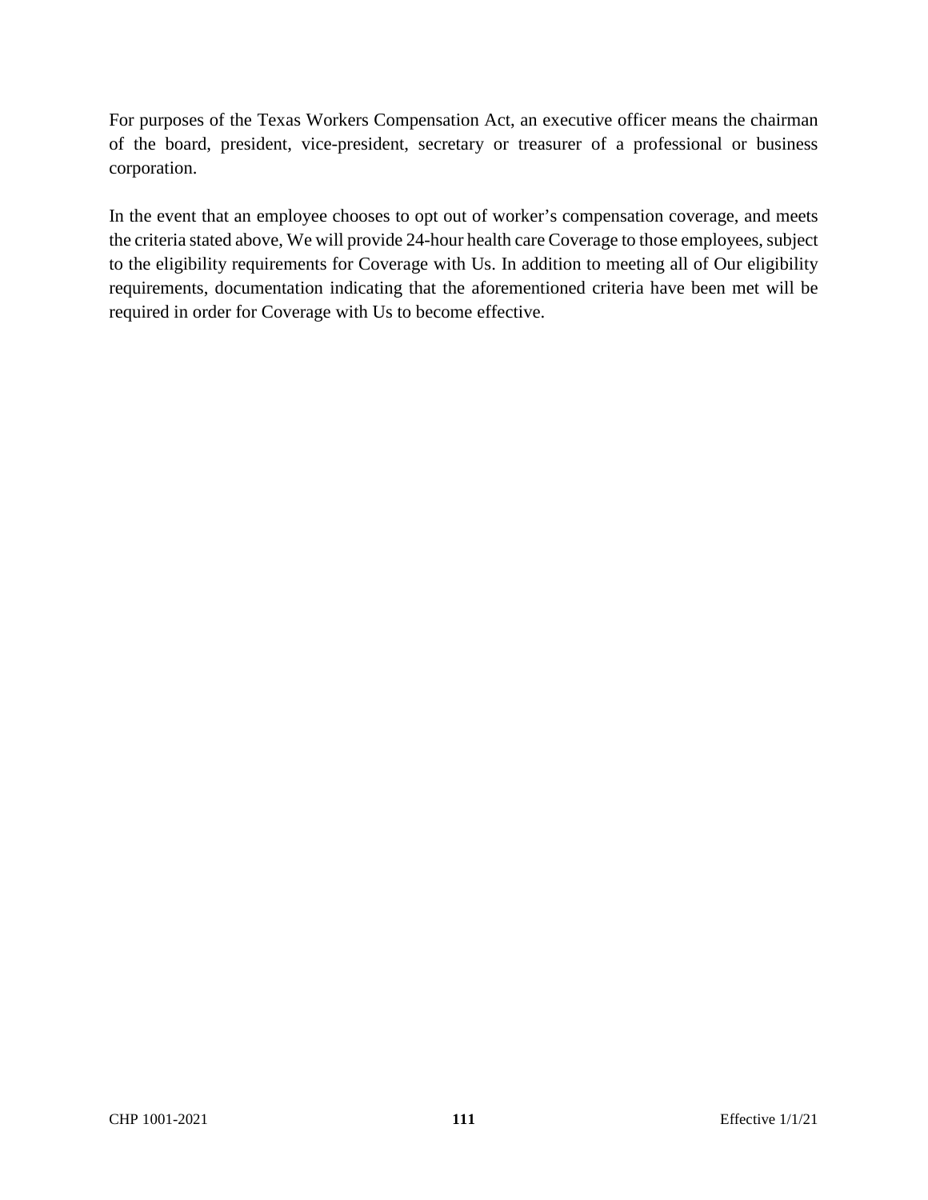For purposes of the Texas Workers Compensation Act, an executive officer means the chairman of the board, president, vice-president, secretary or treasurer of a professional or business corporation.

In the event that an employee chooses to opt out of worker's compensation coverage, and meets the criteria stated above, We will provide 24-hour health care Coverage to those employees, subject to the eligibility requirements for Coverage with Us. In addition to meeting all of Our eligibility requirements, documentation indicating that the aforementioned criteria have been met will be required in order for Coverage with Us to become effective.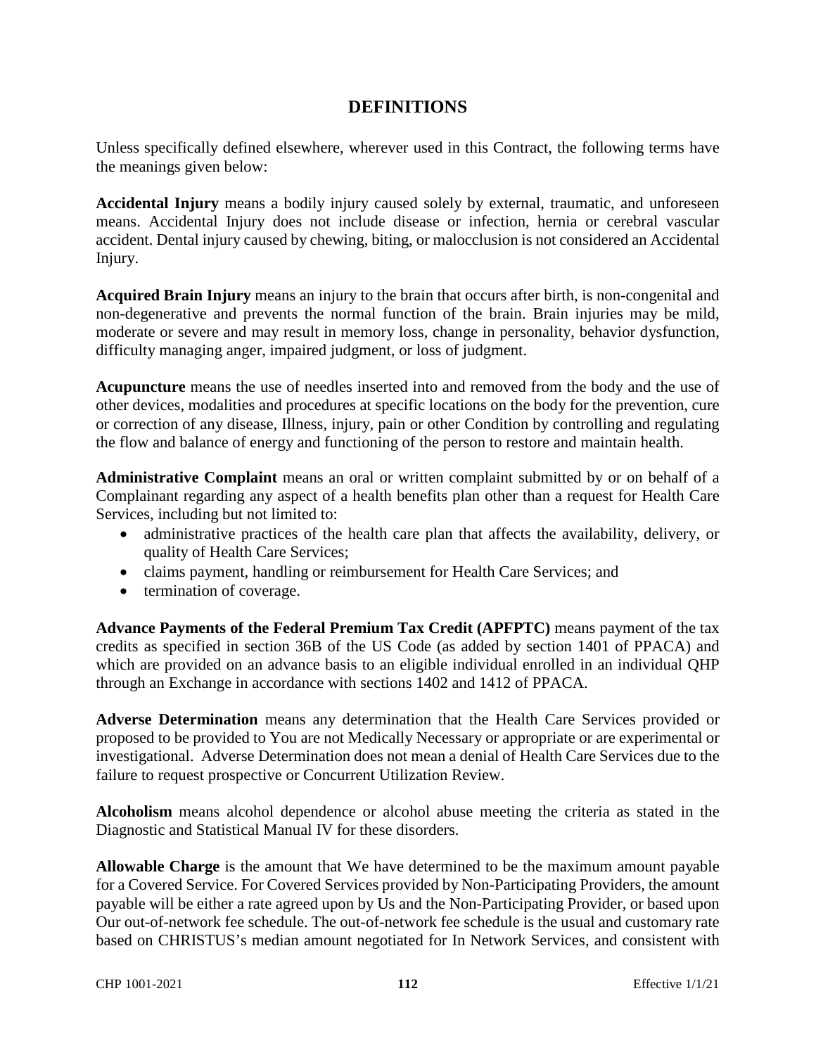# DEFINITIONS

Unless specifically defined elsewhere, wherever used in this Contract, the following terms have the meanings given below:

**Accidental Injury** means a bodily injury caused solely by external, traumatic, and unforeseen means. Accidental Injury does not include disease or infection, hernia or cerebral vascular accident. Dental injury caused by chewing, biting, or malocclusion is not considered an Accidental Injury.

**Acquired Brain Injury** means an injury to the brain that occurs after birth, is non-congenital and non-degenerative and prevents the normal function of the brain. Brain injuries may be mild, moderate or severe and may result in memory loss, change in personality, behavior dysfunction, difficulty managing anger, impaired judgment, or loss of judgment.

**Acupuncture** means the use of needles inserted into and removed from the body and the use of other devices, modalities and procedures at specific locations on the body for the prevention, cure or correction of any disease, Illness, injury, pain or other Condition by controlling and regulating the flow and balance of energy and functioning of the person to restore and maintain health.

**Administrative Complaint** means an oral or written complaint submitted by or on behalf of a Complainant regarding any aspect of a health benefits plan other than a request for Health Care Services, including but not limited to:

- administrative practices of the health care plan that affects the availability, delivery, or quality of Health Care Services;
- claims payment, handling or reimbursement for Health Care Services; and
- termination of coverage.

**Advance Payments of the Federal Premium Tax Credit (APFPTC)** means payment of the tax credits as specified in section 36B of the US Code (as added by section 1401 of PPACA) and which are provided on an advance basis to an eligible individual enrolled in an individual QHP through an Exchange in accordance with sections 1402 and 1412 of PPACA.

**Adverse Determination** means any determination that the Health Care Services provided or proposed to be provided to You are not Medically Necessary or appropriate or are experimental or investigational. Adverse Determination does not mean a denial of Health Care Services due to the failure to request prospective or Concurrent Utilization Review.

**Alcoholism** means alcohol dependence or alcohol abuse meeting the criteria as stated in the Diagnostic and Statistical Manual IV for these disorders.

**Allowable Charge** is the amount that We have determined to be the maximum amount payable for a Covered Service. For Covered Services provided by Non-Participating Providers, the amount payable will be either a rate agreed upon by Us and the Non-Participating Provider, or based upon Our out-of-network fee schedule. The out-of-network fee schedule is the usual and customary rate based on CHRISTUS's median amount negotiated for In Network Services, and consistent with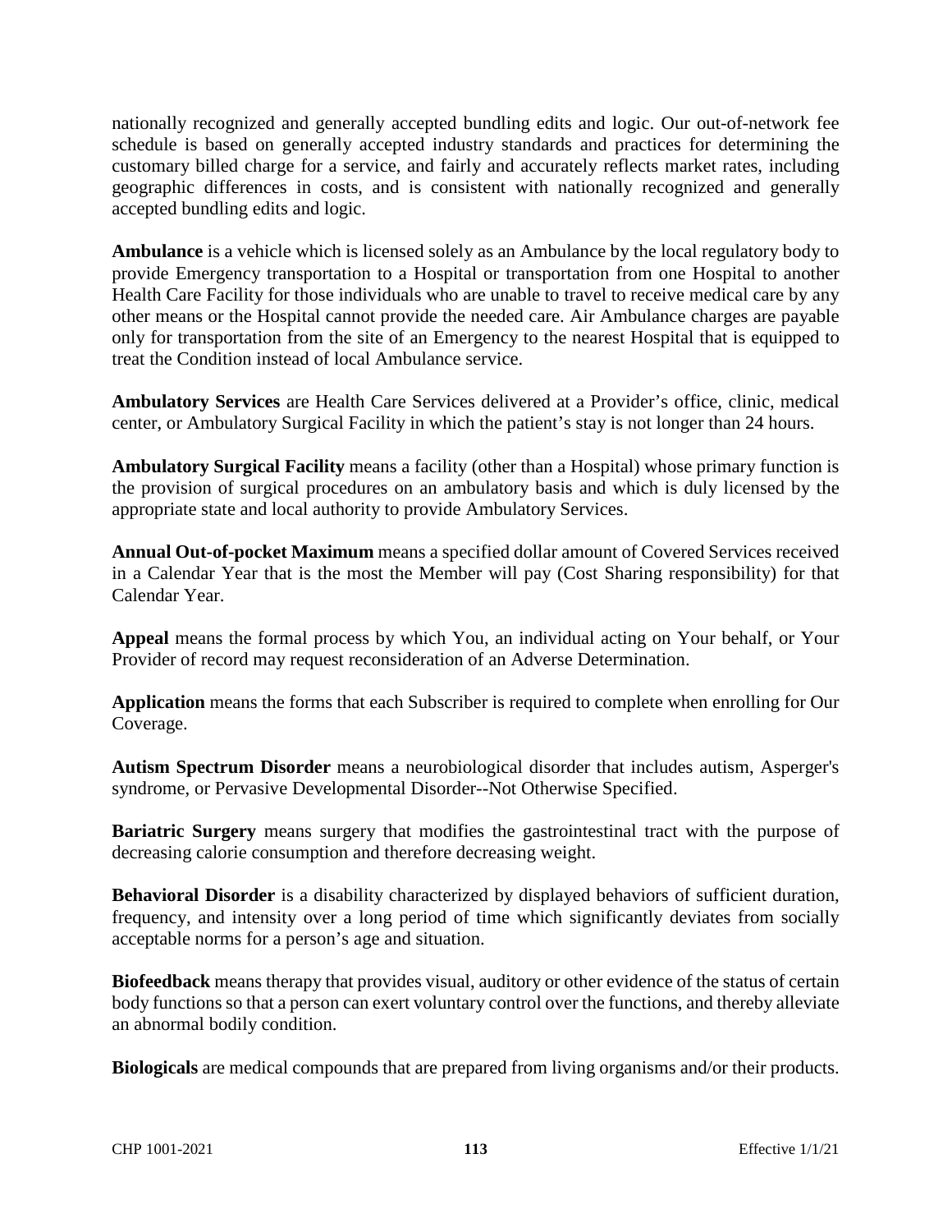nationally recognized and generally accepted bundling edits and logic. Our out-of-network fee schedule is based on generally accepted industry standards and practices for determining the customary billed charge for a service, and fairly and accurately reflects market rates, including geographic differences in costs, and is consistent with nationally recognized and generally accepted bundling edits and logic.

**Ambulance** is a vehicle which is licensed solely as an Ambulance by the local regulatory body to provide Emergency transportation to a Hospital or transportation from one Hospital to another Health Care Facility for those individuals who are unable to travel to receive medical care by any other means or the Hospital cannot provide the needed care. Air Ambulance charges are payable only for transportation from the site of an Emergency to the nearest Hospital that is equipped to treat the Condition instead of local Ambulance service.

**Ambulatory Services** are Health Care Services delivered at a Provider's office, clinic, medical center, or Ambulatory Surgical Facility in which the patient's stay is not longer than 24 hours.

**Ambulatory Surgical Facility** means a facility (other than a Hospital) whose primary function is the provision of surgical procedures on an ambulatory basis and which is duly licensed by the appropriate state and local authority to provide Ambulatory Services.

**Annual Out-of-pocket Maximum** means a specified dollar amount of Covered Services received in a Calendar Year that is the most the Member will pay (Cost Sharing responsibility) for that Calendar Year.

**Appeal** means the formal process by which You, an individual acting on Your behalf, or Your Provider of record may request reconsideration of an Adverse Determination.

**Application** means the forms that each Subscriber is required to complete when enrolling for Our Coverage.

**Autism Spectrum Disorder** means a neurobiological disorder that includes autism, Asperger's syndrome, or Pervasive Developmental Disorder--Not Otherwise Specified.

**Bariatric Surgery** means surgery that modifies the gastrointestinal tract with the purpose of decreasing calorie consumption and therefore decreasing weight.

**Behavioral Disorder** is a disability characterized by displayed behaviors of sufficient duration, frequency, and intensity over a long period of time which significantly deviates from socially acceptable norms for a person's age and situation.

**Biofeedback** means therapy that provides visual, auditory or other evidence of the status of certain body functions so that a person can exert voluntary control over the functions, and thereby alleviate an abnormal bodily condition.

**Biologicals** are medical compounds that are prepared from living organisms and/or their products.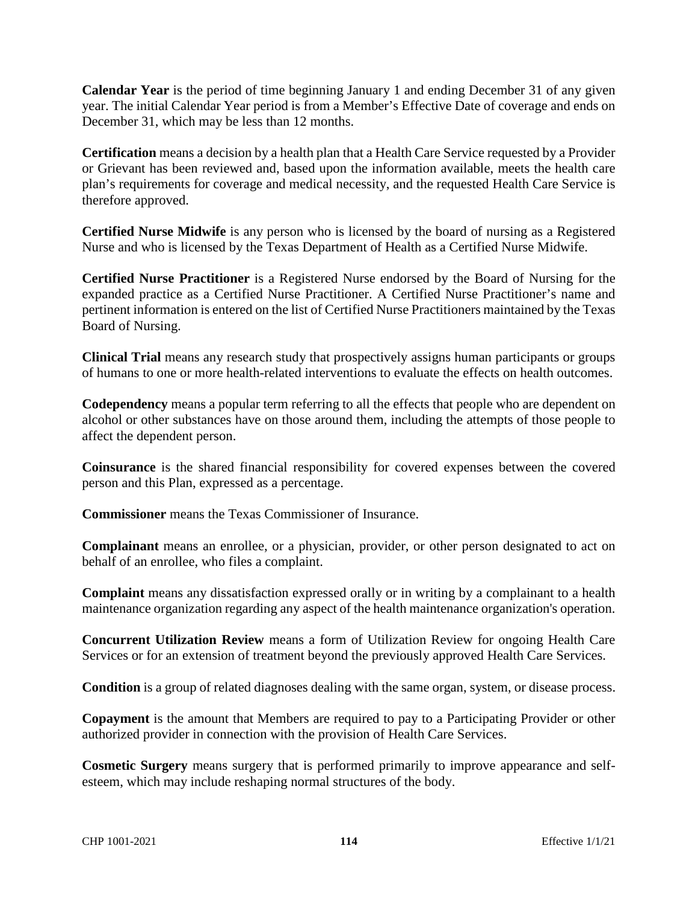**Calendar Year** is the period of time beginning January 1 and ending December 31 of any given year. The initial Calendar Year period is from a Member's Effective Date of coverage and ends on December 31, which may be less than 12 months.

**Certification** means a decision by a health plan that a Health Care Service requested by a Provider or Grievant has been reviewed and, based upon the information available, meets the health care plan's requirements for coverage and medical necessity, and the requested Health Care Service is therefore approved.

**Certified Nurse Midwife** is any person who is licensed by the board of nursing as a Registered Nurse and who is licensed by the Texas Department of Health as a Certified Nurse Midwife.

**Certified Nurse Practitioner** is a Registered Nurse endorsed by the Board of Nursing for the expanded practice as a Certified Nurse Practitioner. A Certified Nurse Practitioner's name and pertinent information is entered on the list of Certified Nurse Practitioners maintained by the Texas Board of Nursing.

**Clinical Trial** means any research study that prospectively assigns human participants or groups of humans to one or more health-related interventions to evaluate the effects on health outcomes.

**Codependency** means a popular term referring to all the effects that people who are dependent on alcohol or other substances have on those around them, including the attempts of those people to affect the dependent person.

**Coinsurance** is the shared financial responsibility for covered expenses between the covered person and this Plan, expressed as a percentage.

**Commissioner** means the Texas Commissioner of Insurance.

**Complainant** means an enrollee, or a physician, provider, or other person designated to act on behalf of an enrollee, who files a complaint.

**Complaint** means any dissatisfaction expressed orally or in writing by a complainant to a health maintenance organization regarding any aspect of the health maintenance organization's operation.

**Concurrent Utilization Review** means a form of Utilization Review for ongoing Health Care Services or for an extension of treatment beyond the previously approved Health Care Services.

**Condition** is a group of related diagnoses dealing with the same organ, system, or disease process.

**Copayment** is the amount that Members are required to pay to a Participating Provider or other authorized provider in connection with the provision of Health Care Services.

**Cosmetic Surgery** means surgery that is performed primarily to improve appearance and self-esteem, which may include reshaping normal structures of the body.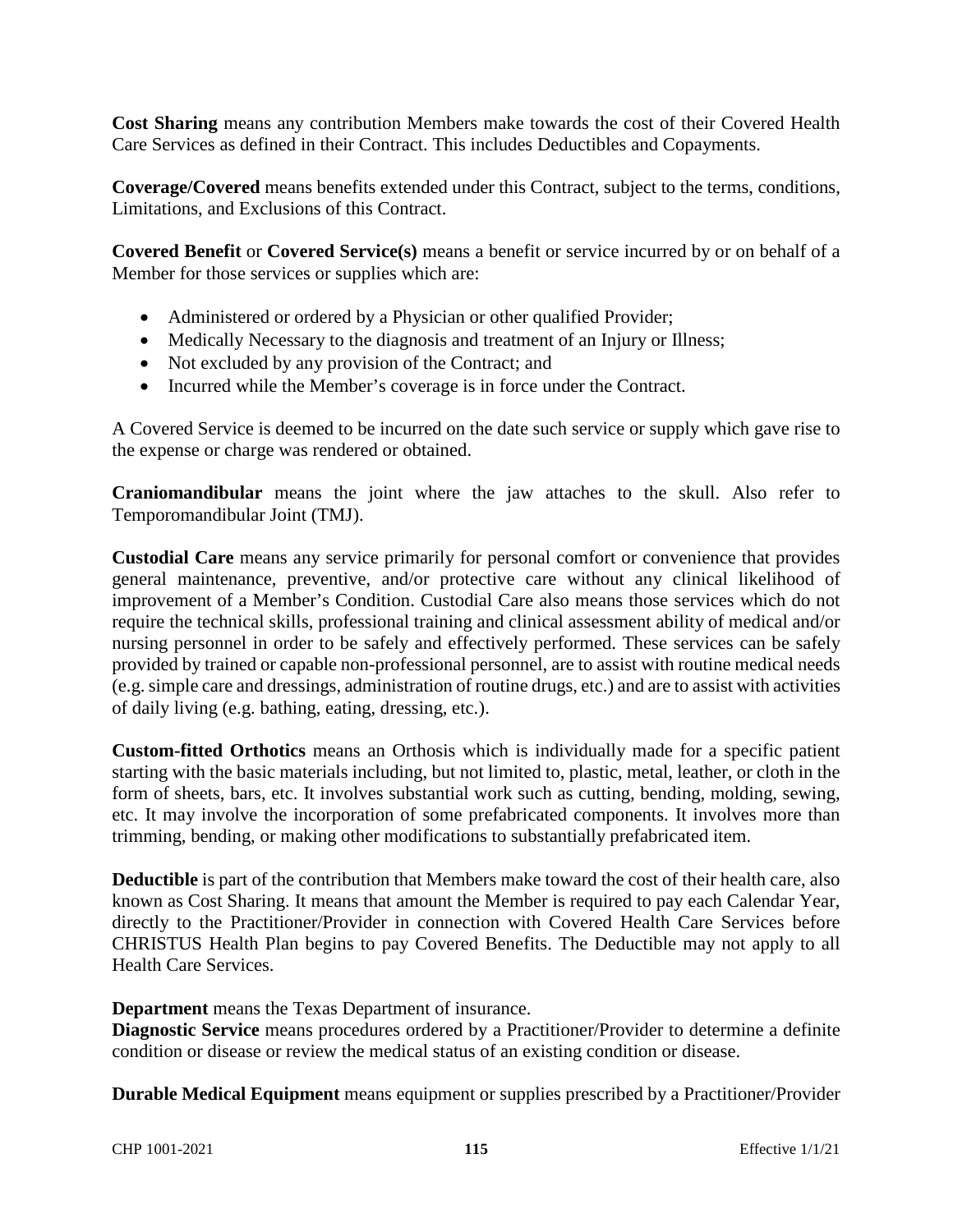**Cost Sharing** means any contribution Members make towards the cost of their Covered Health Care Services as defined in their Contract. This includes Deductibles and Copayments.

**Coverage/Covered** means benefits extended under this Contract, subject to the terms, conditions, Limitations, and Exclusions of this Contract.

**Covered Benefit** or **Covered Service(s)** means a benefit or service incurred by or on behalf of a Member for those services or supplies which are:

- Administered or ordered by a Physician or other qualified Provider;
- Medically Necessary to the diagnosis and treatment of an Injury or Illness;
- Not excluded by any provision of the Contract; and
- Incurred while the Member's coverage is in force under the Contract.

A Covered Service is deemed to be incurred on the date such service or supply which gave rise to the expense or charge was rendered or obtained.

**Craniomandibular** means the joint where the jaw attaches to the skull. Also refer to Temporomandibular Joint (TMJ).

**Custodial Care** means any service primarily for personal comfort or convenience that provides general maintenance, preventive, and/or protective care without any clinical likelihood of improvement of a Member's Condition. Custodial Care also means those services which do not require the technical skills, professional training and clinical assessment ability of medical and/or nursing personnel in order to be safely and effectively performed. These services can be safely provided by trained or capable non-professional personnel, are to assist with routine medical needs (e.g. simple care and dressings, administration of routine drugs, etc.) and are to assist with activities of daily living (e.g. bathing, eating, dressing, etc.).

**Custom-fitted Orthotics** means an Orthosis which is individually made for a specific patient starting with the basic materials including, but not limited to, plastic, metal, leather, or cloth in the form of sheets, bars, etc. It involves substantial work such as cutting, bending, molding, sewing, etc. It may involve the incorporation of some prefabricated components. It involves more than trimming, bending, or making other modifications to substantially prefabricated item.

**Deductible** is part of the contribution that Members make toward the cost of their health care, also known as Cost Sharing. It means that amount the Member is required to pay each Calendar Year, directly to the Practitioner/Provider in connection with Covered Health Care Services before CHRISTUS Health Plan begins to pay Covered Benefits. The Deductible may not apply to all Health Care Services.

**Department** means the Texas Department of insurance.

**Diagnostic Service** means procedures ordered by a Practitioner/Provider to determine a definite condition or disease or review the medical status of an existing condition or disease.

**Durable Medical Equipment** means equipment or supplies prescribed by a Practitioner/Provider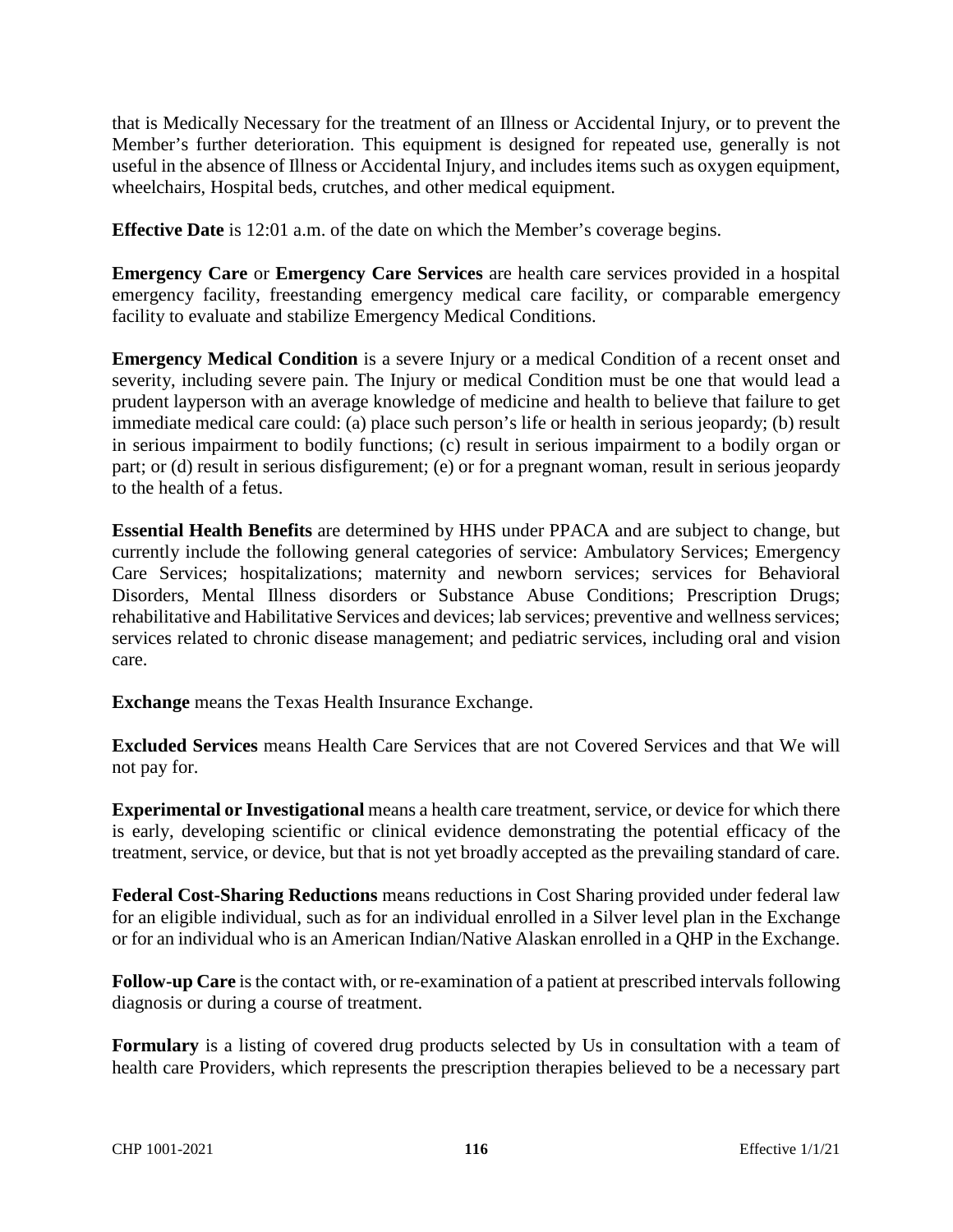that is Medically Necessary for the treatment of an Illness or Accidental Injury, or to prevent the Member's further deterioration. This equipment is designed for repeated use, generally is not useful in the absence of Illness or Accidental Injury, and includes items such as oxygen equipment, wheelchairs, Hospital beds, crutches, and other medical equipment.

**Effective Date** is 12:01 a.m. of the date on which the Member's coverage begins.

**Emergency Care** or **Emergency Care Services** are health care services provided in a hospital emergency facility, freestanding emergency medical care facility, or comparable emergency facility to evaluate and stabilize Emergency Medical Conditions.

**Emergency Medical Condition** is a severe Injury or a medical Condition of a recent onset and severity, including severe pain. The Injury or medical Condition must be one that would lead a prudent layperson with an average knowledge of medicine and health to believe that failure to get immediate medical care could: (a) place such person's life or health in serious jeopardy; (b) result in serious impairment to bodily functions; (c) result in serious impairment to a bodily organ or part; or (d) result in serious disfigurement; (e) or for a pregnant woman, result in serious jeopardy to the health of a fetus.

**Essential Health Benefits** are determined by HHS under PPACA and are subject to change, but currently include the following general categories of service: Ambulatory Services; Emergency Care Services; hospitalizations; maternity and newborn services; services for Behavioral Disorders, Mental Illness disorders or Substance Abuse Conditions; Prescription Drugs; rehabilitative and Habilitative Services and devices; lab services; preventive and wellness services; services related to chronic disease management; and pediatric services, including oral and vision care.

**Exchange** means the Texas Health Insurance Exchange.

**Excluded Services** means Health Care Services that are not Covered Services and that We will not pay for.

**Experimental or Investigational** means a health care treatment, service, or device for which there is early, developing scientific or clinical evidence demonstrating the potential efficacy of the treatment, service, or device, but that is not yet broadly accepted as the prevailing standard of care.

**Federal Cost-Sharing Reductions** means reductions in Cost Sharing provided under federal law for an eligible individual, such as for an individual enrolled in a Silver level plan in the Exchange or for an individual who is an American Indian/Native Alaskan enrolled in a QHP in the Exchange.

**Follow-up Care** is the contact with, or re-examination of a patient at prescribed intervals following diagnosis or during a course of treatment.

**Formulary** is a listing of covered drug products selected by Us in consultation with a team of health care Providers, which represents the prescription therapies believed to be a necessary part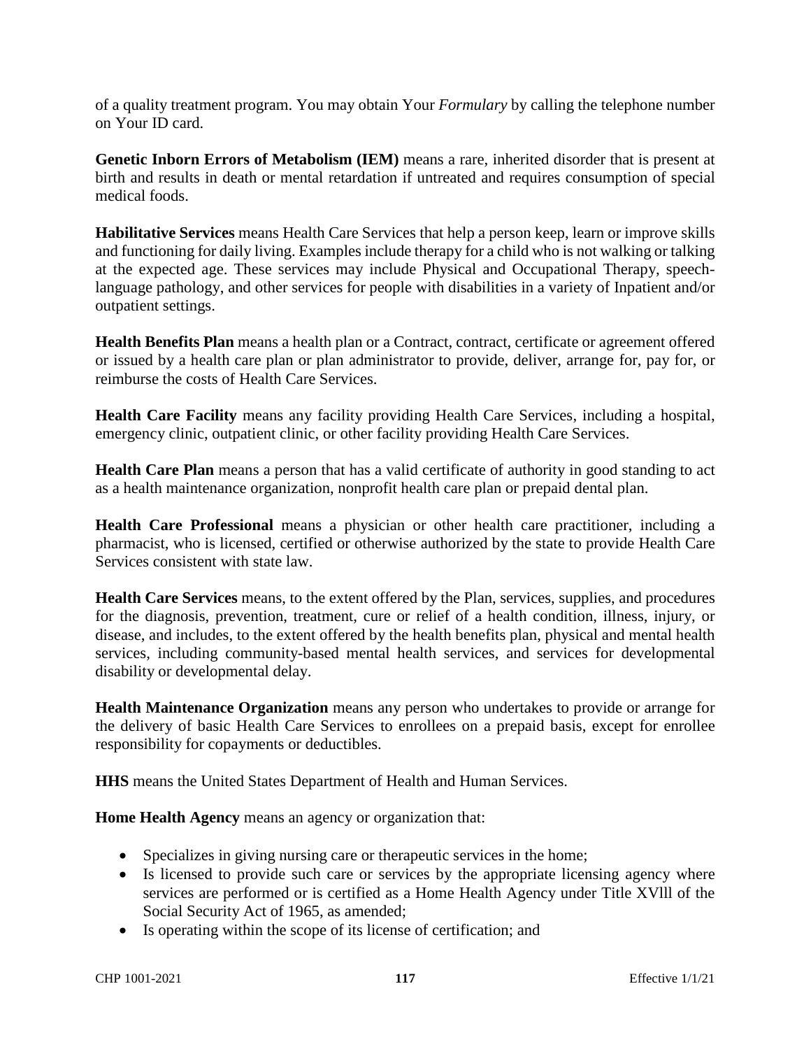of a quality treatment program. You may obtain Your *Formulary* by calling the telephone number on Your ID card.

**Genetic Inborn Errors of Metabolism (IEM)** means a rare, inherited disorder that is present at birth and results in death or mental retardation if untreated and requires consumption of special medical foods.

**Habilitative Services** means Health Care Services that help a person keep, learn or improve skills and functioning for daily living. Examples include therapy for a child who is not walking or talking at the expected age. These services may include Physical and Occupational Therapy, speech-language pathology, and other services for people with disabilities in a variety of Inpatient and/or outpatient settings.

**Health Benefits Plan** means a health plan or a Contract, contract, certificate or agreement offered or issued by a health care plan or plan administrator to provide, deliver, arrange for, pay for, or reimburse the costs of Health Care Services.

**Health Care Facility** means any facility providing Health Care Services, including a hospital, emergency clinic, outpatient clinic, or other facility providing Health Care Services.

**Health Care Plan** means a person that has a valid certificate of authority in good standing to act as a health maintenance organization, nonprofit health care plan or prepaid dental plan.

**Health Care Professional** means a physician or other health care practitioner, including a pharmacist, who is licensed, certified or otherwise authorized by the state to provide Health Care Services consistent with state law.

**Health Care Services** means, to the extent offered by the Plan, services, supplies, and procedures for the diagnosis, prevention, treatment, cure or relief of a health condition, illness, injury, or disease, and includes, to the extent offered by the health benefits plan, physical and mental health services, including community-based mental health services, and services for developmental disability or developmental delay.

**Health Maintenance Organization** means any person who undertakes to provide or arrange for the delivery of basic Health Care Services to enrollees on a prepaid basis, except for enrollee responsibility for copayments or deductibles.

**HHS** means the United States Department of Health and Human Services.

**Home Health Agency** means an agency or organization that:

- Specializes in giving nursing care or therapeutic services in the home;
- Is licensed to provide such care or services by the appropriate licensing agency where services are performed or is certified as a Home Health Agency under Title XVlll of the Social Security Act of 1965, as amended;
- Is operating within the scope of its license of certification; and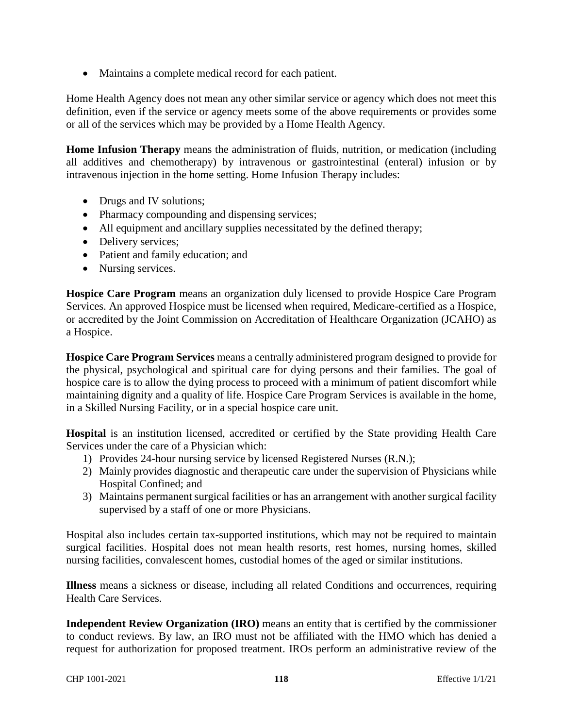- Maintains a complete medical record for each patient.

Home Health Agency does not mean any other similar service or agency which does not meet this definition, even if the service or agency meets some of the above requirements or provides some or all of the services which may be provided by a Home Health Agency.

**Home Infusion Therapy** means the administration of fluids, nutrition, or medication (including all additives and chemotherapy) by intravenous or gastrointestinal (enteral) infusion or by intravenous injection in the home setting. Home Infusion Therapy includes:

- Drugs and IV solutions;
- Pharmacy compounding and dispensing services;
- All equipment and ancillary supplies necessitated by the defined therapy;
- Delivery services;
- Patient and family education; and
- Nursing services.

**Hospice Care Program** means an organization duly licensed to provide Hospice Care Program Services. An approved Hospice must be licensed when required, Medicare-certified as a Hospice, or accredited by the Joint Commission on Accreditation of Healthcare Organization (JCAHO) as a Hospice.

**Hospice Care Program Services** means a centrally administered program designed to provide for the physical, psychological and spiritual care for dying persons and their families. The goal of hospice care is to allow the dying process to proceed with a minimum of patient discomfort while maintaining dignity and a quality of life. Hospice Care Program Services is available in the home, in a Skilled Nursing Facility, or in a special hospice care unit.

**Hospital** is an institution licensed, accredited or certified by the State providing Health Care Services under the care of a Physician which:

1) Provides 24-hour nursing service by licensed Registered Nurses (R.N.);
2) Mainly provides diagnostic and therapeutic care under the supervision of Physicians while Hospital Confined; and
3) Maintains permanent surgical facilities or has an arrangement with another surgical facility supervised by a staff of one or more Physicians.

Hospital also includes certain tax-supported institutions, which may not be required to maintain surgical facilities. Hospital does not mean health resorts, rest homes, nursing homes, skilled nursing facilities, convalescent homes, custodial homes of the aged or similar institutions.

**Illness** means a sickness or disease, including all related Conditions and occurrences, requiring Health Care Services.

**Independent Review Organization (IRO)** means an entity that is certified by the commissioner to conduct reviews. By law, an IRO must not be affiliated with the HMO which has denied a request for authorization for proposed treatment. IROs perform an administrative review of the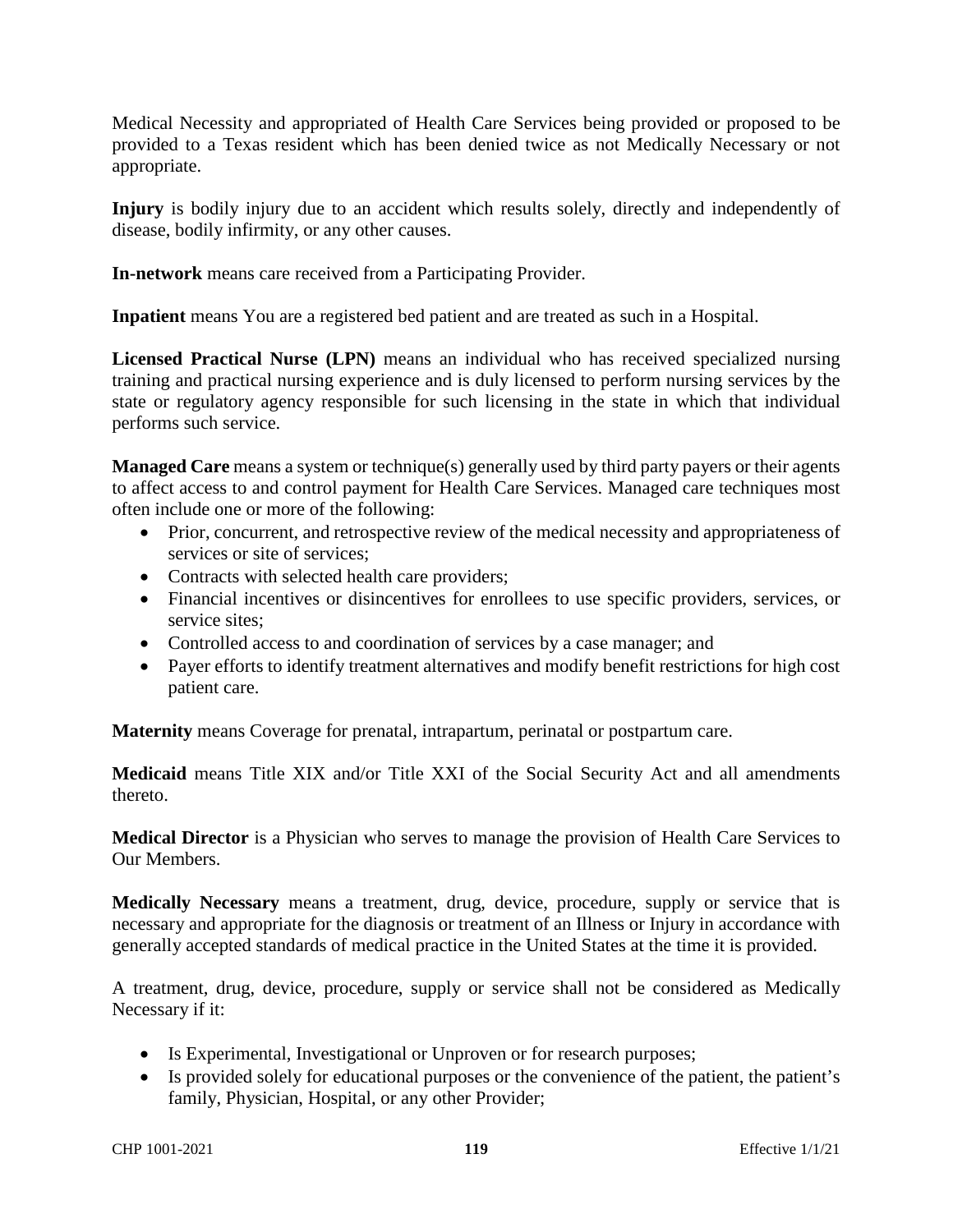Medical Necessity and appropriated of Health Care Services being provided or proposed to be provided to a Texas resident which has been denied twice as not Medically Necessary or not appropriate.

**Injury** is bodily injury due to an accident which results solely, directly and independently of disease, bodily infirmity, or any other causes.

**In-network** means care received from a Participating Provider.

**Inpatient** means You are a registered bed patient and are treated as such in a Hospital.

**Licensed Practical Nurse (LPN)** means an individual who has received specialized nursing training and practical nursing experience and is duly licensed to perform nursing services by the state or regulatory agency responsible for such licensing in the state in which that individual performs such service.

**Managed Care** means a system or technique(s) generally used by third party payers or their agents to affect access to and control payment for Health Care Services. Managed care techniques most often include one or more of the following:

- Prior, concurrent, and retrospective review of the medical necessity and appropriateness of services or site of services;
- Contracts with selected health care providers;
- Financial incentives or disincentives for enrollees to use specific providers, services, or service sites;
- Controlled access to and coordination of services by a case manager; and
- Payer efforts to identify treatment alternatives and modify benefit restrictions for high cost patient care.

**Maternity** means Coverage for prenatal, intrapartum, perinatal or postpartum care.

**Medicaid** means Title XIX and/or Title XXI of the Social Security Act and all amendments thereto.

**Medical Director** is a Physician who serves to manage the provision of Health Care Services to Our Members.

**Medically Necessary** means a treatment, drug, device, procedure, supply or service that is necessary and appropriate for the diagnosis or treatment of an Illness or Injury in accordance with generally accepted standards of medical practice in the United States at the time it is provided.

A treatment, drug, device, procedure, supply or service shall not be considered as Medically Necessary if it:

- Is Experimental, Investigational or Unproven or for research purposes;
- Is provided solely for educational purposes or the convenience of the patient, the patient's family, Physician, Hospital, or any other Provider;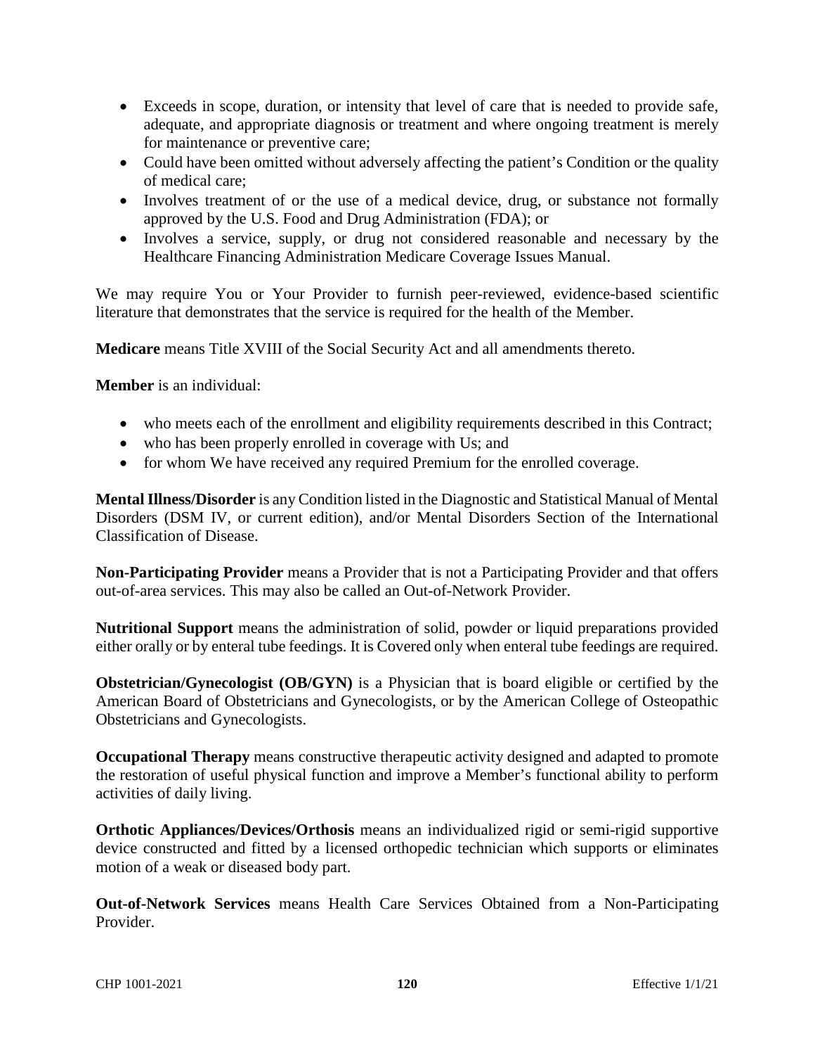- Exceeds in scope, duration, or intensity that level of care that is needed to provide safe, adequate, and appropriate diagnosis or treatment and where ongoing treatment is merely for maintenance or preventive care;
- Could have been omitted without adversely affecting the patient's Condition or the quality of medical care;
- Involves treatment of or the use of a medical device, drug, or substance not formally approved by the U.S. Food and Drug Administration (FDA); or
- Involves a service, supply, or drug not considered reasonable and necessary by the Healthcare Financing Administration Medicare Coverage Issues Manual.

We may require You or Your Provider to furnish peer-reviewed, evidence-based scientific literature that demonstrates that the service is required for the health of the Member.

**Medicare** means Title XVIII of the Social Security Act and all amendments thereto.

**Member** is an individual:

- who meets each of the enrollment and eligibility requirements described in this Contract;
- who has been properly enrolled in coverage with Us; and
- for whom We have received any required Premium for the enrolled coverage.

**Mental Illness/Disorder** is any Condition listed in the Diagnostic and Statistical Manual of Mental Disorders (DSM IV, or current edition), and/or Mental Disorders Section of the International Classification of Disease.

**Non-Participating Provider** means a Provider that is not a Participating Provider and that offers out-of-area services. This may also be called an Out-of-Network Provider.

**Nutritional Support** means the administration of solid, powder or liquid preparations provided either orally or by enteral tube feedings. It is Covered only when enteral tube feedings are required.

**Obstetrician/Gynecologist (OB/GYN)** is a Physician that is board eligible or certified by the American Board of Obstetricians and Gynecologists, or by the American College of Osteopathic Obstetricians and Gynecologists.

**Occupational Therapy** means constructive therapeutic activity designed and adapted to promote the restoration of useful physical function and improve a Member's functional ability to perform activities of daily living.

**Orthotic Appliances/Devices/Orthosis** means an individualized rigid or semi-rigid supportive device constructed and fitted by a licensed orthopedic technician which supports or eliminates motion of a weak or diseased body part.

**Out-of-Network Services** means Health Care Services Obtained from a Non-Participating Provider.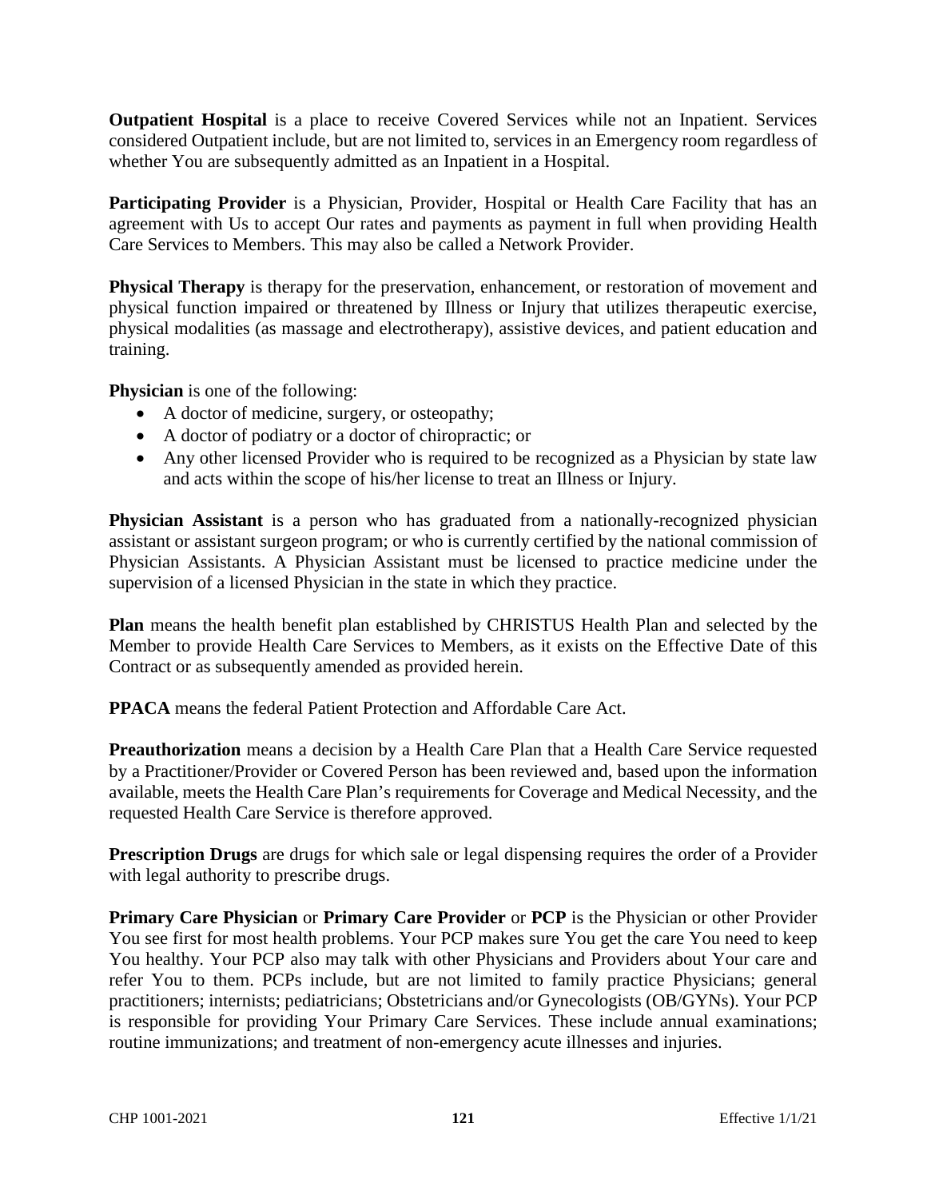**Outpatient Hospital** is a place to receive Covered Services while not an Inpatient. Services considered Outpatient include, but are not limited to, services in an Emergency room regardless of whether You are subsequently admitted as an Inpatient in a Hospital.

**Participating Provider** is a Physician, Provider, Hospital or Health Care Facility that has an agreement with Us to accept Our rates and payments as payment in full when providing Health Care Services to Members. This may also be called a Network Provider.

**Physical Therapy** is therapy for the preservation, enhancement, or restoration of movement and physical function impaired or threatened by Illness or Injury that utilizes therapeutic exercise, physical modalities (as massage and electrotherapy), assistive devices, and patient education and training.

**Physician** is one of the following:

- A doctor of medicine, surgery, or osteopathy;
- A doctor of podiatry or a doctor of chiropractic; or
- Any other licensed Provider who is required to be recognized as a Physician by state law and acts within the scope of his/her license to treat an Illness or Injury.

**Physician Assistant** is a person who has graduated from a nationally-recognized physician assistant or assistant surgeon program; or who is currently certified by the national commission of Physician Assistants. A Physician Assistant must be licensed to practice medicine under the supervision of a licensed Physician in the state in which they practice.

**Plan** means the health benefit plan established by CHRISTUS Health Plan and selected by the Member to provide Health Care Services to Members, as it exists on the Effective Date of this Contract or as subsequently amended as provided herein.

**PPACA** means the federal Patient Protection and Affordable Care Act.

**Preauthorization** means a decision by a Health Care Plan that a Health Care Service requested by a Practitioner/Provider or Covered Person has been reviewed and, based upon the information available, meets the Health Care Plan's requirements for Coverage and Medical Necessity, and the requested Health Care Service is therefore approved.

**Prescription Drugs** are drugs for which sale or legal dispensing requires the order of a Provider with legal authority to prescribe drugs.

**Primary Care Physician** or **Primary Care Provider** or **PCP** is the Physician or other Provider You see first for most health problems. Your PCP makes sure You get the care You need to keep You healthy. Your PCP also may talk with other Physicians and Providers about Your care and refer You to them. PCPs include, but are not limited to family practice Physicians; general practitioners; internists; pediatricians; Obstetricians and/or Gynecologists (OB/GYNs). Your PCP is responsible for providing Your Primary Care Services. These include annual examinations; routine immunizations; and treatment of non-emergency acute illnesses and injuries.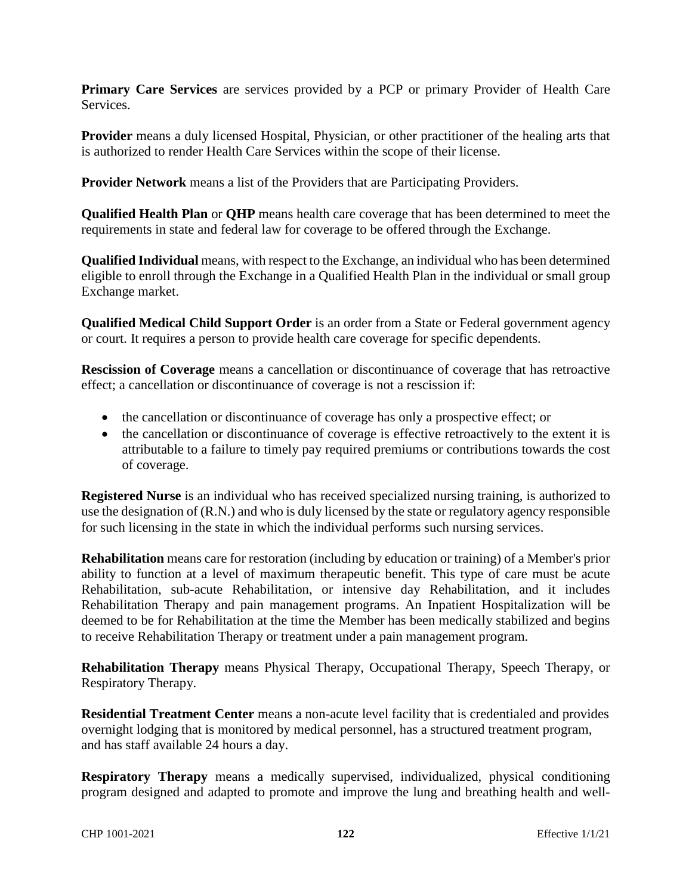**Primary Care Services** are services provided by a PCP or primary Provider of Health Care Services.

**Provider** means a duly licensed Hospital, Physician, or other practitioner of the healing arts that is authorized to render Health Care Services within the scope of their license.

**Provider Network** means a list of the Providers that are Participating Providers.

**Qualified Health Plan** or **QHP** means health care coverage that has been determined to meet the requirements in state and federal law for coverage to be offered through the Exchange.

**Qualified Individual** means, with respect to the Exchange, an individual who has been determined eligible to enroll through the Exchange in a Qualified Health Plan in the individual or small group Exchange market.

**Qualified Medical Child Support Order** is an order from a State or Federal government agency or court. It requires a person to provide health care coverage for specific dependents.

**Rescission of Coverage** means a cancellation or discontinuance of coverage that has retroactive effect; a cancellation or discontinuance of coverage is not a rescission if:

- the cancellation or discontinuance of coverage has only a prospective effect; or
- the cancellation or discontinuance of coverage is effective retroactively to the extent it is attributable to a failure to timely pay required premiums or contributions towards the cost of coverage.

**Registered Nurse** is an individual who has received specialized nursing training, is authorized to use the designation of (R.N.) and who is duly licensed by the state or regulatory agency responsible for such licensing in the state in which the individual performs such nursing services.

**Rehabilitation** means care for restoration (including by education or training) of a Member's prior ability to function at a level of maximum therapeutic benefit. This type of care must be acute Rehabilitation, sub-acute Rehabilitation, or intensive day Rehabilitation, and it includes Rehabilitation Therapy and pain management programs. An Inpatient Hospitalization will be deemed to be for Rehabilitation at the time the Member has been medically stabilized and begins to receive Rehabilitation Therapy or treatment under a pain management program.

**Rehabilitation Therapy** means Physical Therapy, Occupational Therapy, Speech Therapy, or Respiratory Therapy.

**Residential Treatment Center** means a non-acute level facility that is credentialed and provides overnight lodging that is monitored by medical personnel, has a structured treatment program, and has staff available 24 hours a day.

**Respiratory Therapy** means a medically supervised, individualized, physical conditioning program designed and adapted to promote and improve the lung and breathing health and well-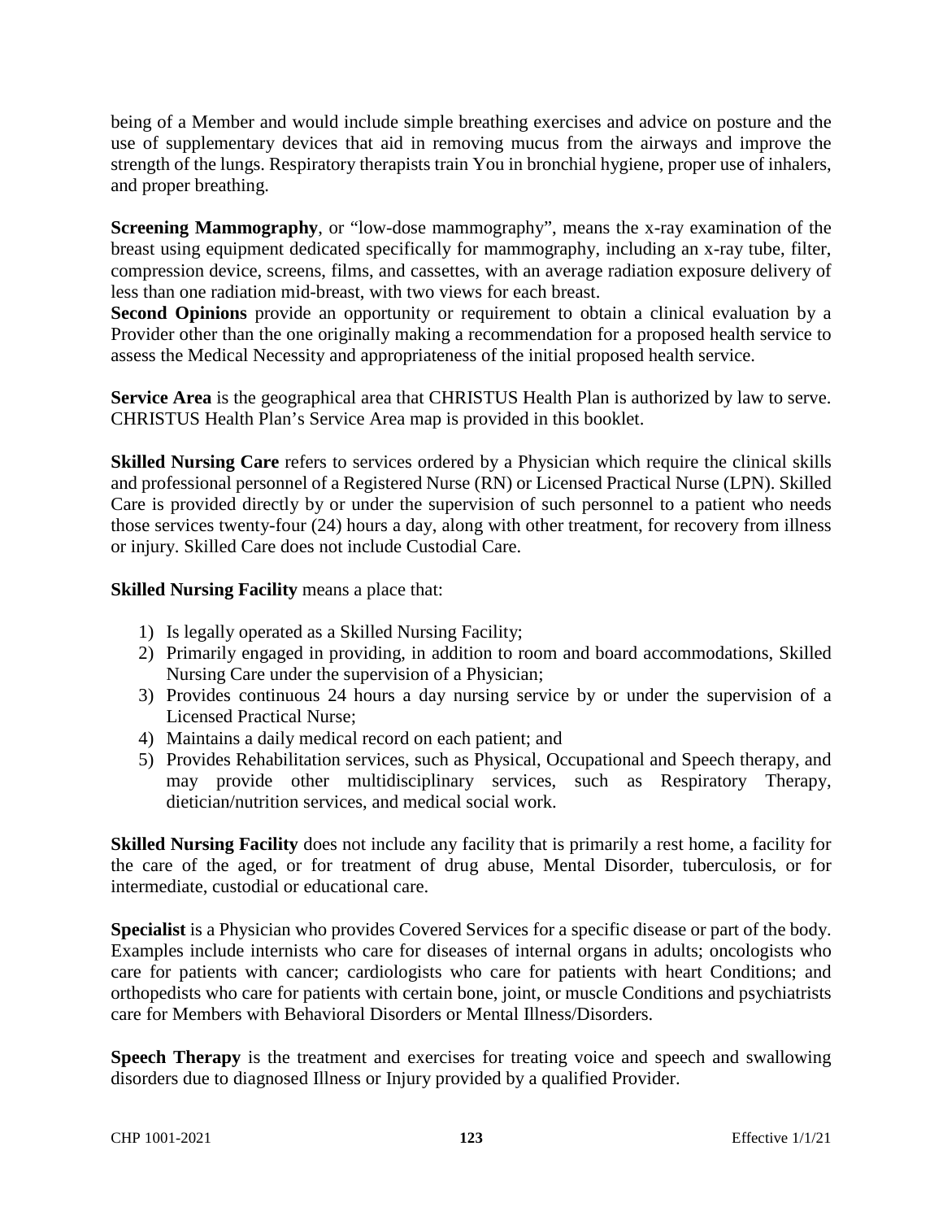being of a Member and would include simple breathing exercises and advice on posture and the use of supplementary devices that aid in removing mucus from the airways and improve the strength of the lungs. Respiratory therapists train You in bronchial hygiene, proper use of inhalers, and proper breathing.

**Screening Mammography**, or "low-dose mammography", means the x-ray examination of the breast using equipment dedicated specifically for mammography, including an x-ray tube, filter, compression device, screens, films, and cassettes, with an average radiation exposure delivery of less than one radiation mid-breast, with two views for each breast.

**Second Opinions** provide an opportunity or requirement to obtain a clinical evaluation by a Provider other than the one originally making a recommendation for a proposed health service to assess the Medical Necessity and appropriateness of the initial proposed health service.

**Service Area** is the geographical area that CHRISTUS Health Plan is authorized by law to serve. CHRISTUS Health Plan's Service Area map is provided in this booklet.

**Skilled Nursing Care** refers to services ordered by a Physician which require the clinical skills and professional personnel of a Registered Nurse (RN) or Licensed Practical Nurse (LPN). Skilled Care is provided directly by or under the supervision of such personnel to a patient who needs those services twenty-four (24) hours a day, along with other treatment, for recovery from illness or injury. Skilled Care does not include Custodial Care.

**Skilled Nursing Facility** means a place that:

1) Is legally operated as a Skilled Nursing Facility;
2) Primarily engaged in providing, in addition to room and board accommodations, Skilled Nursing Care under the supervision of a Physician;
3) Provides continuous 24 hours a day nursing service by or under the supervision of a Licensed Practical Nurse;
4) Maintains a daily medical record on each patient; and
5) Provides Rehabilitation services, such as Physical, Occupational and Speech therapy, and may provide other multidisciplinary services, such as Respiratory Therapy, dietician/nutrition services, and medical social work.

**Skilled Nursing Facility** does not include any facility that is primarily a rest home, a facility for the care of the aged, or for treatment of drug abuse, Mental Disorder, tuberculosis, or for intermediate, custodial or educational care.

**Specialist** is a Physician who provides Covered Services for a specific disease or part of the body. Examples include internists who care for diseases of internal organs in adults; oncologists who care for patients with cancer; cardiologists who care for patients with heart Conditions; and orthopedists who care for patients with certain bone, joint, or muscle Conditions and psychiatrists care for Members with Behavioral Disorders or Mental Illness/Disorders.

**Speech Therapy** is the treatment and exercises for treating voice and speech and swallowing disorders due to diagnosed Illness or Injury provided by a qualified Provider.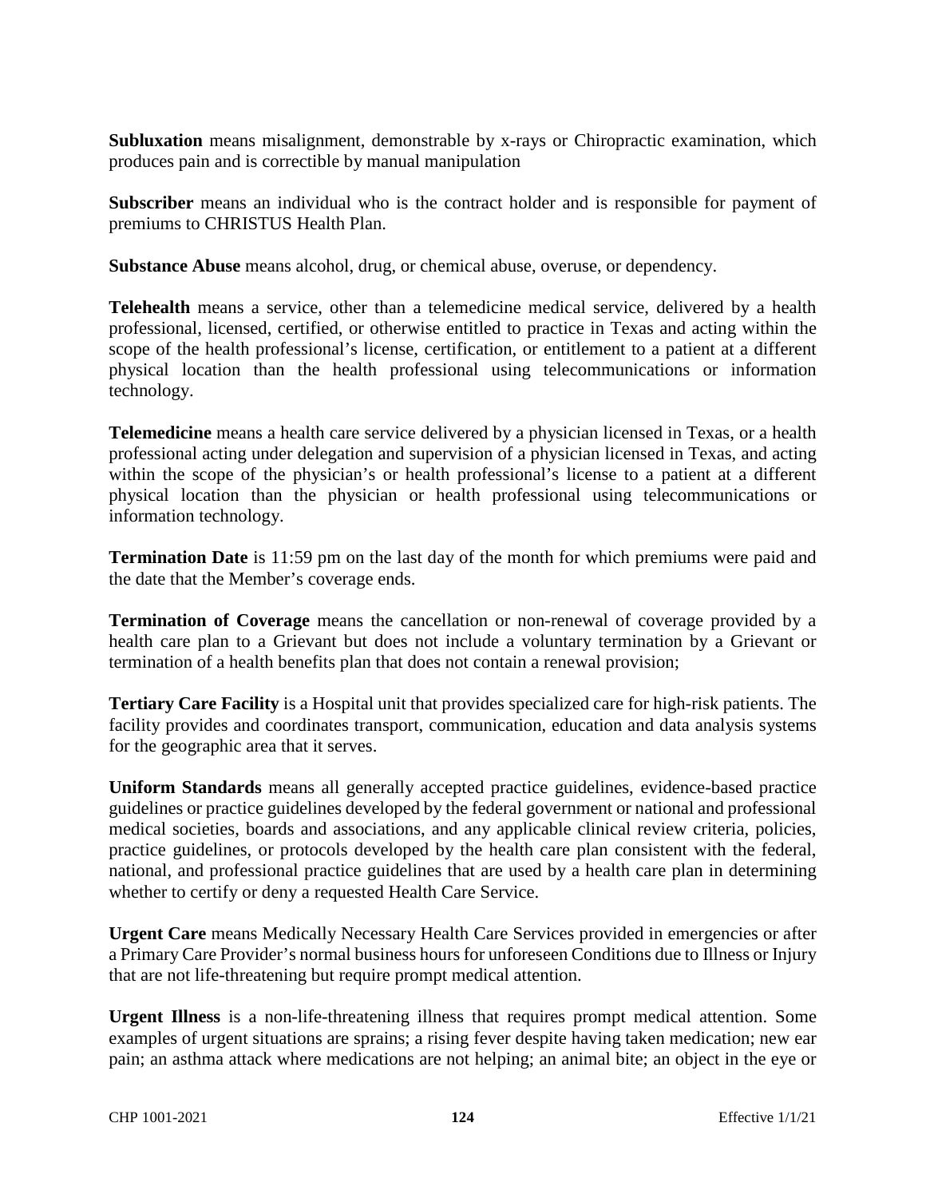**Subluxation** means misalignment, demonstrable by x-rays or Chiropractic examination, which produces pain and is correctible by manual manipulation

**Subscriber** means an individual who is the contract holder and is responsible for payment of premiums to CHRISTUS Health Plan.

**Substance Abuse** means alcohol, drug, or chemical abuse, overuse, or dependency.

**Telehealth** means a service, other than a telemedicine medical service, delivered by a health professional, licensed, certified, or otherwise entitled to practice in Texas and acting within the scope of the health professional's license, certification, or entitlement to a patient at a different physical location than the health professional using telecommunications or information technology.

**Telemedicine** means a health care service delivered by a physician licensed in Texas, or a health professional acting under delegation and supervision of a physician licensed in Texas, and acting within the scope of the physician's or health professional's license to a patient at a different physical location than the physician or health professional using telecommunications or information technology.

**Termination Date** is 11:59 pm on the last day of the month for which premiums were paid and the date that the Member's coverage ends.

**Termination of Coverage** means the cancellation or non-renewal of coverage provided by a health care plan to a Grievant but does not include a voluntary termination by a Grievant or termination of a health benefits plan that does not contain a renewal provision;

**Tertiary Care Facility** is a Hospital unit that provides specialized care for high-risk patients. The facility provides and coordinates transport, communication, education and data analysis systems for the geographic area that it serves.

**Uniform Standards** means all generally accepted practice guidelines, evidence-based practice guidelines or practice guidelines developed by the federal government or national and professional medical societies, boards and associations, and any applicable clinical review criteria, policies, practice guidelines, or protocols developed by the health care plan consistent with the federal, national, and professional practice guidelines that are used by a health care plan in determining whether to certify or deny a requested Health Care Service.

**Urgent Care** means Medically Necessary Health Care Services provided in emergencies or after a Primary Care Provider's normal business hours for unforeseen Conditions due to Illness or Injury that are not life-threatening but require prompt medical attention.

**Urgent Illness** is a non-life-threatening illness that requires prompt medical attention. Some examples of urgent situations are sprains; a rising fever despite having taken medication; new ear pain; an asthma attack where medications are not helping; an animal bite; an object in the eye or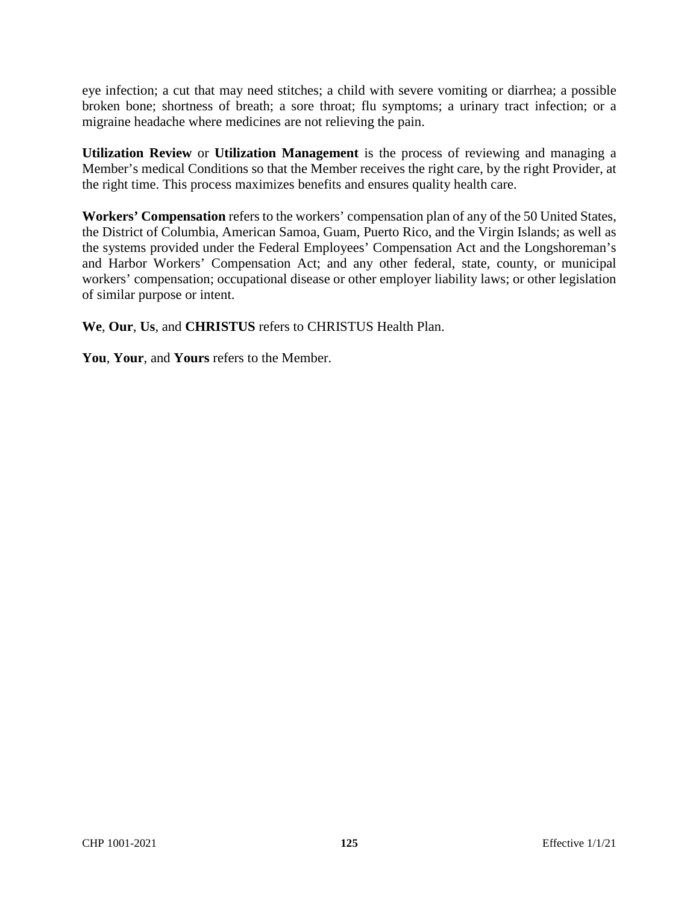eye infection; a cut that may need stitches; a child with severe vomiting or diarrhea; a possible broken bone; shortness of breath; a sore throat; flu symptoms; a urinary tract infection; or a migraine headache where medicines are not relieving the pain.

**Utilization Review** or **Utilization Management** is the process of reviewing and managing a Member's medical Conditions so that the Member receives the right care, by the right Provider, at the right time. This process maximizes benefits and ensures quality health care.

**Workers' Compensation** refers to the workers' compensation plan of any of the 50 United States, the District of Columbia, American Samoa, Guam, Puerto Rico, and the Virgin Islands; as well as the systems provided under the Federal Employees' Compensation Act and the Longshoreman's and Harbor Workers' Compensation Act; and any other federal, state, county, or municipal workers' compensation; occupational disease or other employer liability laws; or other legislation of similar purpose or intent.

**We**, **Our**, **Us**, and **CHRISTUS** refers to CHRISTUS Health Plan.

**You**, **Your**, and **Yours** refers to the Member.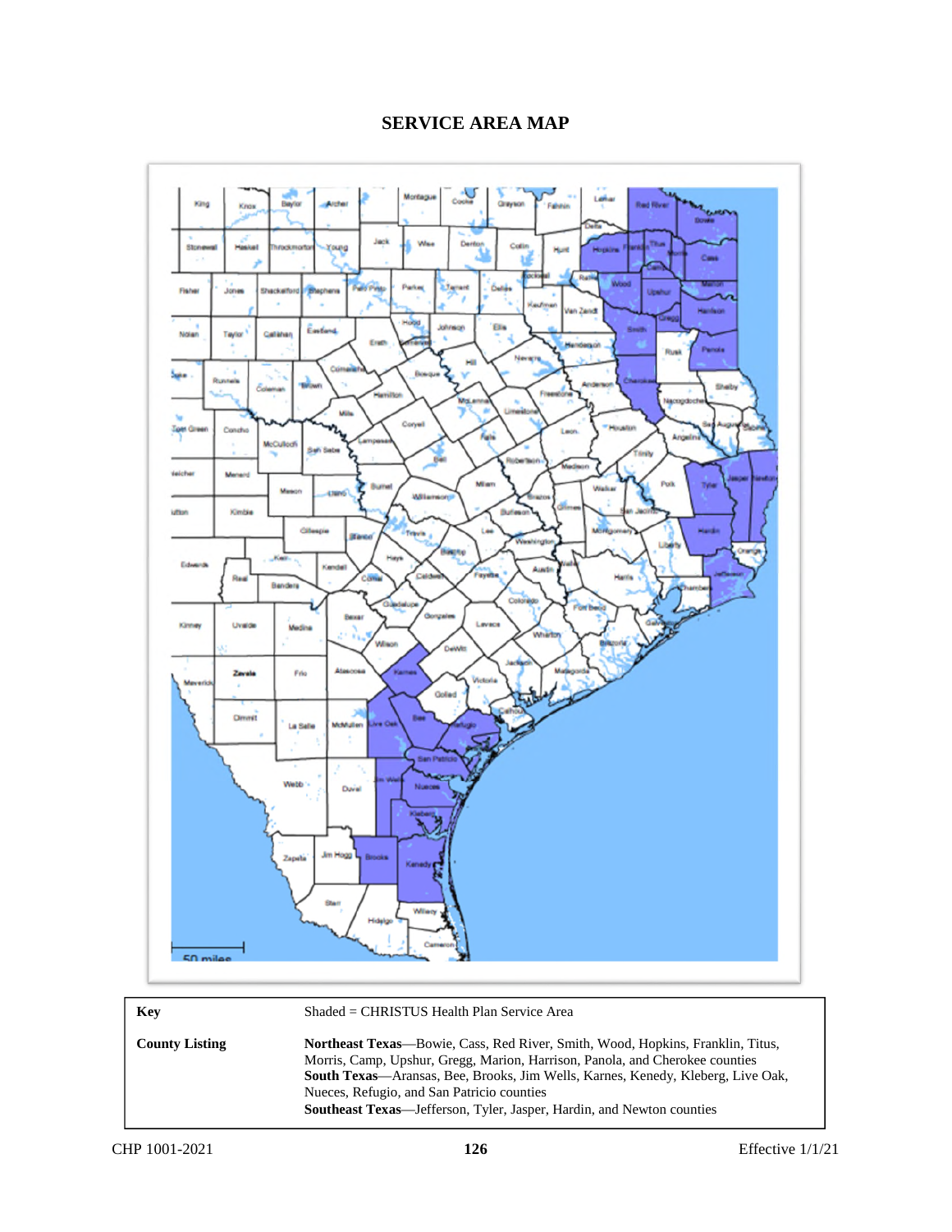# SERVICE AREA MAP

| | |
|---|---|
| **Key** | Shaded = CHRISTUS Health Plan Service Area |
| **County Listing** | **Northeast Texas**—Bowie, Cass, Red River, Smith, Wood, Hopkins, Franklin, Titus, Morris, Camp, Upshur, Gregg, Marion, Harrison, Panola, and Cherokee counties<br>**South Texas**—Aransas, Bee, Brooks, Jim Wells, Karnes, Kenedy, Kleberg, Live Oak, Nueces, Refugio, and San Patricio counties<br>**Southeast Texas**—Jefferson, Tyler, Jasper, Hardin, and Newton counties |

CHP 1001-2021

Effective 1/1/21